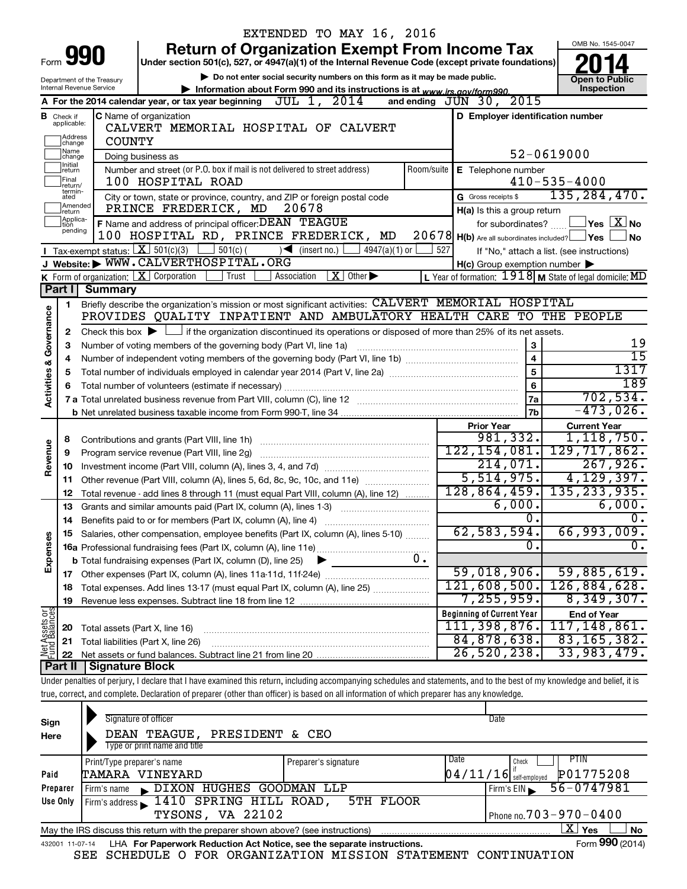EXTENDED TO MAY 16, 2016

# Form 990 — Return of Organization Exempt From Income Tax (2014)

Under section 501(c), 527, or 4947(a)(1) of the Internal Revenue Code (except private foundations)

▶ Do not enter social security numbers on this form as it may be made public.

▶ Information about Form 990 and its instructions is at www.irs.gov/form990.

Department of the Treasury, Internal Revenue Service

OMB No. 1545-0047 — **Open to Public Inspection**

**A** For the 2014 calendar year, or tax year beginning JUL 1, 2014 and ending JUN 30, 2015

**B** Check if applicable: Address change; Name change; Initial return; Final return/terminated; Amended return; Application pending

**C** Name of organization: CALVERT MEMORIAL HOSPITAL OF CALVERT COUNTY

Doing business as

Number and street (or P.O. box if mail is not delivered to street address): 100 HOSPITAL ROAD — Room/suite

City or town, state or province, country, and ZIP or foreign postal code: PRINCE FREDERICK, MD 20678

**D** Employer identification number: 52-0619000

**E** Telephone number: 410-535-4000

**G** Gross receipts $ 135,284,470.

**F** Name and address of principal officer: DEAN TEAGUE, 100 HOSPITAL RD, PRINCE FREDERICK, MD 20678

**H(a)** Is this a group return for subordinates? ☐ Yes ☒ No

**H(b)** Are all subordinates included? ☐ Yes ☐ No — If "No," attach a list. (see instructions)

**H(c)** Group exemption number ▶

**I** Tax-exempt status: ☒ 501(c)(3) ☐ 501(c) ( ) ◀ (insert no.) ☐ 4947(a)(1) or ☐ 527

**J** Website: ▶ WWW.CALVERTHOSPITAL.ORG

**K** Form of organization: ☒ Corporation ☐ Trust ☐ Association ☒ Other ▶

**L** Year of formation: 1918 **M** State of legal domicile: MD

## Part I Summary

**Activities & Governance**

1. Briefly describe the organization's mission or most significant activities: CALVERT MEMORIAL HOSPITAL PROVIDES QUALITY INPATIENT AND AMBULATORY HEALTH CARE TO THE PEOPLE
2. Check this box ▶ ☐ if the organization discontinued its operations or disposed of more than 25% of its net assets.

| | | | |
|---|---|---|---|
| 3 | Number of voting members of the governing body (Part VI, line 1a) | 3 | 19 |
| 4 | Number of independent voting members of the governing body (Part VI, line 1b) | 4 | 15 |
| 5 | Total number of individuals employed in calendar year 2014 (Part V, line 2a) | 5 | 1317 |
| 6 | Total number of volunteers (estimate if necessary) | 6 | 189 |
| 7a | Total unrelated business revenue from Part VIII, column (C), line 12 | 7a | 702,534. |
| 7b | Net unrelated business taxable income from Form 990-T, line 34 | 7b | -473,026. |

| | | Prior Year | Current Year |
|---|---|---|---|
| **Revenue** | | | |
| 8 | Contributions and grants (Part VIII, line 1h) | 981,332. | 1,118,750. |
| 9 | Program service revenue (Part VIII, line 2g) | 122,154,081. | 129,717,862. |
| 10 | Investment income (Part VIII, column (A), lines 3, 4, and 7d) | 214,071. | 267,926. |
| 11 | Other revenue (Part VIII, column (A), lines 5, 6d, 8c, 9c, 10c, and 11e) | 5,514,975. | 4,129,397. |
| 12 | Total revenue - add lines 8 through 11 (must equal Part VIII, column (A), line 12) | 128,864,459. | 135,233,935. |
| **Expenses** | | | |
| 13 | Grants and similar amounts paid (Part IX, column (A), lines 1-3) | 6,000. | 6,000. |
| 14 | Benefits paid to or for members (Part IX, column (A), line 4) | 0. | 0. |
| 15 | Salaries, other compensation, employee benefits (Part IX, column (A), lines 5-10) | 62,583,594. | 66,993,009. |
| 16a | Professional fundraising fees (Part IX, column (A), line 11e) | 0. | 0. |
| b | Total fundraising expenses (Part IX, column (D), line 25) ▶ 0. | | |
| 17 | Other expenses (Part IX, column (A), lines 11a-11d, 11f-24e) | 59,018,906. | 59,885,619. |
| 18 | Total expenses. Add lines 13-17 (must equal Part IX, column (A), line 25) | 121,608,500. | 126,884,628. |
| 19 | Revenue less expenses. Subtract line 18 from line 12 | 7,255,959. | 8,349,307. |
| **Net Assets or Fund Balances** | | **Beginning of Current Year** | **End of Year** |
| 20 | Total assets (Part X, line 16) | 111,398,876. | 117,148,861. |
| 21 | Total liabilities (Part X, line 26) | 84,878,638. | 83,165,382. |
| 22 | Net assets or fund balances. Subtract line 21 from line 20 | 26,520,238. | 33,983,479. |

## Part II Signature Block

Under penalties of perjury, I declare that I have examined this return, including accompanying schedules and statements, and to the best of my knowledge and belief, it is true, correct, and complete. Declaration of preparer (other than officer) is based on all information of which preparer has any knowledge.

**Sign Here**

Signature of officer — Date

DEAN TEAGUE, PRESIDENT & CEO
Type or print name and title

**Paid Preparer Use Only**

| Print/Type preparer's name | Preparer's signature | Date | Check if self-employed | PTIN |
|---|---|---|---|---|
| TAMARA VINEYARD | | 04/11/16 | | P01775208 |

Firm's name ▶ DIXON HUGHES GOODMAN LLP — Firm's EIN ▶ 56-0747981

Firm's address ▶ 1410 SPRING HILL ROAD, 5TH FLOOR, TYSONS, VA 22102 — Phone no. 703-970-0400

May the IRS discuss this return with the preparer shown above? (see instructions) ☒ Yes ☐ No

432001 11-07-14 LHA For Paperwork Reduction Act Notice, see the separate instructions. Form 990 (2014)

SEE SCHEDULE O FOR ORGANIZATION MISSION STATEMENT CONTINUATION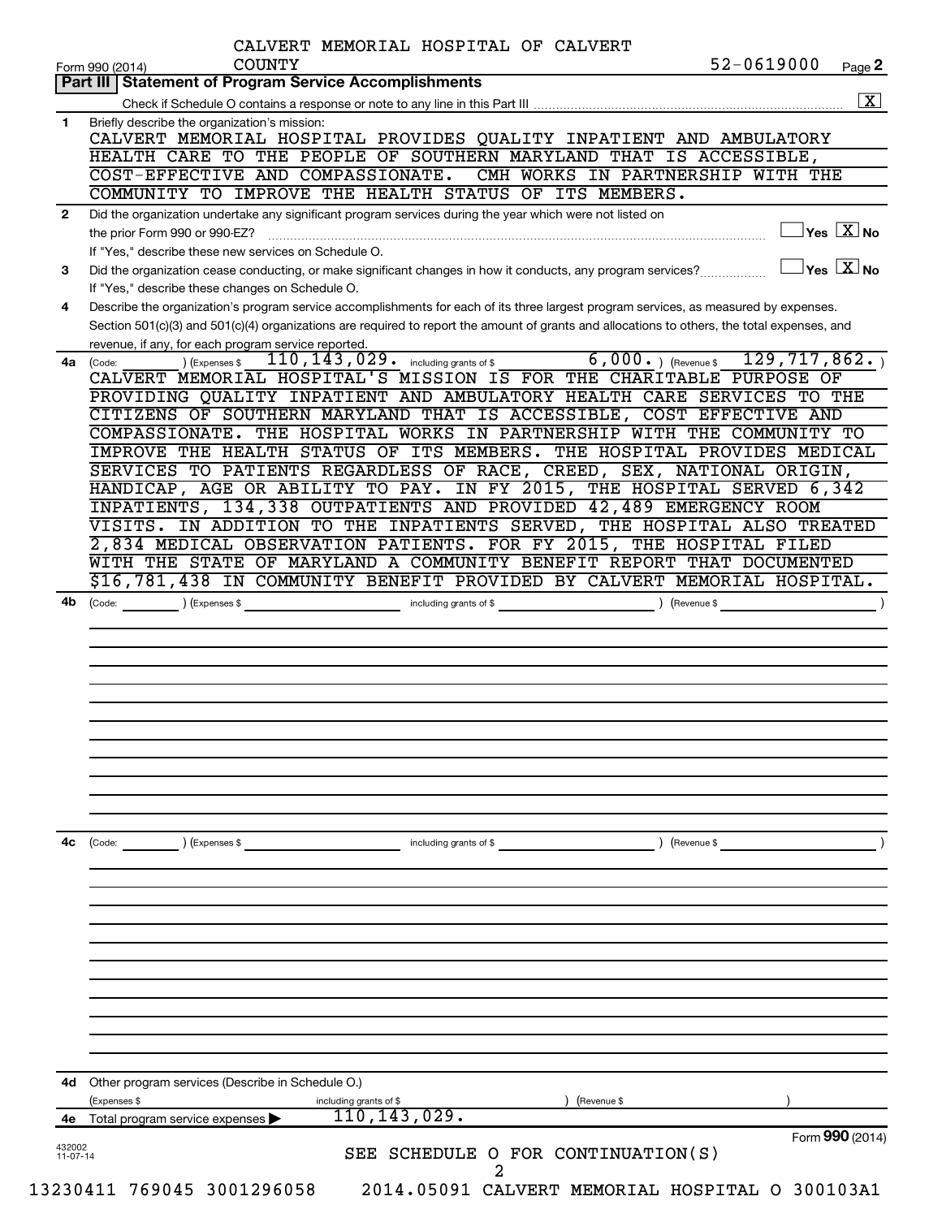CALVERT MEMORIAL HOSPITAL OF CALVERT COUNTY 52-0619000

Form 990 (2014) Page **2**

## Part III Statement of Program Service Accomplishments

Check if Schedule O contains a response or note to any line in this Part III .......... [X]

**1** Briefly describe the organization's mission:

CALVERT MEMORIAL HOSPITAL PROVIDES QUALITY INPATIENT AND AMBULATORY HEALTH CARE TO THE PEOPLE OF SOUTHERN MARYLAND THAT IS ACCESSIBLE, COST-EFFECTIVE AND COMPASSIONATE. CMH WORKS IN PARTNERSHIP WITH THE COMMUNITY TO IMPROVE THE HEALTH STATUS OF ITS MEMBERS.

**2** Did the organization undertake any significant program services during the year which were not listed on the prior Form 990 or 990-EZ? .......... [ ] Yes [X] No

If "Yes," describe these new services on Schedule O.

**3** Did the organization cease conducting, or make significant changes in how it conducts, any program services? .......... [ ] Yes [X] No

If "Yes," describe these changes on Schedule O.

**4** Describe the organization's program service accomplishments for each of its three largest program services, as measured by expenses. Section 501(c)(3) and 501(c)(4) organizations are required to report the amount of grants and allocations to others, the total expenses, and revenue, if any, for each program service reported.

**4a** (Code: ) (Expenses $ 110,143,029. including grants of $ 6,000. ) (Revenue $ 129,717,862. )

CALVERT MEMORIAL HOSPITAL'S MISSION IS FOR THE CHARITABLE PURPOSE OF PROVIDING QUALITY INPATIENT AND AMBULATORY HEALTH CARE SERVICES TO THE CITIZENS OF SOUTHERN MARYLAND THAT IS ACCESSIBLE, COST EFFECTIVE AND COMPASSIONATE. THE HOSPITAL WORKS IN PARTNERSHIP WITH THE COMMUNITY TO IMPROVE THE HEALTH STATUS OF ITS MEMBERS. THE HOSPITAL PROVIDES MEDICAL SERVICES TO PATIENTS REGARDLESS OF RACE, CREED, SEX, NATIONAL ORIGIN, HANDICAP, AGE OR ABILITY TO PAY. IN FY 2015, THE HOSPITAL SERVED 6,342 INPATIENTS, 134,338 OUTPATIENTS AND PROVIDED 42,489 EMERGENCY ROOM VISITS. IN ADDITION TO THE INPATIENTS SERVED, THE HOSPITAL ALSO TREATED 2,834 MEDICAL OBSERVATION PATIENTS. FOR FY 2015, THE HOSPITAL FILED WITH THE STATE OF MARYLAND A COMMUNITY BENEFIT REPORT THAT DOCUMENTED $16,781,438 IN COMMUNITY BENEFIT PROVIDED BY CALVERT MEMORIAL HOSPITAL.

**4b** (Code: ) (Expenses $ including grants of $ ) (Revenue $ )

**4c** (Code: ) (Expenses $ including grants of $ ) (Revenue $ )

**4d** Other program services (Describe in Schedule O.)

(Expenses $ including grants of $ ) (Revenue $ )

**4e** Total program service expenses ▶ 110,143,029.

Form **990** (2014)

432002 11-07-14

SEE SCHEDULE O FOR CONTINUATION(S)

13230411 769045 3001296058 2014.05091 CALVERT MEMORIAL HOSPITAL O 300103A1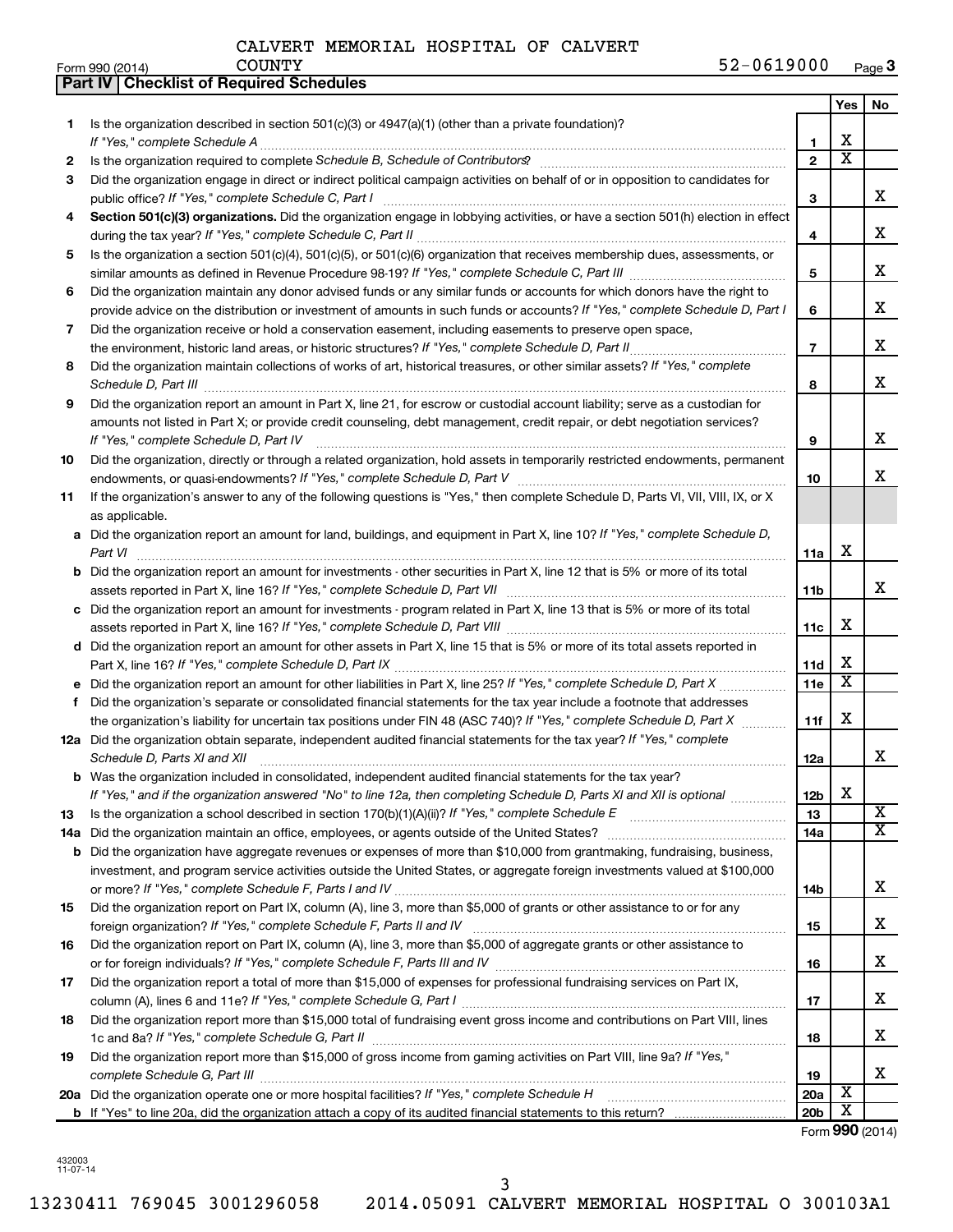CALVERT MEMORIAL HOSPITAL OF CALVERT COUNTY

Form 990 (2014) 52-0619000 Page **3**

## Part IV Checklist of Required Schedules

| | | | Yes | No |
|---|---|---|---|---|
| 1 | Is the organization described in section 501(c)(3) or 4947(a)(1) (other than a private foundation)? *If "Yes," complete Schedule A* | 1 | X | |
| 2 | Is the organization required to complete *Schedule B, Schedule of Contributors*? | 2 | X | |
| 3 | Did the organization engage in direct or indirect political campaign activities on behalf of or in opposition to candidates for public office? *If "Yes," complete Schedule C, Part I* | 3 | | X |
| 4 | **Section 501(c)(3) organizations.** Did the organization engage in lobbying activities, or have a section 501(h) election in effect during the tax year? *If "Yes," complete Schedule C, Part II* | 4 | | X |
| 5 | Is the organization a section 501(c)(4), 501(c)(5), or 501(c)(6) organization that receives membership dues, assessments, or similar amounts as defined in Revenue Procedure 98-19? *If "Yes," complete Schedule C, Part III* | 5 | | X |
| 6 | Did the organization maintain any donor advised funds or any similar funds or accounts for which donors have the right to provide advice on the distribution or investment of amounts in such funds or accounts? *If "Yes," complete Schedule D, Part I* | 6 | | X |
| 7 | Did the organization receive or hold a conservation easement, including easements to preserve open space, the environment, historic land areas, or historic structures? *If "Yes," complete Schedule D, Part II* | 7 | | X |
| 8 | Did the organization maintain collections of works of art, historical treasures, or other similar assets? *If "Yes," complete Schedule D, Part III* | 8 | | X |
| 9 | Did the organization report an amount in Part X, line 21, for escrow or custodial account liability; serve as a custodian for amounts not listed in Part X; or provide credit counseling, debt management, credit repair, or debt negotiation services? *If "Yes," complete Schedule D, Part IV* | 9 | | X |
| 10 | Did the organization, directly or through a related organization, hold assets in temporarily restricted endowments, permanent endowments, or quasi-endowments? *If "Yes," complete Schedule D, Part V* | 10 | | X |
| 11 | If the organization's answer to any of the following questions is "Yes," then complete Schedule D, Parts VI, VII, VIII, IX, or X as applicable. | | | |
| a | Did the organization report an amount for land, buildings, and equipment in Part X, line 10? *If "Yes," complete Schedule D, Part VI* | 11a | X | |
| b | Did the organization report an amount for investments - other securities in Part X, line 12 that is 5% or more of its total assets reported in Part X, line 16? *If "Yes," complete Schedule D, Part VII* | 11b | | X |
| c | Did the organization report an amount for investments - program related in Part X, line 13 that is 5% or more of its total assets reported in Part X, line 16? *If "Yes," complete Schedule D, Part VIII* | 11c | X | |
| d | Did the organization report an amount for other assets in Part X, line 15 that is 5% or more of its total assets reported in Part X, line 16? *If "Yes," complete Schedule D, Part IX* | 11d | X | |
| e | Did the organization report an amount for other liabilities in Part X, line 25? *If "Yes," complete Schedule D, Part X* | 11e | X | |
| f | Did the organization's separate or consolidated financial statements for the tax year include a footnote that addresses the organization's liability for uncertain tax positions under FIN 48 (ASC 740)? *If "Yes," complete Schedule D, Part X* | 11f | X | |
| 12a | Did the organization obtain separate, independent audited financial statements for the tax year? *If "Yes," complete Schedule D, Parts XI and XII* | 12a | | X |
| b | Was the organization included in consolidated, independent audited financial statements for the tax year? *If "Yes," and if the organization answered "No" to line 12a, then completing Schedule D, Parts XI and XII is optional* | 12b | X | |
| 13 | Is the organization a school described in section 170(b)(1)(A)(ii)? *If "Yes," complete Schedule E* | 13 | | X |
| 14a | Did the organization maintain an office, employees, or agents outside of the United States? | 14a | | X |
| b | Did the organization have aggregate revenues or expenses of more than $10,000 from grantmaking, fundraising, business, investment, and program service activities outside the United States, or aggregate foreign investments valued at $100,000 or more? *If "Yes," complete Schedule F, Parts I and IV* | 14b | | X |
| 15 | Did the organization report on Part IX, column (A), line 3, more than $5,000 of grants or other assistance to or for any foreign organization? *If "Yes," complete Schedule F, Parts II and IV* | 15 | | X |
| 16 | Did the organization report on Part IX, column (A), line 3, more than $5,000 of aggregate grants or other assistance to or for foreign individuals? *If "Yes," complete Schedule F, Parts III and IV* | 16 | | X |
| 17 | Did the organization report a total of more than $15,000 of expenses for professional fundraising services on Part IX, column (A), lines 6 and 11e? *If "Yes," complete Schedule G, Part I* | 17 | | X |
| 18 | Did the organization report more than $15,000 total of fundraising event gross income and contributions on Part VIII, lines 1c and 8a? *If "Yes," complete Schedule G, Part II* | 18 | | X |
| 19 | Did the organization report more than $15,000 of gross income from gaming activities on Part VIII, line 9a? *If "Yes," complete Schedule G, Part III* | 19 | | X |
| 20a | Did the organization operate one or more hospital facilities? *If "Yes," complete Schedule H* | 20a | X | |
| b | If "Yes" to line 20a, did the organization attach a copy of its audited financial statements to this return? | 20b | X | |

Form **990** (2014)

432003 11-07-14

13230411 769045 3001296058 2014.05091 CALVERT MEMORIAL HOSPITAL O 300103A1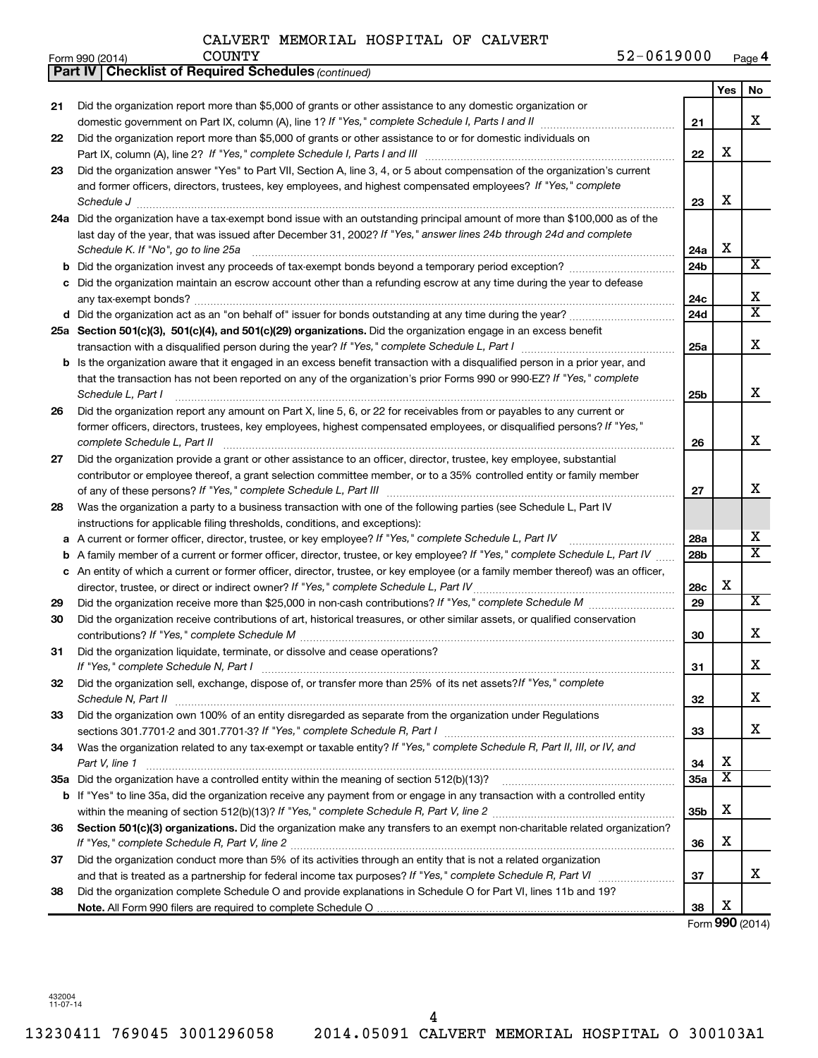CALVERT MEMORIAL HOSPITAL OF CALVERT COUNTY 52-0619000

Form 990 (2014) Page 4

**Part IV | Checklist of Required Schedules** *(continued)*

| | | | Yes | No |
|---|---|---|---|---|
| 21 | Did the organization report more than $5,000 of grants or other assistance to any domestic organization or domestic government on Part IX, column (A), line 1? *If "Yes," complete Schedule I, Parts I and II* | 21 | | X |
| 22 | Did the organization report more than $5,000 of grants or other assistance to or for domestic individuals on Part IX, column (A), line 2? *If "Yes," complete Schedule I, Parts I and III* | 22 | X | |
| 23 | Did the organization answer "Yes" to Part VII, Section A, line 3, 4, or 5 about compensation of the organization's current and former officers, directors, trustees, key employees, and highest compensated employees? *If "Yes," complete Schedule J* | 23 | X | |
| 24a | Did the organization have a tax-exempt bond issue with an outstanding principal amount of more than $100,000 as of the last day of the year, that was issued after December 31, 2002? *If "Yes," answer lines 24b through 24d and complete Schedule K. If "No", go to line 25a* | 24a | X | |
| b | Did the organization invest any proceeds of tax-exempt bonds beyond a temporary period exception? | 24b | | X |
| c | Did the organization maintain an escrow account other than a refunding escrow at any time during the year to defease any tax-exempt bonds? | 24c | | X |
| d | Did the organization act as an "on behalf of" issuer for bonds outstanding at any time during the year? | 24d | | X |
| 25a | **Section 501(c)(3), 501(c)(4), and 501(c)(29) organizations.** Did the organization engage in an excess benefit transaction with a disqualified person during the year? *If "Yes," complete Schedule L, Part I* | 25a | | X |
| b | Is the organization aware that it engaged in an excess benefit transaction with a disqualified person in a prior year, and that the transaction has not been reported on any of the organization's prior Forms 990 or 990-EZ? *If "Yes," complete Schedule L, Part I* | 25b | | X |
| 26 | Did the organization report any amount on Part X, line 5, 6, or 22 for receivables from or payables to any current or former officers, directors, trustees, key employees, highest compensated employees, or disqualified persons? *If "Yes," complete Schedule L, Part II* | 26 | | X |
| 27 | Did the organization provide a grant or other assistance to an officer, director, trustee, key employee, substantial contributor or employee thereof, a grant selection committee member, or to a 35% controlled entity or family member of any of these persons? *If "Yes," complete Schedule L, Part III* | 27 | | X |
| 28 | Was the organization a party to a business transaction with one of the following parties (see Schedule L, Part IV instructions for applicable filing thresholds, conditions, and exceptions): | | | |
| a | A current or former officer, director, trustee, or key employee? *If "Yes," complete Schedule L, Part IV* | 28a | | X |
| b | A family member of a current or former officer, director, trustee, or key employee? *If "Yes," complete Schedule L, Part IV* | 28b | | X |
| c | An entity of which a current or former officer, director, trustee, or key employee (or a family member thereof) was an officer, director, trustee, or direct or indirect owner? *If "Yes," complete Schedule L, Part IV* | 28c | X | |
| 29 | Did the organization receive more than $25,000 in non-cash contributions? *If "Yes," complete Schedule M* | 29 | | X |
| 30 | Did the organization receive contributions of art, historical treasures, or other similar assets, or qualified conservation contributions? *If "Yes," complete Schedule M* | 30 | | X |
| 31 | Did the organization liquidate, terminate, or dissolve and cease operations? *If "Yes," complete Schedule N, Part I* | 31 | | X |
| 32 | Did the organization sell, exchange, dispose of, or transfer more than 25% of its net assets? *If "Yes," complete Schedule N, Part II* | 32 | | X |
| 33 | Did the organization own 100% of an entity disregarded as separate from the organization under Regulations sections 301.7701-2 and 301.7701-3? *If "Yes," complete Schedule R, Part I* | 33 | | X |
| 34 | Was the organization related to any tax-exempt or taxable entity? *If "Yes," complete Schedule R, Part II, III, or IV, and Part V, line 1* | 34 | X | |
| 35a | Did the organization have a controlled entity within the meaning of section 512(b)(13)? | 35a | X | |
| b | If "Yes" to line 35a, did the organization receive any payment from or engage in any transaction with a controlled entity within the meaning of section 512(b)(13)? *If "Yes," complete Schedule R, Part V, line 2* | 35b | X | |
| 36 | **Section 501(c)(3) organizations.** Did the organization make any transfers to an exempt non-charitable related organization? *If "Yes," complete Schedule R, Part V, line 2* | 36 | X | |
| 37 | Did the organization conduct more than 5% of its activities through an entity that is not a related organization and that is treated as a partnership for federal income tax purposes? *If "Yes," complete Schedule R, Part VI* | 37 | | X |
| 38 | Did the organization complete Schedule O and provide explanations in Schedule O for Part VI, lines 11b and 19? **Note.** All Form 990 filers are required to complete Schedule O | 38 | X | |

Form **990** (2014)

432004 11-07-14

13230411 769045 3001296058 2014.05091 CALVERT MEMORIAL HOSPITAL O 300103A1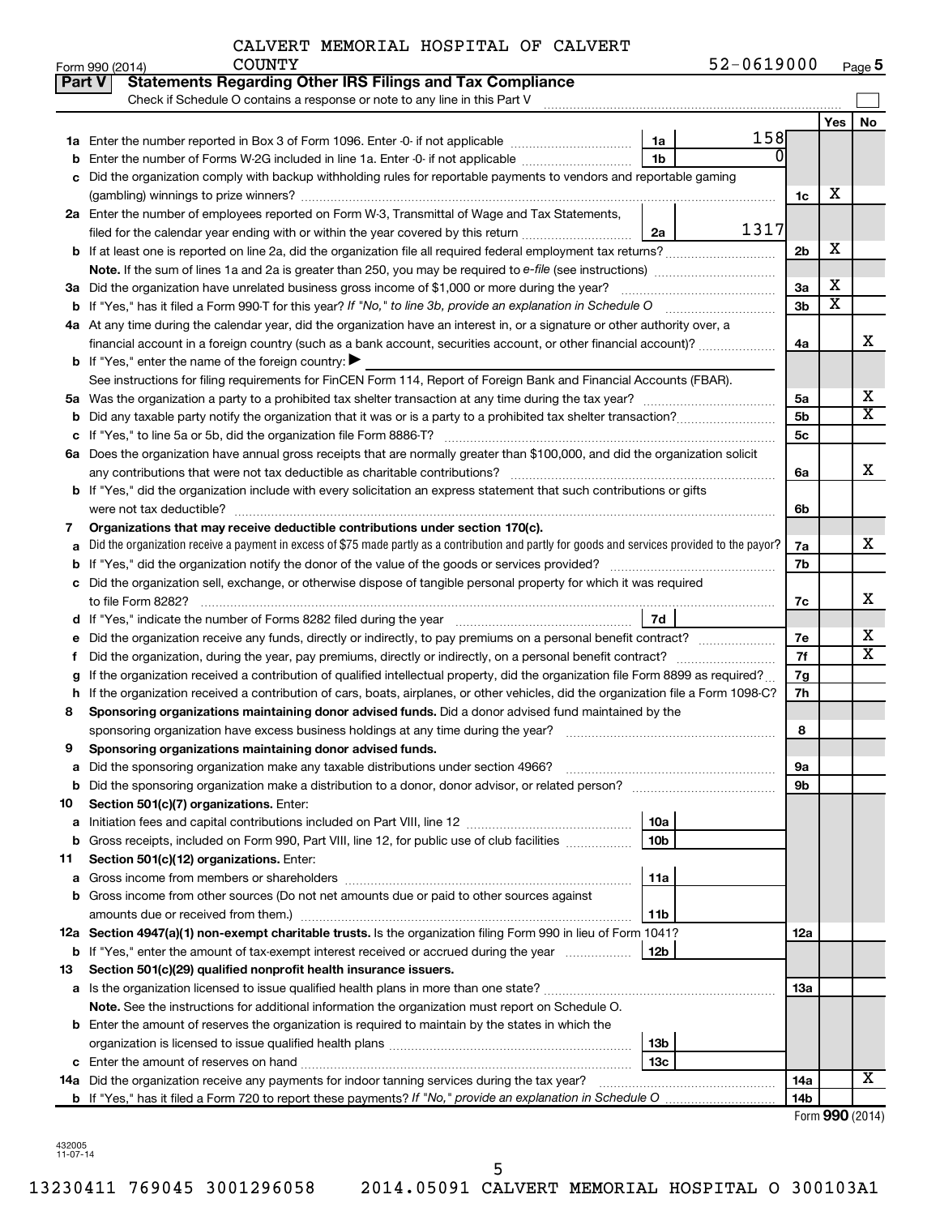CALVERT MEMORIAL HOSPITAL OF CALVERT COUNTY

Form 990 (2014) 52-0619000 Page 5

**Part V Statements Regarding Other IRS Filings and Tax Compliance**

Check if Schedule O contains a response or note to any line in this Part V

| | | | | | Yes | No |
|---|---|---|---|---|---|---|
| 1a | Enter the number reported in Box 3 of Form 1096. Enter -0- if not applicable | 1a | 158 | | | |
| b | Enter the number of Forms W-2G included in line 1a. Enter -0- if not applicable | 1b | 0 | | | |
| c | Did the organization comply with backup withholding rules for reportable payments to vendors and reportable gaming (gambling) winnings to prize winners? | | | 1c | X | |
| 2a | Enter the number of employees reported on Form W-3, Transmittal of Wage and Tax Statements, filed for the calendar year ending with or within the year covered by this return | 2a | 1317 | | | |
| b | If at least one is reported on line 2a, did the organization file all required federal employment tax returns? | | | 2b | X | |
| | **Note.** If the sum of lines 1a and 2a is greater than 250, you may be required to *e-file* (see instructions) | | | | | |
| 3a | Did the organization have unrelated business gross income of $1,000 or more during the year? | | | 3a | X | |
| b | If "Yes," has it filed a Form 990-T for this year? *If "No," to line 3b, provide an explanation in Schedule O* | | | 3b | X | |
| 4a | At any time during the calendar year, did the organization have an interest in, or a signature or other authority over, a financial account in a foreign country (such as a bank account, securities account, or other financial account)? | | | 4a | | X |
| b | If "Yes," enter the name of the foreign country: ▶ | | | | | |
| | See instructions for filing requirements for FinCEN Form 114, Report of Foreign Bank and Financial Accounts (FBAR). | | | | | |
| 5a | Was the organization a party to a prohibited tax shelter transaction at any time during the tax year? | | | 5a | | X |
| b | Did any taxable party notify the organization that it was or is a party to a prohibited tax shelter transaction? | | | 5b | | X |
| c | If "Yes," to line 5a or 5b, did the organization file Form 8886-T? | | | 5c | | |
| 6a | Does the organization have annual gross receipts that are normally greater than $100,000, and did the organization solicit any contributions that were not tax deductible as charitable contributions? | | | 6a | | X |
| b | If "Yes," did the organization include with every solicitation an express statement that such contributions or gifts were not tax deductible? | | | 6b | | |
| 7 | **Organizations that may receive deductible contributions under section 170(c).** | | | | | |
| a | Did the organization receive a payment in excess of $75 made partly as a contribution and partly for goods and services provided to the payor? | | | 7a | | X |
| b | If "Yes," did the organization notify the donor of the value of the goods or services provided? | | | 7b | | |
| c | Did the organization sell, exchange, or otherwise dispose of tangible personal property for which it was required to file Form 8282? | | | 7c | | X |
| d | If "Yes," indicate the number of Forms 8282 filed during the year | 7d | | | | |
| e | Did the organization receive any funds, directly or indirectly, to pay premiums on a personal benefit contract? | | | 7e | | X |
| f | Did the organization, during the year, pay premiums, directly or indirectly, on a personal benefit contract? | | | 7f | | X |
| g | If the organization received a contribution of qualified intellectual property, did the organization file Form 8899 as required? | | | 7g | | |
| h | If the organization received a contribution of cars, boats, airplanes, or other vehicles, did the organization file a Form 1098-C? | | | 7h | | |
| 8 | **Sponsoring organizations maintaining donor advised funds.** Did a donor advised fund maintained by the sponsoring organization have excess business holdings at any time during the year? | | | 8 | | |
| 9 | **Sponsoring organizations maintaining donor advised funds.** | | | | | |
| a | Did the sponsoring organization make any taxable distributions under section 4966? | | | 9a | | |
| b | Did the sponsoring organization make a distribution to a donor, donor advisor, or related person? | | | 9b | | |
| 10 | **Section 501(c)(7) organizations.** Enter: | | | | | |
| a | Initiation fees and capital contributions included on Part VIII, line 12 | 10a | | | | |
| b | Gross receipts, included on Form 990, Part VIII, line 12, for public use of club facilities | 10b | | | | |
| 11 | **Section 501(c)(12) organizations.** Enter: | | | | | |
| a | Gross income from members or shareholders | 11a | | | | |
| b | Gross income from other sources (Do not net amounts due or paid to other sources against amounts due or received from them.) | 11b | | | | |
| 12a | **Section 4947(a)(1) non-exempt charitable trusts.** Is the organization filing Form 990 in lieu of Form 1041? | | | 12a | | |
| b | If "Yes," enter the amount of tax-exempt interest received or accrued during the year | 12b | | | | |
| 13 | **Section 501(c)(29) qualified nonprofit health insurance issuers.** | | | | | |
| a | Is the organization licensed to issue qualified health plans in more than one state? | | | 13a | | |
| | **Note.** See the instructions for additional information the organization must report on Schedule O. | | | | | |
| b | Enter the amount of reserves the organization is required to maintain by the states in which the organization is licensed to issue qualified health plans | 13b | | | | |
| c | Enter the amount of reserves on hand | 13c | | | | |
| 14a | Did the organization receive any payments for indoor tanning services during the tax year? | | | 14a | | X |
| b | If "Yes," has it filed a Form 720 to report these payments? *If "No," provide an explanation in Schedule O* | | | 14b | | |

Form **990** (2014)

432005 11-07-14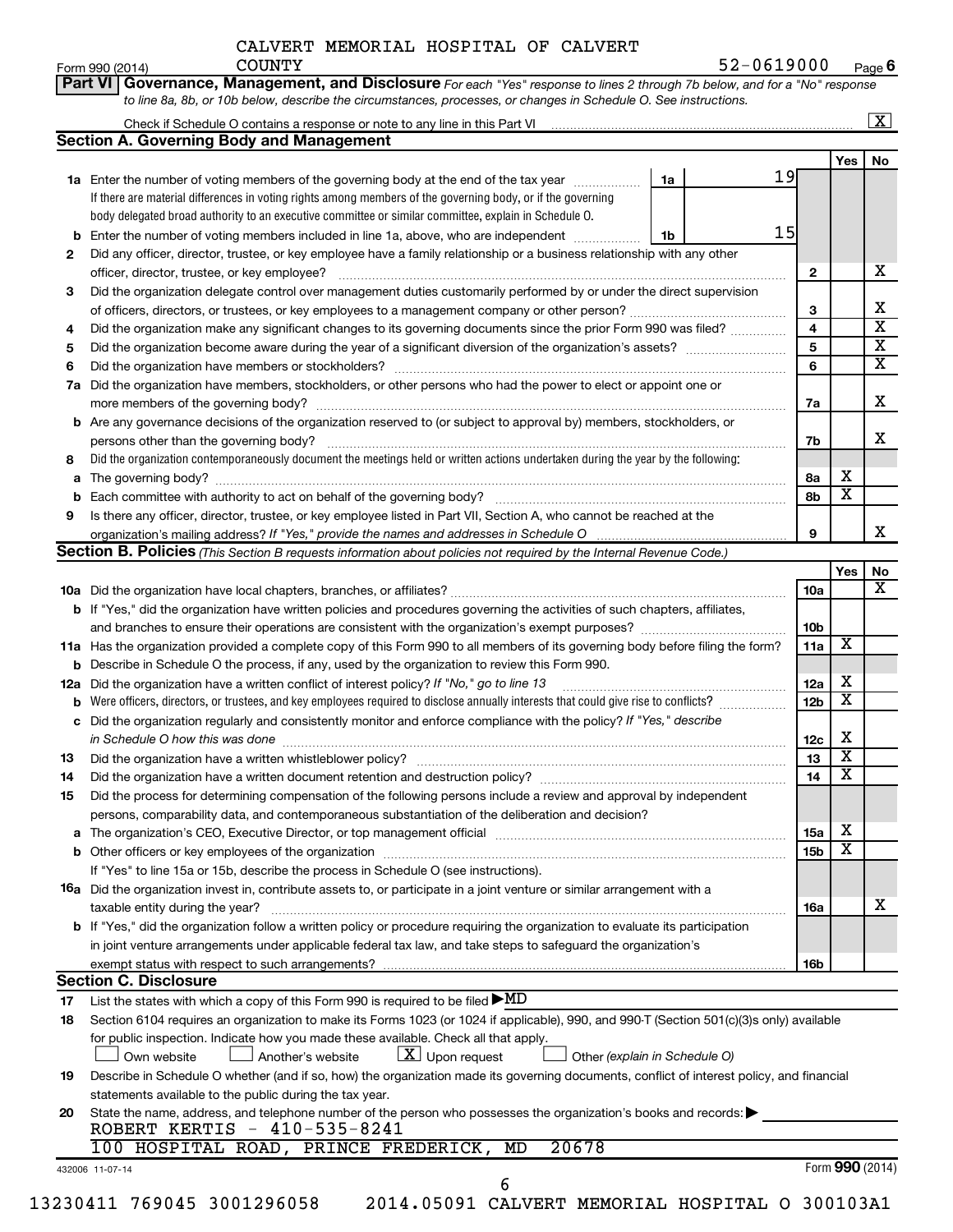CALVERT MEMORIAL HOSPITAL OF CALVERT COUNTY 52-0619000

Form 990 (2014) Page **6**

**Part VI Governance, Management, and Disclosure** *For each "Yes" response to lines 2 through 7b below, and for a "No" response to line 8a, 8b, or 10b below, describe the circumstances, processes, or changes in Schedule O. See instructions.*

Check if Schedule O contains a response or note to any line in this Part VI [X]

## Section A. Governing Body and Management

| | | | | Yes | No |
|---|---|---|---|---|---|
| **1a** | Enter the number of voting members of the governing body at the end of the tax year. If there are material differences in voting rights among members of the governing body, or if the governing body delegated broad authority to an executive committee or similar committee, explain in Schedule O. | 1a | 19 | | |
| **b** | Enter the number of voting members included in line 1a, above, who are independent | 1b | 15 | | |
| **2** | Did any officer, director, trustee, or key employee have a family relationship or a business relationship with any other officer, director, trustee, or key employee? | 2 | | | X |
| **3** | Did the organization delegate control over management duties customarily performed by or under the direct supervision of officers, directors, or trustees, or key employees to a management company or other person? | 3 | | | X |
| **4** | Did the organization make any significant changes to its governing documents since the prior Form 990 was filed? | 4 | | | X |
| **5** | Did the organization become aware during the year of a significant diversion of the organization's assets? | 5 | | | X |
| **6** | Did the organization have members or stockholders? | 6 | | | X |
| **7a** | Did the organization have members, stockholders, or other persons who had the power to elect or appoint one or more members of the governing body? | 7a | | | X |
| **b** | Are any governance decisions of the organization reserved to (or subject to approval by) members, stockholders, or persons other than the governing body? | 7b | | | X |
| **8** | Did the organization contemporaneously document the meetings held or written actions undertaken during the year by the following: | | | | |
| **a** | The governing body? | 8a | | X | |
| **b** | Each committee with authority to act on behalf of the governing body? | 8b | | X | |
| **9** | Is there any officer, director, trustee, or key employee listed in Part VII, Section A, who cannot be reached at the organization's mailing address? *If "Yes," provide the names and addresses in Schedule O* | 9 | | | X |

## Section B. Policies *(This Section B requests information about policies not required by the Internal Revenue Code.)*

| | | | Yes | No |
|---|---|---|---|---|
| **10a** | Did the organization have local chapters, branches, or affiliates? | 10a | | X |
| **b** | If "Yes," did the organization have written policies and procedures governing the activities of such chapters, affiliates, and branches to ensure their operations are consistent with the organization's exempt purposes? | 10b | | |
| **11a** | Has the organization provided a complete copy of this Form 990 to all members of its governing body before filing the form? | 11a | X | |
| **b** | Describe in Schedule O the process, if any, used by the organization to review this Form 990. | | | |
| **12a** | Did the organization have a written conflict of interest policy? *If "No," go to line 13* | 12a | X | |
| **b** | Were officers, directors, or trustees, and key employees required to disclose annually interests that could give rise to conflicts? | 12b | X | |
| **c** | Did the organization regularly and consistently monitor and enforce compliance with the policy? *If "Yes," describe in Schedule O how this was done* | 12c | X | |
| **13** | Did the organization have a written whistleblower policy? | 13 | X | |
| **14** | Did the organization have a written document retention and destruction policy? | 14 | X | |
| **15** | Did the process for determining compensation of the following persons include a review and approval by independent persons, comparability data, and contemporaneous substantiation of the deliberation and decision? | | | |
| **a** | The organization's CEO, Executive Director, or top management official | 15a | X | |
| **b** | Other officers or key employees of the organization | 15b | X | |
| | If "Yes" to line 15a or 15b, describe the process in Schedule O (see instructions). | | | |
| **16a** | Did the organization invest in, contribute assets to, or participate in a joint venture or similar arrangement with a taxable entity during the year? | 16a | | X |
| **b** | If "Yes," did the organization follow a written policy or procedure requiring the organization to evaluate its participation in joint venture arrangements under applicable federal tax law, and take steps to safeguard the organization's exempt status with respect to such arrangements? | 16b | | |

## Section C. Disclosure

**17** List the states with which a copy of this Form 990 is required to be filed ▶ MD

**18** Section 6104 requires an organization to make its Forms 1023 (or 1024 if applicable), 990, and 990-T (Section 501(c)(3)s only) available for public inspection. Indicate how you made these available. Check all that apply.

[ ] Own website [ ] Another's website [X] Upon request [ ] Other *(explain in Schedule O)*

**19** Describe in Schedule O whether (and if so, how) the organization made its governing documents, conflict of interest policy, and financial statements available to the public during the tax year.

**20** State the name, address, and telephone number of the person who possesses the organization's books and records: ▶

ROBERT KERTIS - 410-535-8241
100 HOSPITAL ROAD, PRINCE FREDERICK, MD 20678

432006 11-07-14 Form **990** (2014)

13230411 769045 3001296058 2014.05091 CALVERT MEMORIAL HOSPITAL O 300103A1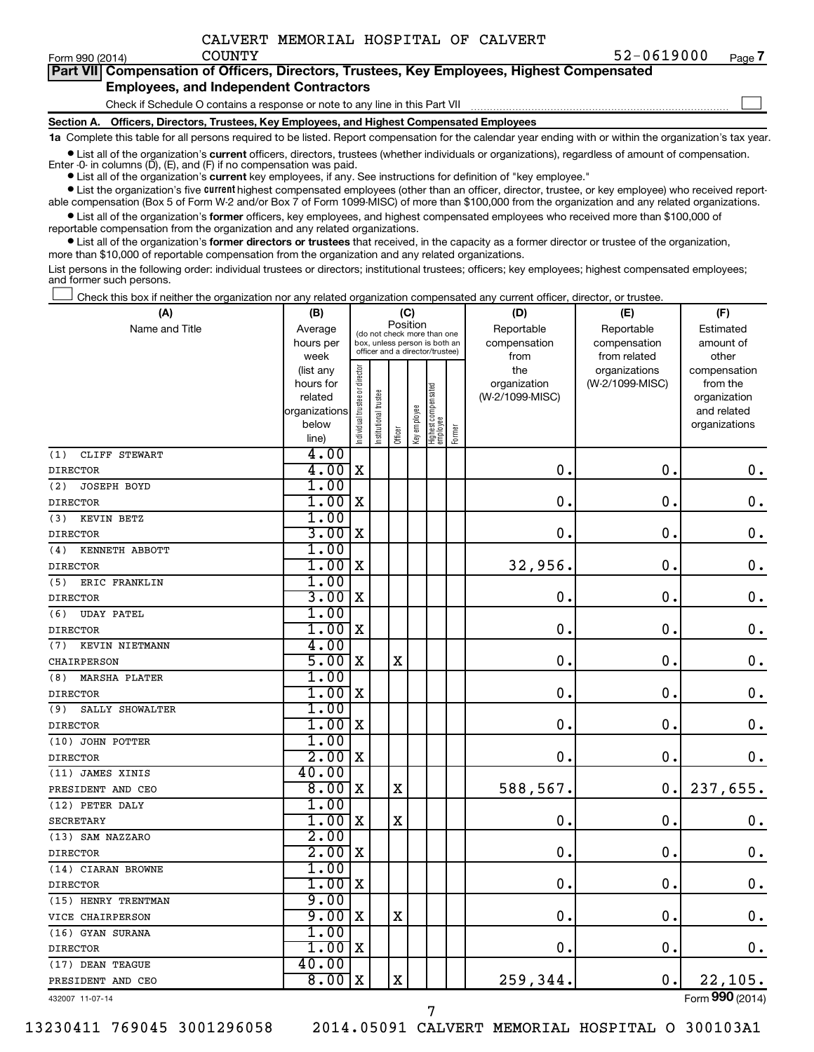CALVERT MEMORIAL HOSPITAL OF CALVERT COUNTY 52-0619000

Form 990 (2014) Page 7

## Part VII Compensation of Officers, Directors, Trustees, Key Employees, Highest Compensated Employees, and Independent Contractors

Check if Schedule O contains a response or note to any line in this Part VII

### Section A. Officers, Directors, Trustees, Key Employees, and Highest Compensated Employees

**1a** Complete this table for all persons required to be listed. Report compensation for the calendar year ending with or within the organization's tax year.

- List all of the organization's **current** officers, directors, trustees (whether individuals or organizations), regardless of amount of compensation. Enter -0- in columns (D), (E), and (F) if no compensation was paid.
- List all of the organization's **current** key employees, if any. See instructions for definition of "key employee."
- List the organization's five **current** highest compensated employees (other than an officer, director, trustee, or key employee) who received reportable compensation (Box 5 of Form W-2 and/or Box 7 of Form 1099-MISC) of more than $100,000 from the organization and any related organizations.
- List all of the organization's **former** officers, key employees, and highest compensated employees who received more than $100,000 of reportable compensation from the organization and any related organizations.
- List all of the organization's **former directors or trustees** that received, in the capacity as a former director or trustee of the organization, more than $10,000 of reportable compensation from the organization and any related organizations.

List persons in the following order: individual trustees or directors; institutional trustees; officers; key employees; highest compensated employees; and former such persons.

Check this box if neither the organization nor any related organization compensated any current officer, director, or trustee.

| (A) Name and Title | (B) Average hours per week (list any hours for related organizations below line) | (C) Position: Individual trustee or director | Institutional trustee | Officer | Key employee | Highest compensated employee | Former | (D) Reportable compensation from the organization (W-2/1099-MISC) | (E) Reportable compensation from related organizations (W-2/1099-MISC) | (F) Estimated amount of other compensation from the organization and related organizations |
|---|---|---|---|---|---|---|---|---|---|---|
| (1) CLIFF STEWART<br>DIRECTOR | 4.00<br>4.00 | X | | | | | | 0. | 0. | 0. |
| (2) JOSEPH BOYD<br>DIRECTOR | 1.00<br>1.00 | X | | | | | | 0. | 0. | 0. |
| (3) KEVIN BETZ<br>DIRECTOR | 1.00<br>3.00 | X | | | | | | 0. | 0. | 0. |
| (4) KENNETH ABBOTT<br>DIRECTOR | 1.00<br>1.00 | X | | | | | | 32,956. | 0. | 0. |
| (5) ERIC FRANKLIN<br>DIRECTOR | 1.00<br>3.00 | X | | | | | | 0. | 0. | 0. |
| (6) UDAY PATEL<br>DIRECTOR | 1.00<br>1.00 | X | | | | | | 0. | 0. | 0. |
| (7) KEVIN NIETMANN<br>CHAIRPERSON | 4.00<br>5.00 | X | | X | | | | 0. | 0. | 0. |
| (8) MARSHA PLATER<br>DIRECTOR | 1.00<br>1.00 | X | | | | | | 0. | 0. | 0. |
| (9) SALLY SHOWALTER<br>DIRECTOR | 1.00<br>1.00 | X | | | | | | 0. | 0. | 0. |
| (10) JOHN POTTER<br>DIRECTOR | 1.00<br>2.00 | X | | | | | | 0. | 0. | 0. |
| (11) JAMES XINIS<br>PRESIDENT AND CEO | 40.00<br>8.00 | X | | X | | | | 588,567. | 0. | 237,655. |
| (12) PETER DALY<br>SECRETARY | 1.00<br>1.00 | X | | X | | | | 0. | 0. | 0. |
| (13) SAM NAZZARO<br>DIRECTOR | 2.00<br>2.00 | X | | | | | | 0. | 0. | 0. |
| (14) CIARAN BROWNE<br>DIRECTOR | 1.00<br>1.00 | X | | | | | | 0. | 0. | 0. |
| (15) HENRY TRENTMAN<br>VICE CHAIRPERSON | 9.00<br>9.00 | X | | X | | | | 0. | 0. | 0. |
| (16) GYAN SURANA<br>DIRECTOR | 1.00<br>1.00 | X | | | | | | 0. | 0. | 0. |
| (17) DEAN TEAGUE<br>PRESIDENT AND CEO | 40.00<br>8.00 | X | | X | | | | 259,344. | 0. | 22,105. |

432007 11-07-14

Form **990** (2014)

13230411 769045 3001296058 2014.05091 CALVERT MEMORIAL HOSPITAL O 300103A1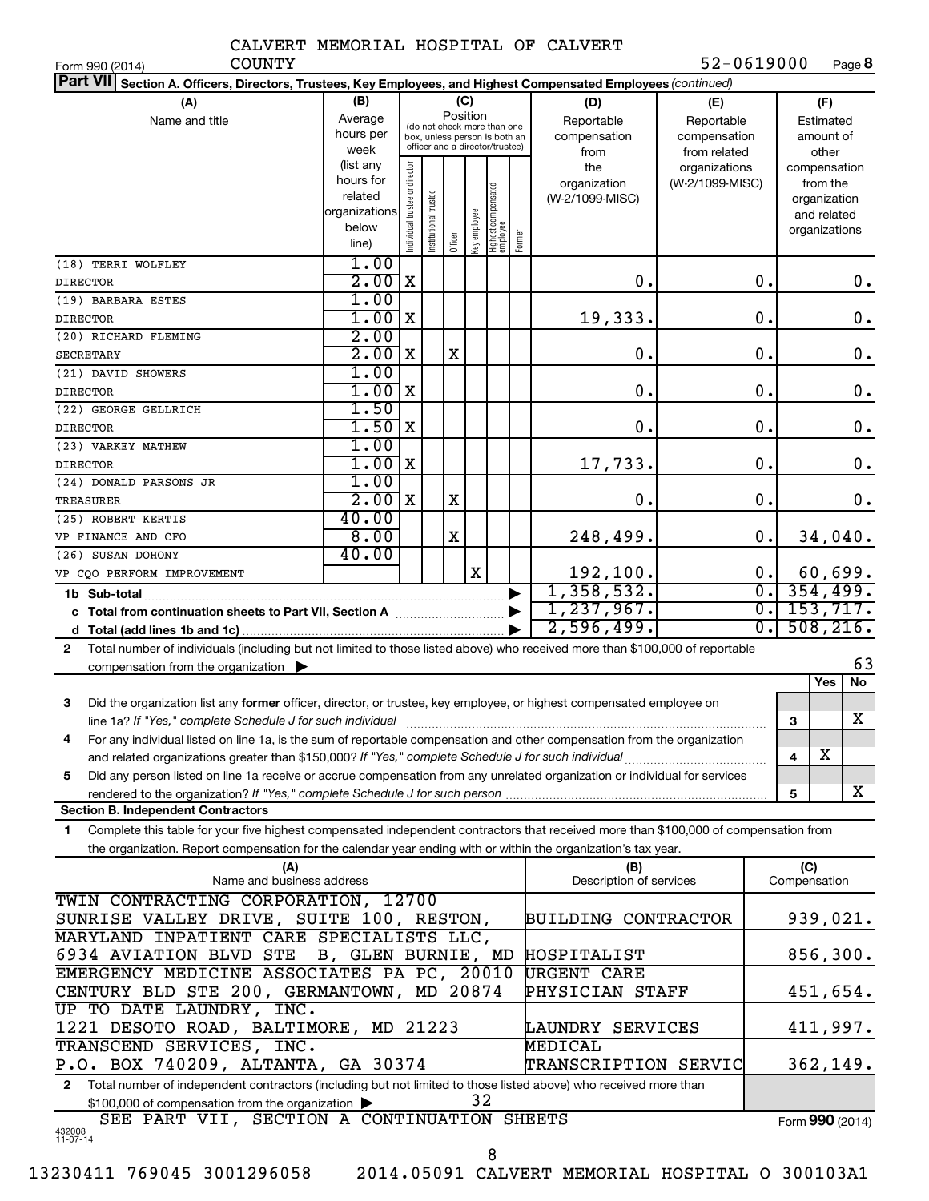CALVERT MEMORIAL HOSPITAL OF CALVERT COUNTY

Form 990 (2014) 52-0619000 Page **8**

**Part VII** **Section A. Officers, Directors, Trustees, Key Employees, and Highest Compensated Employees** *(continued)*

| (A) Name and title | (B) Average hours per week (list any hours for related organizations below line) | (C) Position: Individual trustee or director | Institutional trustee | Officer | Key employee | Highest compensated employee | Former | (D) Reportable compensation from the organization (W-2/1099-MISC) | (E) Reportable compensation from related organizations (W-2/1099-MISC) | (F) Estimated amount of other compensation from the organization and related organizations |
|---|---|---|---|---|---|---|---|---|---|---|
| (18) TERRI WOLFLEY | 1.00 | | | | | | | | | |
| DIRECTOR | 2.00 | X | | | | | | 0. | 0. | 0. |
| (19) BARBARA ESTES | 1.00 | | | | | | | | | |
| DIRECTOR | 1.00 | X | | | | | | 19,333. | 0. | 0. |
| (20) RICHARD FLEMING | 2.00 | | | | | | | | | |
| SECRETARY | 2.00 | X | | X | | | | 0. | 0. | 0. |
| (21) DAVID SHOWERS | 1.00 | | | | | | | | | |
| DIRECTOR | 1.00 | X | | | | | | 0. | 0. | 0. |
| (22) GEORGE GELLRICH | 1.50 | | | | | | | | | |
| DIRECTOR | 1.50 | X | | | | | | 0. | 0. | 0. |
| (23) VARKEY MATHEW | 1.00 | | | | | | | | | |
| DIRECTOR | 1.00 | X | | | | | | 17,733. | 0. | 0. |
| (24) DONALD PARSONS JR | 1.00 | | | | | | | | | |
| TREASURER | 2.00 | X | | X | | | | 0. | 0. | 0. |
| (25) ROBERT KERTIS | 40.00 | | | | | | | | | |
| VP FINANCE AND CFO | 8.00 | | | X | | | | 248,499. | 0. | 34,040. |
| (26) SUSAN DOHONY | 40.00 | | | | | | | | | |
| VP CQO PERFORM IMPROVEMENT | | | | | X | | | 192,100. | 0. | 60,699. |
| **1b Sub-total** | | | | | | | | 1,358,532. | 0. | 354,499. |
| **c Total from continuation sheets to Part VII, Section A** | | | | | | | | 1,237,967. | 0. | 153,717. |
| **d Total (add lines 1b and 1c)** | | | | | | | | 2,596,499. | 0. | 508,216. |

**2** Total number of individuals (including but not limited to those listed above) who received more than $100,000 of reportable compensation from the organization ▶ 63

| | | Yes | No |
|---|---|---|---|
| **3** Did the organization list any **former** officer, director, or trustee, key employee, or highest compensated employee on line 1a? *If "Yes," complete Schedule J for such individual* | 3 | | X |
| **4** For any individual listed on line 1a, is the sum of reportable compensation and other compensation from the organization and related organizations greater than $150,000? *If "Yes," complete Schedule J for such individual* | 4 | X | |
| **5** Did any person listed on line 1a receive or accrue compensation from any unrelated organization or individual for services rendered to the organization? *If "Yes," complete Schedule J for such person* | 5 | | X |

**Section B. Independent Contractors**

**1** Complete this table for your five highest compensated independent contractors that received more than $100,000 of compensation from the organization. Report compensation for the calendar year ending with or within the organization's tax year.

| (A) Name and business address | (B) Description of services | (C) Compensation |
|---|---|---|
| TWIN CONTRACTING CORPORATION, 12700 SUNRISE VALLEY DRIVE, SUITE 100, RESTON, | BUILDING CONTRACTOR | 939,021. |
| MARYLAND INPATIENT CARE SPECIALISTS LLC, 6934 AVIATION BLVD STE B, GLEN BURNIE, MD | HOSPITALIST | 856,300. |
| EMERGENCY MEDICINE ASSOCIATES PA PC, 20010 CENTURY BLD STE 200, GERMANTOWN, MD 20874 | URGENT CARE PHYSICIAN STAFF | 451,654. |
| UP TO DATE LAUNDRY, INC. 1221 DESOTO ROAD, BALTIMORE, MD 21223 | LAUNDRY SERVICES | 411,997. |
| TRANSCEND SERVICES, INC. P.O. BOX 740209, ALTANTA, GA 30374 | MEDICAL TRANSCRIPTION SERVIC | 362,149. |

**2** Total number of independent contractors (including but not limited to those listed above) who received more than $100,000 of compensation from the organization ▶ 32

SEE PART VII, SECTION A CONTINUATION SHEETS

Form **990** (2014)

432008 11-07-14

13230411 769045 3001296058 2014.05091 CALVERT MEMORIAL HOSPITAL O 300103A1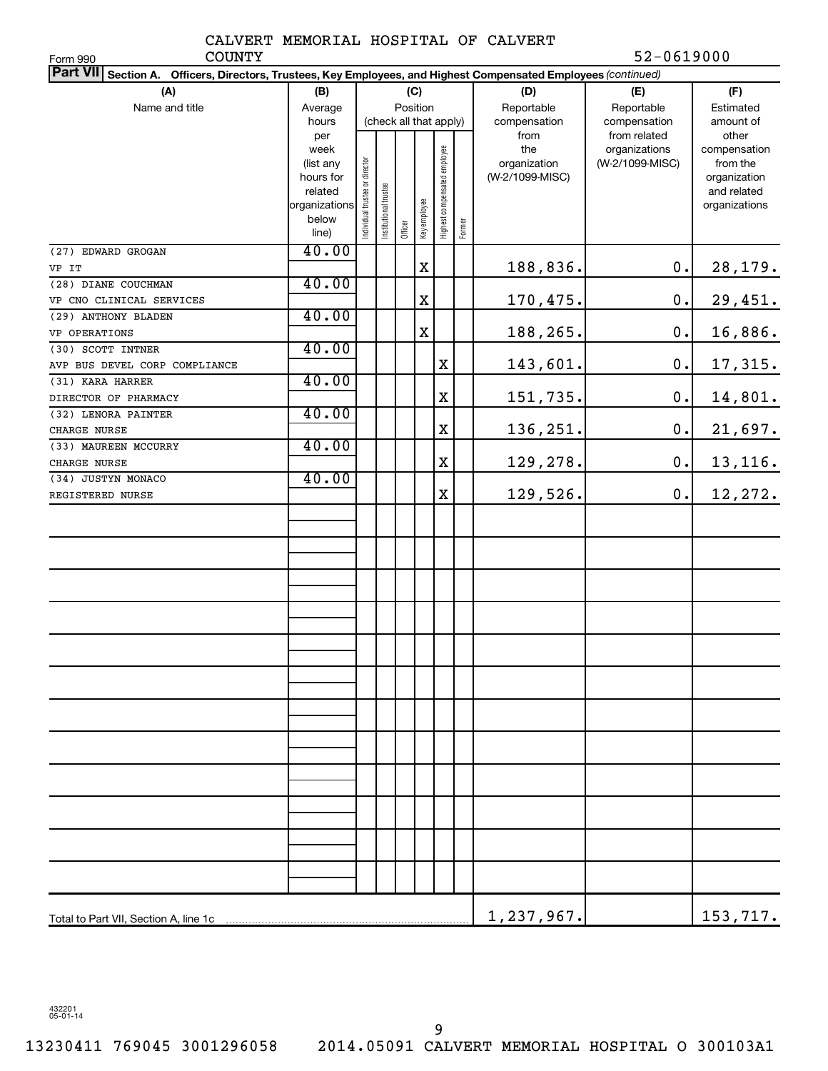CALVERT MEMORIAL HOSPITAL OF CALVERT COUNTY 52-0619000

Form 990

**Part VII Section A. Officers, Directors, Trustees, Key Employees, and Highest Compensated Employees** *(continued)*

| (A) Name and title | (B) Average hours per week (list any hours for related organizations below line) | (C) Position (check all that apply): Individual trustee or director | Institutional trustee | Officer | Key employee | Highest compensated employee | Former | (D) Reportable compensation from the organization (W-2/1099-MISC) | (E) Reportable compensation from related organizations (W-2/1099-MISC) | (F) Estimated amount of other compensation from the organization and related organizations |
|---|---|---|---|---|---|---|---|---|---|---|
| (27) EDWARD GROGAN<br>VP IT | 40.00 | | | | X | | | 188,836. | 0. | 28,179. |
| (28) DIANE COUCHMAN<br>VP CNO CLINICAL SERVICES | 40.00 | | | | X | | | 170,475. | 0. | 29,451. |
| (29) ANTHONY BLADEN<br>VP OPERATIONS | 40.00 | | | | X | | | 188,265. | 0. | 16,886. |
| (30) SCOTT INTNER<br>AVP BUS DEVEL CORP COMPLIANCE | 40.00 | | | | | X | | 143,601. | 0. | 17,315. |
| (31) KARA HARRER<br>DIRECTOR OF PHARMACY | 40.00 | | | | | X | | 151,735. | 0. | 14,801. |
| (32) LENORA PAINTER<br>CHARGE NURSE | 40.00 | | | | | X | | 136,251. | 0. | 21,697. |
| (33) MAUREEN MCCURRY<br>CHARGE NURSE | 40.00 | | | | | X | | 129,278. | 0. | 13,116. |
| (34) JUSTYN MONACO<br>REGISTERED NURSE | 40.00 | | | | | X | | 129,526. | 0. | 12,272. |
| Total to Part VII, Section A, line 1c | | | | | | | | 1,237,967. | | 153,717. |

432201
05-01-14

13230411 769045 3001296058 2014.05091 CALVERT MEMORIAL HOSPITAL O 300103A1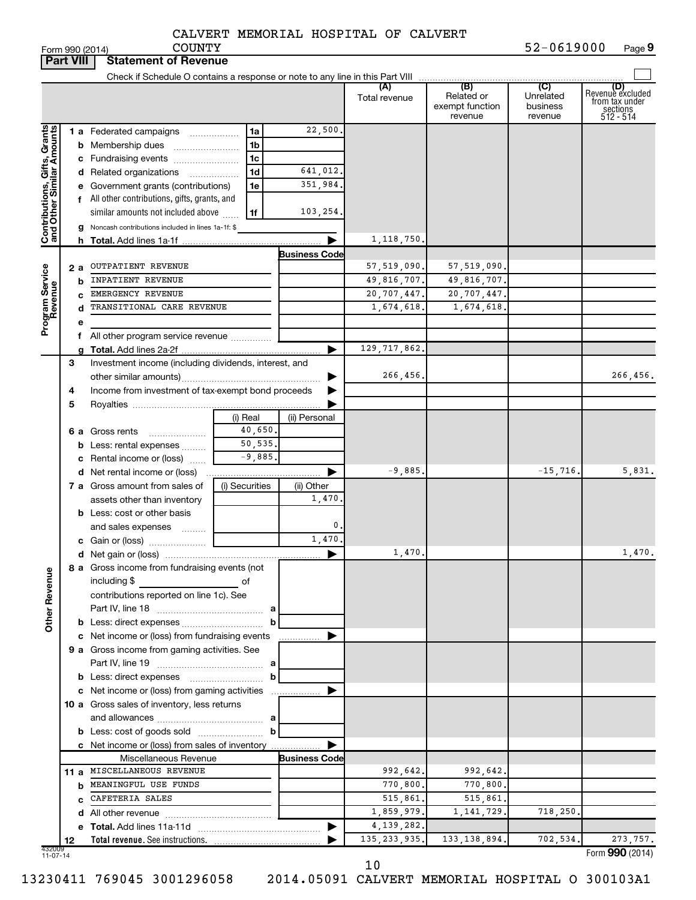CALVERT MEMORIAL HOSPITAL OF CALVERT COUNTY

Form 990 (2014) 52-0619000 Page **9**

**Part VIII** **Statement of Revenue**

Check if Schedule O contains a response or note to any line in this Part VIII

| | | | (A) Total revenue | (B) Related or exempt function revenue | (C) Unrelated business revenue | (D) Revenue excluded from tax under sections 512 - 514 |
|---|---|---|---|---|---|---|
| **Contributions, Gifts, Grants and Other Similar Amounts** | 1 a Federated campaigns | 1a 22,500. | | | | |
| | b Membership dues | 1b | | | | |
| | c Fundraising events | 1c | | | | |
| | d Related organizations | 1d 641,012. | | | | |
| | e Government grants (contributions) | 1e 351,984. | | | | |
| | f All other contributions, gifts, grants, and similar amounts not included above | 1f 103,254. | | | | |
| | g Noncash contributions included in lines 1a-1f: $ | | | | | |
| | h **Total.** Add lines 1a-1f | | 1,118,750. | | | |
| **Program Service Revenue** | | Business Code | | | | |
| | 2 a OUTPATIENT REVENUE | | 57,519,090. | 57,519,090. | | |
| | b INPATIENT REVENUE | | 49,816,707. | 49,816,707. | | |
| | c EMERGENCY REVENUE | | 20,707,447. | 20,707,447. | | |
| | d TRANSITIONAL CARE REVENUE | | 1,674,618. | 1,674,618. | | |
| | e | | | | | |
| | f All other program service revenue | | | | | |
| | g **Total.** Add lines 2a-2f | | 129,717,862. | | | |
| **Other Revenue** | 3 Investment income (including dividends, interest, and other similar amounts) | | 266,456. | | | 266,456. |
| | 4 Income from investment of tax-exempt bond proceeds | | | | | |
| | 5 Royalties | | | | | |
| | 6 a Gross rents | (i) Real 40,650. / (ii) Personal | | | | |
| | b Less: rental expenses | (i) Real 50,535. | | | | |
| | c Rental income or (loss) | (i) Real -9,885. | | | | |
| | d Net rental income or (loss) | | -9,885. | | -15,716. | 5,831. |
| | 7 a Gross amount from sales of assets other than inventory | (i) Securities / (ii) Other 1,470. | | | | |
| | b Less: cost or other basis and sales expenses | (ii) Other 0. | | | | |
| | c Gain or (loss) | (ii) Other 1,470. | | | | |
| | d Net gain or (loss) | | 1,470. | | | 1,470. |
| | 8 a Gross income from fundraising events (not including $ of contributions reported on line 1c). See Part IV, line 18 | a | | | | |
| | b Less: direct expenses | b | | | | |
| | c Net income or (loss) from fundraising events | | | | | |
| | 9 a Gross income from gaming activities. See Part IV, line 19 | a | | | | |
| | b Less: direct expenses | b | | | | |
| | c Net income or (loss) from gaming activities | | | | | |
| | 10 a Gross sales of inventory, less returns and allowances | a | | | | |
| | b Less: cost of goods sold | b | | | | |
| | c Net income or (loss) from sales of inventory | | | | | |
| | Miscellaneous Revenue | Business Code | | | | |
| | 11 a MISCELLANEOUS REVENUE | | 992,642. | 992,642. | | |
| | b MEANINGFUL USE FUNDS | | 770,800. | 770,800. | | |
| | c CAFETERIA SALES | | 515,861. | 515,861. | | |
| | d All other revenue | | 1,859,979. | 1,141,729. | 718,250. | |
| | e **Total.** Add lines 11a-11d | | 4,139,282. | | | |
| | 12 **Total revenue.** See instructions. | | 135,233,935. | 133,138,894. | 702,534. | 273,757. |

432009 11-07-14

Form **990** (2014)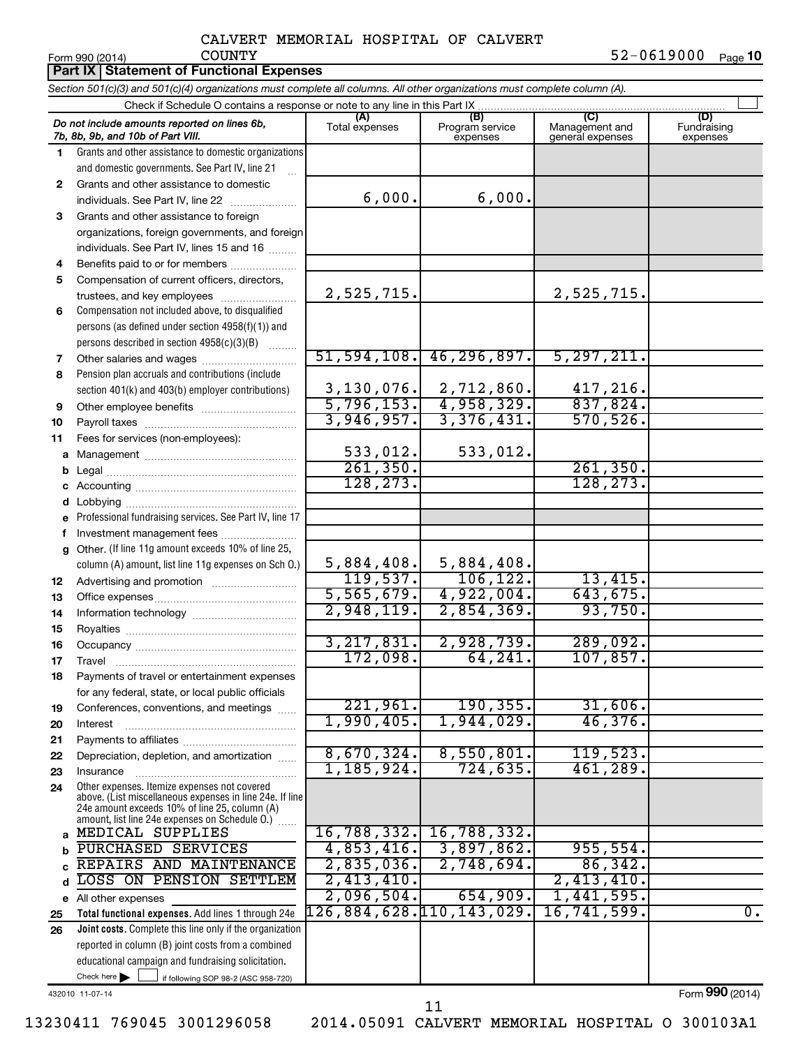CALVERT MEMORIAL HOSPITAL OF CALVERT COUNTY

Form 990 (2014) 52-0619000 Page 10

## Part IX Statement of Functional Expenses

*Section 501(c)(3) and 501(c)(4) organizations must complete all columns. All other organizations must complete column (A).*

Check if Schedule O contains a response or note to any line in this Part IX

| | *Do not include amounts reported on lines 6b, 7b, 8b, 9b, and 10b of Part VIII.* | (A) Total expenses | (B) Program service expenses | (C) Management and general expenses | (D) Fundraising expenses |
|---|---|---|---|---|---|
| 1 | Grants and other assistance to domestic organizations and domestic governments. See Part IV, line 21 | | | | |
| 2 | Grants and other assistance to domestic individuals. See Part IV, line 22 | 6,000. | 6,000. | | |
| 3 | Grants and other assistance to foreign organizations, foreign governments, and foreign individuals. See Part IV, lines 15 and 16 | | | | |
| 4 | Benefits paid to or for members | | | | |
| 5 | Compensation of current officers, directors, trustees, and key employees | 2,525,715. | | 2,525,715. | |
| 6 | Compensation not included above, to disqualified persons (as defined under section 4958(f)(1)) and persons described in section 4958(c)(3)(B) | | | | |
| 7 | Other salaries and wages | 51,594,108. | 46,296,897. | 5,297,211. | |
| 8 | Pension plan accruals and contributions (include section 401(k) and 403(b) employer contributions) | 3,130,076. | 2,712,860. | 417,216. | |
| 9 | Other employee benefits | 5,796,153. | 4,958,329. | 837,824. | |
| 10 | Payroll taxes | 3,946,957. | 3,376,431. | 570,526. | |
| 11 | Fees for services (non-employees): | | | | |
| a | Management | 533,012. | 533,012. | | |
| b | Legal | 261,350. | | 261,350. | |
| c | Accounting | 128,273. | | 128,273. | |
| d | Lobbying | | | | |
| e | Professional fundraising services. See Part IV, line 17 | | | | |
| f | Investment management fees | | | | |
| g | Other. (If line 11g amount exceeds 10% of line 25, column (A) amount, list line 11g expenses on Sch O.) | 5,884,408. | 5,884,408. | | |
| 12 | Advertising and promotion | 119,537. | 106,122. | 13,415. | |
| 13 | Office expenses | 5,565,679. | 4,922,004. | 643,675. | |
| 14 | Information technology | 2,948,119. | 2,854,369. | 93,750. | |
| 15 | Royalties | | | | |
| 16 | Occupancy | 3,217,831. | 2,928,739. | 289,092. | |
| 17 | Travel | 172,098. | 64,241. | 107,857. | |
| 18 | Payments of travel or entertainment expenses for any federal, state, or local public officials | | | | |
| 19 | Conferences, conventions, and meetings | 221,961. | 190,355. | 31,606. | |
| 20 | Interest | 1,990,405. | 1,944,029. | 46,376. | |
| 21 | Payments to affiliates | | | | |
| 22 | Depreciation, depletion, and amortization | 8,670,324. | 8,550,801. | 119,523. | |
| 23 | Insurance | 1,185,924. | 724,635. | 461,289. | |
| 24 | Other expenses. Itemize expenses not covered above. (List miscellaneous expenses in line 24e. If line 24e amount exceeds 10% of line 25, column (A) amount, list line 24e expenses on Schedule O.) | | | | |
| a | MEDICAL SUPPLIES | 16,788,332. | 16,788,332. | | |
| b | PURCHASED SERVICES | 4,853,416. | 3,897,862. | 955,554. | |
| c | REPAIRS AND MAINTENANCE | 2,835,036. | 2,748,694. | 86,342. | |
| d | LOSS ON PENSION SETTLEM | 2,413,410. | | 2,413,410. | |
| e | All other expenses | 2,096,504. | 654,909. | 1,441,595. | |
| 25 | **Total functional expenses.** Add lines 1 through 24e | 126,884,628. | 110,143,029. | 16,741,599. | 0. |
| 26 | **Joint costs.** Complete this line only if the organization reported in column (B) joint costs from a combined educational campaign and fundraising solicitation. Check here ☐ if following SOP 98-2 (ASC 958-720) | | | | |

432010 11-07-14 Form 990 (2014)

13230411 769045 3001296058 2014.05091 CALVERT MEMORIAL HOSPITAL O 300103A1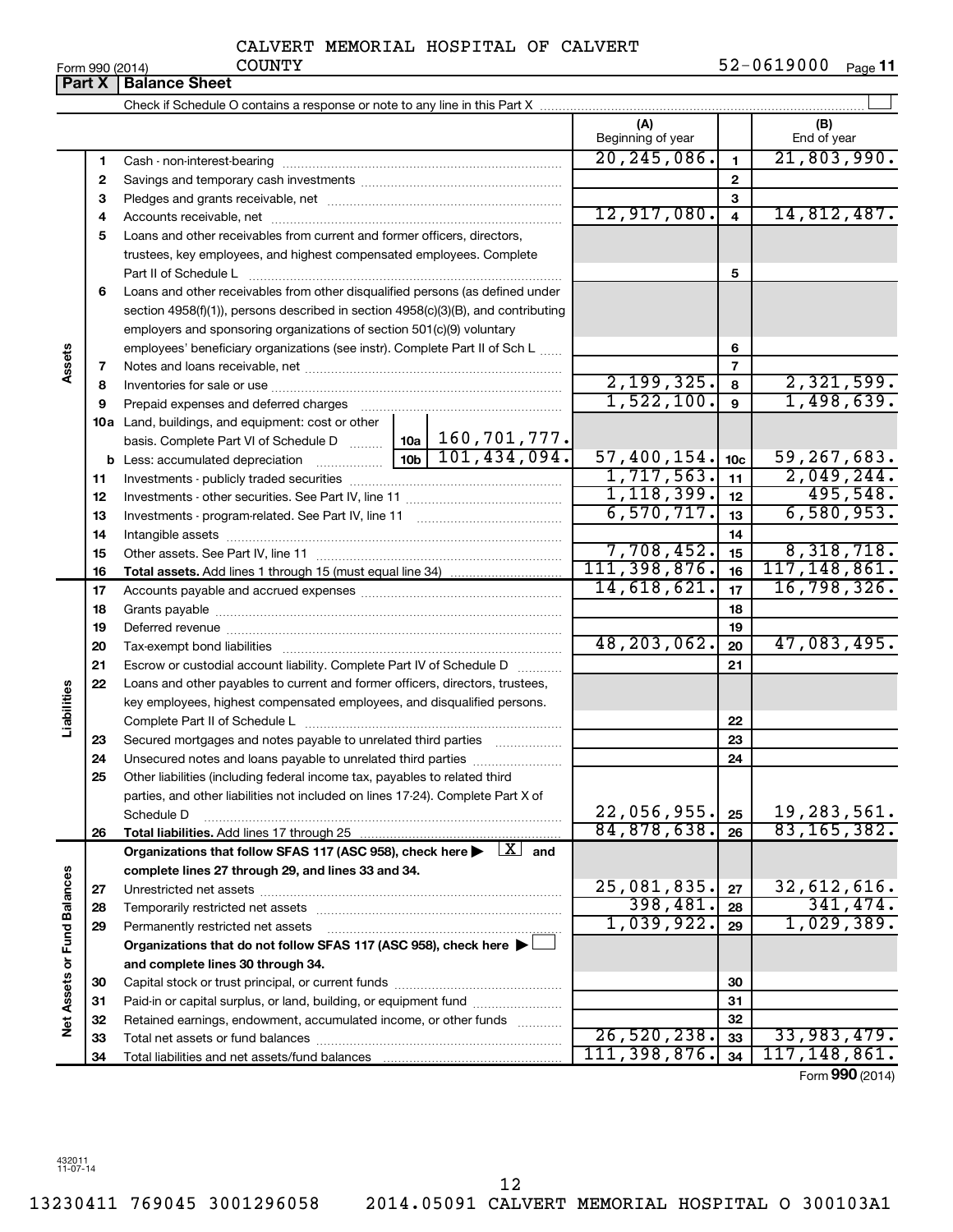CALVERT MEMORIAL HOSPITAL OF CALVERT COUNTY

Form 990 (2014) 52-0619000 Page **11**

## Part X Balance Sheet

Check if Schedule O contains a response or note to any line in this Part X

| | | | (A) Beginning of year | | (B) End of year |
|---|---|---|---|---|---|
| **Assets** | 1 | Cash - non-interest-bearing | 20,245,086. | 1 | 21,803,990. |
| | 2 | Savings and temporary cash investments | | 2 | |
| | 3 | Pledges and grants receivable, net | | 3 | |
| | 4 | Accounts receivable, net | 12,917,080. | 4 | 14,812,487. |
| | 5 | Loans and other receivables from current and former officers, directors, trustees, key employees, and highest compensated employees. Complete Part II of Schedule L | | 5 | |
| | 6 | Loans and other receivables from other disqualified persons (as defined under section 4958(f)(1)), persons described in section 4958(c)(3)(B), and contributing employers and sponsoring organizations of section 501(c)(9) voluntary employees' beneficiary organizations (see instr). Complete Part II of Sch L | | 6 | |
| | 7 | Notes and loans receivable, net | | 7 | |
| | 8 | Inventories for sale or use | 2,199,325. | 8 | 2,321,599. |
| | 9 | Prepaid expenses and deferred charges | 1,522,100. | 9 | 1,498,639. |
| | 10a | Land, buildings, and equipment: cost or other basis. Complete Part VI of Schedule D — 10a: 160,701,777. | | | |
| | b | Less: accumulated depreciation — 10b: 101,434,094. | 57,400,154. | 10c | 59,267,683. |
| | 11 | Investments - publicly traded securities | 1,717,563. | 11 | 2,049,244. |
| | 12 | Investments - other securities. See Part IV, line 11 | 1,118,399. | 12 | 495,548. |
| | 13 | Investments - program-related. See Part IV, line 11 | 6,570,717. | 13 | 6,580,953. |
| | 14 | Intangible assets | | 14 | |
| | 15 | Other assets. See Part IV, line 11 | 7,708,452. | 15 | 8,318,718. |
| | 16 | **Total assets.** Add lines 1 through 15 (must equal line 34) | 111,398,876. | 16 | 117,148,861. |
| **Liabilities** | 17 | Accounts payable and accrued expenses | 14,618,621. | 17 | 16,798,326. |
| | 18 | Grants payable | | 18 | |
| | 19 | Deferred revenue | | 19 | |
| | 20 | Tax-exempt bond liabilities | 48,203,062. | 20 | 47,083,495. |
| | 21 | Escrow or custodial account liability. Complete Part IV of Schedule D | | 21 | |
| | 22 | Loans and other payables to current and former officers, directors, trustees, key employees, highest compensated employees, and disqualified persons. Complete Part II of Schedule L | | 22 | |
| | 23 | Secured mortgages and notes payable to unrelated third parties | | 23 | |
| | 24 | Unsecured notes and loans payable to unrelated third parties | | 24 | |
| | 25 | Other liabilities (including federal income tax, payables to related third parties, and other liabilities not included on lines 17-24). Complete Part X of Schedule D | 22,056,955. | 25 | 19,283,561. |
| | 26 | **Total liabilities.** Add lines 17 through 25 | 84,878,638. | 26 | 83,165,382. |
| **Net Assets or Fund Balances** | | **Organizations that follow SFAS 117 (ASC 958), check here ▶ [X] and complete lines 27 through 29, and lines 33 and 34.** | | | |
| | 27 | Unrestricted net assets | 25,081,835. | 27 | 32,612,616. |
| | 28 | Temporarily restricted net assets | 398,481. | 28 | 341,474. |
| | 29 | Permanently restricted net assets | 1,039,922. | 29 | 1,029,389. |
| | | **Organizations that do not follow SFAS 117 (ASC 958), check here ▶ [ ] and complete lines 30 through 34.** | | | |
| | 30 | Capital stock or trust principal, or current funds | | 30 | |
| | 31 | Paid-in or capital surplus, or land, building, or equipment fund | | 31 | |
| | 32 | Retained earnings, endowment, accumulated income, or other funds | | 32 | |
| | 33 | Total net assets or fund balances | 26,520,238. | 33 | 33,983,479. |
| | 34 | Total liabilities and net assets/fund balances | 111,398,876. | 34 | 117,148,861. |

Form **990** (2014)

432011 11-07-14

13230411 769045 3001296058 2014.05091 CALVERT MEMORIAL HOSPITAL O 300103A1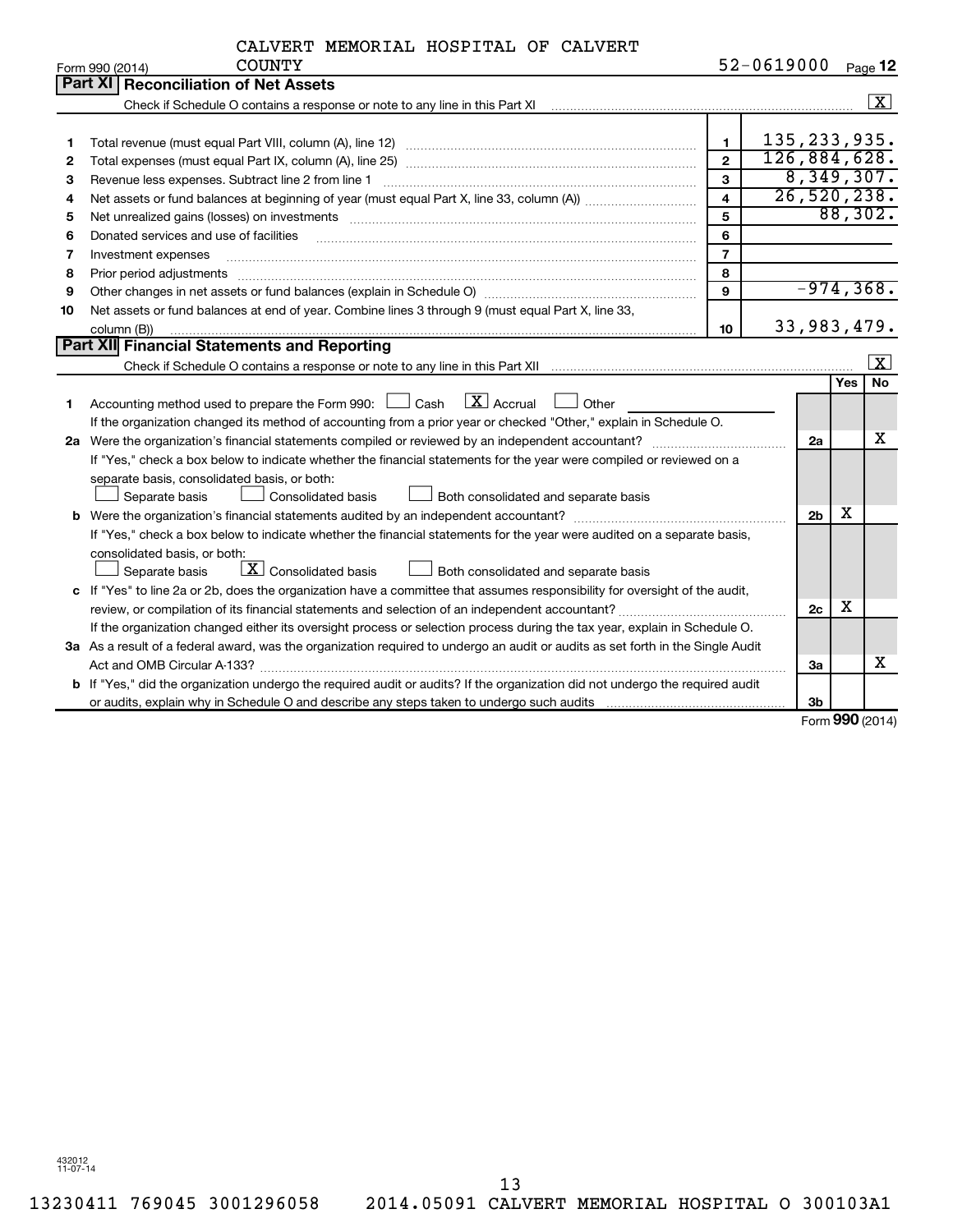CALVERT MEMORIAL HOSPITAL OF CALVERT COUNTY

Form 990 (2014) 52-0619000 Page 12

## Part XI Reconciliation of Net Assets

Check if Schedule O contains a response or note to any line in this Part XI [X]

| | | | |
|---|---|---|---|
| 1 | Total revenue (must equal Part VIII, column (A), line 12) | 1 | 135,233,935. |
| 2 | Total expenses (must equal Part IX, column (A), line 25) | 2 | 126,884,628. |
| 3 | Revenue less expenses. Subtract line 2 from line 1 | 3 | 8,349,307. |
| 4 | Net assets or fund balances at beginning of year (must equal Part X, line 33, column (A)) | 4 | 26,520,238. |
| 5 | Net unrealized gains (losses) on investments | 5 | 88,302. |
| 6 | Donated services and use of facilities | 6 | |
| 7 | Investment expenses | 7 | |
| 8 | Prior period adjustments | 8 | |
| 9 | Other changes in net assets or fund balances (explain in Schedule O) | 9 | -974,368. |
| 10 | Net assets or fund balances at end of year. Combine lines 3 through 9 (must equal Part X, line 33, column (B)) | 10 | 33,983,479. |

## Part XII Financial Statements and Reporting

Check if Schedule O contains a response or note to any line in this Part XII [X]

| | | | Yes | No |
|---|---|---|---|---|
| 1 | Accounting method used to prepare the Form 990: [ ] Cash [X] Accrual [ ] Other<br>If the organization changed its method of accounting from a prior year or checked "Other," explain in Schedule O. | | | |
| 2a | Were the organization's financial statements compiled or reviewed by an independent accountant?<br>If "Yes," check a box below to indicate whether the financial statements for the year were compiled or reviewed on a separate basis, consolidated basis, or both:<br>[ ] Separate basis [ ] Consolidated basis [ ] Both consolidated and separate basis | 2a | | X |
| b | Were the organization's financial statements audited by an independent accountant?<br>If "Yes," check a box below to indicate whether the financial statements for the year were audited on a separate basis, consolidated basis, or both:<br>[ ] Separate basis [X] Consolidated basis [ ] Both consolidated and separate basis | 2b | X | |
| c | If "Yes" to line 2a or 2b, does the organization have a committee that assumes responsibility for oversight of the audit, review, or compilation of its financial statements and selection of an independent accountant?<br>If the organization changed either its oversight process or selection process during the tax year, explain in Schedule O. | 2c | X | |
| 3a | As a result of a federal award, was the organization required to undergo an audit or audits as set forth in the Single Audit Act and OMB Circular A-133? | 3a | | X |
| b | If "Yes," did the organization undergo the required audit or audits? If the organization did not undergo the required audit or audits, explain why in Schedule O and describe any steps taken to undergo such audits | 3b | | |

Form 990 (2014)

432012 11-07-14

13230411 769045 3001296058 2014.05091 CALVERT MEMORIAL HOSPITAL O 300103A1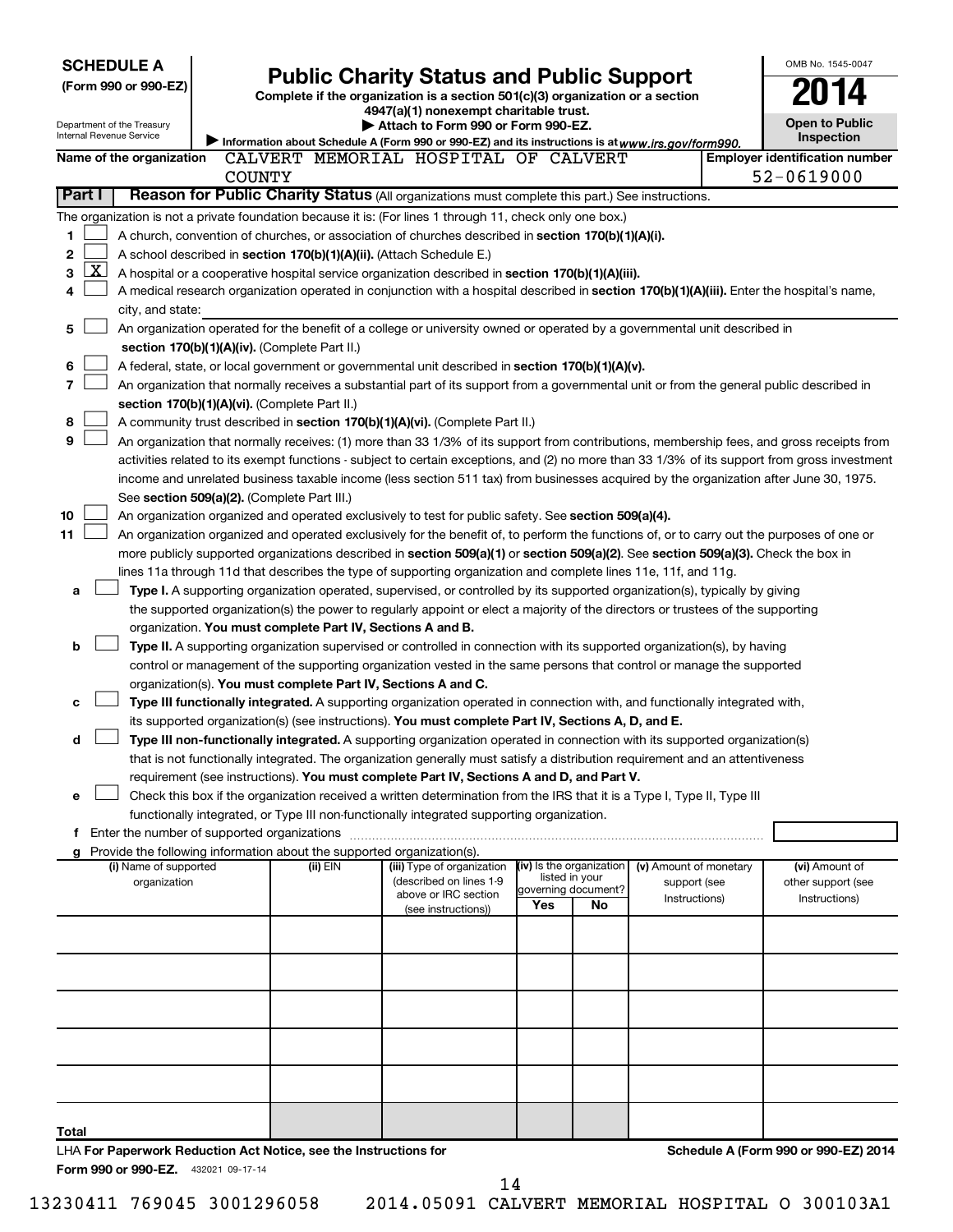**SCHEDULE A**
**(Form 990 or 990-EZ)**

Department of the Treasury
Internal Revenue Service

# Public Charity Status and Public Support

**Complete if the organization is a section 501(c)(3) organization or a section 4947(a)(1) nonexempt charitable trust.**
**▶ Attach to Form 990 or Form 990-EZ.**
▶ Information about Schedule A (Form 990 or 990-EZ) and its instructions is at *www.irs.gov/form990.*

OMB No. 1545-0047
**2014**
**Open to Public Inspection**

**Name of the organization** CALVERT MEMORIAL HOSPITAL OF CALVERT COUNTY
**Employer identification number** 52-0619000

**Part I — Reason for Public Charity Status** (All organizations must complete this part.) See instructions.

The organization is not a private foundation because it is: (For lines 1 through 11, check only one box.)

1. [ ] A church, convention of churches, or association of churches described in **section 170(b)(1)(A)(i).**
2. [ ] A school described in **section 170(b)(1)(A)(ii).** (Attach Schedule E.)
3. [X] A hospital or a cooperative hospital service organization described in **section 170(b)(1)(A)(iii).**
4. [ ] A medical research organization operated in conjunction with a hospital described in **section 170(b)(1)(A)(iii).** Enter the hospital's name, city, and state: ____________
5. [ ] An organization operated for the benefit of a college or university owned or operated by a governmental unit described in **section 170(b)(1)(A)(iv).** (Complete Part II.)
6. [ ] A federal, state, or local government or governmental unit described in **section 170(b)(1)(A)(v).**
7. [ ] An organization that normally receives a substantial part of its support from a governmental unit or from the general public described in **section 170(b)(1)(A)(vi).** (Complete Part II.)
8. [ ] A community trust described in **section 170(b)(1)(A)(vi).** (Complete Part II.)
9. [ ] An organization that normally receives: (1) more than 33 1/3% of its support from contributions, membership fees, and gross receipts from activities related to its exempt functions - subject to certain exceptions, and (2) no more than 33 1/3% of its support from gross investment income and unrelated business taxable income (less section 511 tax) from businesses acquired by the organization after June 30, 1975. See **section 509(a)(2).** (Complete Part III.)
10. [ ] An organization organized and operated exclusively to test for public safety. See **section 509(a)(4).**
11. [ ] An organization organized and operated exclusively for the benefit of, to perform the functions of, or to carry out the purposes of one or more publicly supported organizations described in **section 509(a)(1)** or **section 509(a)(2).** See **section 509(a)(3).** Check the box in lines 11a through 11d that describes the type of supporting organization and complete lines 11e, 11f, and 11g.

   a. [ ] **Type I.** A supporting organization operated, supervised, or controlled by its supported organization(s), typically by giving the supported organization(s) the power to regularly appoint or elect a majority of the directors or trustees of the supporting organization. **You must complete Part IV, Sections A and B.**

   b. [ ] **Type II.** A supporting organization supervised or controlled in connection with its supported organization(s), by having control or management of the supporting organization vested in the same persons that control or manage the supported organization(s). **You must complete Part IV, Sections A and C.**

   c. [ ] **Type III functionally integrated.** A supporting organization operated in connection with, and functionally integrated with, its supported organization(s) (see instructions). **You must complete Part IV, Sections A, D, and E.**

   d. [ ] **Type III non-functionally integrated.** A supporting organization operated in connection with its supported organization(s) that is not functionally integrated. The organization generally must satisfy a distribution requirement and an attentiveness requirement (see instructions). **You must complete Part IV, Sections A and D, and Part V.**

   e. [ ] Check this box if the organization received a written determination from the IRS that it is a Type I, Type II, Type III functionally integrated, or Type III non-functionally integrated supporting organization.

   f. Enter the number of supported organizations ____

   g. Provide the following information about the supported organization(s).

| (i) Name of supported organization | (ii) EIN | (iii) Type of organization (described on lines 1-9 above or IRC section (see instructions)) | (iv) Is the organization listed in your governing document? Yes | No | (v) Amount of monetary support (see Instructions) | (vi) Amount of other support (see Instructions) |
|---|---|---|---|---|---|---|
| | | | | | | |
| | | | | | | |
| | | | | | | |
| | | | | | | |
| | | | | | | |
| **Total** | | | | | | |

LHA **For Paperwork Reduction Act Notice, see the Instructions for Form 990 or 990-EZ.** 432021 09-17-14

**Schedule A (Form 990 or 990-EZ) 2014**

13230411 769045 3001296058 2014.05091 CALVERT MEMORIAL HOSPITAL O 300103A1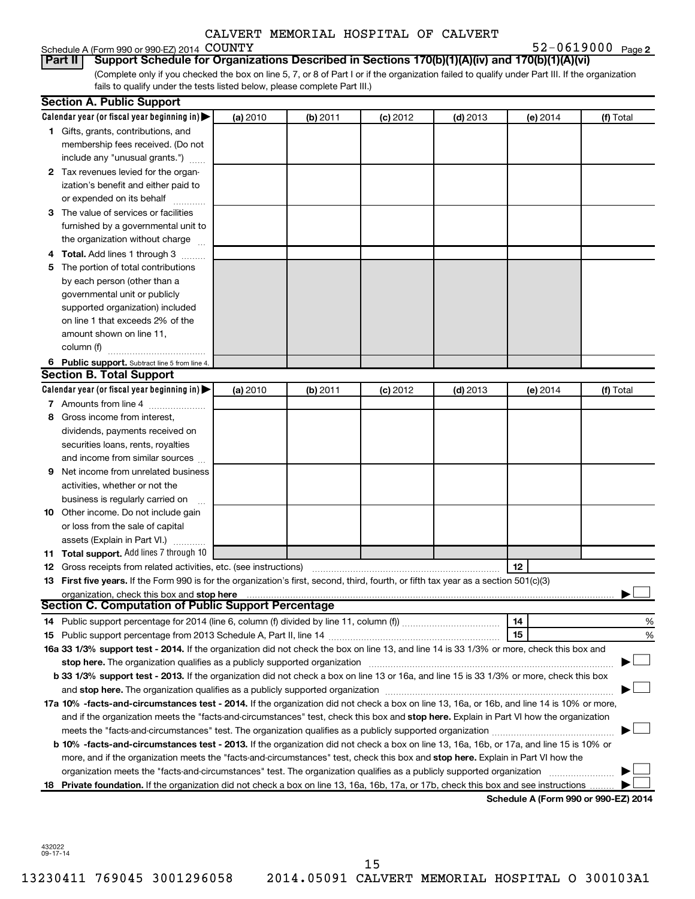CALVERT MEMORIAL HOSPITAL OF CALVERT COUNTY

Schedule A (Form 990 or 990-EZ) 2014 COUNTY 52-0619000 Page 2

**Part II Support Schedule for Organizations Described in Sections 170(b)(1)(A)(iv) and 170(b)(1)(A)(vi)**

(Complete only if you checked the box on line 5, 7, or 8 of Part I or if the organization failed to qualify under Part III. If the organization fails to qualify under the tests listed below, please complete Part III.)

**Section A. Public Support**

| Calendar year (or fiscal year beginning in) ▶ | (a) 2010 | (b) 2011 | (c) 2012 | (d) 2013 | (e) 2014 | (f) Total |
|---|---|---|---|---|---|---|
| **1** Gifts, grants, contributions, and membership fees received. (Do not include any "unusual grants.") | | | | | | |
| **2** Tax revenues levied for the organization's benefit and either paid to or expended on its behalf | | | | | | |
| **3** The value of services or facilities furnished by a governmental unit to the organization without charge | | | | | | |
| **4 Total.** Add lines 1 through 3 | | | | | | |
| **5** The portion of total contributions by each person (other than a governmental unit or publicly supported organization) included on line 1 that exceeds 2% of the amount shown on line 11, column (f) | | | | | | |
| **6 Public support.** Subtract line 5 from line 4. | | | | | | |

**Section B. Total Support**

| Calendar year (or fiscal year beginning in) ▶ | (a) 2010 | (b) 2011 | (c) 2012 | (d) 2013 | (e) 2014 | (f) Total |
|---|---|---|---|---|---|---|
| **7** Amounts from line 4 | | | | | | |
| **8** Gross income from interest, dividends, payments received on securities loans, rents, royalties and income from similar sources | | | | | | |
| **9** Net income from unrelated business activities, whether or not the business is regularly carried on | | | | | | |
| **10** Other income. Do not include gain or loss from the sale of capital assets (Explain in Part VI.) | | | | | | |
| **11 Total support.** Add lines 7 through 10 | | | | | | |

**12** Gross receipts from related activities, etc. (see instructions) **12**

**13 First five years.** If the Form 990 is for the organization's first, second, third, fourth, or fifth tax year as a section 501(c)(3) organization, check this box and **stop here** ▶ ☐

**Section C. Computation of Public Support Percentage**

**14** Public support percentage for 2014 (line 6, column (f) divided by line 11, column (f)) **14** %

**15** Public support percentage from 2013 Schedule A, Part II, line 14 **15** %

**16a 33 1/3% support test - 2014.** If the organization did not check the box on line 13, and line 14 is 33 1/3% or more, check this box and **stop here.** The organization qualifies as a publicly supported organization ▶ ☐

**b 33 1/3% support test - 2013.** If the organization did not check a box on line 13 or 16a, and line 15 is 33 1/3% or more, check this box and **stop here.** The organization qualifies as a publicly supported organization ▶ ☐

**17a 10% -facts-and-circumstances test - 2014.** If the organization did not check a box on line 13, 16a, or 16b, and line 14 is 10% or more, and if the organization meets the "facts-and-circumstances" test, check this box and **stop here.** Explain in Part VI how the organization meets the "facts-and-circumstances" test. The organization qualifies as a publicly supported organization ▶ ☐

**b 10% -facts-and-circumstances test - 2013.** If the organization did not check a box on line 13, 16a, 16b, or 17a, and line 15 is 10% or more, and if the organization meets the "facts-and-circumstances" test, check this box and **stop here.** Explain in Part VI how the organization meets the "facts-and-circumstances" test. The organization qualifies as a publicly supported organization ▶ ☐

**18 Private foundation.** If the organization did not check a box on line 13, 16a, 16b, 17a, or 17b, check this box and see instructions ▶ ☐

**Schedule A (Form 990 or 990-EZ) 2014**

432022 09-17-14

13230411 769045 3001296058 2014.05091 CALVERT MEMORIAL HOSPITAL O 300103A1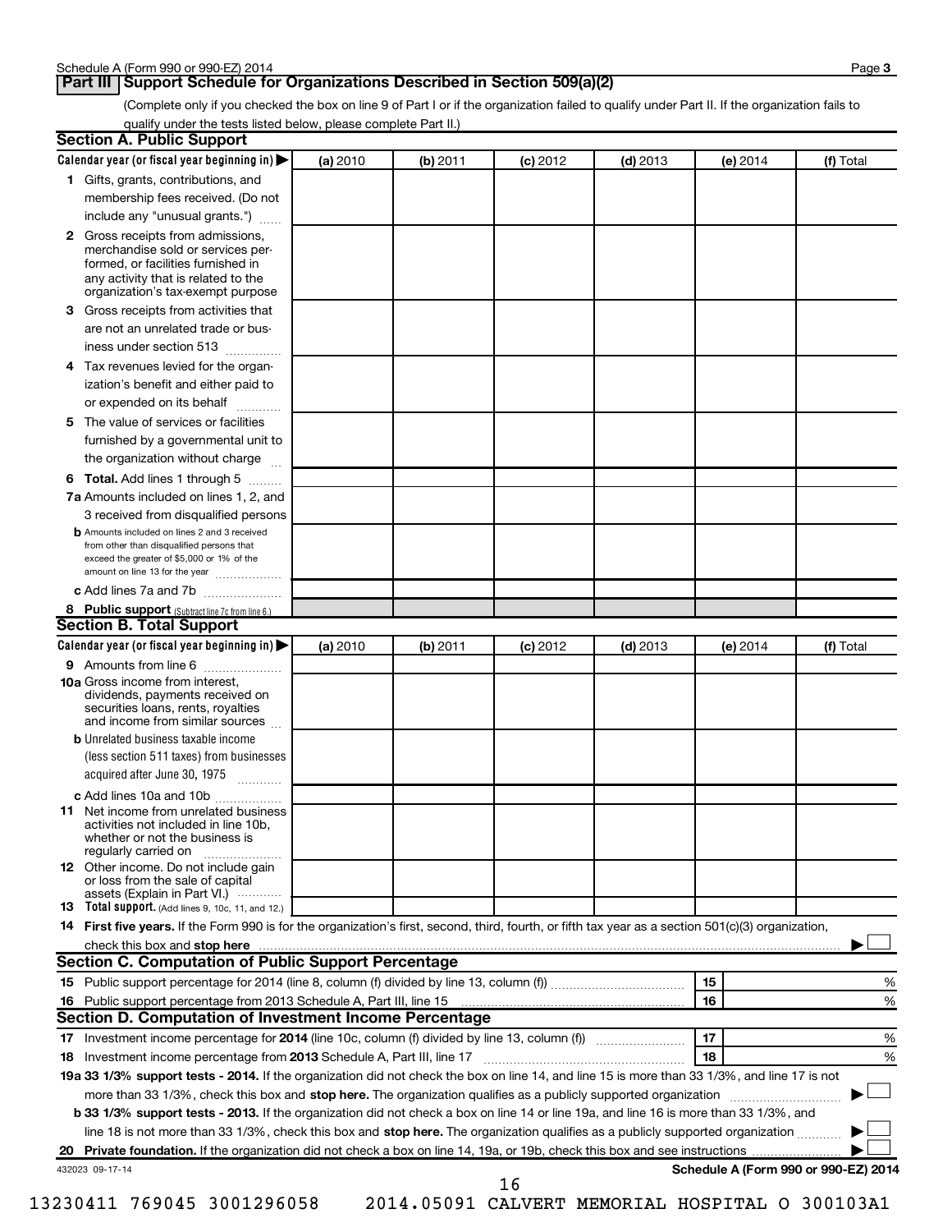Schedule A (Form 990 or 990-EZ) 2014

## Part III Support Schedule for Organizations Described in Section 509(a)(2)

(Complete only if you checked the box on line 9 of Part I or if the organization failed to qualify under Part II. If the organization fails to qualify under the tests listed below, please complete Part II.)

### Section A. Public Support

| Calendar year (or fiscal year beginning in) ▶ | (a) 2010 | (b) 2011 | (c) 2012 | (d) 2013 | (e) 2014 | (f) Total |
|---|---|---|---|---|---|---|
| **1** Gifts, grants, contributions, and membership fees received. (Do not include any "unusual grants.") | | | | | | |
| **2** Gross receipts from admissions, merchandise sold or services performed, or facilities furnished in any activity that is related to the organization's tax-exempt purpose | | | | | | |
| **3** Gross receipts from activities that are not an unrelated trade or business under section 513 | | | | | | |
| **4** Tax revenues levied for the organization's benefit and either paid to or expended on its behalf | | | | | | |
| **5** The value of services or facilities furnished by a governmental unit to the organization without charge | | | | | | |
| **6 Total.** Add lines 1 through 5 | | | | | | |
| **7a** Amounts included on lines 1, 2, and 3 received from disqualified persons | | | | | | |
| **b** Amounts included on lines 2 and 3 received from other than disqualified persons that exceed the greater of $5,000 or 1% of the amount on line 13 for the year | | | | | | |
| **c** Add lines 7a and 7b | | | | | | |
| **8 Public support** (Subtract line 7c from line 6.) | | | | | | |

### Section B. Total Support

| Calendar year (or fiscal year beginning in) ▶ | (a) 2010 | (b) 2011 | (c) 2012 | (d) 2013 | (e) 2014 | (f) Total |
|---|---|---|---|---|---|---|
| **9** Amounts from line 6 | | | | | | |
| **10a** Gross income from interest, dividends, payments received on securities loans, rents, royalties and income from similar sources | | | | | | |
| **b** Unrelated business taxable income (less section 511 taxes) from businesses acquired after June 30, 1975 | | | | | | |
| **c** Add lines 10a and 10b | | | | | | |
| **11** Net income from unrelated business activities not included in line 10b, whether or not the business is regularly carried on | | | | | | |
| **12** Other income. Do not include gain or loss from the sale of capital assets (Explain in Part VI.) | | | | | | |
| **13 Total support.** (Add lines 9, 10c, 11, and 12.) | | | | | | |

**14 First five years.** If the Form 990 is for the organization's first, second, third, fourth, or fifth tax year as a section 501(c)(3) organization, check this box and **stop here** ▶ ☐

### Section C. Computation of Public Support Percentage

| | | | |
|---|---|---|---|
| **15** | Public support percentage for 2014 (line 8, column (f) divided by line 13, column (f)) | 15 | % |
| **16** | Public support percentage from 2013 Schedule A, Part III, line 15 | 16 | % |

### Section D. Computation of Investment Income Percentage

| | | | |
|---|---|---|---|
| **17** | Investment income percentage for **2014** (line 10c, column (f) divided by line 13, column (f)) | 17 | % |
| **18** | Investment income percentage from **2013** Schedule A, Part III, line 17 | 18 | % |

**19a 33 1/3% support tests - 2014.** If the organization did not check the box on line 14, and line 15 is more than 33 1/3%, and line 17 is not more than 33 1/3%, check this box and **stop here.** The organization qualifies as a publicly supported organization ▶ ☐

**b 33 1/3% support tests - 2013.** If the organization did not check a box on line 14 or line 19a, and line 16 is more than 33 1/3%, and line 18 is not more than 33 1/3%, check this box and **stop here.** The organization qualifies as a publicly supported organization ▶ ☐

**20 Private foundation.** If the organization did not check a box on line 14, 19a, or 19b, check this box and see instructions ▶ ☐

432023 09-17-14

**Schedule A (Form 990 or 990-EZ) 2014**

13230411 769045 3001296058 2014.05091 CALVERT MEMORIAL HOSPITAL O 300103A1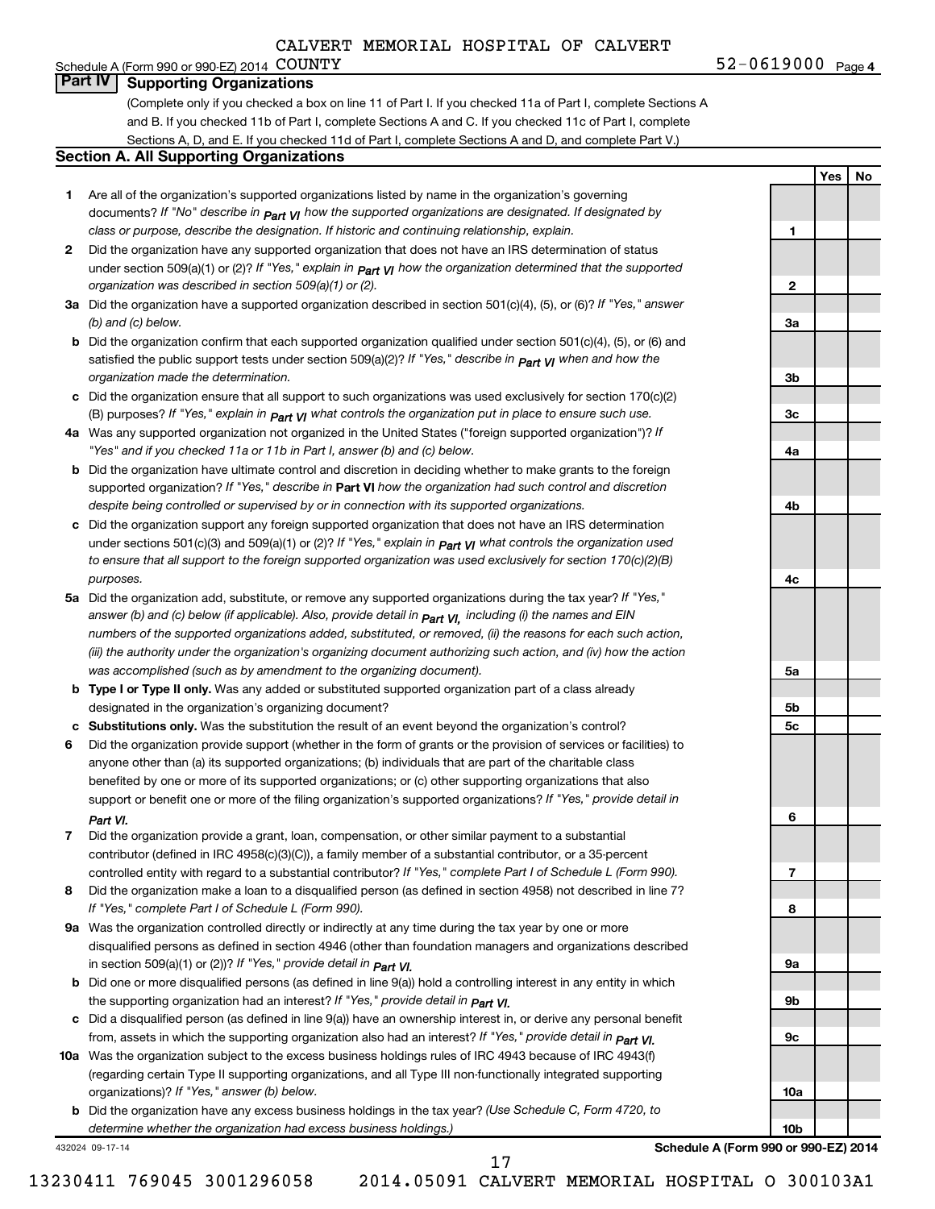CALVERT MEMORIAL HOSPITAL OF CALVERT COUNTY

Schedule A (Form 990 or 990-EZ) 2014 52-0619000 Page **4**

## Part IV Supporting Organizations

(Complete only if you checked a box on line 11 of Part I. If you checked 11a of Part I, complete Sections A and B. If you checked 11b of Part I, complete Sections A and C. If you checked 11c of Part I, complete Sections A, D, and E. If you checked 11d of Part I, complete Sections A and D, and complete Part V.)

### Section A. All Supporting Organizations

| | | | Yes | No |
|---|---|---|---|---|
| **1** | Are all of the organization's supported organizations listed by name in the organization's governing documents? *If "No" describe in* ***Part VI*** *how the supported organizations are designated. If designated by class or purpose, describe the designation. If historic and continuing relationship, explain.* | **1** | | |
| **2** | Did the organization have any supported organization that does not have an IRS determination of status under section 509(a)(1) or (2)? *If "Yes," explain in* ***Part VI*** *how the organization determined that the supported organization was described in section 509(a)(1) or (2).* | **2** | | |
| **3a** | Did the organization have a supported organization described in section 501(c)(4), (5), or (6)? *If "Yes," answer (b) and (c) below.* | **3a** | | |
| **b** | Did the organization confirm that each supported organization qualified under section 501(c)(4), (5), or (6) and satisfied the public support tests under section 509(a)(2)? *If "Yes," describe in* ***Part VI*** *when and how the organization made the determination.* | **3b** | | |
| **c** | Did the organization ensure that all support to such organizations was used exclusively for section 170(c)(2)(B) purposes? *If "Yes," explain in* ***Part VI*** *what controls the organization put in place to ensure such use.* | **3c** | | |
| **4a** | Was any supported organization not organized in the United States ("foreign supported organization")? *If "Yes" and if you checked 11a or 11b in Part I, answer (b) and (c) below.* | **4a** | | |
| **b** | Did the organization have ultimate control and discretion in deciding whether to make grants to the foreign supported organization? *If "Yes," describe in* **Part VI** *how the organization had such control and discretion despite being controlled or supervised by or in connection with its supported organizations.* | **4b** | | |
| **c** | Did the organization support any foreign supported organization that does not have an IRS determination under sections 501(c)(3) and 509(a)(1) or (2)? *If "Yes," explain in* ***Part VI*** *what controls the organization used to ensure that all support to the foreign supported organization was used exclusively for section 170(c)(2)(B) purposes.* | **4c** | | |
| **5a** | Did the organization add, substitute, or remove any supported organizations during the tax year? *If "Yes," answer (b) and (c) below (if applicable). Also, provide detail in* ***Part VI,*** *including (i) the names and EIN numbers of the supported organizations added, substituted, or removed, (ii) the reasons for each such action, (iii) the authority under the organization's organizing document authorizing such action, and (iv) how the action was accomplished (such as by amendment to the organizing document).* | **5a** | | |
| **b** | **Type I or Type II only.** Was any added or substituted supported organization part of a class already designated in the organization's organizing document? | **5b** | | |
| **c** | **Substitutions only.** Was the substitution the result of an event beyond the organization's control? | **5c** | | |
| **6** | Did the organization provide support (whether in the form of grants or the provision of services or facilities) to anyone other than (a) its supported organizations; (b) individuals that are part of the charitable class benefited by one or more of its supported organizations; or (c) other supporting organizations that also support or benefit one or more of the filing organization's supported organizations? *If "Yes," provide detail in* ***Part VI.*** | **6** | | |
| **7** | Did the organization provide a grant, loan, compensation, or other similar payment to a substantial contributor (defined in IRC 4958(c)(3)(C)), a family member of a substantial contributor, or a 35-percent controlled entity with regard to a substantial contributor? *If "Yes," complete Part I of Schedule L (Form 990).* | **7** | | |
| **8** | Did the organization make a loan to a disqualified person (as defined in section 4958) not described in line 7? *If "Yes," complete Part I of Schedule L (Form 990).* | **8** | | |
| **9a** | Was the organization controlled directly or indirectly at any time during the tax year by one or more disqualified persons as defined in section 4946 (other than foundation managers and organizations described in section 509(a)(1) or (2))? *If "Yes," provide detail in* ***Part VI.*** | **9a** | | |
| **b** | Did one or more disqualified persons (as defined in line 9(a)) hold a controlling interest in any entity in which the supporting organization had an interest? *If "Yes," provide detail in* ***Part VI.*** | **9b** | | |
| **c** | Did a disqualified person (as defined in line 9(a)) have an ownership interest in, or derive any personal benefit from, assets in which the supporting organization also had an interest? *If "Yes," provide detail in* ***Part VI.*** | **9c** | | |
| **10a** | Was the organization subject to the excess business holdings rules of IRC 4943 because of IRC 4943(f) (regarding certain Type II supporting organizations, and all Type III non-functionally integrated supporting organizations)? *If "Yes," answer (b) below.* | **10a** | | |
| **b** | Did the organization have any excess business holdings in the tax year? *(Use Schedule C, Form 4720, to determine whether the organization had excess business holdings.)* | **10b** | | |

432024 09-17-14 **Schedule A (Form 990 or 990-EZ) 2014**

13230411 769045 3001296058 2014.05091 CALVERT MEMORIAL HOSPITAL O 300103A1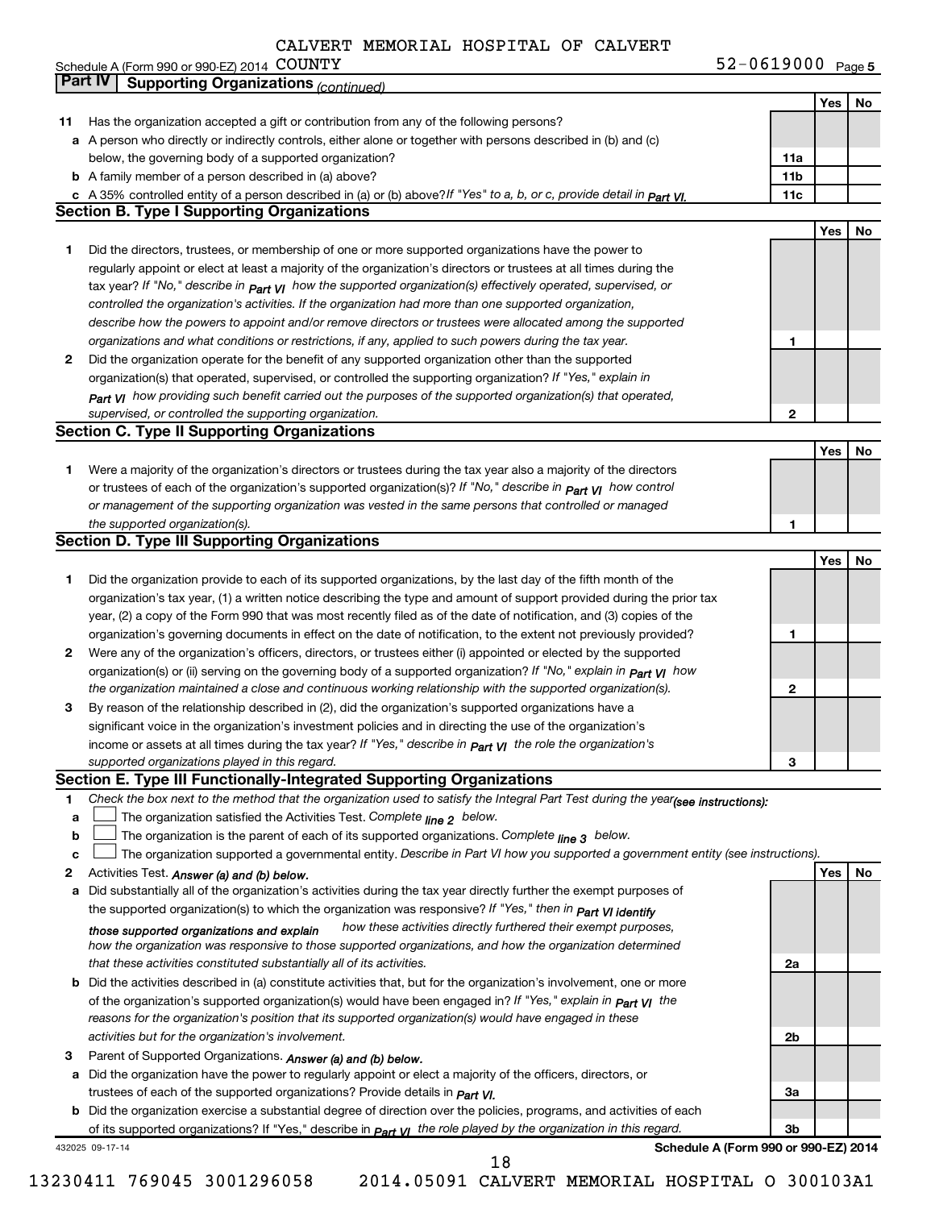CALVERT MEMORIAL HOSPITAL OF CALVERT

Schedule A (Form 990 or 990-EZ) 2014 COUNTY 52-0619000 Page **5**

## Part IV Supporting Organizations *(continued)*

| | | | Yes | No |
|---|---|---|---|---|
| **11** | Has the organization accepted a gift or contribution from any of the following persons? | | | |
| **a** | A person who directly or indirectly controls, either alone or together with persons described in (b) and (c) below, the governing body of a supported organization? | **11a** | | |
| **b** | A family member of a person described in (a) above? | **11b** | | |
| **c** | A 35% controlled entity of a person described in (a) or (b) above? *If "Yes" to a, b, or c, provide detail in Part VI.* | **11c** | | |

### Section B. Type I Supporting Organizations

| | | | Yes | No |
|---|---|---|---|---|
| **1** | Did the directors, trustees, or membership of one or more supported organizations have the power to regularly appoint or elect at least a majority of the organization's directors or trustees at all times during the tax year? *If "No," describe in Part VI how the supported organization(s) effectively operated, supervised, or controlled the organization's activities. If the organization had more than one supported organization, describe how the powers to appoint and/or remove directors or trustees were allocated among the supported organizations and what conditions or restrictions, if any, applied to such powers during the tax year.* | **1** | | |
| **2** | Did the organization operate for the benefit of any supported organization other than the supported organization(s) that operated, supervised, or controlled the supporting organization? *If "Yes," explain in Part VI how providing such benefit carried out the purposes of the supported organization(s) that operated, supervised, or controlled the supporting organization.* | **2** | | |

### Section C. Type II Supporting Organizations

| | | | Yes | No |
|---|---|---|---|---|
| **1** | Were a majority of the organization's directors or trustees during the tax year also a majority of the directors or trustees of each of the organization's supported organization(s)? *If "No," describe in Part VI how control or management of the supporting organization was vested in the same persons that controlled or managed the supported organization(s).* | **1** | | |

### Section D. Type III Supporting Organizations

| | | | Yes | No |
|---|---|---|---|---|
| **1** | Did the organization provide to each of its supported organizations, by the last day of the fifth month of the organization's tax year, (1) a written notice describing the type and amount of support provided during the prior tax year, (2) a copy of the Form 990 that was most recently filed as of the date of notification, and (3) copies of the organization's governing documents in effect on the date of notification, to the extent not previously provided? | **1** | | |
| **2** | Were any of the organization's officers, directors, or trustees either (i) appointed or elected by the supported organization(s) or (ii) serving on the governing body of a supported organization? *If "No," explain in Part VI how the organization maintained a close and continuous working relationship with the supported organization(s).* | **2** | | |
| **3** | By reason of the relationship described in (2), did the organization's supported organizations have a significant voice in the organization's investment policies and in directing the use of the organization's income or assets at all times during the tax year? *If "Yes," describe in Part VI the role the organization's supported organizations played in this regard.* | **3** | | |

### Section E. Type III Functionally-Integrated Supporting Organizations

**1** *Check the box next to the method that the organization used to satisfy the Integral Part Test during the year (see instructions):*

- **a** ☐ The organization satisfied the Activities Test. *Complete line 2 below.*
- **b** ☐ The organization is the parent of each of its supported organizations. *Complete line 3 below.*
- **c** ☐ The organization supported a governmental entity. *Describe in Part VI how you supported a government entity (see instructions).*

| | | | Yes | No |
|---|---|---|---|---|
| **2** | Activities Test. *Answer (a) and (b) below.* | | | |
| **a** | Did substantially all of the organization's activities during the tax year directly further the exempt purposes of the supported organization(s) to which the organization was responsive? *If "Yes," then in Part VI identify those supported organizations and explain how these activities directly furthered their exempt purposes, how the organization was responsive to those supported organizations, and how the organization determined that these activities constituted substantially all of its activities.* | **2a** | | |
| **b** | Did the activities described in (a) constitute activities that, but for the organization's involvement, one or more of the organization's supported organization(s) would have been engaged in? *If "Yes," explain in Part VI the reasons for the organization's position that its supported organization(s) would have engaged in these activities but for the organization's involvement.* | **2b** | | |
| **3** | Parent of Supported Organizations. *Answer (a) and (b) below.* | | | |
| **a** | Did the organization have the power to regularly appoint or elect a majority of the officers, directors, or trustees of each of the supported organizations? Provide details in *Part VI.* | **3a** | | |
| **b** | Did the organization exercise a substantial degree of direction over the policies, programs, and activities of each of its supported organizations? If "Yes," describe in *Part VI* the role played by the organization in this regard. | **3b** | | |

432025 09-17-14 **Schedule A (Form 990 or 990-EZ) 2014**

13230411 769045 3001296058 2014.05091 CALVERT MEMORIAL HOSPITAL O 300103A1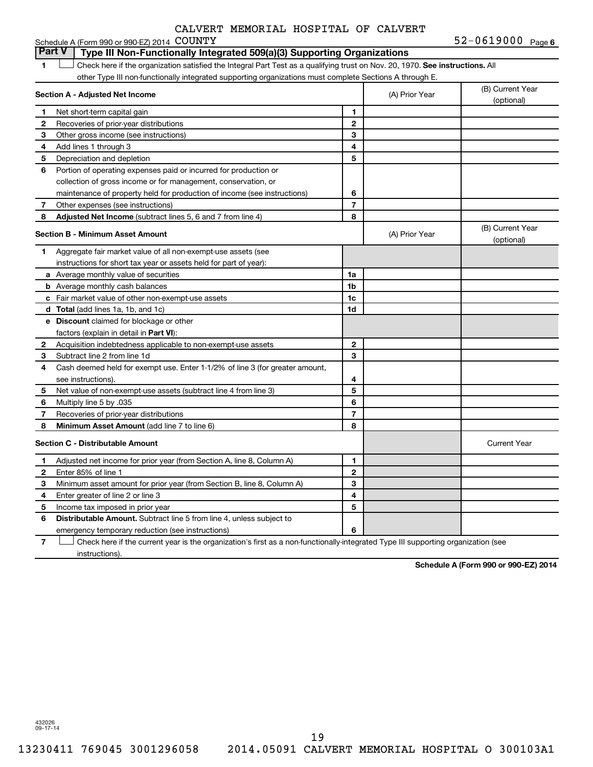CALVERT MEMORIAL HOSPITAL OF CALVERT COUNTY

Schedule A (Form 990 or 990-EZ) 2014 — 52-0619000 Page 6

## Part V Type III Non-Functionally Integrated 509(a)(3) Supporting Organizations

1 ☐ Check here if the organization satisfied the Integral Part Test as a qualifying trust on Nov. 20, 1970. **See instructions.** All other Type III non-functionally integrated supporting organizations must complete Sections A through E.

| **Section A - Adjusted Net Income** | | (A) Prior Year | (B) Current Year (optional) |
|---|---|---|---|
| 1 Net short-term capital gain | 1 | | |
| 2 Recoveries of prior-year distributions | 2 | | |
| 3 Other gross income (see instructions) | 3 | | |
| 4 Add lines 1 through 3 | 4 | | |
| 5 Depreciation and depletion | 5 | | |
| 6 Portion of operating expenses paid or incurred for production or collection of gross income or for management, conservation, or maintenance of property held for production of income (see instructions) | 6 | | |
| 7 Other expenses (see instructions) | 7 | | |
| 8 **Adjusted Net Income** (subtract lines 5, 6 and 7 from line 4) | 8 | | |

| **Section B - Minimum Asset Amount** | | (A) Prior Year | (B) Current Year (optional) |
|---|---|---|---|
| 1 Aggregate fair market value of all non-exempt-use assets (see instructions for short tax year or assets held for part of year): | | | |
| a Average monthly value of securities | 1a | | |
| b Average monthly cash balances | 1b | | |
| c Fair market value of other non-exempt-use assets | 1c | | |
| d **Total** (add lines 1a, 1b, and 1c) | 1d | | |
| e **Discount** claimed for blockage or other factors (explain in detail in **Part VI**): | | | |
| 2 Acquisition indebtedness applicable to non-exempt-use assets | 2 | | |
| 3 Subtract line 2 from line 1d | 3 | | |
| 4 Cash deemed held for exempt use. Enter 1-1/2% of line 3 (for greater amount, see instructions). | 4 | | |
| 5 Net value of non-exempt-use assets (subtract line 4 from line 3) | 5 | | |
| 6 Multiply line 5 by .035 | 6 | | |
| 7 Recoveries of prior-year distributions | 7 | | |
| 8 **Minimum Asset Amount** (add line 7 to line 6) | 8 | | |

| **Section C - Distributable Amount** | | | Current Year |
|---|---|---|---|
| 1 Adjusted net income for prior year (from Section A, line 8, Column A) | 1 | | |
| 2 Enter 85% of line 1 | 2 | | |
| 3 Minimum asset amount for prior year (from Section B, line 8, Column A) | 3 | | |
| 4 Enter greater of line 2 or line 3 | 4 | | |
| 5 Income tax imposed in prior year | 5 | | |
| 6 **Distributable Amount.** Subtract line 5 from line 4, unless subject to emergency temporary reduction (see instructions) | 6 | | |

7 ☐ Check here if the current year is the organization's first as a non-functionally-integrated Type III supporting organization (see instructions).

**Schedule A (Form 990 or 990-EZ) 2014**

432026 09-17-14

13230411 769045 3001296058 2014.05091 CALVERT MEMORIAL HOSPITAL O 300103A1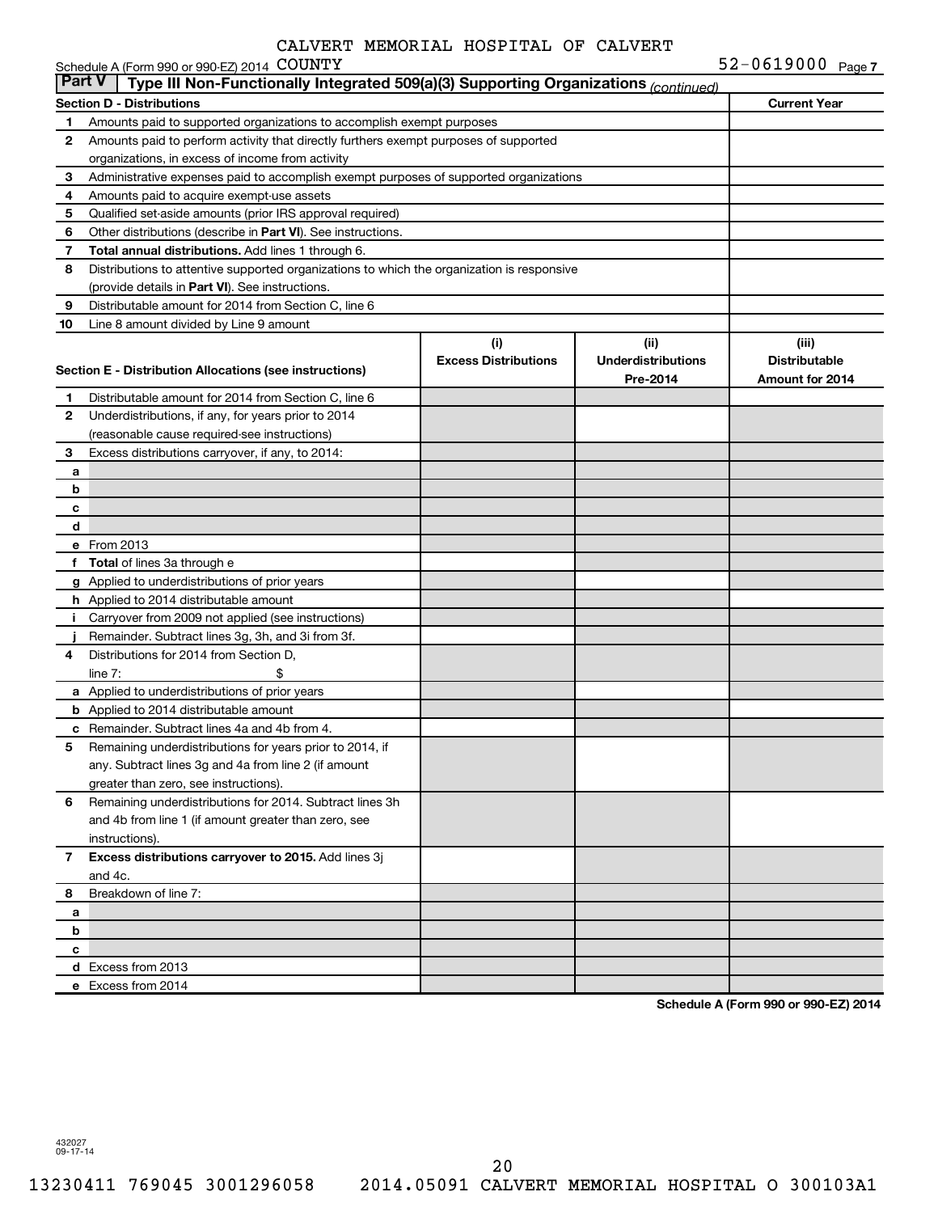CALVERT MEMORIAL HOSPITAL OF CALVERT COUNTY

Schedule A (Form 990 or 990-EZ) 2014 52-0619000 Page 7

## Part V | Type III Non-Functionally Integrated 509(a)(3) Supporting Organizations *(continued)*

| Section D - Distributions | | Current Year |
|---|---|---|
| 1 | Amounts paid to supported organizations to accomplish exempt purposes | |
| 2 | Amounts paid to perform activity that directly furthers exempt purposes of supported organizations, in excess of income from activity | |
| 3 | Administrative expenses paid to accomplish exempt purposes of supported organizations | |
| 4 | Amounts paid to acquire exempt-use assets | |
| 5 | Qualified set-aside amounts (prior IRS approval required) | |
| 6 | Other distributions (describe in **Part VI**). See instructions. | |
| 7 | **Total annual distributions.** Add lines 1 through 6. | |
| 8 | Distributions to attentive supported organizations to which the organization is responsive (provide details in **Part VI**). See instructions. | |
| 9 | Distributable amount for 2014 from Section C, line 6 | |
| 10 | Line 8 amount divided by Line 9 amount | |

| Section E - Distribution Allocations (see instructions) | | (i) Excess Distributions | (ii) Underdistributions Pre-2014 | (iii) Distributable Amount for 2014 |
|---|---|---|---|---|
| 1 | Distributable amount for 2014 from Section C, line 6 | | | |
| 2 | Underdistributions, if any, for years prior to 2014 (reasonable cause required-see instructions) | | | |
| 3 | Excess distributions carryover, if any, to 2014: | | | |
| a | | | | |
| b | | | | |
| c | | | | |
| d | | | | |
| e | From 2013 | | | |
| f | **Total** of lines 3a through e | | | |
| g | Applied to underdistributions of prior years | | | |
| h | Applied to 2014 distributable amount | | | |
| i | Carryover from 2009 not applied (see instructions) | | | |
| j | Remainder. Subtract lines 3g, 3h, and 3i from 3f. | | | |
| 4 | Distributions for 2014 from Section D, line 7: $ | | | |
| a | Applied to underdistributions of prior years | | | |
| b | Applied to 2014 distributable amount | | | |
| c | Remainder. Subtract lines 4a and 4b from 4. | | | |
| 5 | Remaining underdistributions for years prior to 2014, if any. Subtract lines 3g and 4a from line 2 (if amount greater than zero, see instructions). | | | |
| 6 | Remaining underdistributions for 2014. Subtract lines 3h and 4b from line 1 (if amount greater than zero, see instructions). | | | |
| 7 | **Excess distributions carryover to 2015.** Add lines 3j and 4c. | | | |
| 8 | Breakdown of line 7: | | | |
| a | | | | |
| b | | | | |
| c | | | | |
| d | Excess from 2013 | | | |
| e | Excess from 2014 | | | |

**Schedule A (Form 990 or 990-EZ) 2014**

432027 09-17-14

13230411 769045 3001296058 2014.05091 CALVERT MEMORIAL HOSPITAL O 300103A1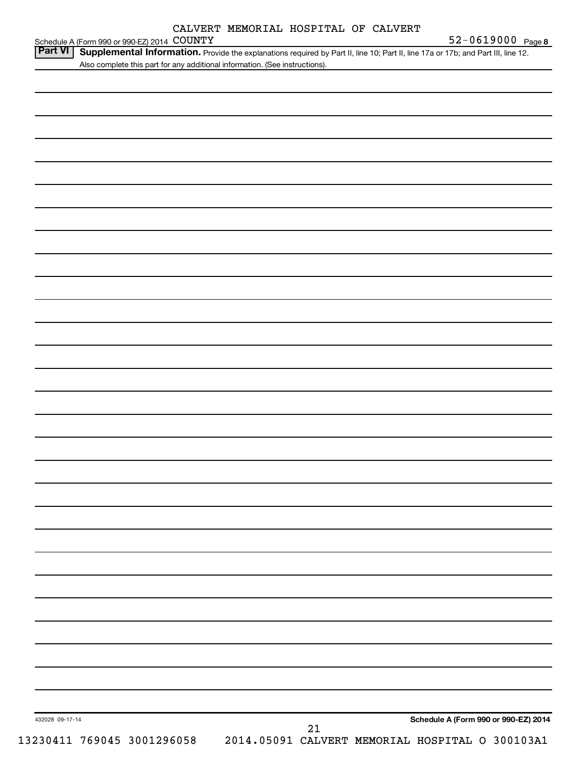CALVERT MEMORIAL HOSPITAL OF CALVERT COUNTY

Schedule A (Form 990 or 990-EZ) 2014 — 52-0619000 Page 8

**Part VI** **Supplemental Information.** Provide the explanations required by Part II, line 10; Part II, line 17a or 17b; and Part III, line 12. Also complete this part for any additional information. (See instructions).

**Schedule A (Form 990 or 990-EZ) 2014**

432028 09-17-14

13230411 769045 3001296058 2014.05091 CALVERT MEMORIAL HOSPITAL O 300103A1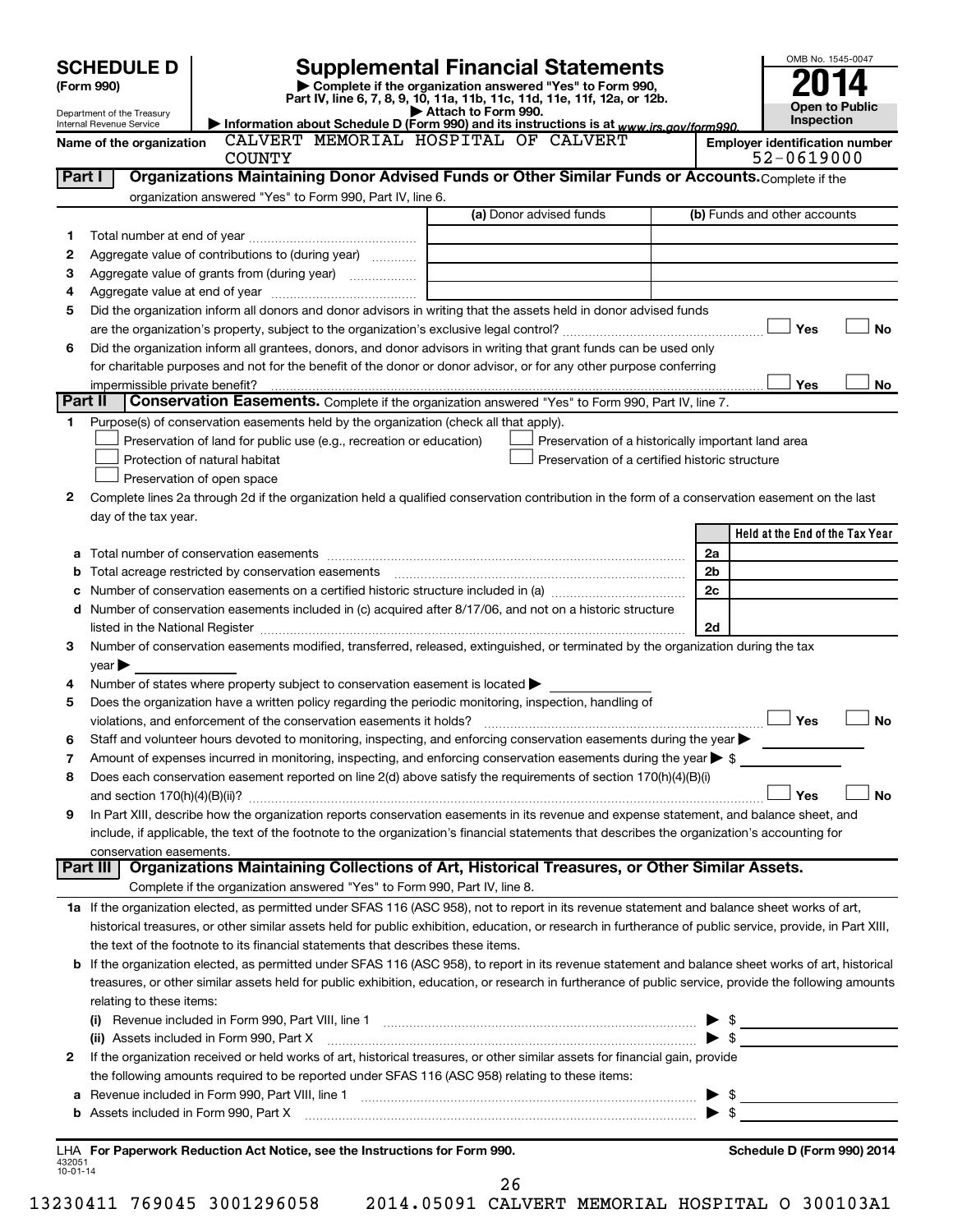# SCHEDULE D (Form 990)

Department of the Treasury
Internal Revenue Service

## Supplemental Financial Statements

▶ Complete if the organization answered "Yes" to Form 990, Part IV, line 6, 7, 8, 9, 10, 11a, 11b, 11c, 11d, 11e, 11f, 12a, or 12b.

▶ Attach to Form 990.

▶ Information about Schedule D (Form 990) and its instructions is at www.irs.gov/form990.

OMB No. 1545-0047

**2014**

**Open to Public Inspection**

Name of the organization: CALVERT MEMORIAL HOSPITAL OF CALVERT COUNTY

Employer identification number: 52-0619000

**Part I — Organizations Maintaining Donor Advised Funds or Other Similar Funds or Accounts.** Complete if the organization answered "Yes" to Form 990, Part IV, line 6.

| | | (a) Donor advised funds | (b) Funds and other accounts |
|---|---|---|---|
| 1 | Total number at end of year | | |
| 2 | Aggregate value of contributions to (during year) | | |
| 3 | Aggregate value of grants from (during year) | | |
| 4 | Aggregate value at end of year | | |

5 Did the organization inform all donors and donor advisors in writing that the assets held in donor advised funds are the organization's property, subject to the organization's exclusive legal control? ☐ Yes ☐ No

6 Did the organization inform all grantees, donors, and donor advisors in writing that grant funds can be used only for charitable purposes and not for the benefit of the donor or donor advisor, or for any other purpose conferring impermissible private benefit? ☐ Yes ☐ No

**Part II — Conservation Easements.** Complete if the organization answered "Yes" to Form 990, Part IV, line 7.

1 Purpose(s) of conservation easements held by the organization (check all that apply).

- ☐ Preservation of land for public use (e.g., recreation or education)
- ☐ Protection of natural habitat
- ☐ Preservation of open space
- ☐ Preservation of a historically important land area
- ☐ Preservation of a certified historic structure

2 Complete lines 2a through 2d if the organization held a qualified conservation contribution in the form of a conservation easement on the last day of the tax year.

| | | | Held at the End of the Tax Year |
|---|---|---|---|
| a | Total number of conservation easements | 2a | |
| b | Total acreage restricted by conservation easements | 2b | |
| c | Number of conservation easements on a certified historic structure included in (a) | 2c | |
| d | Number of conservation easements included in (c) acquired after 8/17/06, and not on a historic structure listed in the National Register | 2d | |

3 Number of conservation easements modified, transferred, released, extinguished, or terminated by the organization during the tax year ▶

4 Number of states where property subject to conservation easement is located ▶

5 Does the organization have a written policy regarding the periodic monitoring, inspection, handling of violations, and enforcement of the conservation easements it holds? ☐ Yes ☐ No

6 Staff and volunteer hours devoted to monitoring, inspecting, and enforcing conservation easements during the year ▶

7 Amount of expenses incurred in monitoring, inspecting, and enforcing conservation easements during the year ▶ $

8 Does each conservation easement reported on line 2(d) above satisfy the requirements of section 170(h)(4)(B)(i) and section 170(h)(4)(B)(ii)? ☐ Yes ☐ No

9 In Part XIII, describe how the organization reports conservation easements in its revenue and expense statement, and balance sheet, and include, if applicable, the text of the footnote to the organization's financial statements that describes the organization's accounting for conservation easements.

**Part III — Organizations Maintaining Collections of Art, Historical Treasures, or Other Similar Assets.** Complete if the organization answered "Yes" to Form 990, Part IV, line 8.

1a If the organization elected, as permitted under SFAS 116 (ASC 958), not to report in its revenue statement and balance sheet works of art, historical treasures, or other similar assets held for public exhibition, education, or research in furtherance of public service, provide, in Part XIII, the text of the footnote to its financial statements that describes these items.

b If the organization elected, as permitted under SFAS 116 (ASC 958), to report in its revenue statement and balance sheet works of art, historical treasures, or other similar assets held for public exhibition, education, or research in furtherance of public service, provide the following amounts relating to these items:

(i) Revenue included in Form 990, Part VIII, line 1 ▶ $

(ii) Assets included in Form 990, Part X ▶ $

2 If the organization received or held works of art, historical treasures, or other similar assets for financial gain, provide the following amounts required to be reported under SFAS 116 (ASC 958) relating to these items:

a Revenue included in Form 990, Part VIII, line 1 ▶ $

b Assets included in Form 990, Part X ▶ $

LHA For Paperwork Reduction Act Notice, see the Instructions for Form 990. Schedule D (Form 990) 2014

432051 10-01-14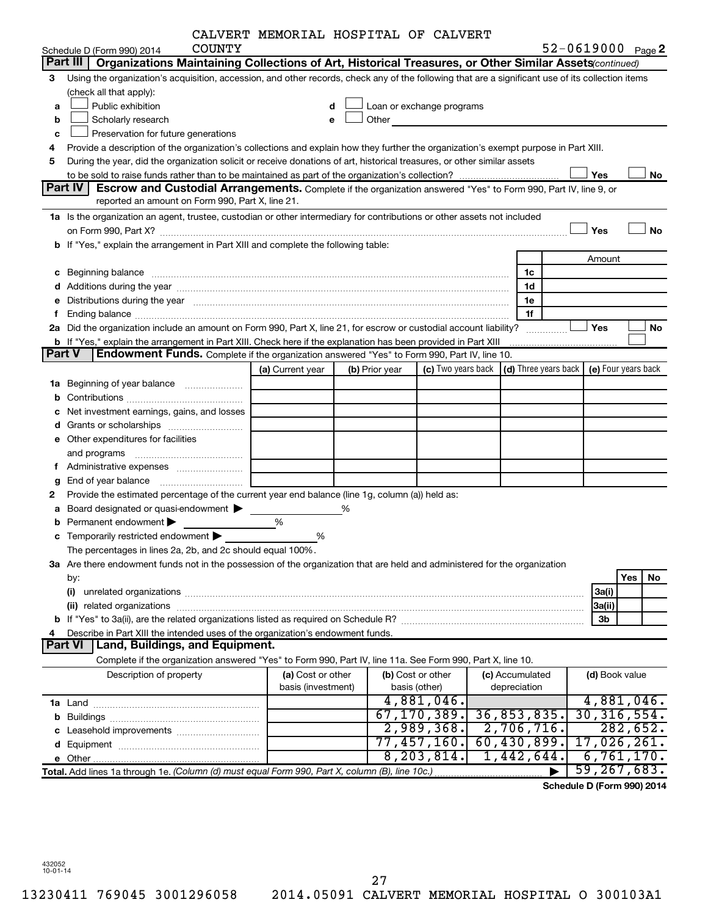CALVERT MEMORIAL HOSPITAL OF CALVERT COUNTY

Schedule D (Form 990) 2014 52-0619000 Page 2

**Part III | Organizations Maintaining Collections of Art, Historical Treasures, or Other Similar Assets** *(continued)*

3 Using the organization's acquisition, accession, and other records, check any of the following that are a significant use of its collection items (check all that apply):

- a ☐ Public exhibition
- b ☐ Scholarly research
- c ☐ Preservation for future generations
- d ☐ Loan or exchange programs
- e ☐ Other

4 Provide a description of the organization's collections and explain how they further the organization's exempt purpose in Part XIII.

5 During the year, did the organization solicit or receive donations of art, historical treasures, or other similar assets to be sold to raise funds rather than to be maintained as part of the organization's collection? ☐ Yes ☐ No

**Part IV | Escrow and Custodial Arrangements.** Complete if the organization answered "Yes" to Form 990, Part IV, line 9, or reported an amount on Form 990, Part X, line 21.

1a Is the organization an agent, trustee, custodian or other intermediary for contributions or other assets not included on Form 990, Part X? ☐ Yes ☐ No

b If "Yes," explain the arrangement in Part XIII and complete the following table:

| | | Amount |
|---|---|---|
| c Beginning balance | 1c | |
| d Additions during the year | 1d | |
| e Distributions during the year | 1e | |
| f Ending balance | 1f | |

2a Did the organization include an amount on Form 990, Part X, line 21, for escrow or custodial account liability? ☐ Yes ☐ No

b If "Yes," explain the arrangement in Part XIII. Check here if the explanation has been provided in Part XIII ☐

**Part V | Endowment Funds.** Complete if the organization answered "Yes" to Form 990, Part IV, line 10.

| | (a) Current year | (b) Prior year | (c) Two years back | (d) Three years back | (e) Four years back |
|---|---|---|---|---|---|
| 1a Beginning of year balance | | | | | |
| b Contributions | | | | | |
| c Net investment earnings, gains, and losses | | | | | |
| d Grants or scholarships | | | | | |
| e Other expenditures for facilities and programs | | | | | |
| f Administrative expenses | | | | | |
| g End of year balance | | | | | |

2 Provide the estimated percentage of the current year end balance (line 1g, column (a)) held as:

a Board designated or quasi-endowment ▶ %

b Permanent endowment ▶ %

c Temporarily restricted endowment ▶ %

The percentages in lines 2a, 2b, and 2c should equal 100%.

3a Are there endowment funds not in the possession of the organization that are held and administered for the organization by:

| | | Yes | No |
|---|---|---|---|
| (i) unrelated organizations | 3a(i) | | |
| (ii) related organizations | 3a(ii) | | |
| b If "Yes" to 3a(ii), are the related organizations listed as required on Schedule R? | 3b | | |

4 Describe in Part XIII the intended uses of the organization's endowment funds.

**Part VI | Land, Buildings, and Equipment.**

Complete if the organization answered "Yes" to Form 990, Part IV, line 11a. See Form 990, Part X, line 10.

| Description of property | (a) Cost or other basis (investment) | (b) Cost or other basis (other) | (c) Accumulated depreciation | (d) Book value |
|---|---|---|---|---|
| 1a Land | | 4,881,046. | | 4,881,046. |
| b Buildings | | 67,170,389. | 36,853,835. | 30,316,554. |
| c Leasehold improvements | | 2,989,368. | 2,706,716. | 282,652. |
| d Equipment | | 77,457,160. | 60,430,899. | 17,026,261. |
| e Other | | 8,203,814. | 1,442,644. | 6,761,170. |
| **Total.** Add lines 1a through 1e. *(Column (d) must equal Form 990, Part X, column (B), line 10c.)* | | | ▶ | 59,267,683. |

**Schedule D (Form 990) 2014**

432052 10-01-14

13230411 769045 3001296058 2014.05091 CALVERT MEMORIAL HOSPITAL O 300103A1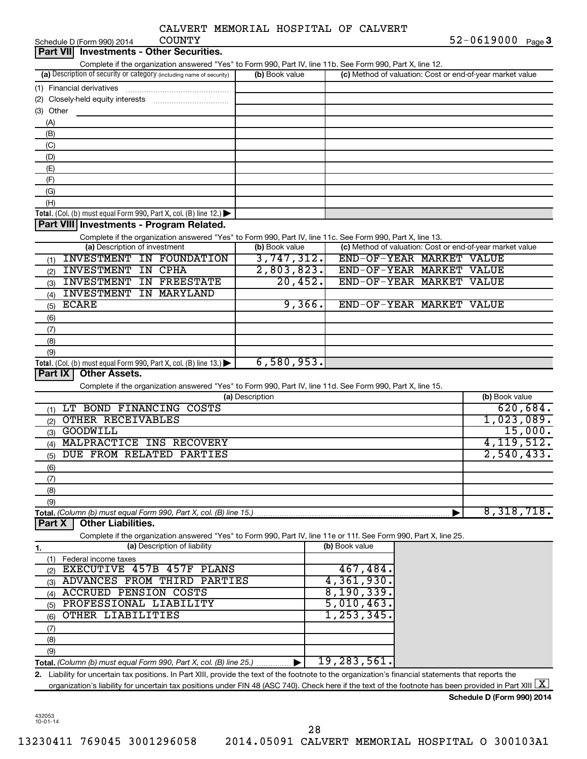Schedule D (Form 990) 2014 CALVERT MEMORIAL HOSPITAL OF CALVERT COUNTY 52-0619000 Page 3

## Part VII Investments - Other Securities.

Complete if the organization answered "Yes" to Form 990, Part IV, line 11b. See Form 990, Part X, line 12.

| (a) Description of security or category (including name of security) | (b) Book value | (c) Method of valuation: Cost or end-of-year market value |
|---|---|---|
| (1) Financial derivatives | | |
| (2) Closely-held equity interests | | |
| (3) Other | | |
| (A) | | |
| (B) | | |
| (C) | | |
| (D) | | |
| (E) | | |
| (F) | | |
| (G) | | |
| (H) | | |
| **Total.** (Col. (b) must equal Form 990, Part X, col. (B) line 12.) | | |

## Part VIII Investments - Program Related.

Complete if the organization answered "Yes" to Form 990, Part IV, line 11c. See Form 990, Part X, line 13.

| (a) Description of investment | (b) Book value | (c) Method of valuation: Cost or end-of-year market value |
|---|---|---|
| (1) INVESTMENT IN FOUNDATION | 3,747,312. | END-OF-YEAR MARKET VALUE |
| (2) INVESTMENT IN CPHA | 2,803,823. | END-OF-YEAR MARKET VALUE |
| (3) INVESTMENT IN FREESTATE | 20,452. | END-OF-YEAR MARKET VALUE |
| (4) INVESTMENT IN MARYLAND | | |
| (5) ECARE | 9,366. | END-OF-YEAR MARKET VALUE |
| (6) | | |
| (7) | | |
| (8) | | |
| (9) | | |
| **Total.** (Col. (b) must equal Form 990, Part X, col. (B) line 13.) | 6,580,953. | |

## Part IX Other Assets.

Complete if the organization answered "Yes" to Form 990, Part IV, line 11d. See Form 990, Part X, line 15.

| (a) Description | (b) Book value |
|---|---|
| (1) LT BOND FINANCING COSTS | 620,684. |
| (2) OTHER RECEIVABLES | 1,023,089. |
| (3) GOODWILL | 15,000. |
| (4) MALPRACTICE INS RECOVERY | 4,119,512. |
| (5) DUE FROM RELATED PARTIES | 2,540,433. |
| (6) | |
| (7) | |
| (8) | |
| (9) | |
| **Total.** *(Column (b) must equal Form 990, Part X, col. (B) line 15.)* | 8,318,718. |

## Part X Other Liabilities.

Complete if the organization answered "Yes" to Form 990, Part IV, line 11e or 11f. See Form 990, Part X, line 25.

| 1. (a) Description of liability | (b) Book value |
|---|---|
| (1) Federal income taxes | |
| (2) EXECUTIVE 457B 457F PLANS | 467,484. |
| (3) ADVANCES FROM THIRD PARTIES | 4,361,930. |
| (4) ACCRUED PENSION COSTS | 8,190,339. |
| (5) PROFESSIONAL LIABILITY | 5,010,463. |
| (6) OTHER LIABILITIES | 1,253,345. |
| (7) | |
| (8) | |
| (9) | |
| **Total.** *(Column (b) must equal Form 990, Part X, col. (B) line 25.)* | 19,283,561. |

2. Liability for uncertain tax positions. In Part XIII, provide the text of the footnote to the organization's financial statements that reports the organization's liability for uncertain tax positions under FIN 48 (ASC 740). Check here if the text of the footnote has been provided in Part XIII [X]

**Schedule D (Form 990) 2014**

432053 10-01-14

13230411 769045 3001296058 2014.05091 CALVERT MEMORIAL HOSPITAL O 300103A1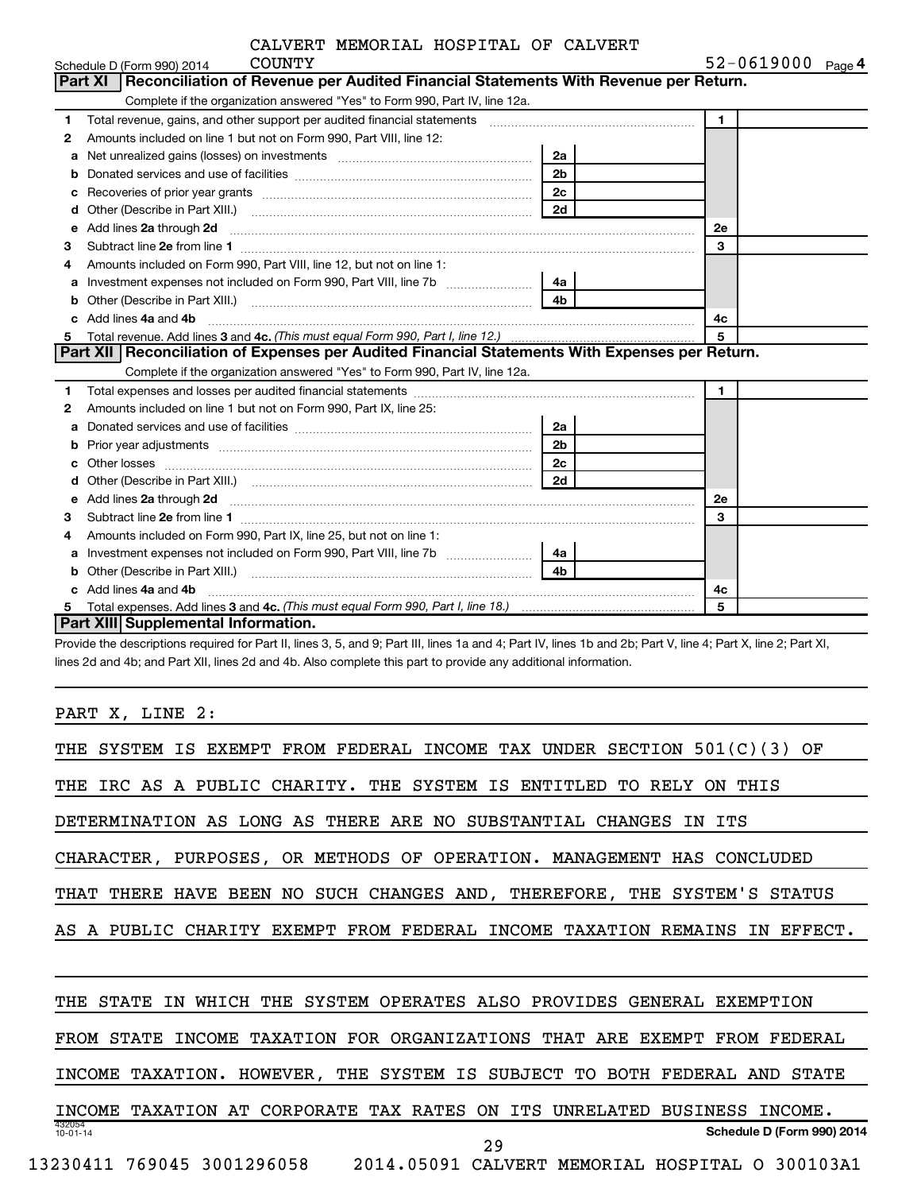CALVERT MEMORIAL HOSPITAL OF CALVERT COUNTY

Schedule D (Form 990) 2014 — 52-0619000 Page 4

## Part XI Reconciliation of Revenue per Audited Financial Statements With Revenue per Return.

Complete if the organization answered "Yes" to Form 990, Part IV, line 12a.

| | | | | | |
|---|---|---|---|---|---|
| 1 | Total revenue, gains, and other support per audited financial statements | | | 1 | |
| 2 | Amounts included on line 1 but not on Form 990, Part VIII, line 12: | | | | |
| a | Net unrealized gains (losses) on investments | 2a | | | |
| b | Donated services and use of facilities | 2b | | | |
| c | Recoveries of prior year grants | 2c | | | |
| d | Other (Describe in Part XIII.) | 2d | | | |
| e | Add lines 2a through 2d | | | 2e | |
| 3 | Subtract line 2e from line 1 | | | 3 | |
| 4 | Amounts included on Form 990, Part VIII, line 12, but not on line 1: | | | | |
| a | Investment expenses not included on Form 990, Part VIII, line 7b | 4a | | | |
| b | Other (Describe in Part XIII.) | 4b | | | |
| c | Add lines 4a and 4b | | | 4c | |
| 5 | Total revenue. Add lines 3 and 4c. *(This must equal Form 990, Part I, line 12.)* | | | 5 | |

## Part XII Reconciliation of Expenses per Audited Financial Statements With Expenses per Return.

Complete if the organization answered "Yes" to Form 990, Part IV, line 12a.

| | | | | | |
|---|---|---|---|---|---|
| 1 | Total expenses and losses per audited financial statements | | | 1 | |
| 2 | Amounts included on line 1 but not on Form 990, Part IX, line 25: | | | | |
| a | Donated services and use of facilities | 2a | | | |
| b | Prior year adjustments | 2b | | | |
| c | Other losses | 2c | | | |
| d | Other (Describe in Part XIII.) | 2d | | | |
| e | Add lines 2a through 2d | | | 2e | |
| 3 | Subtract line 2e from line 1 | | | 3 | |
| 4 | Amounts included on Form 990, Part IX, line 25, but not on line 1: | | | | |
| a | Investment expenses not included on Form 990, Part VIII, line 7b | 4a | | | |
| b | Other (Describe in Part XIII.) | 4b | | | |
| c | Add lines 4a and 4b | | | 4c | |
| 5 | Total expenses. Add lines 3 and 4c. *(This must equal Form 990, Part I, line 18.)* | | | 5 | |

## Part XIII Supplemental Information.

Provide the descriptions required for Part II, lines 3, 5, and 9; Part III, lines 1a and 4; Part IV, lines 1b and 2b; Part V, line 4; Part X, line 2; Part XI, lines 2d and 4b; and Part XII, lines 2d and 4b. Also complete this part to provide any additional information.

PART X, LINE 2:

THE SYSTEM IS EXEMPT FROM FEDERAL INCOME TAX UNDER SECTION 501(C)(3) OF THE IRC AS A PUBLIC CHARITY. THE SYSTEM IS ENTITLED TO RELY ON THIS DETERMINATION AS LONG AS THERE ARE NO SUBSTANTIAL CHANGES IN ITS CHARACTER, PURPOSES, OR METHODS OF OPERATION. MANAGEMENT HAS CONCLUDED THAT THERE HAVE BEEN NO SUCH CHANGES AND, THEREFORE, THE SYSTEM'S STATUS AS A PUBLIC CHARITY EXEMPT FROM FEDERAL INCOME TAXATION REMAINS IN EFFECT.

THE STATE IN WHICH THE SYSTEM OPERATES ALSO PROVIDES GENERAL EXEMPTION FROM STATE INCOME TAXATION FOR ORGANIZATIONS THAT ARE EXEMPT FROM FEDERAL INCOME TAXATION. HOWEVER, THE SYSTEM IS SUBJECT TO BOTH FEDERAL AND STATE INCOME TAXATION AT CORPORATE TAX RATES ON ITS UNRELATED BUSINESS INCOME.

432054 10-01-14 — Schedule D (Form 990) 2014

13230411 769045 3001296058 2014.05091 CALVERT MEMORIAL HOSPITAL O 300103A1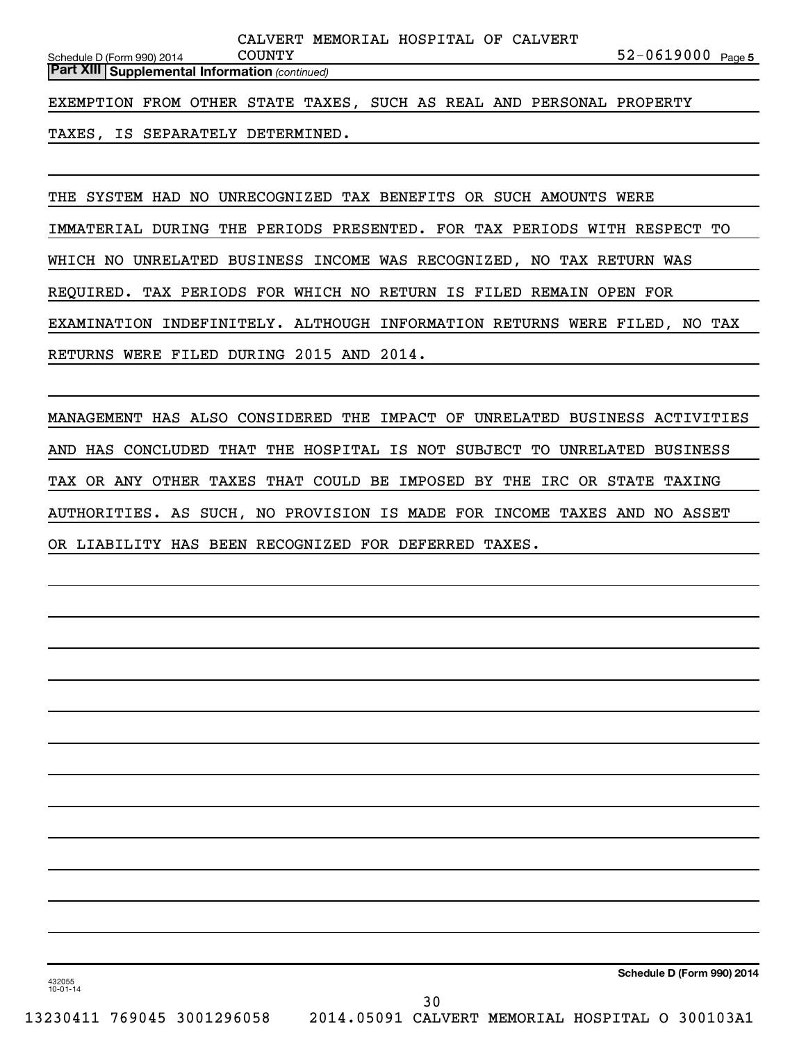**Part XIII Supplemental Information** *(continued)*

EXEMPTION FROM OTHER STATE TAXES, SUCH AS REAL AND PERSONAL PROPERTY TAXES, IS SEPARATELY DETERMINED.

THE SYSTEM HAD NO UNRECOGNIZED TAX BENEFITS OR SUCH AMOUNTS WERE IMMATERIAL DURING THE PERIODS PRESENTED. FOR TAX PERIODS WITH RESPECT TO WHICH NO UNRELATED BUSINESS INCOME WAS RECOGNIZED, NO TAX RETURN WAS REQUIRED. TAX PERIODS FOR WHICH NO RETURN IS FILED REMAIN OPEN FOR EXAMINATION INDEFINITELY. ALTHOUGH INFORMATION RETURNS WERE FILED, NO TAX RETURNS WERE FILED DURING 2015 AND 2014.

MANAGEMENT HAS ALSO CONSIDERED THE IMPACT OF UNRELATED BUSINESS ACTIVITIES AND HAS CONCLUDED THAT THE HOSPITAL IS NOT SUBJECT TO UNRELATED BUSINESS TAX OR ANY OTHER TAXES THAT COULD BE IMPOSED BY THE IRC OR STATE TAXING AUTHORITIES. AS SUCH, NO PROVISION IS MADE FOR INCOME TAXES AND NO ASSET OR LIABILITY HAS BEEN RECOGNIZED FOR DEFERRED TAXES.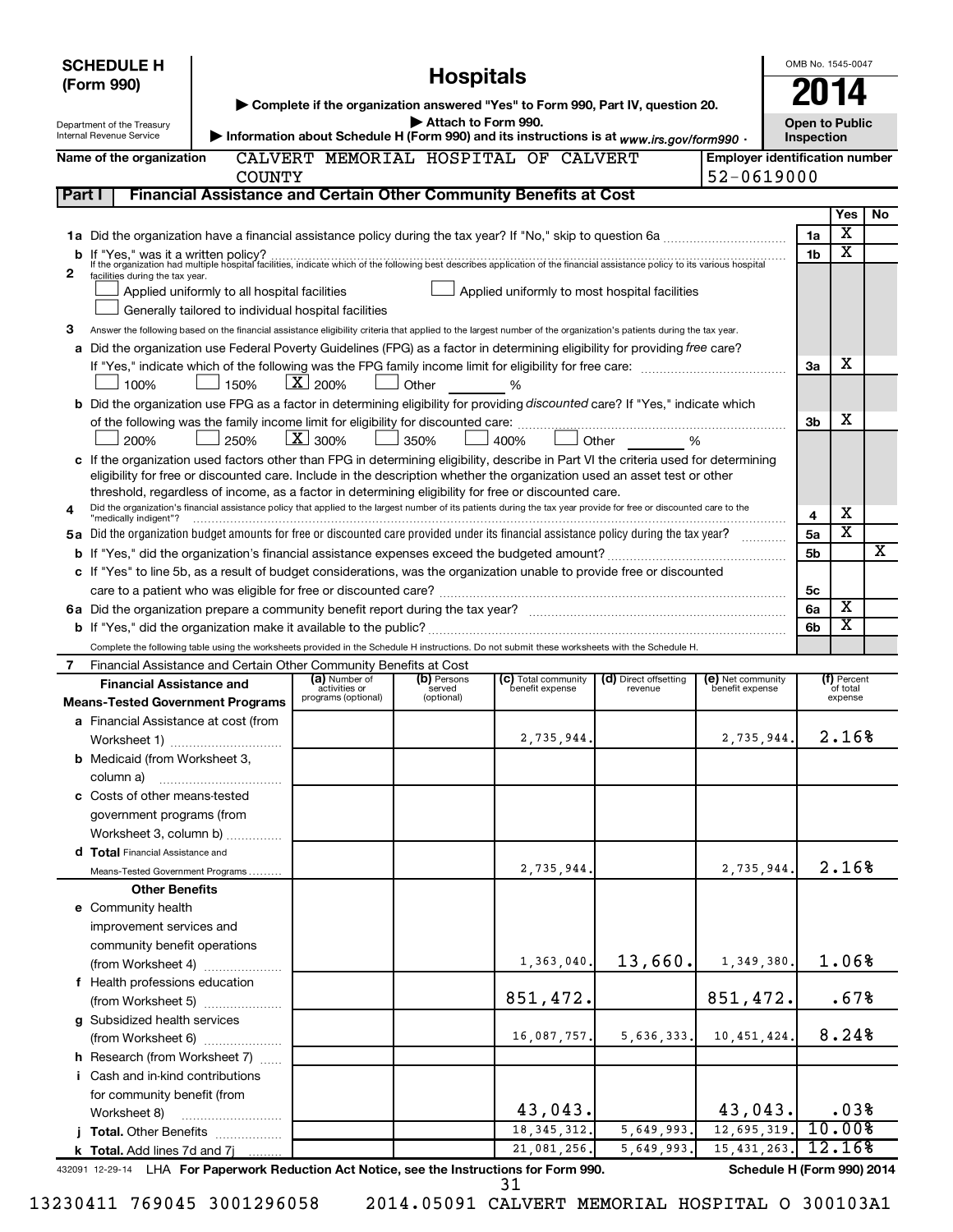**SCHEDULE H (Form 990)**

Department of the Treasury
Internal Revenue Service

# Hospitals

▶ Complete if the organization answered "Yes" to Form 990, Part IV, question 20.
▶ Attach to Form 990.
▶ Information about Schedule H (Form 990) and its instructions is at *www.irs.gov/form990*.

OMB No. 1545-0047

**2014**

**Open to Public Inspection**

**Name of the organization:** CALVERT MEMORIAL HOSPITAL OF CALVERT COUNTY

**Employer identification number:** 52-0619000

## Part I — Financial Assistance and Certain Other Community Benefits at Cost

| | | | Yes | No |
|---|---|---|---|---|
| **1a** | Did the organization have a financial assistance policy during the tax year? If "No," skip to question 6a | 1a | X | |
| **b** | If "Yes," was it a written policy? | 1b | X | |
| **2** | If the organization had multiple hospital facilities, indicate which of the following best describes application of the financial assistance policy to its various hospital facilities during the tax year. ☐ Applied uniformly to all hospital facilities ☐ Applied uniformly to most hospital facilities ☐ Generally tailored to individual hospital facilities | | | |
| **3** | Answer the following based on the financial assistance eligibility criteria that applied to the largest number of the organization's patients during the tax year. | | | |
| **a** | Did the organization use Federal Poverty Guidelines (FPG) as a factor in determining eligibility for providing *free* care? If "Yes," indicate which of the following was the FPG family income limit for eligibility for free care: ☐ 100% ☐ 150% ☒ 200% ☐ Other ____ % | 3a | X | |
| **b** | Did the organization use FPG as a factor in determining eligibility for providing *discounted* care? If "Yes," indicate which of the following was the family income limit for eligibility for discounted care: ☐ 200% ☐ 250% ☒ 300% ☐ 350% ☐ 400% ☐ Other ____ % | 3b | X | |
| **c** | If the organization used factors other than FPG in determining eligibility, describe in Part VI the criteria used for determining eligibility for free or discounted care. Include in the description whether the organization used an asset test or other threshold, regardless of income, as a factor in determining eligibility for free or discounted care. | | | |
| **4** | Did the organization's financial assistance policy that applied to the largest number of its patients during the tax year provide for free or discounted care to the "medically indigent"? | 4 | X | |
| **5a** | Did the organization budget amounts for free or discounted care provided under its financial assistance policy during the tax year? | 5a | X | |
| **b** | If "Yes," did the organization's financial assistance expenses exceed the budgeted amount? | 5b | | X |
| **c** | If "Yes" to line 5b, as a result of budget considerations, was the organization unable to provide free or discounted care to a patient who was eligible for free or discounted care? | 5c | | |
| **6a** | Did the organization prepare a community benefit report during the tax year? | 6a | X | |
| **b** | If "Yes," did the organization make it available to the public? | 6b | X | |

Complete the following table using the worksheets provided in the Schedule H instructions. Do not submit these worksheets with the Schedule H.

**7** Financial Assistance and Certain Other Community Benefits at Cost

| Financial Assistance and Means-Tested Government Programs | (a) Number of activities or programs (optional) | (b) Persons served (optional) | (c) Total community benefit expense | (d) Direct offsetting revenue | (e) Net community benefit expense | (f) Percent of total expense |
|---|---|---|---|---|---|---|
| **a** Financial Assistance at cost (from Worksheet 1) | | | 2,735,944. | | 2,735,944. | 2.16% |
| **b** Medicaid (from Worksheet 3, column a) | | | | | | |
| **c** Costs of other means-tested government programs (from Worksheet 3, column b) | | | | | | |
| **d Total** Financial Assistance and Means-Tested Government Programs | | | 2,735,944. | | 2,735,944. | 2.16% |
| **Other Benefits** | | | | | | |
| **e** Community health improvement services and community benefit operations (from Worksheet 4) | | | 1,363,040. | 13,660. | 1,349,380. | 1.06% |
| **f** Health professions education (from Worksheet 5) | | | 851,472. | | 851,472. | .67% |
| **g** Subsidized health services (from Worksheet 6) | | | 16,087,757. | 5,636,333. | 10,451,424. | 8.24% |
| **h** Research (from Worksheet 7) | | | | | | |
| **i** Cash and in-kind contributions for community benefit (from Worksheet 8) | | | 43,043. | | 43,043. | .03% |
| **j Total.** Other Benefits | | | 18,345,312. | 5,649,993. | 12,695,319. | 10.00% |
| **k Total.** Add lines 7d and 7j | | | 21,081,256. | 5,649,993. | 15,431,263. | 12.16% |

432091 12-29-14 LHA **For Paperwork Reduction Act Notice, see the Instructions for Form 990.** **Schedule H (Form 990) 2014**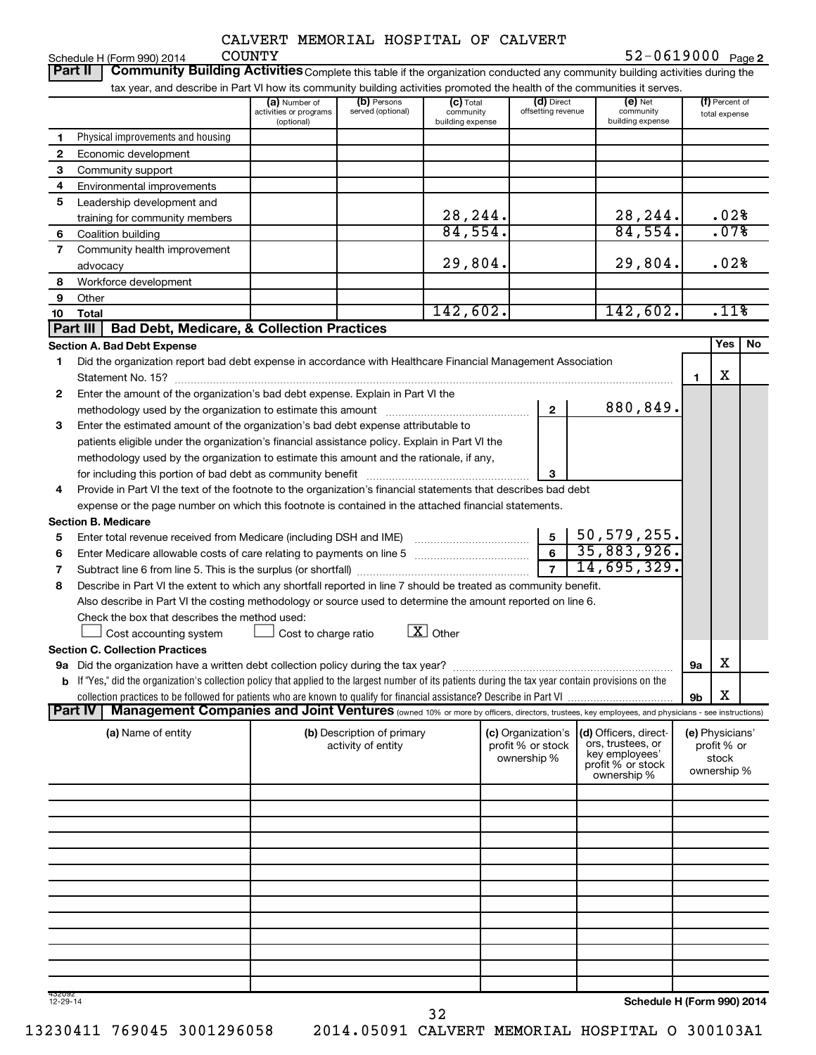CALVERT MEMORIAL HOSPITAL OF CALVERT COUNTY

Schedule H (Form 990) 2014 52-0619000 Page 2

**Part II Community Building Activities** Complete this table if the organization conducted any community building activities during the tax year, and describe in Part VI how its community building activities promoted the health of the communities it serves.

| | | (a) Number of activities or programs (optional) | (b) Persons served (optional) | (c) Total community building expense | (d) Direct offsetting revenue | (e) Net community building expense | (f) Percent of total expense |
|---|---|---|---|---|---|---|---|
| 1 | Physical improvements and housing | | | | | | |
| 2 | Economic development | | | | | | |
| 3 | Community support | | | | | | |
| 4 | Environmental improvements | | | | | | |
| 5 | Leadership development and training for community members | | | 28,244. | | 28,244. | .02% |
| 6 | Coalition building | | | 84,554. | | 84,554. | .07% |
| 7 | Community health improvement advocacy | | | 29,804. | | 29,804. | .02% |
| 8 | Workforce development | | | | | | |
| 9 | Other | | | | | | |
| 10 | Total | | | 142,602. | | 142,602. | .11% |

**Part III Bad Debt, Medicare, & Collection Practices**

**Section A. Bad Debt Expense**

| | | | | Yes | No |
|---|---|---|---|---|---|
| 1 | Did the organization report bad debt expense in accordance with Healthcare Financial Management Association Statement No. 15? | | 1 | X | |
| 2 | Enter the amount of the organization's bad debt expense. Explain in Part VI the methodology used by the organization to estimate this amount | 2 | 880,849. | | |
| 3 | Enter the estimated amount of the organization's bad debt expense attributable to patients eligible under the organization's financial assistance policy. Explain in Part VI the methodology used by the organization to estimate this amount and the rationale, if any, for including this portion of bad debt as community benefit | 3 | | | |
| 4 | Provide in Part VI the text of the footnote to the organization's financial statements that describes bad debt expense or the page number on which this footnote is contained in the attached financial statements. | | | | |

**Section B. Medicare**

| | | | |
|---|---|---|---|
| 5 | Enter total revenue received from Medicare (including DSH and IME) | 5 | 50,579,255. |
| 6 | Enter Medicare allowable costs of care relating to payments on line 5 | 6 | 35,883,926. |
| 7 | Subtract line 6 from line 5. This is the surplus (or shortfall) | 7 | 14,695,329. |

8 Describe in Part VI the extent to which any shortfall reported in line 7 should be treated as community benefit. Also describe in Part VI the costing methodology or source used to determine the amount reported on line 6. Check the box that describes the method used:

☐ Cost accounting system ☐ Cost to charge ratio ☒ Other

**Section C. Collection Practices**

| | | | Yes | No |
|---|---|---|---|---|
| 9a | Did the organization have a written debt collection policy during the tax year? | 9a | X | |
| b | If "Yes," did the organization's collection policy that applied to the largest number of its patients during the tax year contain provisions on the collection practices to be followed for patients who are known to qualify for financial assistance? Describe in Part VI | 9b | X | |

**Part IV Management Companies and Joint Ventures** (owned 10% or more by officers, directors, trustees, key employees, and physicians - see instructions)

| (a) Name of entity | (b) Description of primary activity of entity | (c) Organization's profit % or stock ownership % | (d) Officers, directors, trustees, or key employees' profit % or stock ownership % | (e) Physicians' profit % or stock ownership % |
|---|---|---|---|---|
| | | | | |

432092 12-29-14

Schedule H (Form 990) 2014

13230411 769045 3001296058 2014.05091 CALVERT MEMORIAL HOSPITAL O 300103A1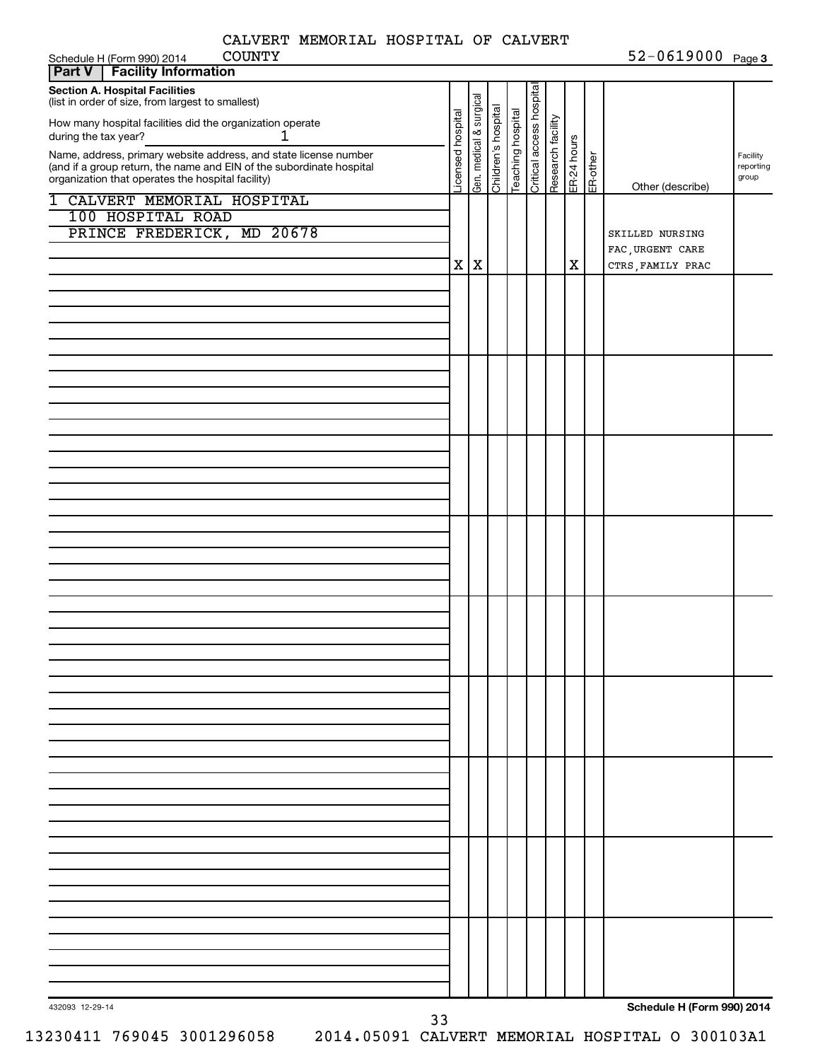CALVERT MEMORIAL HOSPITAL OF CALVERT COUNTY

Schedule H (Form 990) 2014 52-0619000 Page 3

## Part V Facility Information

**Section A. Hospital Facilities**
(list in order of size, from largest to smallest)

How many hospital facilities did the organization operate during the tax year? 1

| Name, address, primary website address, and state license number (and if a group return, the name and EIN of the subordinate hospital organization that operates the hospital facility) | Licensed hospital | Gen. medical & surgical | Children's hospital | Teaching hospital | Critical access hospital | Research facility | ER-24 hours | ER-other | Other (describe) | Facility reporting group |
|---|---|---|---|---|---|---|---|---|---|---|
| 1 CALVERT MEMORIAL HOSPITAL<br>100 HOSPITAL ROAD<br>PRINCE FREDERICK, MD 20678 | X | X | | | | | X | | SKILLED NURSING FAC, URGENT CARE CTRS, FAMILY PRAC | |

432093 12-29-14 Schedule H (Form 990) 2014

13230411 769045 3001296058 2014.05091 CALVERT MEMORIAL HOSPITAL O 300103A1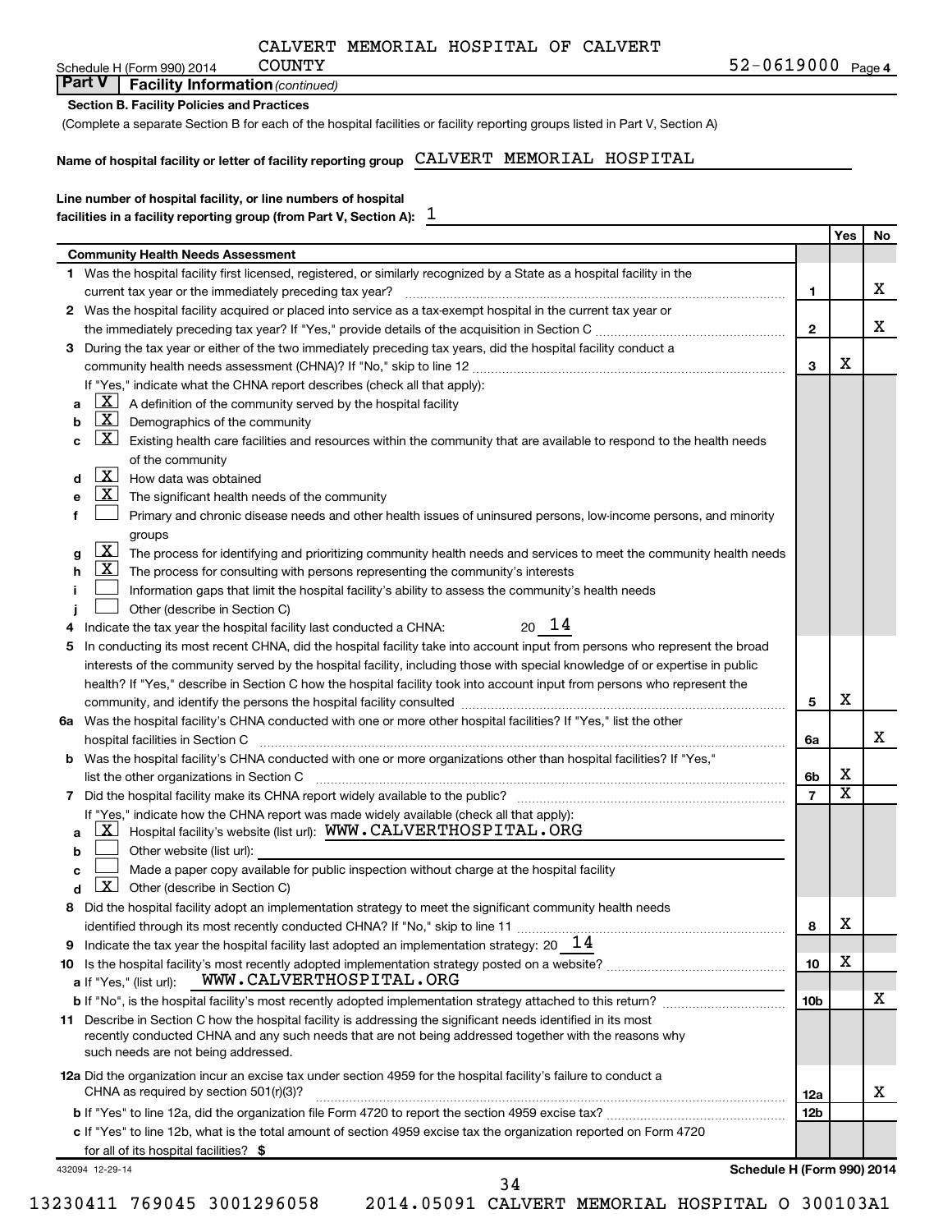CALVERT MEMORIAL HOSPITAL OF CALVERT COUNTY

Schedule H (Form 990) 2014 52-0619000 Page 4

## Part V Facility Information *(continued)*

**Section B. Facility Policies and Practices**

(Complete a separate Section B for each of the hospital facilities or facility reporting groups listed in Part V, Section A)

**Name of hospital facility or letter of facility reporting group** CALVERT MEMORIAL HOSPITAL

**Line number of hospital facility, or line numbers of hospital facilities in a facility reporting group (from Part V, Section A):** 1

| | | Yes | No |
|---|---|---|---|
| **Community Health Needs Assessment** | | | |
| **1** Was the hospital facility first licensed, registered, or similarly recognized by a State as a hospital facility in the current tax year or the immediately preceding tax year? | 1 | | X |
| **2** Was the hospital facility acquired or placed into service as a tax-exempt hospital in the current tax year or the immediately preceding tax year? If "Yes," provide details of the acquisition in Section C | 2 | | X |
| **3** During the tax year or either of the two immediately preceding tax years, did the hospital facility conduct a community health needs assessment (CHNA)? If "No," skip to line 12 | 3 | X | |
| If "Yes," indicate what the CHNA report describes (check all that apply): | | | |
| **a** [X] A definition of the community served by the hospital facility | | | |
| **b** [X] Demographics of the community | | | |
| **c** [X] Existing health care facilities and resources within the community that are available to respond to the health needs of the community | | | |
| **d** [X] How data was obtained | | | |
| **e** [X] The significant health needs of the community | | | |
| **f** [ ] Primary and chronic disease needs and other health issues of uninsured persons, low-income persons, and minority groups | | | |
| **g** [X] The process for identifying and prioritizing community health needs and services to meet the community health needs | | | |
| **h** [X] The process for consulting with persons representing the community's interests | | | |
| **i** [ ] Information gaps that limit the hospital facility's ability to assess the community's health needs | | | |
| **j** [ ] Other (describe in Section C) | | | |
| **4** Indicate the tax year the hospital facility last conducted a CHNA: 20 14 | | | |
| **5** In conducting its most recent CHNA, did the hospital facility take into account input from persons who represent the broad interests of the community served by the hospital facility, including those with special knowledge of or expertise in public health? If "Yes," describe in Section C how the hospital facility took into account input from persons who represent the community, and identify the persons the hospital facility consulted | 5 | X | |
| **6a** Was the hospital facility's CHNA conducted with one or more other hospital facilities? If "Yes," list the other hospital facilities in Section C | 6a | | X |
| **b** Was the hospital facility's CHNA conducted with one or more organizations other than hospital facilities? If "Yes," list the other organizations in Section C | 6b | X | |
| **7** Did the hospital facility make its CHNA report widely available to the public? | 7 | X | |
| If "Yes," indicate how the CHNA report was made widely available (check all that apply): | | | |
| **a** [X] Hospital facility's website (list url): WWW.CALVERTHOSPITAL.ORG | | | |
| **b** [ ] Other website (list url): | | | |
| **c** [ ] Made a paper copy available for public inspection without charge at the hospital facility | | | |
| **d** [X] Other (describe in Section C) | | | |
| **8** Did the hospital facility adopt an implementation strategy to meet the significant community health needs identified through its most recently conducted CHNA? If "No," skip to line 11 | 8 | X | |
| **9** Indicate the tax year the hospital facility last adopted an implementation strategy: 20 14 | | | |
| **10** Is the hospital facility's most recently adopted implementation strategy posted on a website? | 10 | X | |
| **a** If "Yes," (list url): WWW.CALVERTHOSPITAL.ORG | | | |
| **b** If "No", is the hospital facility's most recently adopted implementation strategy attached to this return? | 10b | | X |
| **11** Describe in Section C how the hospital facility is addressing the significant needs identified in its most recently conducted CHNA and any such needs that are not being addressed together with the reasons why such needs are not being addressed. | | | |
| **12a** Did the organization incur an excise tax under section 4959 for the hospital facility's failure to conduct a CHNA as required by section 501(r)(3)? | 12a | | X |
| **b** If "Yes" to line 12a, did the organization file Form 4720 to report the section 4959 excise tax? | 12b | | |
| **c** If "Yes" to line 12b, what is the total amount of section 4959 excise tax the organization reported on Form 4720 for all of its hospital facilities? $ | | | |

432094 12-29-14 **Schedule H (Form 990) 2014**

13230411 769045 3001296058 2014.05091 CALVERT MEMORIAL HOSPITAL O 300103A1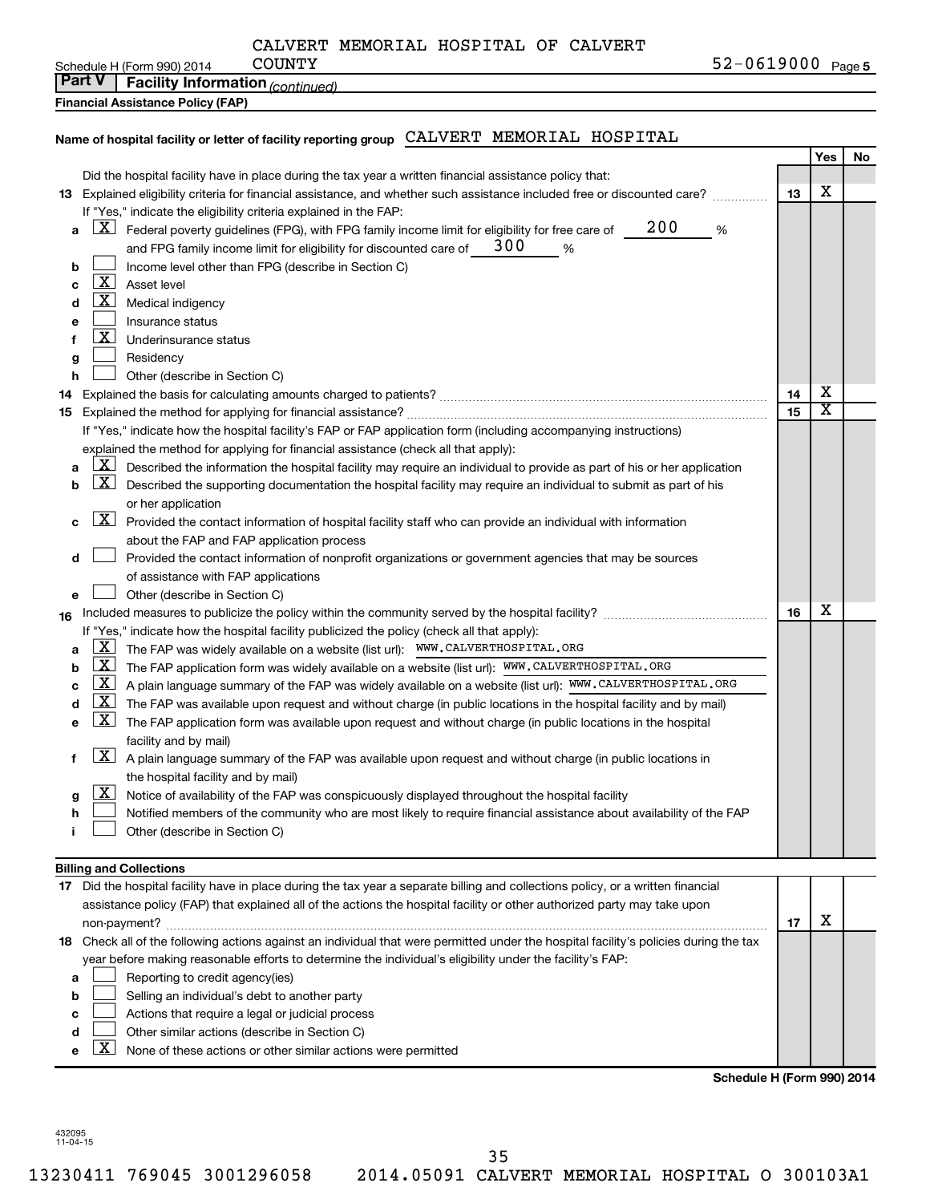CALVERT MEMORIAL HOSPITAL OF CALVERT COUNTY

Schedule H (Form 990) 2014 52-0619000 Page 5

**Part V | Facility Information** *(continued)*

**Financial Assistance Policy (FAP)**

**Name of hospital facility or letter of facility reporting group** CALVERT MEMORIAL HOSPITAL

| | | | Yes | No |
|---|---|---|---|---|
| | Did the hospital facility have in place during the tax year a written financial assistance policy that: | | | |
| **13** | Explained eligibility criteria for financial assistance, and whether such assistance included free or discounted care? | **13** | X | |
| | If "Yes," indicate the eligibility criteria explained in the FAP: | | | |
| **a** | [X] Federal poverty guidelines (FPG), with FPG family income limit for eligibility for free care of 200 % and FPG family income limit for eligibility for discounted care of 300 % | | | |
| **b** | [ ] Income level other than FPG (describe in Section C) | | | |
| **c** | [X] Asset level | | | |
| **d** | [X] Medical indigency | | | |
| **e** | [ ] Insurance status | | | |
| **f** | [X] Underinsurance status | | | |
| **g** | [ ] Residency | | | |
| **h** | [ ] Other (describe in Section C) | | | |
| **14** | Explained the basis for calculating amounts charged to patients? | **14** | X | |
| **15** | Explained the method for applying for financial assistance? | **15** | X | |
| | If "Yes," indicate how the hospital facility's FAP or FAP application form (including accompanying instructions) explained the method for applying for financial assistance (check all that apply): | | | |
| **a** | [X] Described the information the hospital facility may require an individual to provide as part of his or her application | | | |
| **b** | [X] Described the supporting documentation the hospital facility may require an individual to submit as part of his or her application | | | |
| **c** | [X] Provided the contact information of hospital facility staff who can provide an individual with information about the FAP and FAP application process | | | |
| **d** | [ ] Provided the contact information of nonprofit organizations or government agencies that may be sources of assistance with FAP applications | | | |
| **e** | [ ] Other (describe in Section C) | | | |
| **16** | Included measures to publicize the policy within the community served by the hospital facility? | **16** | X | |
| | If "Yes," indicate how the hospital facility publicized the policy (check all that apply): | | | |
| **a** | [X] The FAP was widely available on a website (list url): WWW.CALVERTHOSPITAL.ORG | | | |
| **b** | [X] The FAP application form was widely available on a website (list url): WWW.CALVERTHOSPITAL.ORG | | | |
| **c** | [X] A plain language summary of the FAP was widely available on a website (list url): WWW.CALVERTHOSPITAL.ORG | | | |
| **d** | [X] The FAP was available upon request and without charge (in public locations in the hospital facility and by mail) | | | |
| **e** | [X] The FAP application form was available upon request and without charge (in public locations in the hospital facility and by mail) | | | |
| **f** | [X] A plain language summary of the FAP was available upon request and without charge (in public locations in the hospital facility and by mail) | | | |
| **g** | [X] Notice of availability of the FAP was conspicuously displayed throughout the hospital facility | | | |
| **h** | [ ] Notified members of the community who are most likely to require financial assistance about availability of the FAP | | | |
| **i** | [ ] Other (describe in Section C) | | | |

**Billing and Collections**

| | | | Yes | No |
|---|---|---|---|---|
| **17** | Did the hospital facility have in place during the tax year a separate billing and collections policy, or a written financial assistance policy (FAP) that explained all of the actions the hospital facility or other authorized party may take upon non-payment? | **17** | X | |
| **18** | Check all of the following actions against an individual that were permitted under the hospital facility's policies during the tax year before making reasonable efforts to determine the individual's eligibility under the facility's FAP: | | | |
| **a** | [ ] Reporting to credit agency(ies) | | | |
| **b** | [ ] Selling an individual's debt to another party | | | |
| **c** | [ ] Actions that require a legal or judicial process | | | |
| **d** | [ ] Other similar actions (describe in Section C) | | | |
| **e** | [X] None of these actions or other similar actions were permitted | | | |

**Schedule H (Form 990) 2014**

432095
11-04-15

13230411 769045 3001296058 2014.05091 CALVERT MEMORIAL HOSPITAL O 300103A1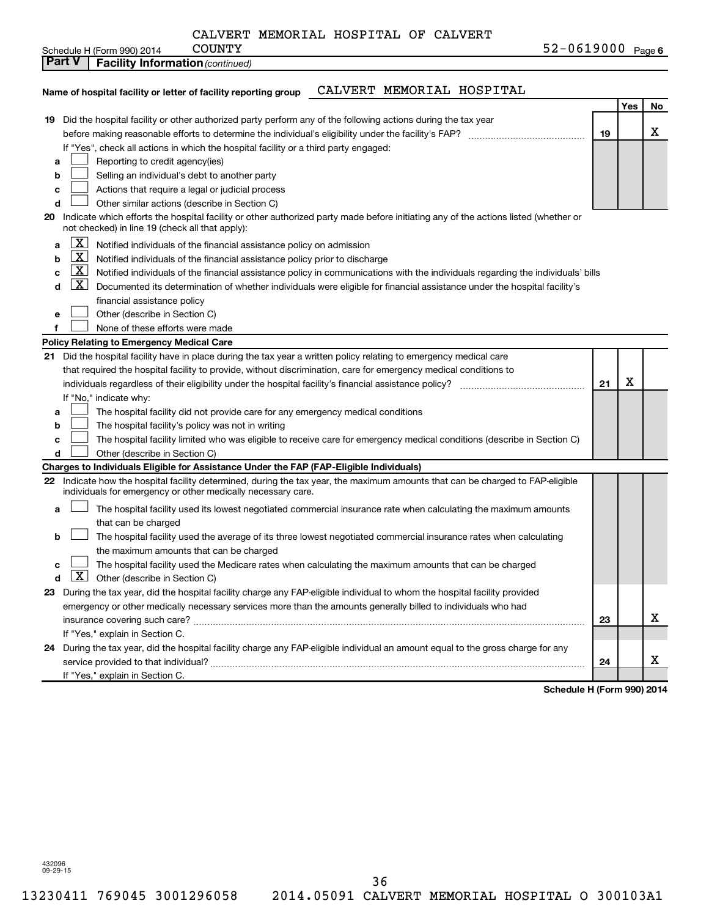CALVERT MEMORIAL HOSPITAL OF CALVERT COUNTY

Schedule H (Form 990) 2014 52-0619000 Page 6

**Part V Facility Information** *(continued)*

**Name of hospital facility or letter of facility reporting group** CALVERT MEMORIAL HOSPITAL

| | | | Yes | No |
|---|---|---|---|---|
| **19** | Did the hospital facility or other authorized party perform any of the following actions during the tax year before making reasonable efforts to determine the individual's eligibility under the facility's FAP? | **19** | | X |
| | If "Yes", check all actions in which the hospital facility or a third party engaged: | | | |
| **a** | ☐ Reporting to credit agency(ies) | | | |
| **b** | ☐ Selling an individual's debt to another party | | | |
| **c** | ☐ Actions that require a legal or judicial process | | | |
| **d** | ☐ Other similar actions (describe in Section C) | | | |
| **20** | Indicate which efforts the hospital facility or other authorized party made before initiating any of the actions listed (whether or not checked) in line 19 (check all that apply): | | | |
| **a** | ☒ Notified individuals of the financial assistance policy on admission | | | |
| **b** | ☒ Notified individuals of the financial assistance policy prior to discharge | | | |
| **c** | ☒ Notified individuals of the financial assistance policy in communications with the individuals regarding the individuals' bills | | | |
| **d** | ☒ Documented its determination of whether individuals were eligible for financial assistance under the hospital facility's financial assistance policy | | | |
| **e** | ☐ Other (describe in Section C) | | | |
| **f** | ☐ None of these efforts were made | | | |
| | **Policy Relating to Emergency Medical Care** | | | |
| **21** | Did the hospital facility have in place during the tax year a written policy relating to emergency medical care that required the hospital facility to provide, without discrimination, care for emergency medical conditions to individuals regardless of their eligibility under the hospital facility's financial assistance policy? | **21** | X | |
| | If "No," indicate why: | | | |
| **a** | ☐ The hospital facility did not provide care for any emergency medical conditions | | | |
| **b** | ☐ The hospital facility's policy was not in writing | | | |
| **c** | ☐ The hospital facility limited who was eligible to receive care for emergency medical conditions (describe in Section C) | | | |
| **d** | ☐ Other (describe in Section C) | | | |
| | **Charges to Individuals Eligible for Assistance Under the FAP (FAP-Eligible Individuals)** | | | |
| **22** | Indicate how the hospital facility determined, during the tax year, the maximum amounts that can be charged to FAP-eligible individuals for emergency or other medically necessary care. | | | |
| **a** | ☐ The hospital facility used its lowest negotiated commercial insurance rate when calculating the maximum amounts that can be charged | | | |
| **b** | ☐ The hospital facility used the average of its three lowest negotiated commercial insurance rates when calculating the maximum amounts that can be charged | | | |
| **c** | ☐ The hospital facility used the Medicare rates when calculating the maximum amounts that can be charged | | | |
| **d** | ☒ Other (describe in Section C) | | | |
| **23** | During the tax year, did the hospital facility charge any FAP-eligible individual to whom the hospital facility provided emergency or other medically necessary services more than the amounts generally billed to individuals who had insurance covering such care? | **23** | | X |
| | If "Yes," explain in Section C. | | | |
| **24** | During the tax year, did the hospital facility charge any FAP-eligible individual an amount equal to the gross charge for any service provided to that individual? | **24** | | X |
| | If "Yes," explain in Section C. | | | |

**Schedule H (Form 990) 2014**

432096
09-29-15

13230411 769045 3001296058 2014.05091 CALVERT MEMORIAL HOSPITAL O 300103A1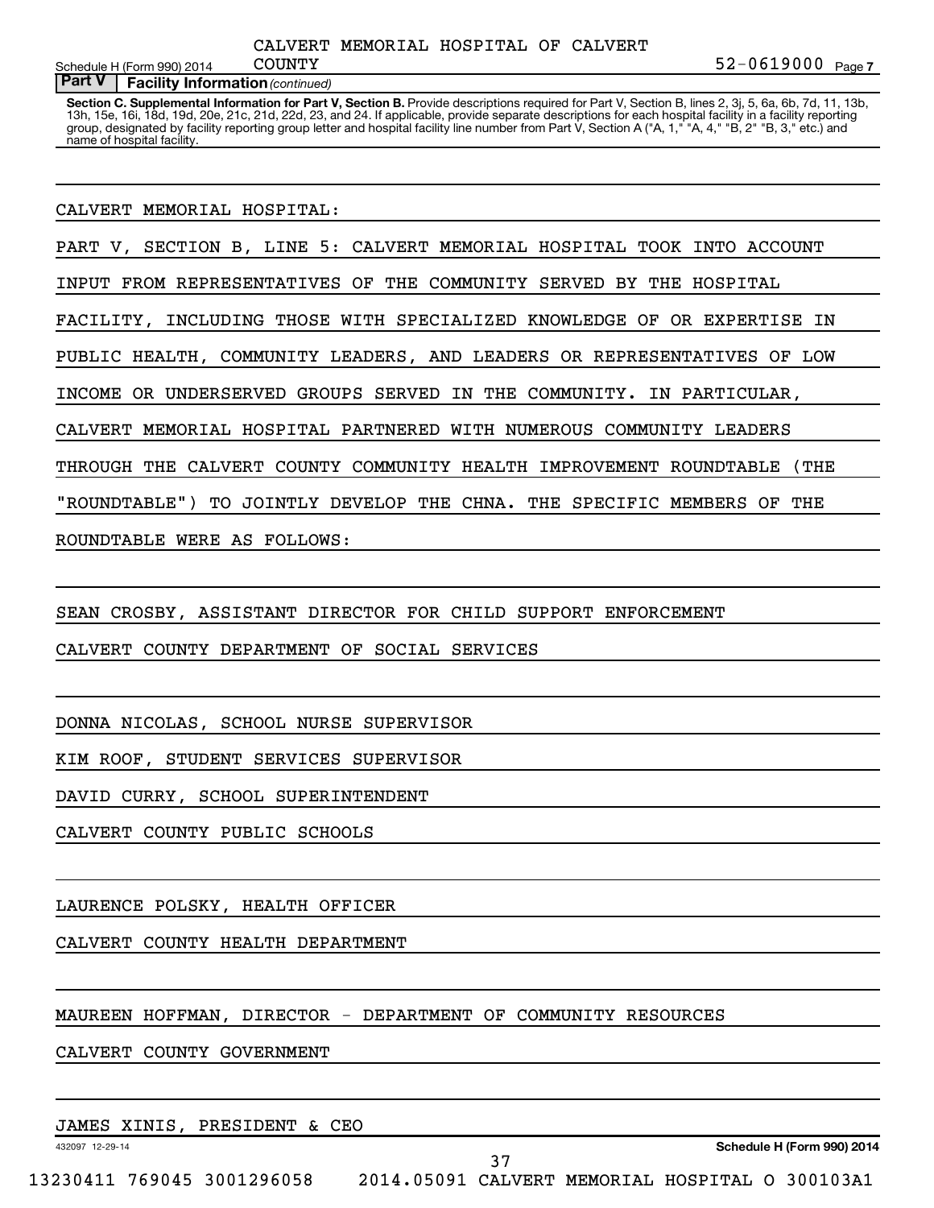**Part V** | **Facility Information** *(continued)*

**Section C. Supplemental Information for Part V, Section B.** Provide descriptions required for Part V, Section B, lines 2, 3j, 5, 6a, 6b, 7d, 11, 13b, 13h, 15e, 16i, 18d, 19d, 20e, 21c, 21d, 22d, 23, and 24. If applicable, provide separate descriptions for each hospital facility in a facility reporting group, designated by facility reporting group letter and hospital facility line number from Part V, Section A ("A, 1," "A, 4," "B, 2" "B, 3," etc.) and name of hospital facility.

CALVERT MEMORIAL HOSPITAL:

PART V, SECTION B, LINE 5: CALVERT MEMORIAL HOSPITAL TOOK INTO ACCOUNT INPUT FROM REPRESENTATIVES OF THE COMMUNITY SERVED BY THE HOSPITAL FACILITY, INCLUDING THOSE WITH SPECIALIZED KNOWLEDGE OF OR EXPERTISE IN PUBLIC HEALTH, COMMUNITY LEADERS, AND LEADERS OR REPRESENTATIVES OF LOW INCOME OR UNDERSERVED GROUPS SERVED IN THE COMMUNITY. IN PARTICULAR, CALVERT MEMORIAL HOSPITAL PARTNERED WITH NUMEROUS COMMUNITY LEADERS THROUGH THE CALVERT COUNTY COMMUNITY HEALTH IMPROVEMENT ROUNDTABLE (THE "ROUNDTABLE") TO JOINTLY DEVELOP THE CHNA. THE SPECIFIC MEMBERS OF THE ROUNDTABLE WERE AS FOLLOWS:

SEAN CROSBY, ASSISTANT DIRECTOR FOR CHILD SUPPORT ENFORCEMENT
CALVERT COUNTY DEPARTMENT OF SOCIAL SERVICES

DONNA NICOLAS, SCHOOL NURSE SUPERVISOR
KIM ROOF, STUDENT SERVICES SUPERVISOR
DAVID CURRY, SCHOOL SUPERINTENDENT
CALVERT COUNTY PUBLIC SCHOOLS

LAURENCE POLSKY, HEALTH OFFICER
CALVERT COUNTY HEALTH DEPARTMENT

MAUREEN HOFFMAN, DIRECTOR - DEPARTMENT OF COMMUNITY RESOURCES
CALVERT COUNTY GOVERNMENT

JAMES XINIS, PRESIDENT & CEO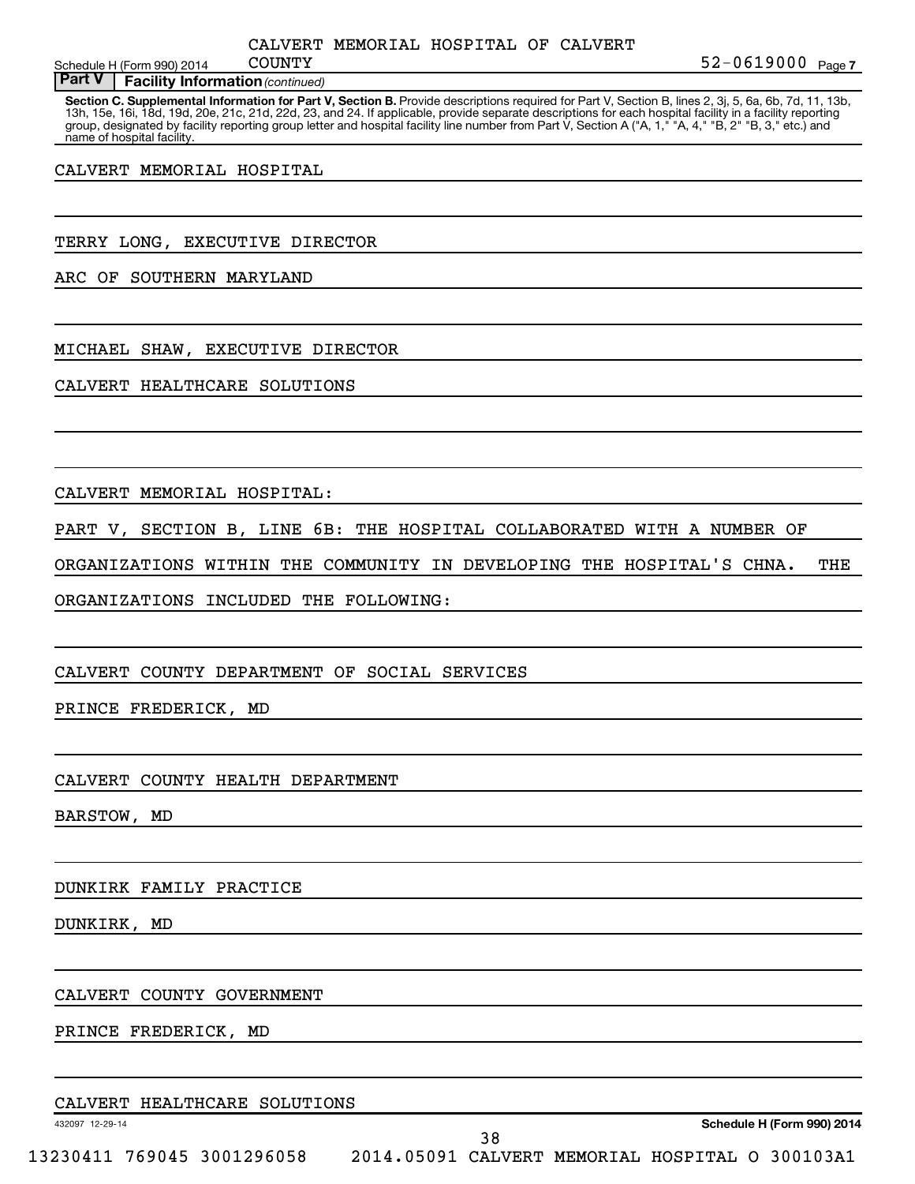CALVERT MEMORIAL HOSPITAL OF CALVERT COUNTY 52-0619000

**Part V | Facility Information** *(continued)*

**Section C. Supplemental Information for Part V, Section B.** Provide descriptions required for Part V, Section B, lines 2, 3j, 5, 6a, 6b, 7d, 11, 13b, 13h, 15e, 16i, 18d, 19d, 20e, 21c, 21d, 22d, 23, and 24. If applicable, provide separate descriptions for each hospital facility in a facility reporting group, designated by facility reporting group letter and hospital facility line number from Part V, Section A ("A, 1," "A, 4," "B, 2" "B, 3," etc.) and name of hospital facility.

CALVERT MEMORIAL HOSPITAL

TERRY LONG, EXECUTIVE DIRECTOR

ARC OF SOUTHERN MARYLAND

MICHAEL SHAW, EXECUTIVE DIRECTOR

CALVERT HEALTHCARE SOLUTIONS

CALVERT MEMORIAL HOSPITAL:

PART V, SECTION B, LINE 6B: THE HOSPITAL COLLABORATED WITH A NUMBER OF ORGANIZATIONS WITHIN THE COMMUNITY IN DEVELOPING THE HOSPITAL'S CHNA. THE ORGANIZATIONS INCLUDED THE FOLLOWING:

CALVERT COUNTY DEPARTMENT OF SOCIAL SERVICES

PRINCE FREDERICK, MD

CALVERT COUNTY HEALTH DEPARTMENT

BARSTOW, MD

DUNKIRK FAMILY PRACTICE

DUNKIRK, MD

CALVERT COUNTY GOVERNMENT

PRINCE FREDERICK, MD

CALVERT HEALTHCARE SOLUTIONS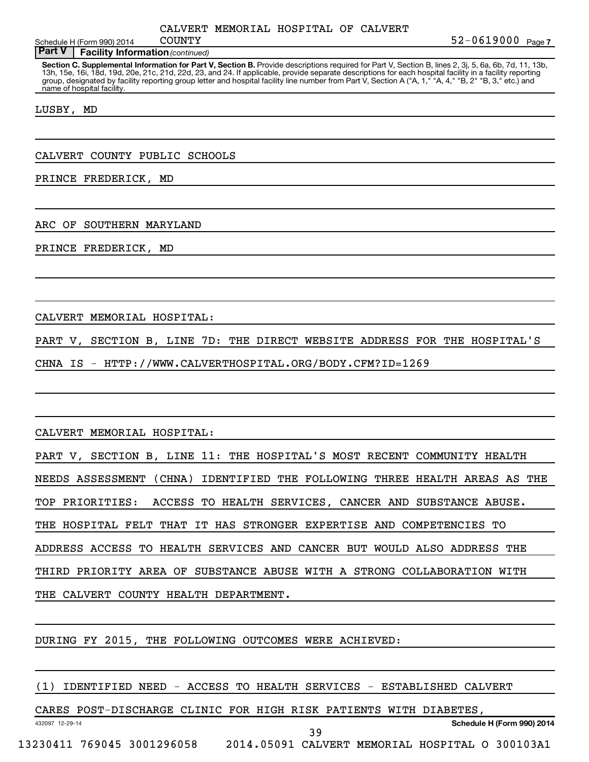**Part V | Facility Information** *(continued)*

**Section C. Supplemental Information for Part V, Section B.** Provide descriptions required for Part V, Section B, lines 2, 3j, 5, 6a, 6b, 7d, 11, 13b, 13h, 15e, 16i, 18d, 19d, 20e, 21c, 21d, 22d, 23, and 24. If applicable, provide separate descriptions for each hospital facility in a facility reporting group, designated by facility reporting group letter and hospital facility line number from Part V, Section A ("A, 1," "A, 4," "B, 2" "B, 3," etc.) and name of hospital facility.

LUSBY, MD

CALVERT COUNTY PUBLIC SCHOOLS

PRINCE FREDERICK, MD

ARC OF SOUTHERN MARYLAND

PRINCE FREDERICK, MD

CALVERT MEMORIAL HOSPITAL:

PART V, SECTION B, LINE 7D: THE DIRECT WEBSITE ADDRESS FOR THE HOSPITAL'S CHNA IS - HTTP://WWW.CALVERTHOSPITAL.ORG/BODY.CFM?ID=1269

CALVERT MEMORIAL HOSPITAL:

PART V, SECTION B, LINE 11: THE HOSPITAL'S MOST RECENT COMMUNITY HEALTH NEEDS ASSESSMENT (CHNA) IDENTIFIED THE FOLLOWING THREE HEALTH AREAS AS THE TOP PRIORITIES: ACCESS TO HEALTH SERVICES, CANCER AND SUBSTANCE ABUSE. THE HOSPITAL FELT THAT IT HAS STRONGER EXPERTISE AND COMPETENCIES TO ADDRESS ACCESS TO HEALTH SERVICES AND CANCER BUT WOULD ALSO ADDRESS THE THIRD PRIORITY AREA OF SUBSTANCE ABUSE WITH A STRONG COLLABORATION WITH THE CALVERT COUNTY HEALTH DEPARTMENT.

DURING FY 2015, THE FOLLOWING OUTCOMES WERE ACHIEVED:

(1) IDENTIFIED NEED - ACCESS TO HEALTH SERVICES - ESTABLISHED CALVERT CARES POST-DISCHARGE CLINIC FOR HIGH RISK PATIENTS WITH DIABETES,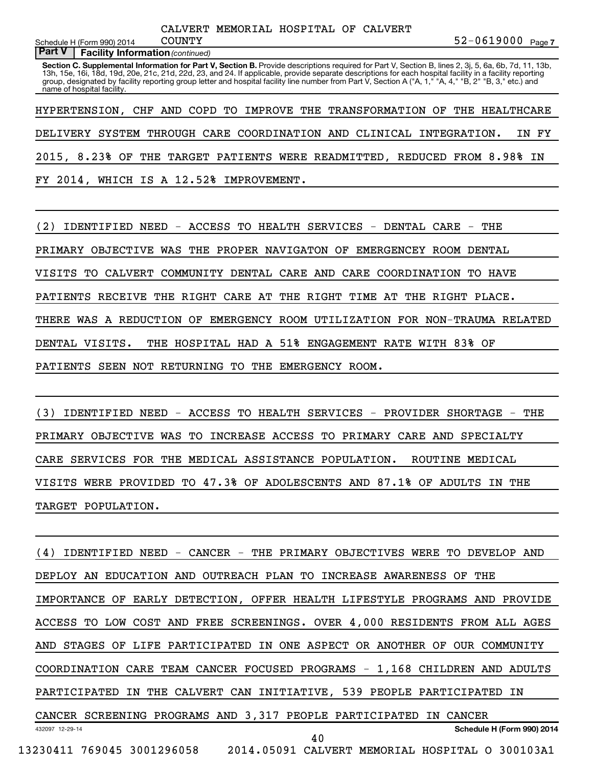CALVERT MEMORIAL HOSPITAL OF CALVERT COUNTY 52-0619000

**Part V | Facility Information** *(continued)*

**Section C. Supplemental Information for Part V, Section B.** Provide descriptions required for Part V, Section B, lines 2, 3j, 5, 6a, 6b, 7d, 11, 13b, 13h, 15e, 16i, 18d, 19d, 20e, 21c, 21d, 22d, 23, and 24. If applicable, provide separate descriptions for each hospital facility in a facility reporting group, designated by facility reporting group letter and hospital facility line number from Part V, Section A ("A, 1," "A, 4," "B, 2" "B, 3," etc.) and name of hospital facility.

HYPERTENSION, CHF AND COPD TO IMPROVE THE TRANSFORMATION OF THE HEALTHCARE DELIVERY SYSTEM THROUGH CARE COORDINATION AND CLINICAL INTEGRATION. IN FY 2015, 8.23% OF THE TARGET PATIENTS WERE READMITTED, REDUCED FROM 8.98% IN FY 2014, WHICH IS A 12.52% IMPROVEMENT.

(2) IDENTIFIED NEED - ACCESS TO HEALTH SERVICES - DENTAL CARE - THE PRIMARY OBJECTIVE WAS THE PROPER NAVIGATON OF EMERGENCEY ROOM DENTAL VISITS TO CALVERT COMMUNITY DENTAL CARE AND CARE COORDINATION TO HAVE PATIENTS RECEIVE THE RIGHT CARE AT THE RIGHT TIME AT THE RIGHT PLACE. THERE WAS A REDUCTION OF EMERGENCY ROOM UTILIZATION FOR NON-TRAUMA RELATED DENTAL VISITS. THE HOSPITAL HAD A 51% ENGAGEMENT RATE WITH 83% OF PATIENTS SEEN NOT RETURNING TO THE EMERGENCY ROOM.

(3) IDENTIFIED NEED - ACCESS TO HEALTH SERVICES - PROVIDER SHORTAGE - THE PRIMARY OBJECTIVE WAS TO INCREASE ACCESS TO PRIMARY CARE AND SPECIALTY CARE SERVICES FOR THE MEDICAL ASSISTANCE POPULATION. ROUTINE MEDICAL VISITS WERE PROVIDED TO 47.3% OF ADOLESCENTS AND 87.1% OF ADULTS IN THE TARGET POPULATION.

(4) IDENTIFIED NEED - CANCER - THE PRIMARY OBJECTIVES WERE TO DEVELOP AND DEPLOY AN EDUCATION AND OUTREACH PLAN TO INCREASE AWARENESS OF THE IMPORTANCE OF EARLY DETECTION, OFFER HEALTH LIFESTYLE PROGRAMS AND PROVIDE ACCESS TO LOW COST AND FREE SCREENINGS. OVER 4,000 RESIDENTS FROM ALL AGES AND STAGES OF LIFE PARTICIPATED IN ONE ASPECT OR ANOTHER OF OUR COMMUNITY COORDINATION CARE TEAM CANCER FOCUSED PROGRAMS - 1,168 CHILDREN AND ADULTS PARTICIPATED IN THE CALVERT CAN INITIATIVE, 539 PEOPLE PARTICIPATED IN CANCER SCREENING PROGRAMS AND 3,317 PEOPLE PARTICIPATED IN CANCER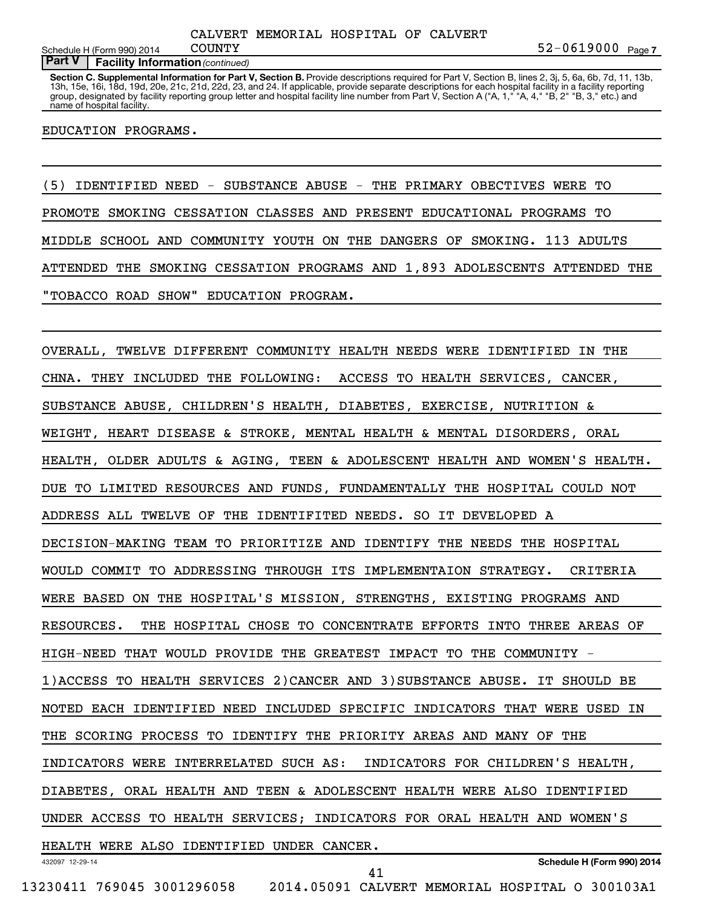**Part V | Facility Information** *(continued)*

**Section C. Supplemental Information for Part V, Section B.** Provide descriptions required for Part V, Section B, lines 2, 3j, 5, 6a, 6b, 7d, 11, 13b, 13h, 15e, 16i, 18d, 19d, 20e, 21c, 21d, 22d, 23, and 24. If applicable, provide separate descriptions for each hospital facility in a facility reporting group, designated by facility reporting group letter and hospital facility line number from Part V, Section A ("A, 1," "A, 4," "B, 2" "B, 3," etc.) and name of hospital facility.

EDUCATION PROGRAMS.

(5) IDENTIFIED NEED - SUBSTANCE ABUSE - THE PRIMARY OBECTIVES WERE TO PROMOTE SMOKING CESSATION CLASSES AND PRESENT EDUCATIONAL PROGRAMS TO MIDDLE SCHOOL AND COMMUNITY YOUTH ON THE DANGERS OF SMOKING. 113 ADULTS ATTENDED THE SMOKING CESSATION PROGRAMS AND 1,893 ADOLESCENTS ATTENDED THE "TOBACCO ROAD SHOW" EDUCATION PROGRAM.

OVERALL, TWELVE DIFFERENT COMMUNITY HEALTH NEEDS WERE IDENTIFIED IN THE CHNA. THEY INCLUDED THE FOLLOWING: ACCESS TO HEALTH SERVICES, CANCER, SUBSTANCE ABUSE, CHILDREN'S HEALTH, DIABETES, EXERCISE, NUTRITION & WEIGHT, HEART DISEASE & STROKE, MENTAL HEALTH & MENTAL DISORDERS, ORAL HEALTH, OLDER ADULTS & AGING, TEEN & ADOLESCENT HEALTH AND WOMEN'S HEALTH. DUE TO LIMITED RESOURCES AND FUNDS, FUNDAMENTALLY THE HOSPITAL COULD NOT ADDRESS ALL TWELVE OF THE IDENTIFITED NEEDS. SO IT DEVELOPED A DECISION-MAKING TEAM TO PRIORITIZE AND IDENTIFY THE NEEDS THE HOSPITAL WOULD COMMIT TO ADDRESSING THROUGH ITS IMPLEMENTAION STRATEGY. CRITERIA WERE BASED ON THE HOSPITAL'S MISSION, STRENGTHS, EXISTING PROGRAMS AND RESOURCES. THE HOSPITAL CHOSE TO CONCENTRATE EFFORTS INTO THREE AREAS OF HIGH-NEED THAT WOULD PROVIDE THE GREATEST IMPACT TO THE COMMUNITY - 1)ACCESS TO HEALTH SERVICES 2)CANCER AND 3)SUBSTANCE ABUSE. IT SHOULD BE NOTED EACH IDENTIFIED NEED INCLUDED SPECIFIC INDICATORS THAT WERE USED IN THE SCORING PROCESS TO IDENTIFY THE PRIORITY AREAS AND MANY OF THE INDICATORS WERE INTERRELATED SUCH AS: INDICATORS FOR CHILDREN'S HEALTH, DIABETES, ORAL HEALTH AND TEEN & ADOLESCENT HEALTH WERE ALSO IDENTIFIED UNDER ACCESS TO HEALTH SERVICES; INDICATORS FOR ORAL HEALTH AND WOMEN'S HEALTH WERE ALSO IDENTIFIED UNDER CANCER.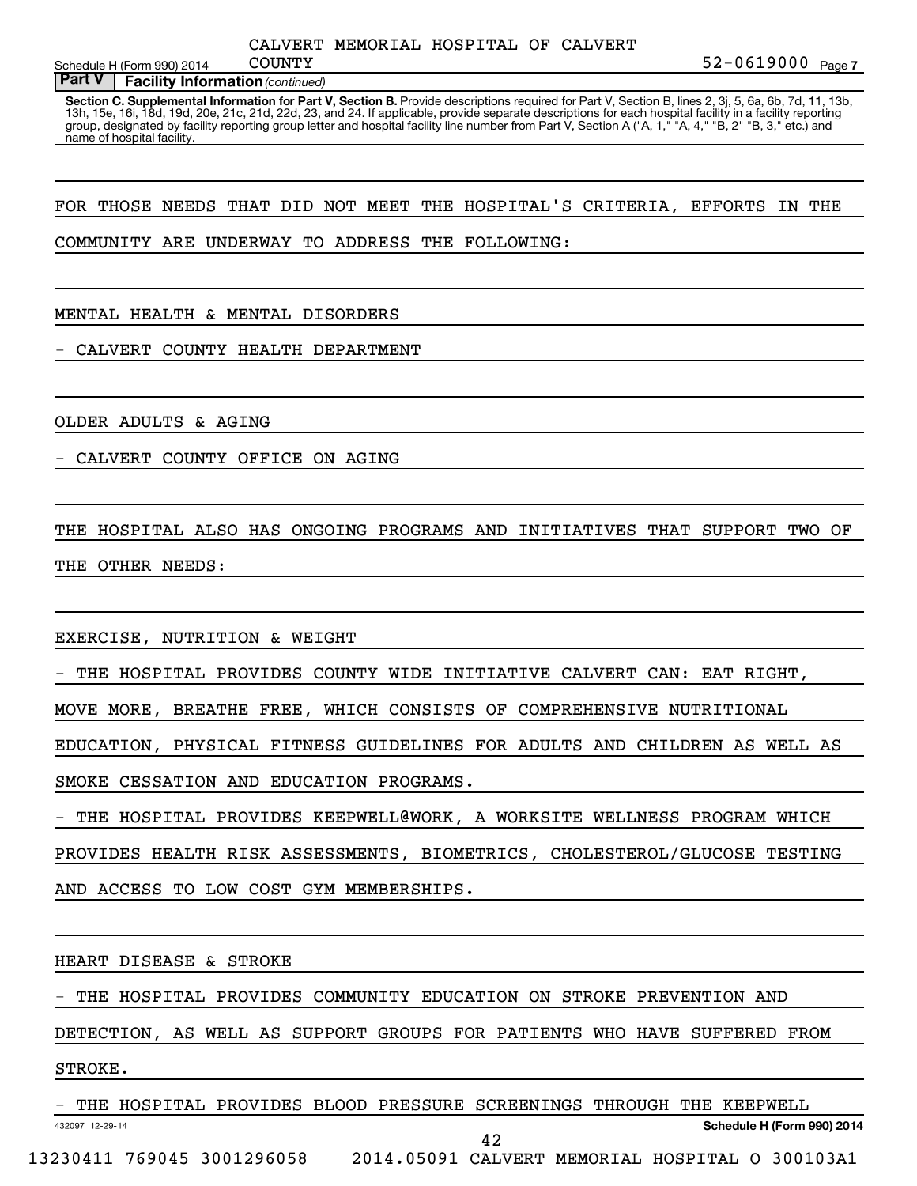**Part V — Facility Information** *(continued)*

**Section C. Supplemental Information for Part V, Section B.** Provide descriptions required for Part V, Section B, lines 2, 3j, 5, 6a, 6b, 7d, 11, 13b, 13h, 15e, 16i, 18d, 19d, 20e, 21c, 21d, 22d, 23, and 24. If applicable, provide separate descriptions for each hospital facility in a facility reporting group, designated by facility reporting group letter and hospital facility line number from Part V, Section A ("A, 1," "A, 4," "B, 2" "B, 3," etc.) and name of hospital facility.

FOR THOSE NEEDS THAT DID NOT MEET THE HOSPITAL'S CRITERIA, EFFORTS IN THE COMMUNITY ARE UNDERWAY TO ADDRESS THE FOLLOWING:

MENTAL HEALTH & MENTAL DISORDERS

- CALVERT COUNTY HEALTH DEPARTMENT

OLDER ADULTS & AGING

- CALVERT COUNTY OFFICE ON AGING

THE HOSPITAL ALSO HAS ONGOING PROGRAMS AND INITIATIVES THAT SUPPORT TWO OF THE OTHER NEEDS:

EXERCISE, NUTRITION & WEIGHT

- THE HOSPITAL PROVIDES COUNTY WIDE INITIATIVE CALVERT CAN: EAT RIGHT, MOVE MORE, BREATHE FREE, WHICH CONSISTS OF COMPREHENSIVE NUTRITIONAL EDUCATION, PHYSICAL FITNESS GUIDELINES FOR ADULTS AND CHILDREN AS WELL AS SMOKE CESSATION AND EDUCATION PROGRAMS.
- THE HOSPITAL PROVIDES KEEPWELL@WORK, A WORKSITE WELLNESS PROGRAM WHICH PROVIDES HEALTH RISK ASSESSMENTS, BIOMETRICS, CHOLESTEROL/GLUCOSE TESTING AND ACCESS TO LOW COST GYM MEMBERSHIPS.

HEART DISEASE & STROKE

- THE HOSPITAL PROVIDES COMMUNITY EDUCATION ON STROKE PREVENTION AND DETECTION, AS WELL AS SUPPORT GROUPS FOR PATIENTS WHO HAVE SUFFERED FROM STROKE.
- THE HOSPITAL PROVIDES BLOOD PRESSURE SCREENINGS THROUGH THE KEEPWELL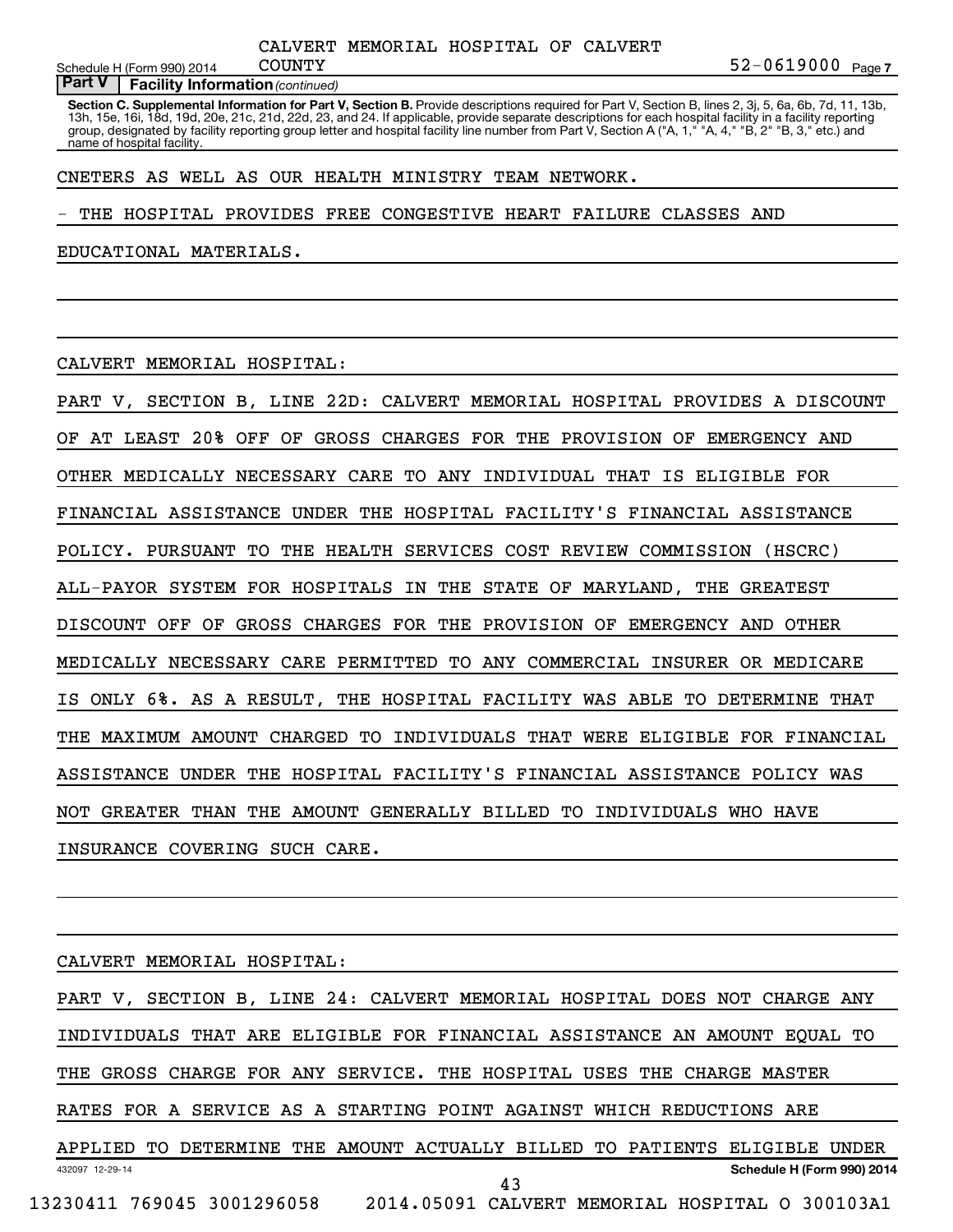**Part V | Facility Information** *(continued)*

**Section C. Supplemental Information for Part V, Section B.** Provide descriptions required for Part V, Section B, lines 2, 3j, 5, 6a, 6b, 7d, 11, 13b, 13h, 15e, 16i, 18d, 19d, 20e, 21c, 21d, 22d, 23, and 24. If applicable, provide separate descriptions for each hospital facility in a facility reporting group, designated by facility reporting group letter and hospital facility line number from Part V, Section A ("A, 1," "A, 4," "B, 2" "B, 3," etc.) and name of hospital facility.

CNETERS AS WELL AS OUR HEALTH MINISTRY TEAM NETWORK.

- THE HOSPITAL PROVIDES FREE CONGESTIVE HEART FAILURE CLASSES AND EDUCATIONAL MATERIALS.

CALVERT MEMORIAL HOSPITAL:

PART V, SECTION B, LINE 22D: CALVERT MEMORIAL HOSPITAL PROVIDES A DISCOUNT OF AT LEAST 20% OFF OF GROSS CHARGES FOR THE PROVISION OF EMERGENCY AND OTHER MEDICALLY NECESSARY CARE TO ANY INDIVIDUAL THAT IS ELIGIBLE FOR FINANCIAL ASSISTANCE UNDER THE HOSPITAL FACILITY'S FINANCIAL ASSISTANCE POLICY. PURSUANT TO THE HEALTH SERVICES COST REVIEW COMMISSION (HSCRC) ALL-PAYOR SYSTEM FOR HOSPITALS IN THE STATE OF MARYLAND, THE GREATEST DISCOUNT OFF OF GROSS CHARGES FOR THE PROVISION OF EMERGENCY AND OTHER MEDICALLY NECESSARY CARE PERMITTED TO ANY COMMERCIAL INSURER OR MEDICARE IS ONLY 6%. AS A RESULT, THE HOSPITAL FACILITY WAS ABLE TO DETERMINE THAT THE MAXIMUM AMOUNT CHARGED TO INDIVIDUALS THAT WERE ELIGIBLE FOR FINANCIAL ASSISTANCE UNDER THE HOSPITAL FACILITY'S FINANCIAL ASSISTANCE POLICY WAS NOT GREATER THAN THE AMOUNT GENERALLY BILLED TO INDIVIDUALS WHO HAVE INSURANCE COVERING SUCH CARE.

CALVERT MEMORIAL HOSPITAL:

PART V, SECTION B, LINE 24: CALVERT MEMORIAL HOSPITAL DOES NOT CHARGE ANY INDIVIDUALS THAT ARE ELIGIBLE FOR FINANCIAL ASSISTANCE AN AMOUNT EQUAL TO THE GROSS CHARGE FOR ANY SERVICE. THE HOSPITAL USES THE CHARGE MASTER RATES FOR A SERVICE AS A STARTING POINT AGAINST WHICH REDUCTIONS ARE APPLIED TO DETERMINE THE AMOUNT ACTUALLY BILLED TO PATIENTS ELIGIBLE UNDER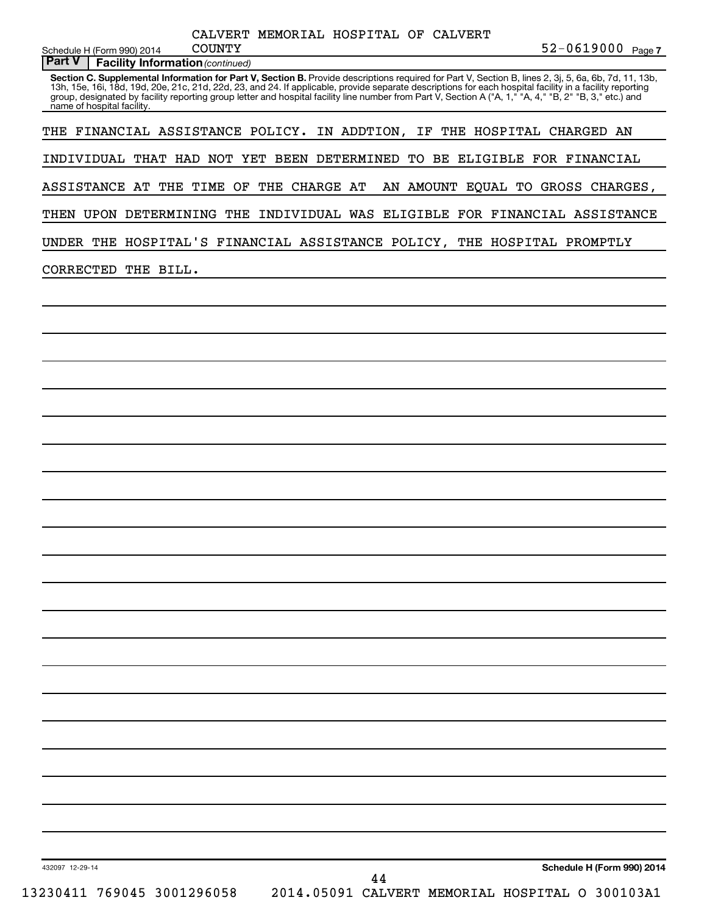CALVERT MEMORIAL HOSPITAL OF CALVERT COUNTY 52-0619000

**Part V | Facility Information** *(continued)*

**Section C. Supplemental Information for Part V, Section B.** Provide descriptions required for Part V, Section B, lines 2, 3j, 5, 6a, 6b, 7d, 11, 13b, 13h, 15e, 16i, 18d, 19d, 20e, 21c, 21d, 22d, 23, and 24. If applicable, provide separate descriptions for each hospital facility in a facility reporting group, designated by facility reporting group letter and hospital facility line number from Part V, Section A ("A, 1," "A, 4," "B, 2" "B, 3," etc.) and name of hospital facility.

THE FINANCIAL ASSISTANCE POLICY. IN ADDTION, IF THE HOSPITAL CHARGED AN INDIVIDUAL THAT HAD NOT YET BEEN DETERMINED TO BE ELIGIBLE FOR FINANCIAL ASSISTANCE AT THE TIME OF THE CHARGE AT AN AMOUNT EQUAL TO GROSS CHARGES, THEN UPON DETERMINING THE INDIVIDUAL WAS ELIGIBLE FOR FINANCIAL ASSISTANCE UNDER THE HOSPITAL'S FINANCIAL ASSISTANCE POLICY, THE HOSPITAL PROMPTLY CORRECTED THE BILL.

432097 12-29-14 **Schedule H (Form 990) 2014**

13230411 769045 3001296058 2014.05091 CALVERT MEMORIAL HOSPITAL O 300103A1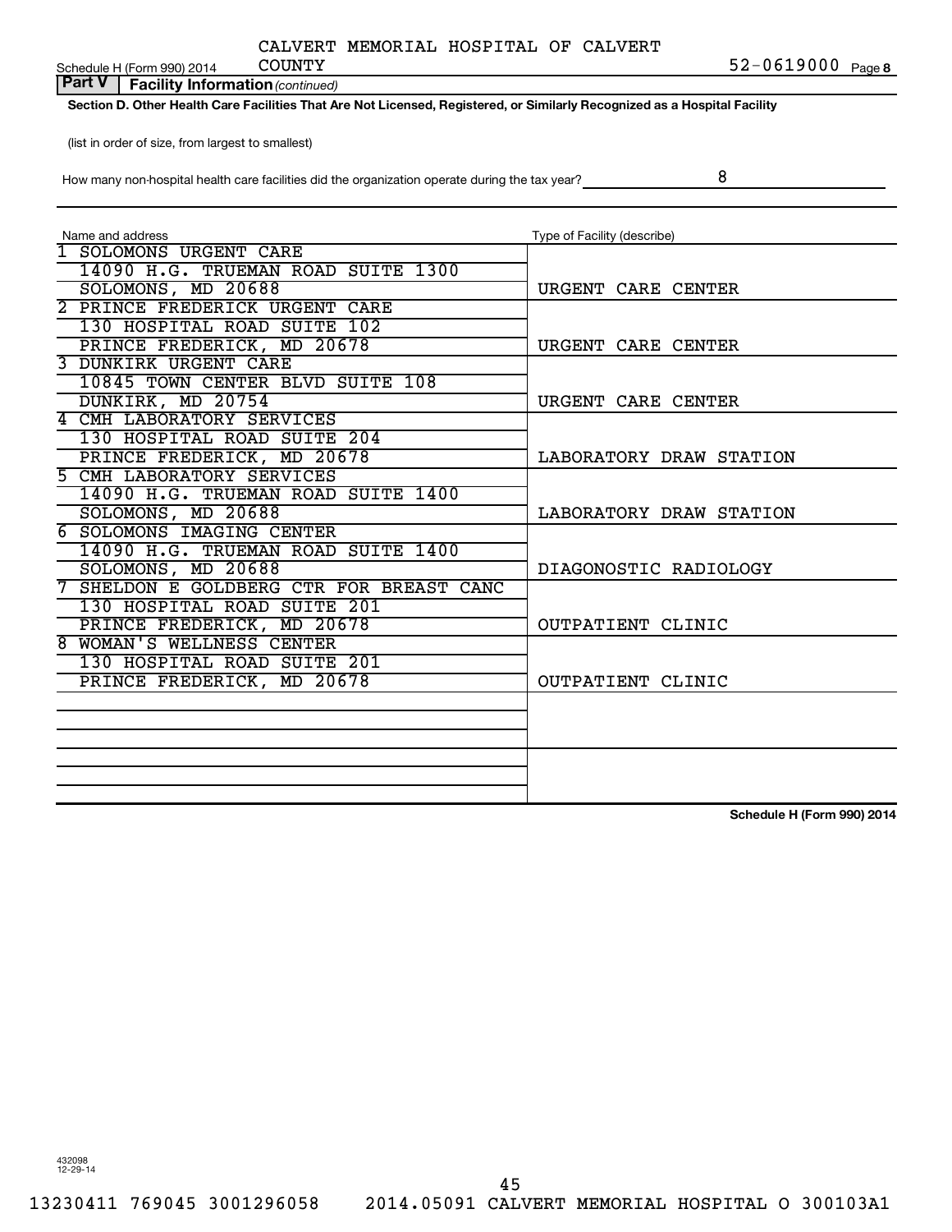CALVERT MEMORIAL HOSPITAL OF CALVERT COUNTY

Schedule H (Form 990) 2014 — 52-0619000 Page 8

**Part V | Facility Information** *(continued)*

**Section D. Other Health Care Facilities That Are Not Licensed, Registered, or Similarly Recognized as a Hospital Facility**

(list in order of size, from largest to smallest)

How many non-hospital health care facilities did the organization operate during the tax year? 8

| Name and address | Type of Facility (describe) |
|---|---|
| 1 SOLOMONS URGENT CARE<br>14090 H.G. TRUEMAN ROAD SUITE 1300<br>SOLOMONS, MD 20688 | URGENT CARE CENTER |
| 2 PRINCE FREDERICK URGENT CARE<br>130 HOSPITAL ROAD SUITE 102<br>PRINCE FREDERICK, MD 20678 | URGENT CARE CENTER |
| 3 DUNKIRK URGENT CARE<br>10845 TOWN CENTER BLVD SUITE 108<br>DUNKIRK, MD 20754 | URGENT CARE CENTER |
| 4 CMH LABORATORY SERVICES<br>130 HOSPITAL ROAD SUITE 204<br>PRINCE FREDERICK, MD 20678 | LABORATORY DRAW STATION |
| 5 CMH LABORATORY SERVICES<br>14090 H.G. TRUEMAN ROAD SUITE 1400<br>SOLOMONS, MD 20688 | LABORATORY DRAW STATION |
| 6 SOLOMONS IMAGING CENTER<br>14090 H.G. TRUEMAN ROAD SUITE 1400<br>SOLOMONS, MD 20688 | DIAGONOSTIC RADIOLOGY |
| 7 SHELDON E GOLDBERG CTR FOR BREAST CANC<br>130 HOSPITAL ROAD SUITE 201<br>PRINCE FREDERICK, MD 20678 | OUTPATIENT CLINIC |
| 8 WOMAN'S WELLNESS CENTER<br>130 HOSPITAL ROAD SUITE 201<br>PRINCE FREDERICK, MD 20678 | OUTPATIENT CLINIC |
| | |
| | |

Schedule H (Form 990) 2014

432098
12-29-14

13230411 769045 3001296058    2014.05091 CALVERT MEMORIAL HOSPITAL O 300103A1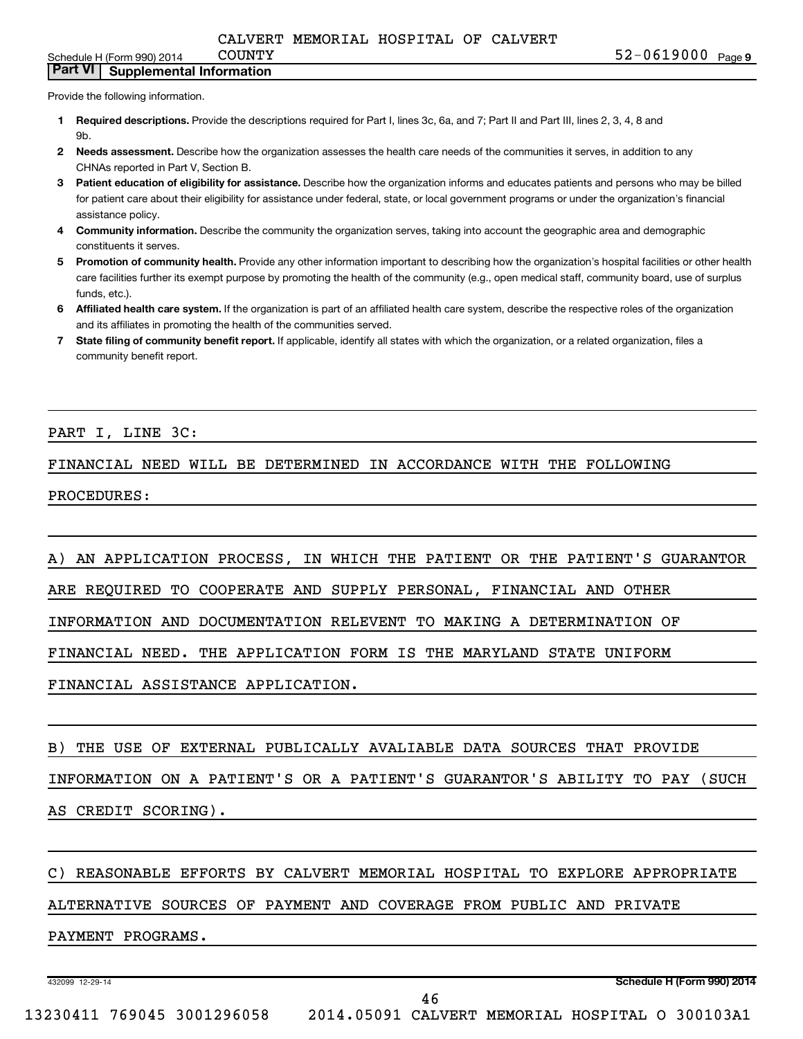## Part VI | Supplemental Information

Provide the following information.

1. **Required descriptions.** Provide the descriptions required for Part I, lines 3c, 6a, and 7; Part II and Part III, lines 2, 3, 4, 8 and 9b.
2. **Needs assessment.** Describe how the organization assesses the health care needs of the communities it serves, in addition to any CHNAs reported in Part V, Section B.
3. **Patient education of eligibility for assistance.** Describe how the organization informs and educates patients and persons who may be billed for patient care about their eligibility for assistance under federal, state, or local government programs or under the organization's financial assistance policy.
4. **Community information.** Describe the community the organization serves, taking into account the geographic area and demographic constituents it serves.
5. **Promotion of community health.** Provide any other information important to describing how the organization's hospital facilities or other health care facilities further its exempt purpose by promoting the health of the community (e.g., open medical staff, community board, use of surplus funds, etc.).
6. **Affiliated health care system.** If the organization is part of an affiliated health care system, describe the respective roles of the organization and its affiliates in promoting the health of the communities served.
7. **State filing of community benefit report.** If applicable, identify all states with which the organization, or a related organization, files a community benefit report.

PART I, LINE 3C:

FINANCIAL NEED WILL BE DETERMINED IN ACCORDANCE WITH THE FOLLOWING PROCEDURES:

A) AN APPLICATION PROCESS, IN WHICH THE PATIENT OR THE PATIENT'S GUARANTOR ARE REQUIRED TO COOPERATE AND SUPPLY PERSONAL, FINANCIAL AND OTHER INFORMATION AND DOCUMENTATION RELEVENT TO MAKING A DETERMINATION OF FINANCIAL NEED. THE APPLICATION FORM IS THE MARYLAND STATE UNIFORM FINANCIAL ASSISTANCE APPLICATION.

B) THE USE OF EXTERNAL PUBLICALLY AVALIABLE DATA SOURCES THAT PROVIDE INFORMATION ON A PATIENT'S OR A PATIENT'S GUARANTOR'S ABILITY TO PAY (SUCH AS CREDIT SCORING).

C) REASONABLE EFFORTS BY CALVERT MEMORIAL HOSPITAL TO EXPLORE APPROPRIATE ALTERNATIVE SOURCES OF PAYMENT AND COVERAGE FROM PUBLIC AND PRIVATE PAYMENT PROGRAMS.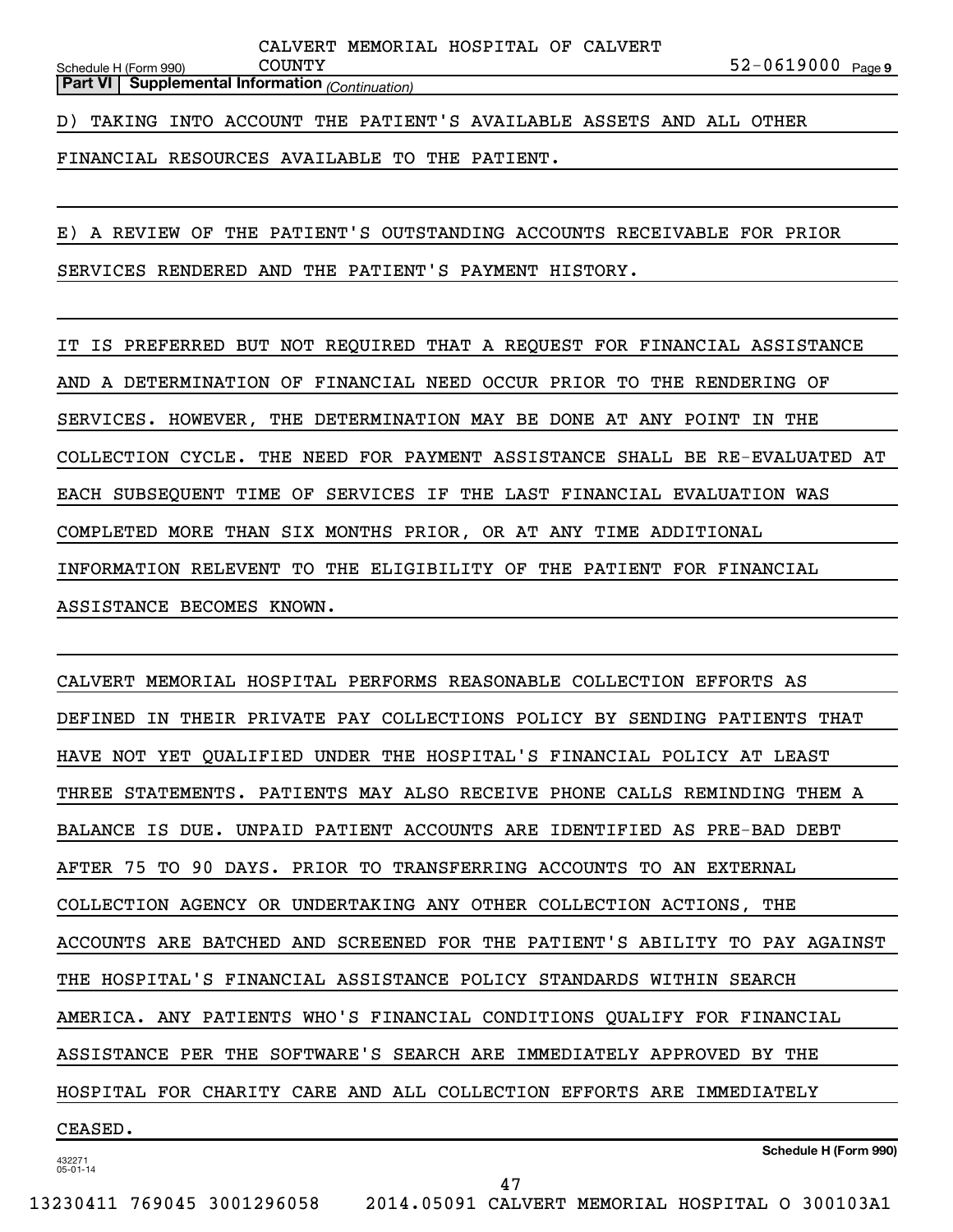**Part VI | Supplemental Information** *(Continuation)*

D) TAKING INTO ACCOUNT THE PATIENT'S AVAILABLE ASSETS AND ALL OTHER FINANCIAL RESOURCES AVAILABLE TO THE PATIENT.

E) A REVIEW OF THE PATIENT'S OUTSTANDING ACCOUNTS RECEIVABLE FOR PRIOR SERVICES RENDERED AND THE PATIENT'S PAYMENT HISTORY.

IT IS PREFERRED BUT NOT REQUIRED THAT A REQUEST FOR FINANCIAL ASSISTANCE AND A DETERMINATION OF FINANCIAL NEED OCCUR PRIOR TO THE RENDERING OF SERVICES. HOWEVER, THE DETERMINATION MAY BE DONE AT ANY POINT IN THE COLLECTION CYCLE. THE NEED FOR PAYMENT ASSISTANCE SHALL BE RE-EVALUATED AT EACH SUBSEQUENT TIME OF SERVICES IF THE LAST FINANCIAL EVALUATION WAS COMPLETED MORE THAN SIX MONTHS PRIOR, OR AT ANY TIME ADDITIONAL INFORMATION RELEVENT TO THE ELIGIBILITY OF THE PATIENT FOR FINANCIAL ASSISTANCE BECOMES KNOWN.

CALVERT MEMORIAL HOSPITAL PERFORMS REASONABLE COLLECTION EFFORTS AS DEFINED IN THEIR PRIVATE PAY COLLECTIONS POLICY BY SENDING PATIENTS THAT HAVE NOT YET QUALIFIED UNDER THE HOSPITAL'S FINANCIAL POLICY AT LEAST THREE STATEMENTS. PATIENTS MAY ALSO RECEIVE PHONE CALLS REMINDING THEM A BALANCE IS DUE. UNPAID PATIENT ACCOUNTS ARE IDENTIFIED AS PRE-BAD DEBT AFTER 75 TO 90 DAYS. PRIOR TO TRANSFERRING ACCOUNTS TO AN EXTERNAL COLLECTION AGENCY OR UNDERTAKING ANY OTHER COLLECTION ACTIONS, THE ACCOUNTS ARE BATCHED AND SCREENED FOR THE PATIENT'S ABILITY TO PAY AGAINST THE HOSPITAL'S FINANCIAL ASSISTANCE POLICY STANDARDS WITHIN SEARCH AMERICA. ANY PATIENTS WHO'S FINANCIAL CONDITIONS QUALIFY FOR FINANCIAL ASSISTANCE PER THE SOFTWARE'S SEARCH ARE IMMEDIATELY APPROVED BY THE HOSPITAL FOR CHARITY CARE AND ALL COLLECTION EFFORTS ARE IMMEDIATELY CEASED.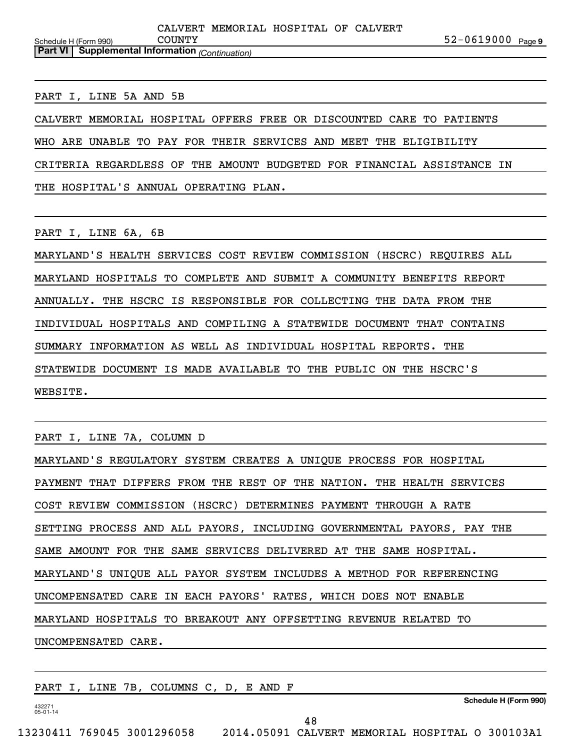PART I, LINE 5A AND 5B

CALVERT MEMORIAL HOSPITAL OFFERS FREE OR DISCOUNTED CARE TO PATIENTS WHO ARE UNABLE TO PAY FOR THEIR SERVICES AND MEET THE ELIGIBILITY CRITERIA REGARDLESS OF THE AMOUNT BUDGETED FOR FINANCIAL ASSISTANCE IN THE HOSPITAL'S ANNUAL OPERATING PLAN.

PART I, LINE 6A, 6B

MARYLAND'S HEALTH SERVICES COST REVIEW COMMISSION (HSCRC) REQUIRES ALL MARYLAND HOSPITALS TO COMPLETE AND SUBMIT A COMMUNITY BENEFITS REPORT ANNUALLY. THE HSCRC IS RESPONSIBLE FOR COLLECTING THE DATA FROM THE INDIVIDUAL HOSPITALS AND COMPILING A STATEWIDE DOCUMENT THAT CONTAINS SUMMARY INFORMATION AS WELL AS INDIVIDUAL HOSPITAL REPORTS. THE STATEWIDE DOCUMENT IS MADE AVAILABLE TO THE PUBLIC ON THE HSCRC'S WEBSITE.

PART I, LINE 7A, COLUMN D

MARYLAND'S REGULATORY SYSTEM CREATES A UNIQUE PROCESS FOR HOSPITAL PAYMENT THAT DIFFERS FROM THE REST OF THE NATION. THE HEALTH SERVICES COST REVIEW COMMISSION (HSCRC) DETERMINES PAYMENT THROUGH A RATE SETTING PROCESS AND ALL PAYORS, INCLUDING GOVERNMENTAL PAYORS, PAY THE SAME AMOUNT FOR THE SAME SERVICES DELIVERED AT THE SAME HOSPITAL. MARYLAND'S UNIQUE ALL PAYOR SYSTEM INCLUDES A METHOD FOR REFERENCING UNCOMPENSATED CARE IN EACH PAYORS' RATES, WHICH DOES NOT ENABLE MARYLAND HOSPITALS TO BREAKOUT ANY OFFSETTING REVENUE RELATED TO UNCOMPENSATED CARE.

PART I, LINE 7B, COLUMNS C, D, E AND F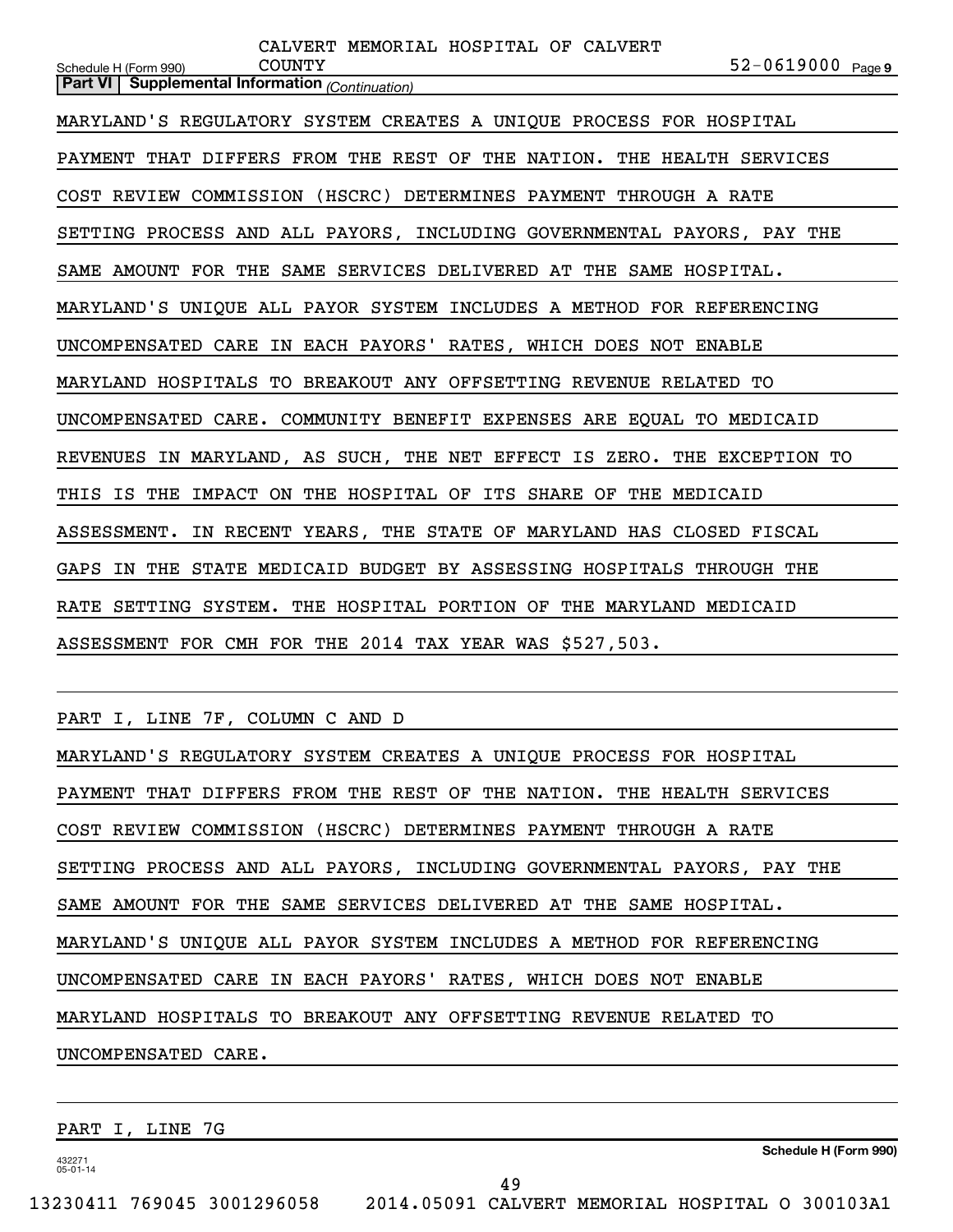**Part VI | Supplemental Information** *(Continuation)*

MARYLAND'S REGULATORY SYSTEM CREATES A UNIQUE PROCESS FOR HOSPITAL PAYMENT THAT DIFFERS FROM THE REST OF THE NATION. THE HEALTH SERVICES COST REVIEW COMMISSION (HSCRC) DETERMINES PAYMENT THROUGH A RATE SETTING PROCESS AND ALL PAYORS, INCLUDING GOVERNMENTAL PAYORS, PAY THE SAME AMOUNT FOR THE SAME SERVICES DELIVERED AT THE SAME HOSPITAL. MARYLAND'S UNIQUE ALL PAYOR SYSTEM INCLUDES A METHOD FOR REFERENCING UNCOMPENSATED CARE IN EACH PAYORS' RATES, WHICH DOES NOT ENABLE MARYLAND HOSPITALS TO BREAKOUT ANY OFFSETTING REVENUE RELATED TO UNCOMPENSATED CARE. COMMUNITY BENEFIT EXPENSES ARE EQUAL TO MEDICAID REVENUES IN MARYLAND, AS SUCH, THE NET EFFECT IS ZERO. THE EXCEPTION TO THIS IS THE IMPACT ON THE HOSPITAL OF ITS SHARE OF THE MEDICAID ASSESSMENT. IN RECENT YEARS, THE STATE OF MARYLAND HAS CLOSED FISCAL GAPS IN THE STATE MEDICAID BUDGET BY ASSESSING HOSPITALS THROUGH THE RATE SETTING SYSTEM. THE HOSPITAL PORTION OF THE MARYLAND MEDICAID ASSESSMENT FOR CMH FOR THE 2014 TAX YEAR WAS $527,503.

PART I, LINE 7F, COLUMN C AND D

MARYLAND'S REGULATORY SYSTEM CREATES A UNIQUE PROCESS FOR HOSPITAL PAYMENT THAT DIFFERS FROM THE REST OF THE NATION. THE HEALTH SERVICES COST REVIEW COMMISSION (HSCRC) DETERMINES PAYMENT THROUGH A RATE SETTING PROCESS AND ALL PAYORS, INCLUDING GOVERNMENTAL PAYORS, PAY THE SAME AMOUNT FOR THE SAME SERVICES DELIVERED AT THE SAME HOSPITAL. MARYLAND'S UNIQUE ALL PAYOR SYSTEM INCLUDES A METHOD FOR REFERENCING UNCOMPENSATED CARE IN EACH PAYORS' RATES, WHICH DOES NOT ENABLE MARYLAND HOSPITALS TO BREAKOUT ANY OFFSETTING REVENUE RELATED TO UNCOMPENSATED CARE.

PART I, LINE 7G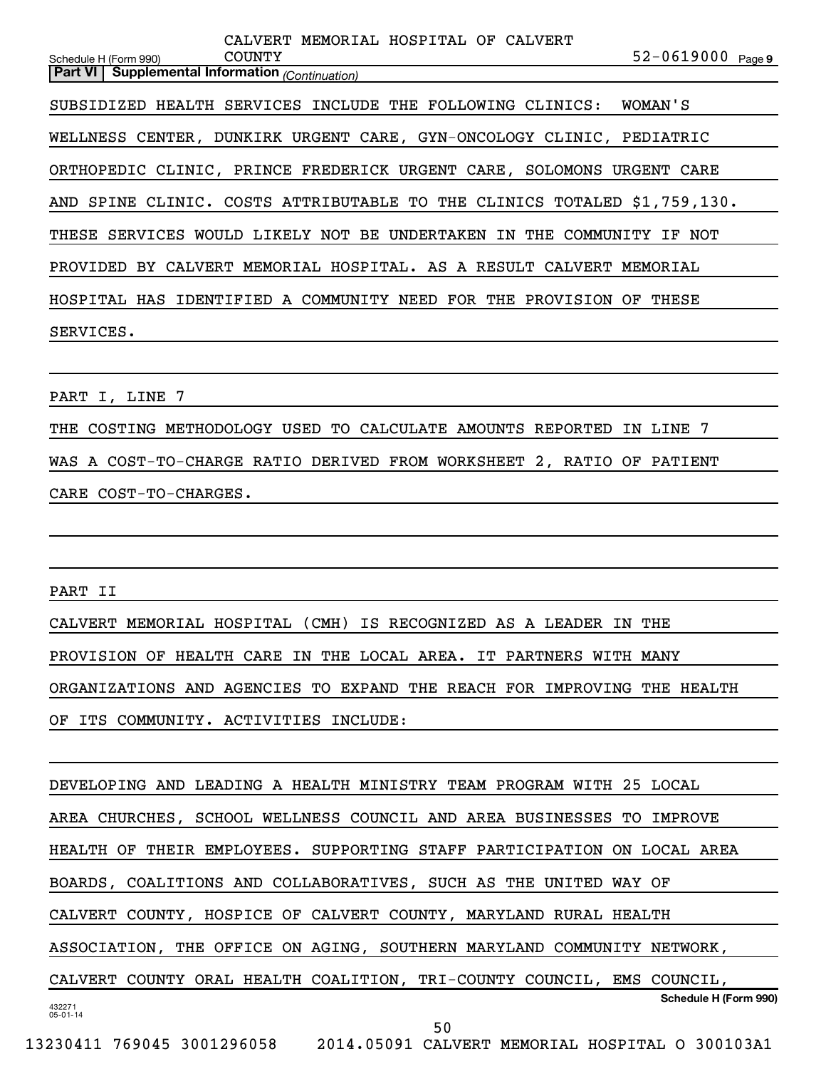**Part VI | Supplemental Information** *(Continuation)*

SUBSIDIZED HEALTH SERVICES INCLUDE THE FOLLOWING CLINICS: WOMAN'S WELLNESS CENTER, DUNKIRK URGENT CARE, GYN-ONCOLOGY CLINIC, PEDIATRIC ORTHOPEDIC CLINIC, PRINCE FREDERICK URGENT CARE, SOLOMONS URGENT CARE AND SPINE CLINIC. COSTS ATTRIBUTABLE TO THE CLINICS TOTALED $1,759,130. THESE SERVICES WOULD LIKELY NOT BE UNDERTAKEN IN THE COMMUNITY IF NOT PROVIDED BY CALVERT MEMORIAL HOSPITAL. AS A RESULT CALVERT MEMORIAL HOSPITAL HAS IDENTIFIED A COMMUNITY NEED FOR THE PROVISION OF THESE SERVICES.

PART I, LINE 7

THE COSTING METHODOLOGY USED TO CALCULATE AMOUNTS REPORTED IN LINE 7 WAS A COST-TO-CHARGE RATIO DERIVED FROM WORKSHEET 2, RATIO OF PATIENT CARE COST-TO-CHARGES.

PART II

CALVERT MEMORIAL HOSPITAL (CMH) IS RECOGNIZED AS A LEADER IN THE PROVISION OF HEALTH CARE IN THE LOCAL AREA. IT PARTNERS WITH MANY ORGANIZATIONS AND AGENCIES TO EXPAND THE REACH FOR IMPROVING THE HEALTH OF ITS COMMUNITY. ACTIVITIES INCLUDE:

DEVELOPING AND LEADING A HEALTH MINISTRY TEAM PROGRAM WITH 25 LOCAL AREA CHURCHES, SCHOOL WELLNESS COUNCIL AND AREA BUSINESSES TO IMPROVE HEALTH OF THEIR EMPLOYEES. SUPPORTING STAFF PARTICIPATION ON LOCAL AREA BOARDS, COALITIONS AND COLLABORATIVES, SUCH AS THE UNITED WAY OF CALVERT COUNTY, HOSPICE OF CALVERT COUNTY, MARYLAND RURAL HEALTH ASSOCIATION, THE OFFICE ON AGING, SOUTHERN MARYLAND COMMUNITY NETWORK, CALVERT COUNTY ORAL HEALTH COALITION, TRI-COUNTY COUNCIL, EMS COUNCIL,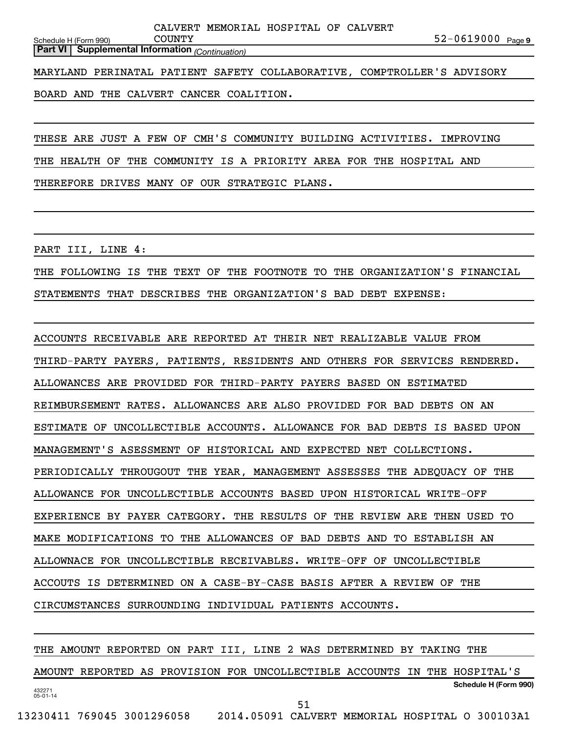**Part VI | Supplemental Information** *(Continuation)*

MARYLAND PERINATAL PATIENT SAFETY COLLABORATIVE, COMPTROLLER'S ADVISORY BOARD AND THE CALVERT CANCER COALITION.

THESE ARE JUST A FEW OF CMH'S COMMUNITY BUILDING ACTIVITIES. IMPROVING THE HEALTH OF THE COMMUNITY IS A PRIORITY AREA FOR THE HOSPITAL AND THEREFORE DRIVES MANY OF OUR STRATEGIC PLANS.

PART III, LINE 4:

THE FOLLOWING IS THE TEXT OF THE FOOTNOTE TO THE ORGANIZATION'S FINANCIAL STATEMENTS THAT DESCRIBES THE ORGANIZATION'S BAD DEBT EXPENSE:

ACCOUNTS RECEIVABLE ARE REPORTED AT THEIR NET REALIZABLE VALUE FROM THIRD-PARTY PAYERS, PATIENTS, RESIDENTS AND OTHERS FOR SERVICES RENDERED. ALLOWANCES ARE PROVIDED FOR THIRD-PARTY PAYERS BASED ON ESTIMATED REIMBURSEMENT RATES. ALLOWANCES ARE ALSO PROVIDED FOR BAD DEBTS ON AN ESTIMATE OF UNCOLLECTIBLE ACCOUNTS. ALLOWANCE FOR BAD DEBTS IS BASED UPON MANAGEMENT'S ASESSMENT OF HISTORICAL AND EXPECTED NET COLLECTIONS. PERIODICALLY THROUGOUT THE YEAR, MANAGEMENT ASSESSES THE ADEQUACY OF THE ALLOWANCE FOR UNCOLLECTIBLE ACCOUNTS BASED UPON HISTORICAL WRITE-OFF EXPERIENCE BY PAYER CATEGORY. THE RESULTS OF THE REVIEW ARE THEN USED TO MAKE MODIFICATIONS TO THE ALLOWANCES OF BAD DEBTS AND TO ESTABLISH AN ALLOWNACE FOR UNCOLLECTIBLE RECEIVABLES. WRITE-OFF OF UNCOLLECTIBLE ACCOUTS IS DETERMINED ON A CASE-BY-CASE BASIS AFTER A REVIEW OF THE CIRCUMSTANCES SURROUNDING INDIVIDUAL PATIENTS ACCOUNTS.

THE AMOUNT REPORTED ON PART III, LINE 2 WAS DETERMINED BY TAKING THE AMOUNT REPORTED AS PROVISION FOR UNCOLLECTIBLE ACCOUNTS IN THE HOSPITAL'S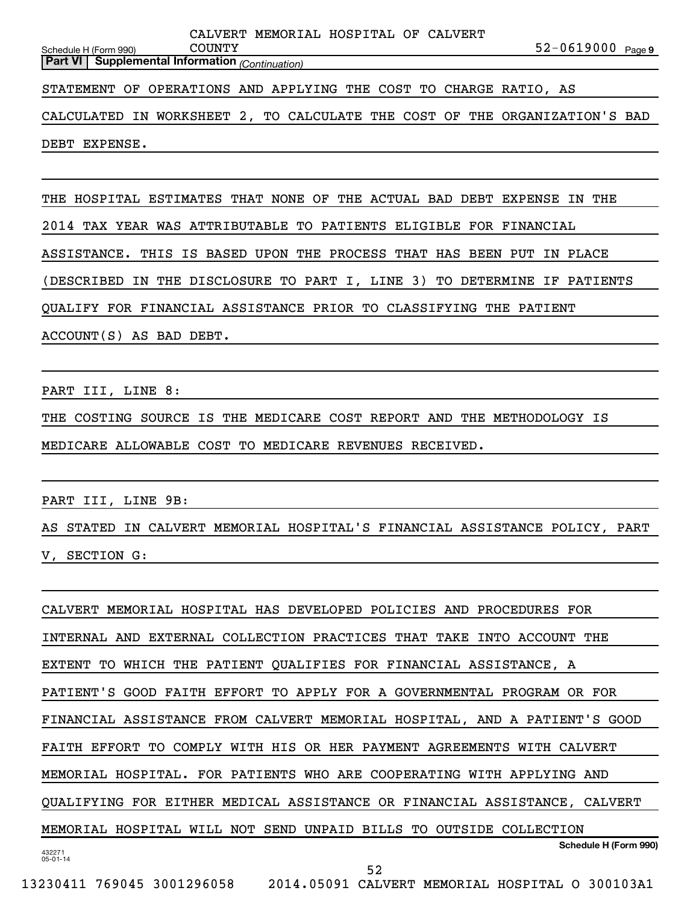**Part VI | Supplemental Information** *(Continuation)*

STATEMENT OF OPERATIONS AND APPLYING THE COST TO CHARGE RATIO, AS CALCULATED IN WORKSHEET 2, TO CALCULATE THE COST OF THE ORGANIZATION'S BAD DEBT EXPENSE.

THE HOSPITAL ESTIMATES THAT NONE OF THE ACTUAL BAD DEBT EXPENSE IN THE 2014 TAX YEAR WAS ATTRIBUTABLE TO PATIENTS ELIGIBLE FOR FINANCIAL ASSISTANCE. THIS IS BASED UPON THE PROCESS THAT HAS BEEN PUT IN PLACE (DESCRIBED IN THE DISCLOSURE TO PART I, LINE 3) TO DETERMINE IF PATIENTS QUALIFY FOR FINANCIAL ASSISTANCE PRIOR TO CLASSIFYING THE PATIENT ACCOUNT(S) AS BAD DEBT.

PART III, LINE 8:

THE COSTING SOURCE IS THE MEDICARE COST REPORT AND THE METHODOLOGY IS MEDICARE ALLOWABLE COST TO MEDICARE REVENUES RECEIVED.

PART III, LINE 9B:

AS STATED IN CALVERT MEMORIAL HOSPITAL'S FINANCIAL ASSISTANCE POLICY, PART V, SECTION G:

CALVERT MEMORIAL HOSPITAL HAS DEVELOPED POLICIES AND PROCEDURES FOR INTERNAL AND EXTERNAL COLLECTION PRACTICES THAT TAKE INTO ACCOUNT THE EXTENT TO WHICH THE PATIENT QUALIFIES FOR FINANCIAL ASSISTANCE, A PATIENT'S GOOD FAITH EFFORT TO APPLY FOR A GOVERNMENTAL PROGRAM OR FOR FINANCIAL ASSISTANCE FROM CALVERT MEMORIAL HOSPITAL, AND A PATIENT'S GOOD FAITH EFFORT TO COMPLY WITH HIS OR HER PAYMENT AGREEMENTS WITH CALVERT MEMORIAL HOSPITAL. FOR PATIENTS WHO ARE COOPERATING WITH APPLYING AND QUALIFYING FOR EITHER MEDICAL ASSISTANCE OR FINANCIAL ASSISTANCE, CALVERT MEMORIAL HOSPITAL WILL NOT SEND UNPAID BILLS TO OUTSIDE COLLECTION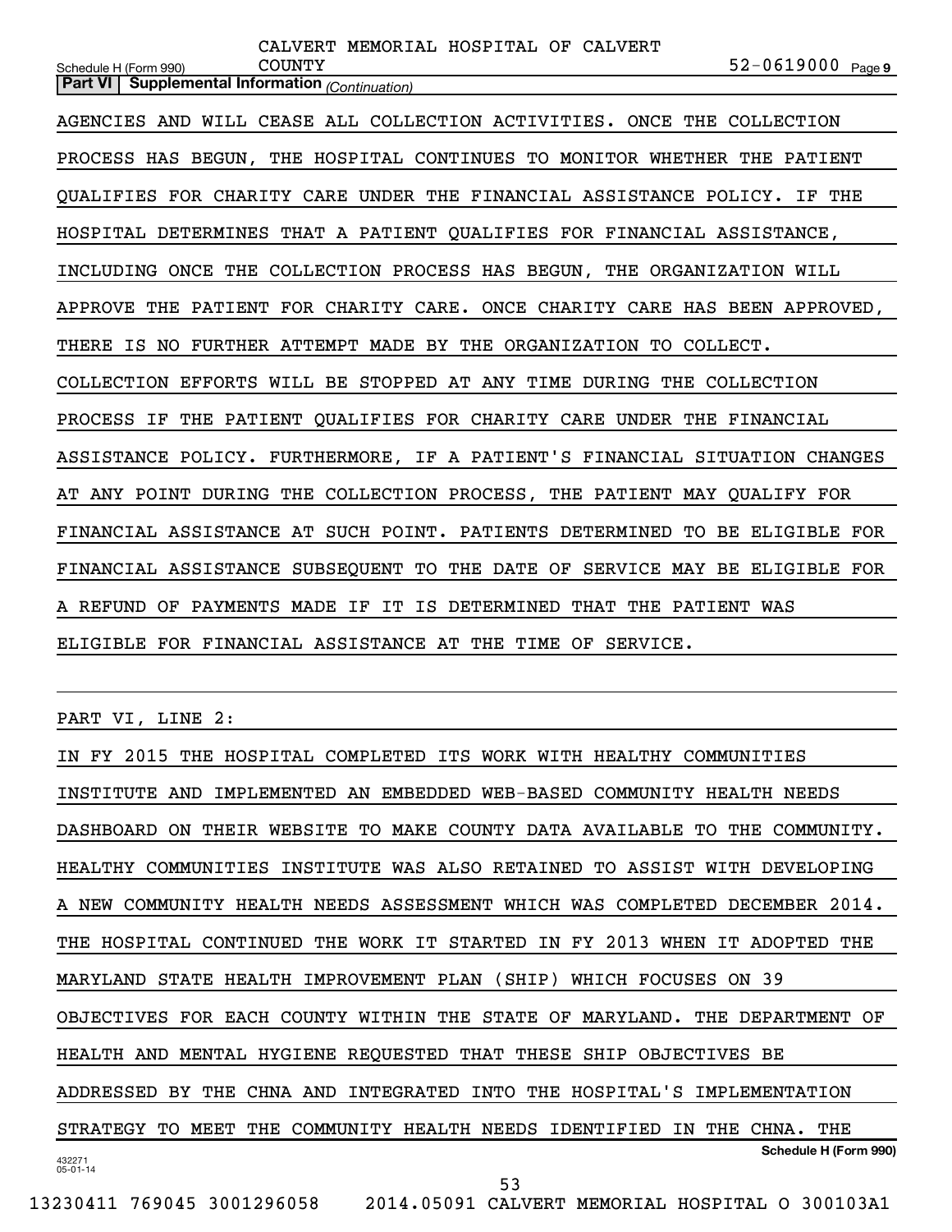**Part VI | Supplemental Information** *(Continuation)*

AGENCIES AND WILL CEASE ALL COLLECTION ACTIVITIES. ONCE THE COLLECTION PROCESS HAS BEGUN, THE HOSPITAL CONTINUES TO MONITOR WHETHER THE PATIENT QUALIFIES FOR CHARITY CARE UNDER THE FINANCIAL ASSISTANCE POLICY. IF THE HOSPITAL DETERMINES THAT A PATIENT QUALIFIES FOR FINANCIAL ASSISTANCE, INCLUDING ONCE THE COLLECTION PROCESS HAS BEGUN, THE ORGANIZATION WILL APPROVE THE PATIENT FOR CHARITY CARE. ONCE CHARITY CARE HAS BEEN APPROVED, THERE IS NO FURTHER ATTEMPT MADE BY THE ORGANIZATION TO COLLECT. COLLECTION EFFORTS WILL BE STOPPED AT ANY TIME DURING THE COLLECTION PROCESS IF THE PATIENT QUALIFIES FOR CHARITY CARE UNDER THE FINANCIAL ASSISTANCE POLICY. FURTHERMORE, IF A PATIENT'S FINANCIAL SITUATION CHANGES AT ANY POINT DURING THE COLLECTION PROCESS, THE PATIENT MAY QUALIFY FOR FINANCIAL ASSISTANCE AT SUCH POINT. PATIENTS DETERMINED TO BE ELIGIBLE FOR FINANCIAL ASSISTANCE SUBSEQUENT TO THE DATE OF SERVICE MAY BE ELIGIBLE FOR A REFUND OF PAYMENTS MADE IF IT IS DETERMINED THAT THE PATIENT WAS ELIGIBLE FOR FINANCIAL ASSISTANCE AT THE TIME OF SERVICE.

PART VI, LINE 2:

IN FY 2015 THE HOSPITAL COMPLETED ITS WORK WITH HEALTHY COMMUNITIES INSTITUTE AND IMPLEMENTED AN EMBEDDED WEB-BASED COMMUNITY HEALTH NEEDS DASHBOARD ON THEIR WEBSITE TO MAKE COUNTY DATA AVAILABLE TO THE COMMUNITY. HEALTHY COMMUNITIES INSTITUTE WAS ALSO RETAINED TO ASSIST WITH DEVELOPING A NEW COMMUNITY HEALTH NEEDS ASSESSMENT WHICH WAS COMPLETED DECEMBER 2014. THE HOSPITAL CONTINUED THE WORK IT STARTED IN FY 2013 WHEN IT ADOPTED THE MARYLAND STATE HEALTH IMPROVEMENT PLAN (SHIP) WHICH FOCUSES ON 39 OBJECTIVES FOR EACH COUNTY WITHIN THE STATE OF MARYLAND. THE DEPARTMENT OF HEALTH AND MENTAL HYGIENE REQUESTED THAT THESE SHIP OBJECTIVES BE ADDRESSED BY THE CHNA AND INTEGRATED INTO THE HOSPITAL'S IMPLEMENTATION STRATEGY TO MEET THE COMMUNITY HEALTH NEEDS IDENTIFIED IN THE CHNA. THE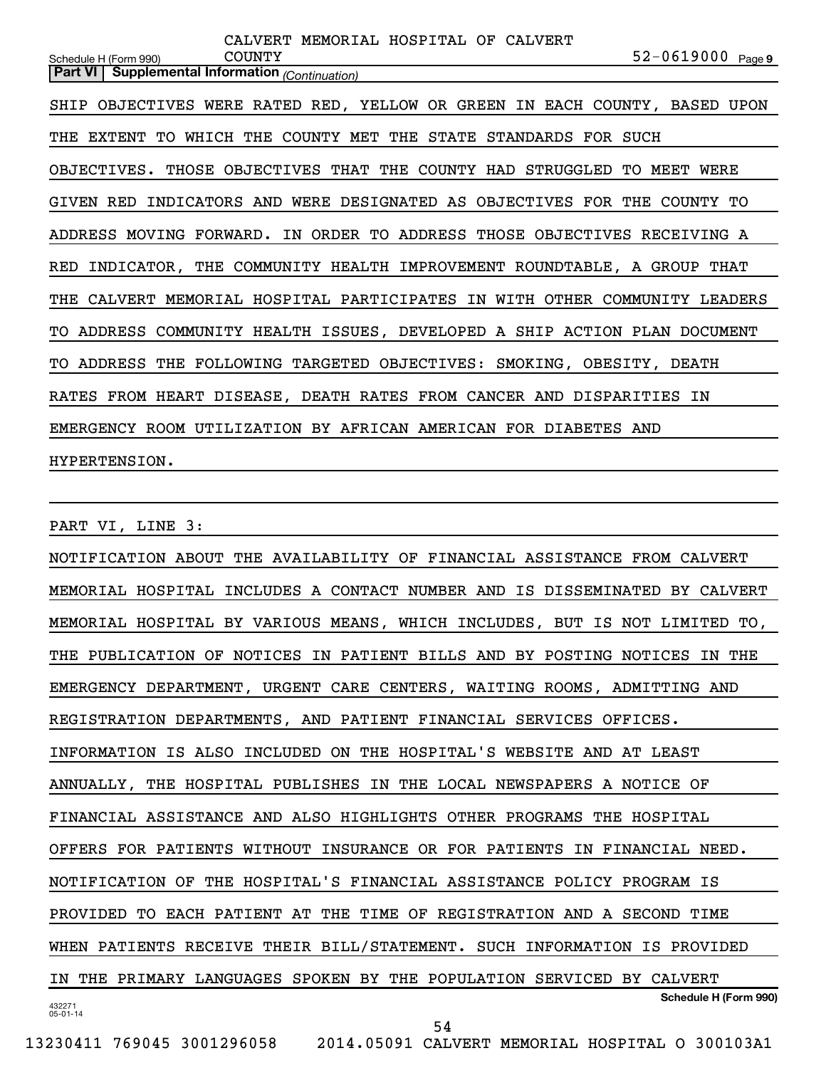SHIP OBJECTIVES WERE RATED RED, YELLOW OR GREEN IN EACH COUNTY, BASED UPON THE EXTENT TO WHICH THE COUNTY MET THE STATE STANDARDS FOR SUCH OBJECTIVES. THOSE OBJECTIVES THAT THE COUNTY HAD STRUGGLED TO MEET WERE GIVEN RED INDICATORS AND WERE DESIGNATED AS OBJECTIVES FOR THE COUNTY TO ADDRESS MOVING FORWARD. IN ORDER TO ADDRESS THOSE OBJECTIVES RECEIVING A RED INDICATOR, THE COMMUNITY HEALTH IMPROVEMENT ROUNDTABLE, A GROUP THAT THE CALVERT MEMORIAL HOSPITAL PARTICIPATES IN WITH OTHER COMMUNITY LEADERS TO ADDRESS COMMUNITY HEALTH ISSUES, DEVELOPED A SHIP ACTION PLAN DOCUMENT TO ADDRESS THE FOLLOWING TARGETED OBJECTIVES: SMOKING, OBESITY, DEATH RATES FROM HEART DISEASE, DEATH RATES FROM CANCER AND DISPARITIES IN EMERGENCY ROOM UTILIZATION BY AFRICAN AMERICAN FOR DIABETES AND HYPERTENSION.

PART VI, LINE 3:

NOTIFICATION ABOUT THE AVAILABILITY OF FINANCIAL ASSISTANCE FROM CALVERT MEMORIAL HOSPITAL INCLUDES A CONTACT NUMBER AND IS DISSEMINATED BY CALVERT MEMORIAL HOSPITAL BY VARIOUS MEANS, WHICH INCLUDES, BUT IS NOT LIMITED TO, THE PUBLICATION OF NOTICES IN PATIENT BILLS AND BY POSTING NOTICES IN THE EMERGENCY DEPARTMENT, URGENT CARE CENTERS, WAITING ROOMS, ADMITTING AND REGISTRATION DEPARTMENTS, AND PATIENT FINANCIAL SERVICES OFFICES. INFORMATION IS ALSO INCLUDED ON THE HOSPITAL'S WEBSITE AND AT LEAST ANNUALLY, THE HOSPITAL PUBLISHES IN THE LOCAL NEWSPAPERS A NOTICE OF FINANCIAL ASSISTANCE AND ALSO HIGHLIGHTS OTHER PROGRAMS THE HOSPITAL OFFERS FOR PATIENTS WITHOUT INSURANCE OR FOR PATIENTS IN FINANCIAL NEED. NOTIFICATION OF THE HOSPITAL'S FINANCIAL ASSISTANCE POLICY PROGRAM IS PROVIDED TO EACH PATIENT AT THE TIME OF REGISTRATION AND A SECOND TIME WHEN PATIENTS RECEIVE THEIR BILL/STATEMENT. SUCH INFORMATION IS PROVIDED IN THE PRIMARY LANGUAGES SPOKEN BY THE POPULATION SERVICED BY CALVERT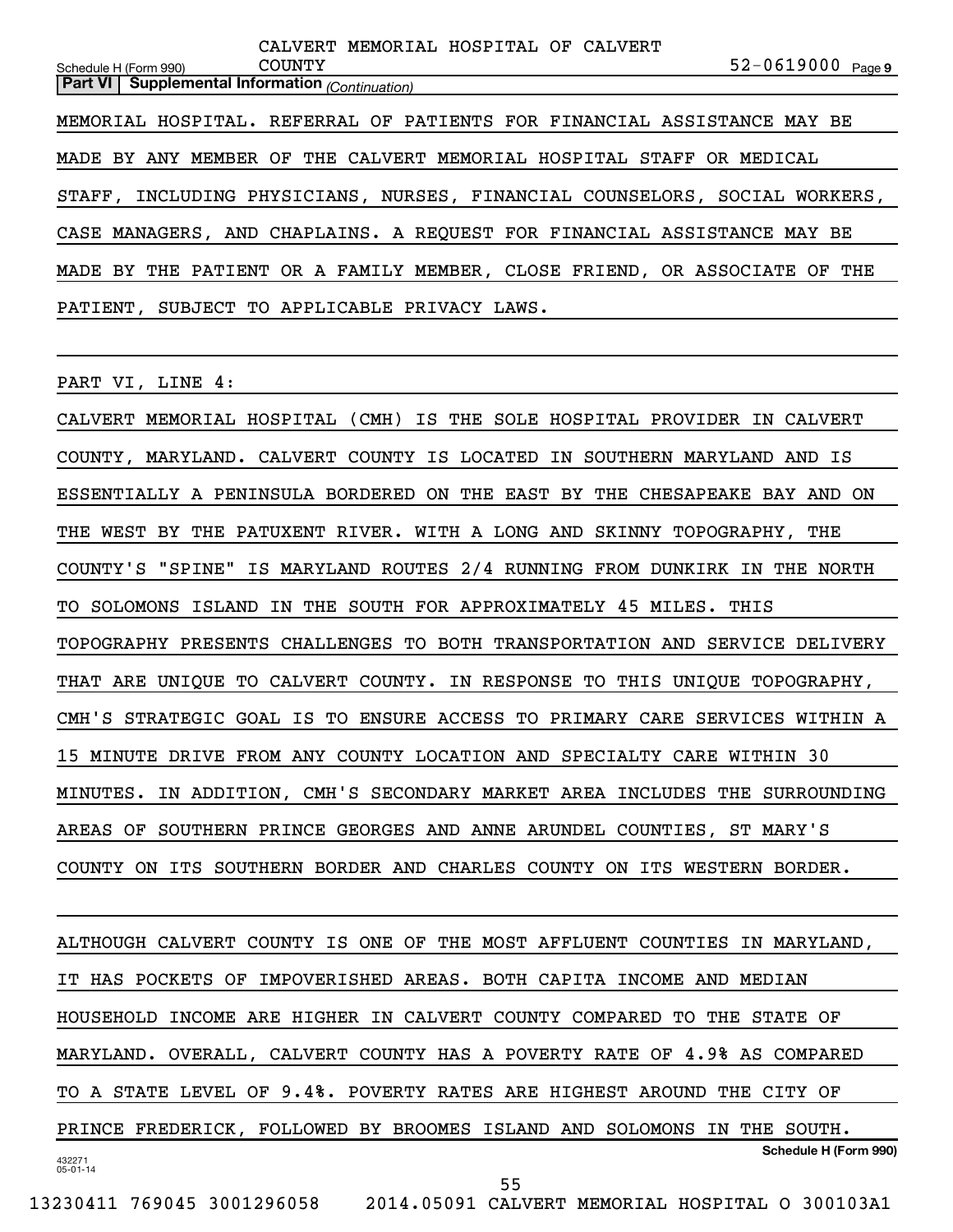**Part VI | Supplemental Information** *(Continuation)*

MEMORIAL HOSPITAL. REFERRAL OF PATIENTS FOR FINANCIAL ASSISTANCE MAY BE MADE BY ANY MEMBER OF THE CALVERT MEMORIAL HOSPITAL STAFF OR MEDICAL STAFF, INCLUDING PHYSICIANS, NURSES, FINANCIAL COUNSELORS, SOCIAL WORKERS, CASE MANAGERS, AND CHAPLAINS. A REQUEST FOR FINANCIAL ASSISTANCE MAY BE MADE BY THE PATIENT OR A FAMILY MEMBER, CLOSE FRIEND, OR ASSOCIATE OF THE PATIENT, SUBJECT TO APPLICABLE PRIVACY LAWS.

PART VI, LINE 4:

CALVERT MEMORIAL HOSPITAL (CMH) IS THE SOLE HOSPITAL PROVIDER IN CALVERT COUNTY, MARYLAND. CALVERT COUNTY IS LOCATED IN SOUTHERN MARYLAND AND IS ESSENTIALLY A PENINSULA BORDERED ON THE EAST BY THE CHESAPEAKE BAY AND ON THE WEST BY THE PATUXENT RIVER. WITH A LONG AND SKINNY TOPOGRAPHY, THE COUNTY'S "SPINE" IS MARYLAND ROUTES 2/4 RUNNING FROM DUNKIRK IN THE NORTH TO SOLOMONS ISLAND IN THE SOUTH FOR APPROXIMATELY 45 MILES. THIS TOPOGRAPHY PRESENTS CHALLENGES TO BOTH TRANSPORTATION AND SERVICE DELIVERY THAT ARE UNIQUE TO CALVERT COUNTY. IN RESPONSE TO THIS UNIQUE TOPOGRAPHY, CMH'S STRATEGIC GOAL IS TO ENSURE ACCESS TO PRIMARY CARE SERVICES WITHIN A 15 MINUTE DRIVE FROM ANY COUNTY LOCATION AND SPECIALTY CARE WITHIN 30 MINUTES. IN ADDITION, CMH'S SECONDARY MARKET AREA INCLUDES THE SURROUNDING AREAS OF SOUTHERN PRINCE GEORGES AND ANNE ARUNDEL COUNTIES, ST MARY'S COUNTY ON ITS SOUTHERN BORDER AND CHARLES COUNTY ON ITS WESTERN BORDER.

ALTHOUGH CALVERT COUNTY IS ONE OF THE MOST AFFLUENT COUNTIES IN MARYLAND, IT HAS POCKETS OF IMPOVERISHED AREAS. BOTH CAPITA INCOME AND MEDIAN HOUSEHOLD INCOME ARE HIGHER IN CALVERT COUNTY COMPARED TO THE STATE OF MARYLAND. OVERALL, CALVERT COUNTY HAS A POVERTY RATE OF 4.9% AS COMPARED TO A STATE LEVEL OF 9.4%. POVERTY RATES ARE HIGHEST AROUND THE CITY OF PRINCE FREDERICK, FOLLOWED BY BROOMES ISLAND AND SOLOMONS IN THE SOUTH.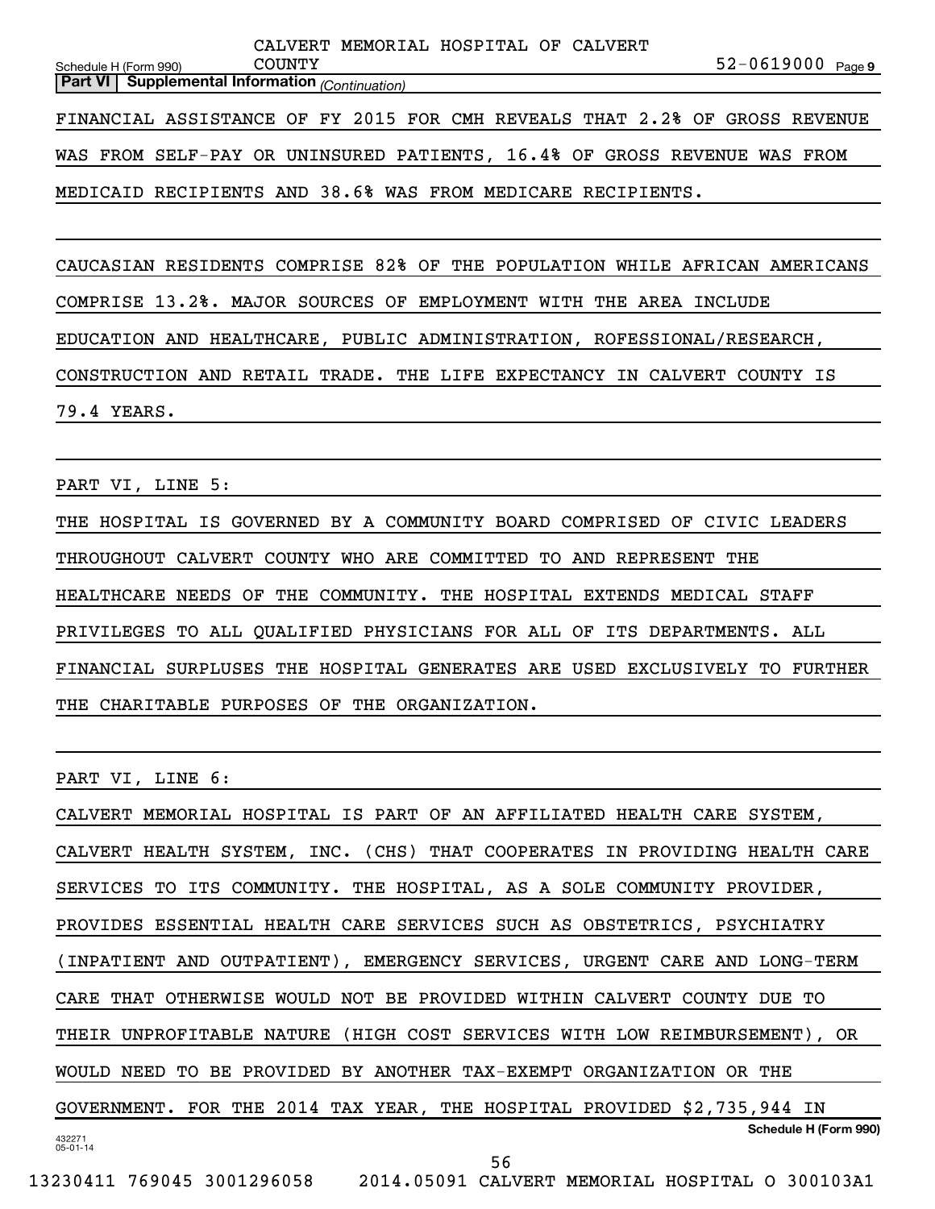**Part VI | Supplemental Information** *(Continuation)*

FINANCIAL ASSISTANCE OF FY 2015 FOR CMH REVEALS THAT 2.2% OF GROSS REVENUE WAS FROM SELF-PAY OR UNINSURED PATIENTS, 16.4% OF GROSS REVENUE WAS FROM MEDICAID RECIPIENTS AND 38.6% WAS FROM MEDICARE RECIPIENTS.

CAUCASIAN RESIDENTS COMPRISE 82% OF THE POPULATION WHILE AFRICAN AMERICANS COMPRISE 13.2%. MAJOR SOURCES OF EMPLOYMENT WITH THE AREA INCLUDE EDUCATION AND HEALTHCARE, PUBLIC ADMINISTRATION, ROFESSIONAL/RESEARCH, CONSTRUCTION AND RETAIL TRADE. THE LIFE EXPECTANCY IN CALVERT COUNTY IS 79.4 YEARS.

PART VI, LINE 5:

THE HOSPITAL IS GOVERNED BY A COMMUNITY BOARD COMPRISED OF CIVIC LEADERS THROUGHOUT CALVERT COUNTY WHO ARE COMMITTED TO AND REPRESENT THE HEALTHCARE NEEDS OF THE COMMUNITY. THE HOSPITAL EXTENDS MEDICAL STAFF PRIVILEGES TO ALL QUALIFIED PHYSICIANS FOR ALL OF ITS DEPARTMENTS. ALL FINANCIAL SURPLUSES THE HOSPITAL GENERATES ARE USED EXCLUSIVELY TO FURTHER THE CHARITABLE PURPOSES OF THE ORGANIZATION.

PART VI, LINE 6:

CALVERT MEMORIAL HOSPITAL IS PART OF AN AFFILIATED HEALTH CARE SYSTEM, CALVERT HEALTH SYSTEM, INC. (CHS) THAT COOPERATES IN PROVIDING HEALTH CARE SERVICES TO ITS COMMUNITY. THE HOSPITAL, AS A SOLE COMMUNITY PROVIDER, PROVIDES ESSENTIAL HEALTH CARE SERVICES SUCH AS OBSTETRICS, PSYCHIATRY (INPATIENT AND OUTPATIENT), EMERGENCY SERVICES, URGENT CARE AND LONG-TERM CARE THAT OTHERWISE WOULD NOT BE PROVIDED WITHIN CALVERT COUNTY DUE TO THEIR UNPROFITABLE NATURE (HIGH COST SERVICES WITH LOW REIMBURSEMENT), OR WOULD NEED TO BE PROVIDED BY ANOTHER TAX-EXEMPT ORGANIZATION OR THE GOVERNMENT. FOR THE 2014 TAX YEAR, THE HOSPITAL PROVIDED $2,735,944 IN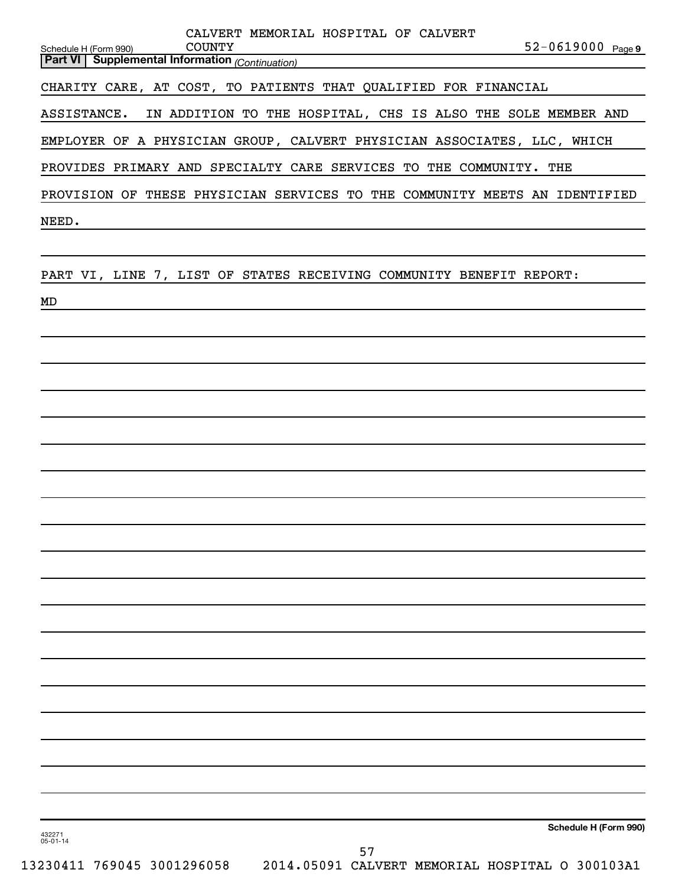CALVERT MEMORIAL HOSPITAL OF CALVERT COUNTY 52-0619000

Schedule H (Form 990) Page 9

**Part VI | Supplemental Information** *(Continuation)*

CHARITY CARE, AT COST, TO PATIENTS THAT QUALIFIED FOR FINANCIAL ASSISTANCE. IN ADDITION TO THE HOSPITAL, CHS IS ALSO THE SOLE MEMBER AND EMPLOYER OF A PHYSICIAN GROUP, CALVERT PHYSICIAN ASSOCIATES, LLC, WHICH PROVIDES PRIMARY AND SPECIALTY CARE SERVICES TO THE COMMUNITY. THE PROVISION OF THESE PHYSICIAN SERVICES TO THE COMMUNITY MEETS AN IDENTIFIED NEED.

PART VI, LINE 7, LIST OF STATES RECEIVING COMMUNITY BENEFIT REPORT:

MD

**Schedule H (Form 990)**

432271
05-01-14

13230411 769045 3001296058 2014.05091 CALVERT MEMORIAL HOSPITAL O 300103A1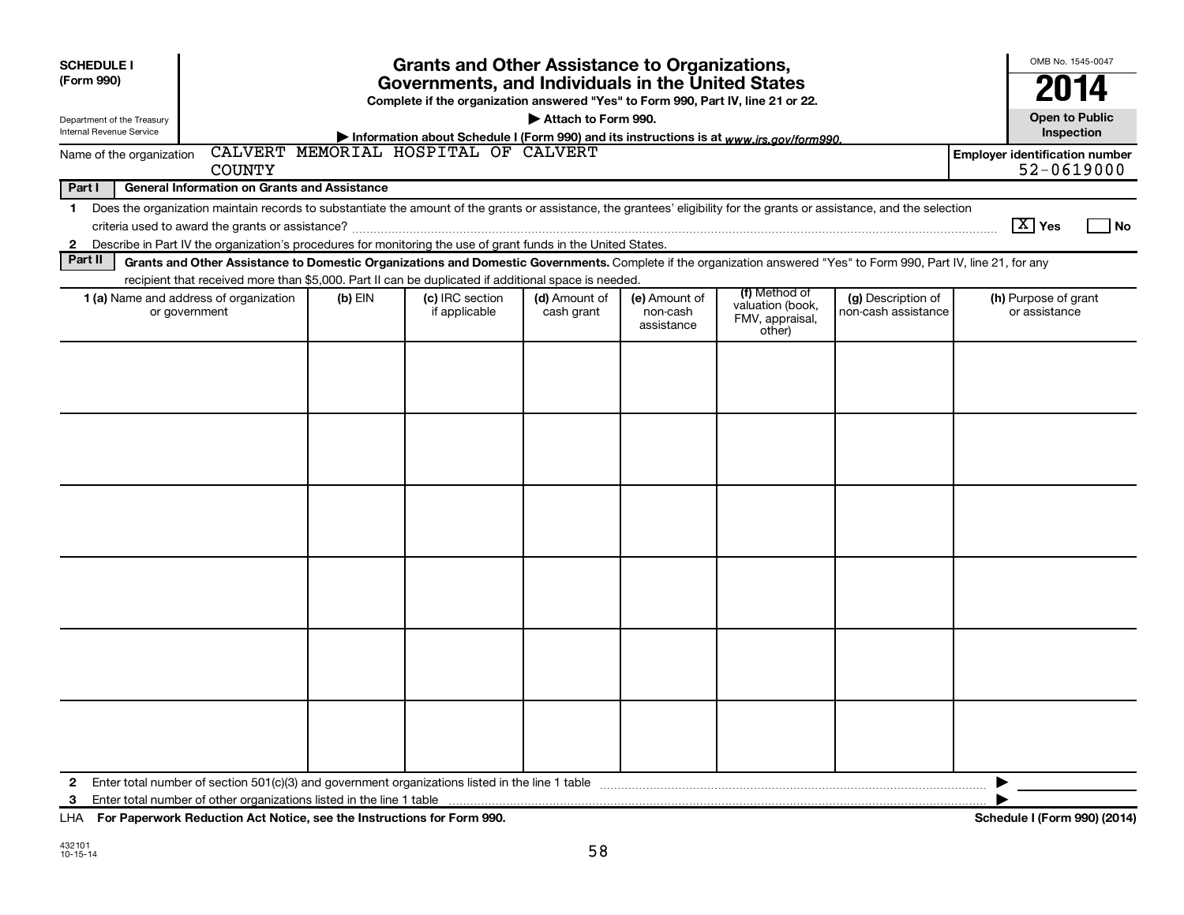**SCHEDULE I**
**(Form 990)**

Department of the Treasury
Internal Revenue Service

# Grants and Other Assistance to Organizations, Governments, and Individuals in the United States

**Complete if the organization answered "Yes" to Form 990, Part IV, line 21 or 22.**

**▶ Attach to Form 990.**

**▶ Information about Schedule I (Form 990) and its instructions is at** *www.irs.gov/form990.*

OMB No. 1545-0047

**2014**

**Open to Public Inspection**

Name of the organization: CALVERT MEMORIAL HOSPITAL OF CALVERT COUNTY

**Employer identification number** 52-0619000

**Part I — General Information on Grants and Assistance**

1. Does the organization maintain records to substantiate the amount of the grants or assistance, the grantees' eligibility for the grants or assistance, and the selection criteria used to award the grants or assistance? [X] Yes [ ] No
2. Describe in Part IV the organization's procedures for monitoring the use of grant funds in the United States.

**Part II — Grants and Other Assistance to Domestic Organizations and Domestic Governments.** Complete if the organization answered "Yes" to Form 990, Part IV, line 21, for any recipient that received more than $5,000. Part II can be duplicated if additional space is needed.

| 1 (a) Name and address of organization or government | (b) EIN | (c) IRC section if applicable | (d) Amount of cash grant | (e) Amount of non-cash assistance | (f) Method of valuation (book, FMV, appraisal, other) | (g) Description of non-cash assistance | (h) Purpose of grant or assistance |
|---|---|---|---|---|---|---|---|
| | | | | | | | |
| | | | | | | | |
| | | | | | | | |
| | | | | | | | |
| | | | | | | | |
| | | | | | | | |

2. Enter total number of section 501(c)(3) and government organizations listed in the line 1 table ▶
3. Enter total number of other organizations listed in the line 1 table ▶

LHA **For Paperwork Reduction Act Notice, see the Instructions for Form 990.** **Schedule I (Form 990) (2014)**

432101
10-15-14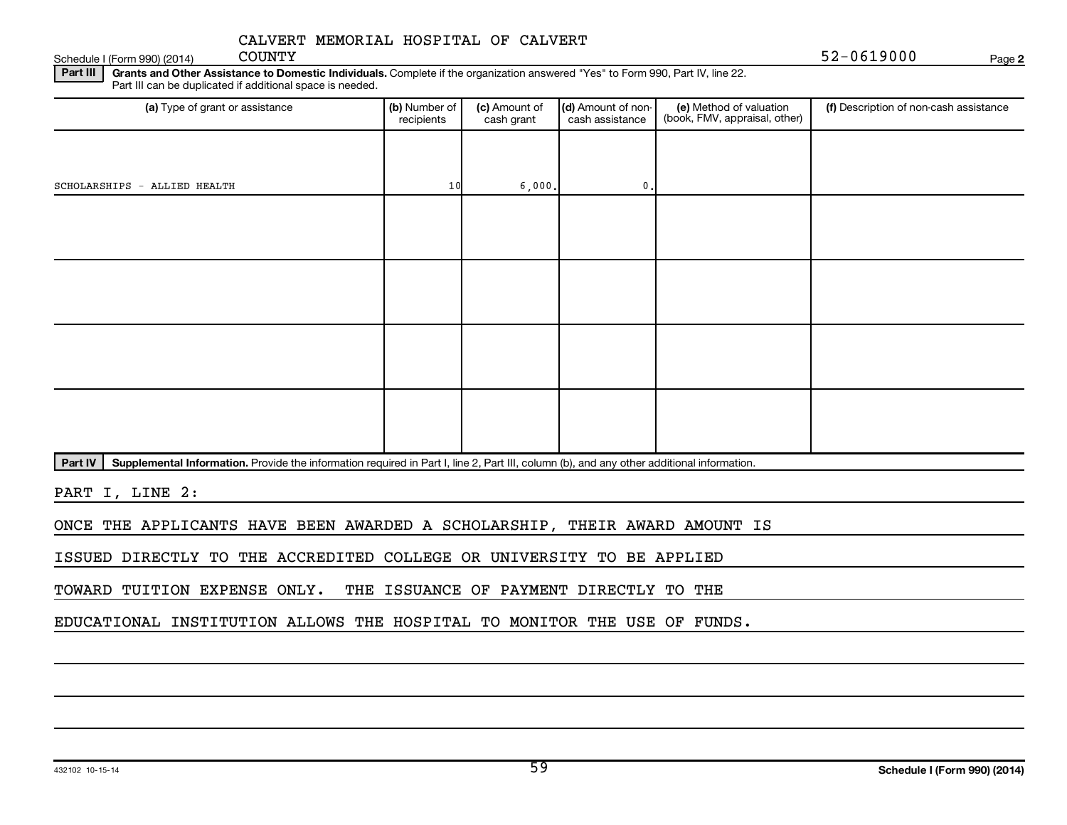CALVERT MEMORIAL HOSPITAL OF CALVERT COUNTY

Schedule I (Form 990) (2014) 52-0619000 Page 2

**Part III** **Grants and Other Assistance to Domestic Individuals.** Complete if the organization answered "Yes" to Form 990, Part IV, line 22. Part III can be duplicated if additional space is needed.

| (a) Type of grant or assistance | (b) Number of recipients | (c) Amount of cash grant | (d) Amount of non-cash assistance | (e) Method of valuation (book, FMV, appraisal, other) | (f) Description of non-cash assistance |
|---|---|---|---|---|---|
| SCHOLARSHIPS - ALLIED HEALTH | 10 | 6,000. | 0. | | |
| | | | | | |
| | | | | | |
| | | | | | |
| | | | | | |

**Part IV** **Supplemental Information.** Provide the information required in Part I, line 2, Part III, column (b), and any other additional information.

PART I, LINE 2:

ONCE THE APPLICANTS HAVE BEEN AWARDED A SCHOLARSHIP, THEIR AWARD AMOUNT IS ISSUED DIRECTLY TO THE ACCREDITED COLLEGE OR UNIVERSITY TO BE APPLIED TOWARD TUITION EXPENSE ONLY. THE ISSUANCE OF PAYMENT DIRECTLY TO THE EDUCATIONAL INSTITUTION ALLOWS THE HOSPITAL TO MONITOR THE USE OF FUNDS.

432102 10-15-14 **Schedule I (Form 990) (2014)**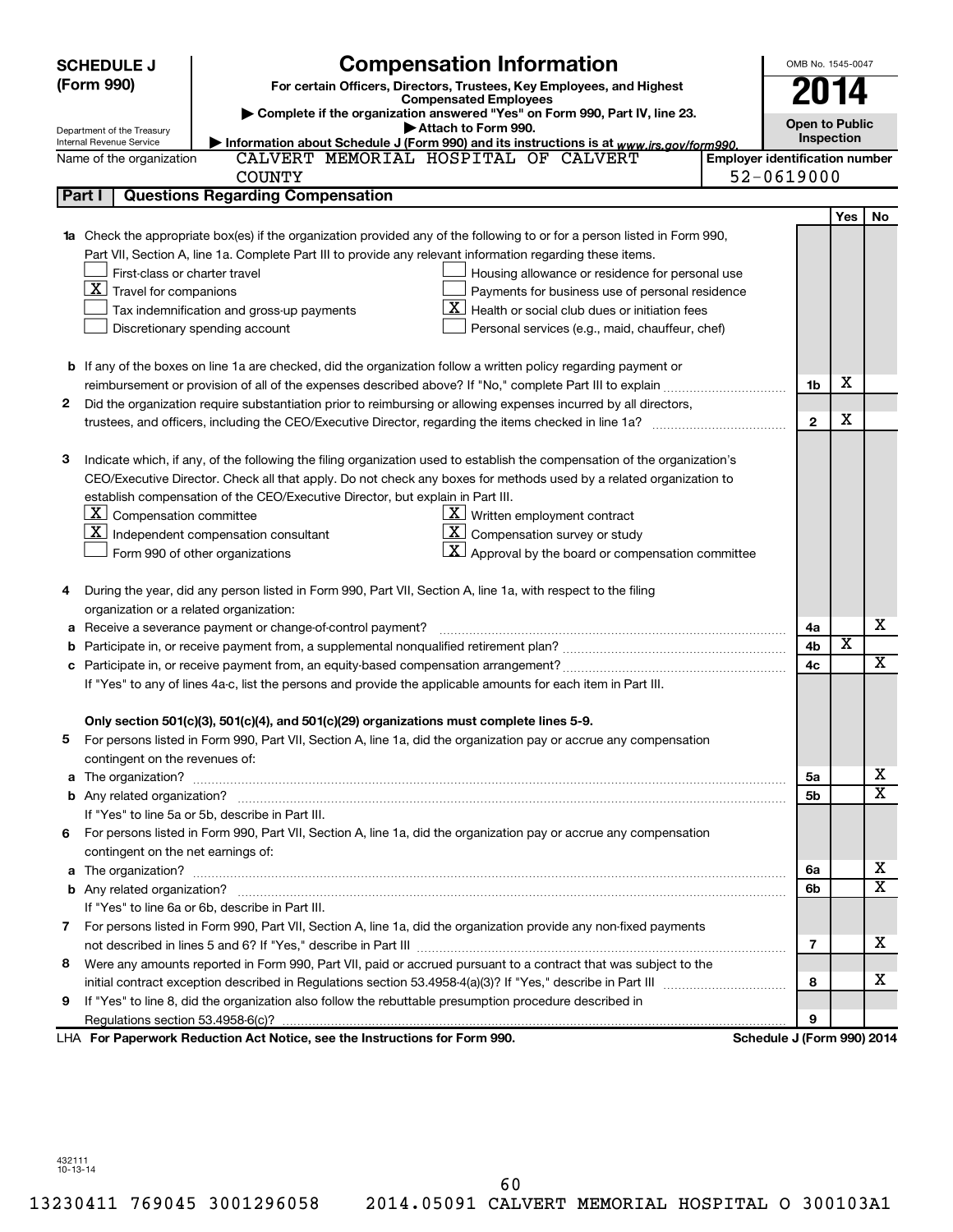**SCHEDULE J (Form 990)**

# Compensation Information

**For certain Officers, Directors, Trustees, Key Employees, and Highest Compensated Employees**

▶ Complete if the organization answered "Yes" on Form 990, Part IV, line 23.

▶ Attach to Form 990.

▶ Information about Schedule J (Form 990) and its instructions is at *www.irs.gov/form990.*

Department of the Treasury
Internal Revenue Service

OMB No. 1545-0047

**2014**

**Open to Public Inspection**

Name of the organization: CALVERT MEMORIAL HOSPITAL OF CALVERT COUNTY

Employer identification number: 52-0619000

## Part I Questions Regarding Compensation

| | | | Yes | No |
|---|---|---|---|---|
| **1a** | Check the appropriate box(es) if the organization provided any of the following to or for a person listed in Form 990, Part VII, Section A, line 1a. Complete Part III to provide any relevant information regarding these items.<br>☐ First-class or charter travel<br>☒ Travel for companions<br>☐ Tax indemnification and gross-up payments<br>☐ Discretionary spending account<br>☐ Housing allowance or residence for personal use<br>☐ Payments for business use of personal residence<br>☒ Health or social club dues or initiation fees<br>☐ Personal services (e.g., maid, chauffeur, chef) | | | |
| **b** | If any of the boxes on line 1a are checked, did the organization follow a written policy regarding payment or reimbursement or provision of all of the expenses described above? If "No," complete Part III to explain | 1b | X | |
| **2** | Did the organization require substantiation prior to reimbursing or allowing expenses incurred by all directors, trustees, and officers, including the CEO/Executive Director, regarding the items checked in line 1a? | 2 | X | |
| **3** | Indicate which, if any, of the following the filing organization used to establish the compensation of the organization's CEO/Executive Director. Check all that apply. Do not check any boxes for methods used by a related organization to establish compensation of the CEO/Executive Director, but explain in Part III.<br>☒ Compensation committee<br>☒ Independent compensation consultant<br>☐ Form 990 of other organizations<br>☒ Written employment contract<br>☒ Compensation survey or study<br>☒ Approval by the board or compensation committee | | | |
| **4** | During the year, did any person listed in Form 990, Part VII, Section A, line 1a, with respect to the filing organization or a related organization: | | | |
| **a** | Receive a severance payment or change-of-control payment? | 4a | | X |
| **b** | Participate in, or receive payment from, a supplemental nonqualified retirement plan? | 4b | X | |
| **c** | Participate in, or receive payment from, an equity-based compensation arrangement? | 4c | | X |
| | If "Yes" to any of lines 4a-c, list the persons and provide the applicable amounts for each item in Part III. | | | |
| | **Only section 501(c)(3), 501(c)(4), and 501(c)(29) organizations must complete lines 5-9.** | | | |
| **5** | For persons listed in Form 990, Part VII, Section A, line 1a, did the organization pay or accrue any compensation contingent on the revenues of: | | | |
| **a** | The organization? | 5a | | X |
| **b** | Any related organization? | 5b | | X |
| | If "Yes" to line 5a or 5b, describe in Part III. | | | |
| **6** | For persons listed in Form 990, Part VII, Section A, line 1a, did the organization pay or accrue any compensation contingent on the net earnings of: | | | |
| **a** | The organization? | 6a | | X |
| **b** | Any related organization? | 6b | | X |
| | If "Yes" to line 6a or 6b, describe in Part III. | | | |
| **7** | For persons listed in Form 990, Part VII, Section A, line 1a, did the organization provide any non-fixed payments not described in lines 5 and 6? If "Yes," describe in Part III | 7 | | X |
| **8** | Were any amounts reported in Form 990, Part VII, paid or accrued pursuant to a contract that was subject to the initial contract exception described in Regulations section 53.4958-4(a)(3)? If "Yes," describe in Part III | 8 | | X |
| **9** | If "Yes" to line 8, did the organization also follow the rebuttable presumption procedure described in Regulations section 53.4958-6(c)? | 9 | | |

LHA **For Paperwork Reduction Act Notice, see the Instructions for Form 990.** **Schedule J (Form 990) 2014**

432111
10-13-14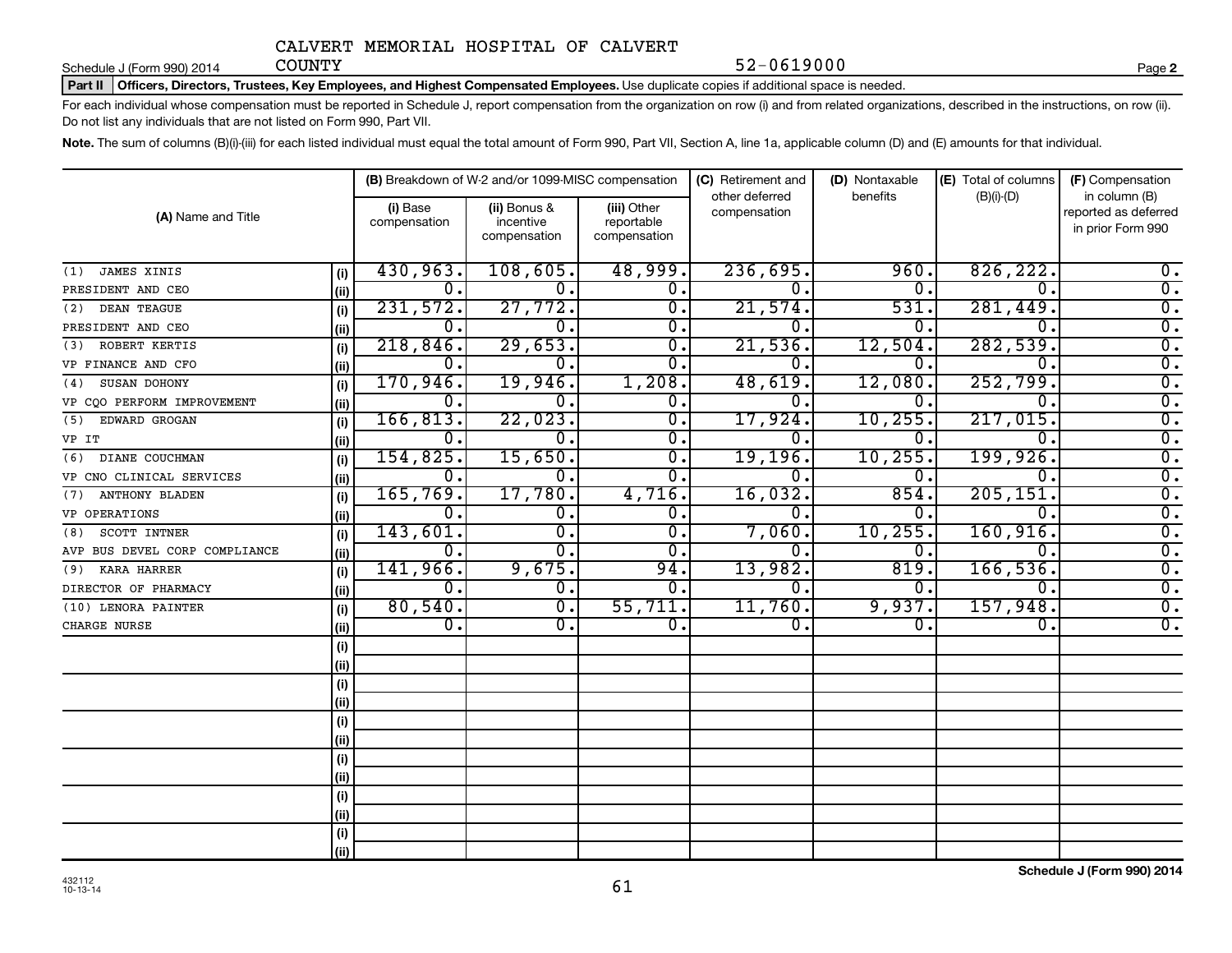CALVERT MEMORIAL HOSPITAL OF CALVERT COUNTY 52-0619000

Schedule J (Form 990) 2014

**Part II Officers, Directors, Trustees, Key Employees, and Highest Compensated Employees.** Use duplicate copies if additional space is needed.

For each individual whose compensation must be reported in Schedule J, report compensation from the organization on row (i) and from related organizations, described in the instructions, on row (ii). Do not list any individuals that are not listed on Form 990, Part VII.

**Note.** The sum of columns (B)(i)-(iii) for each listed individual must equal the total amount of Form 990, Part VII, Section A, line 1a, applicable column (D) and (E) amounts for that individual.

| (A) Name and Title | | (B) Breakdown of W-2 and/or 1099-MISC compensation | | | (C) Retirement and other deferred compensation | (D) Nontaxable benefits | (E) Total of columns (B)(i)-(D) | (F) Compensation in column (B) reported as deferred in prior Form 990 |
|---|---|---|---|---|---|---|---|---|
| | | (i) Base compensation | (ii) Bonus & incentive compensation | (iii) Other reportable compensation | | | | |
| (1) JAMES XINIS | (i) | 430,963. | 108,605. | 48,999. | 236,695. | 960. | 826,222. | 0. |
| PRESIDENT AND CEO | (ii) | 0. | 0. | 0. | 0. | 0. | 0. | 0. |
| (2) DEAN TEAGUE | (i) | 231,572. | 27,772. | 0. | 21,574. | 531. | 281,449. | 0. |
| PRESIDENT AND CEO | (ii) | 0. | 0. | 0. | 0. | 0. | 0. | 0. |
| (3) ROBERT KERTIS | (i) | 218,846. | 29,653. | 0. | 21,536. | 12,504. | 282,539. | 0. |
| VP FINANCE AND CFO | (ii) | 0. | 0. | 0. | 0. | 0. | 0. | 0. |
| (4) SUSAN DOHONY | (i) | 170,946. | 19,946. | 1,208. | 48,619. | 12,080. | 252,799. | 0. |
| VP CQO PERFORM IMPROVEMENT | (ii) | 0. | 0. | 0. | 0. | 0. | 0. | 0. |
| (5) EDWARD GROGAN | (i) | 166,813. | 22,023. | 0. | 17,924. | 10,255. | 217,015. | 0. |
| VP IT | (ii) | 0. | 0. | 0. | 0. | 0. | 0. | 0. |
| (6) DIANE COUCHMAN | (i) | 154,825. | 15,650. | 0. | 19,196. | 10,255. | 199,926. | 0. |
| VP CNO CLINICAL SERVICES | (ii) | 0. | 0. | 0. | 0. | 0. | 0. | 0. |
| (7) ANTHONY BLADEN | (i) | 165,769. | 17,780. | 4,716. | 16,032. | 854. | 205,151. | 0. |
| VP OPERATIONS | (ii) | 0. | 0. | 0. | 0. | 0. | 0. | 0. |
| (8) SCOTT INTNER | (i) | 143,601. | 0. | 0. | 7,060. | 10,255. | 160,916. | 0. |
| AVP BUS DEVEL CORP COMPLIANCE | (ii) | 0. | 0. | 0. | 0. | 0. | 0. | 0. |
| (9) KARA HARRER | (i) | 141,966. | 9,675. | 94. | 13,982. | 819. | 166,536. | 0. |
| DIRECTOR OF PHARMACY | (ii) | 0. | 0. | 0. | 0. | 0. | 0. | 0. |
| (10) LENORA PAINTER | (i) | 80,540. | 0. | 55,711. | 11,760. | 9,937. | 157,948. | 0. |
| CHARGE NURSE | (ii) | 0. | 0. | 0. | 0. | 0. | 0. | 0. |
| | (i) | | | | | | | |
| | (ii) | | | | | | | |
| | (i) | | | | | | | |
| | (ii) | | | | | | | |
| | (i) | | | | | | | |
| | (ii) | | | | | | | |
| | (i) | | | | | | | |
| | (ii) | | | | | | | |
| | (i) | | | | | | | |
| | (ii) | | | | | | | |
| | (i) | | | | | | | |
| | (ii) | | | | | | | |

432112 10-13-14

**Schedule J (Form 990) 2014**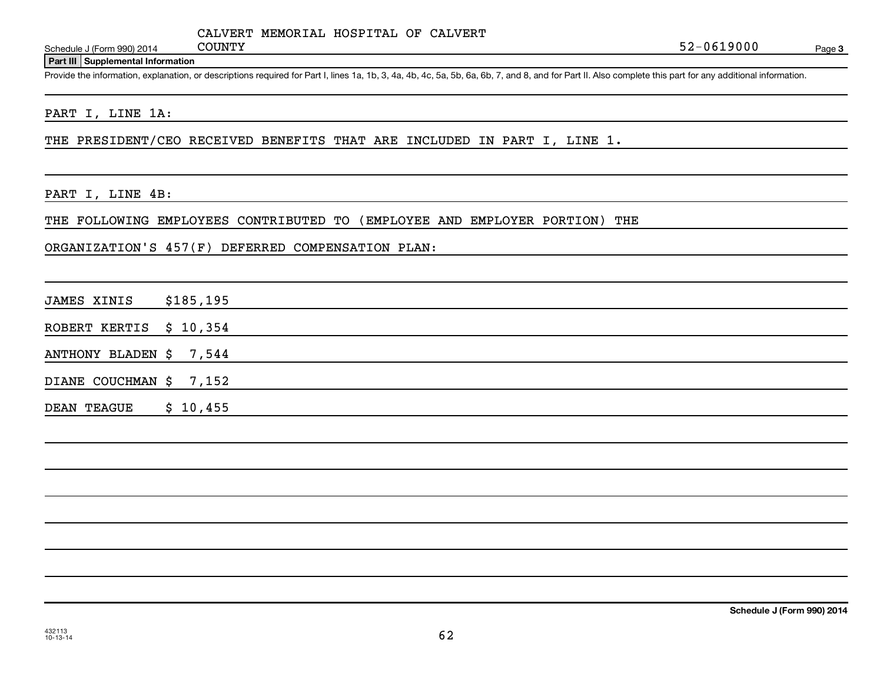CALVERT MEMORIAL HOSPITAL OF CALVERT COUNTY 52-0619000

**Part III Supplemental Information**

Provide the information, explanation, or descriptions required for Part I, lines 1a, 1b, 3, 4a, 4b, 4c, 5a, 5b, 6a, 6b, 7, and 8, and for Part II. Also complete this part for any additional information.

PART I, LINE 1A:

THE PRESIDENT/CEO RECEIVED BENEFITS THAT ARE INCLUDED IN PART I, LINE 1.

PART I, LINE 4B:

THE FOLLOWING EMPLOYEES CONTRIBUTED TO (EMPLOYEE AND EMPLOYER PORTION) THE ORGANIZATION'S 457(F) DEFERRED COMPENSATION PLAN:

JAMES XINIS $185,195

ROBERT KERTIS $ 10,354

ANTHONY BLADEN $ 7,544

DIANE COUCHMAN $ 7,152

DEAN TEAGUE $ 10,455

Schedule J (Form 990) 2014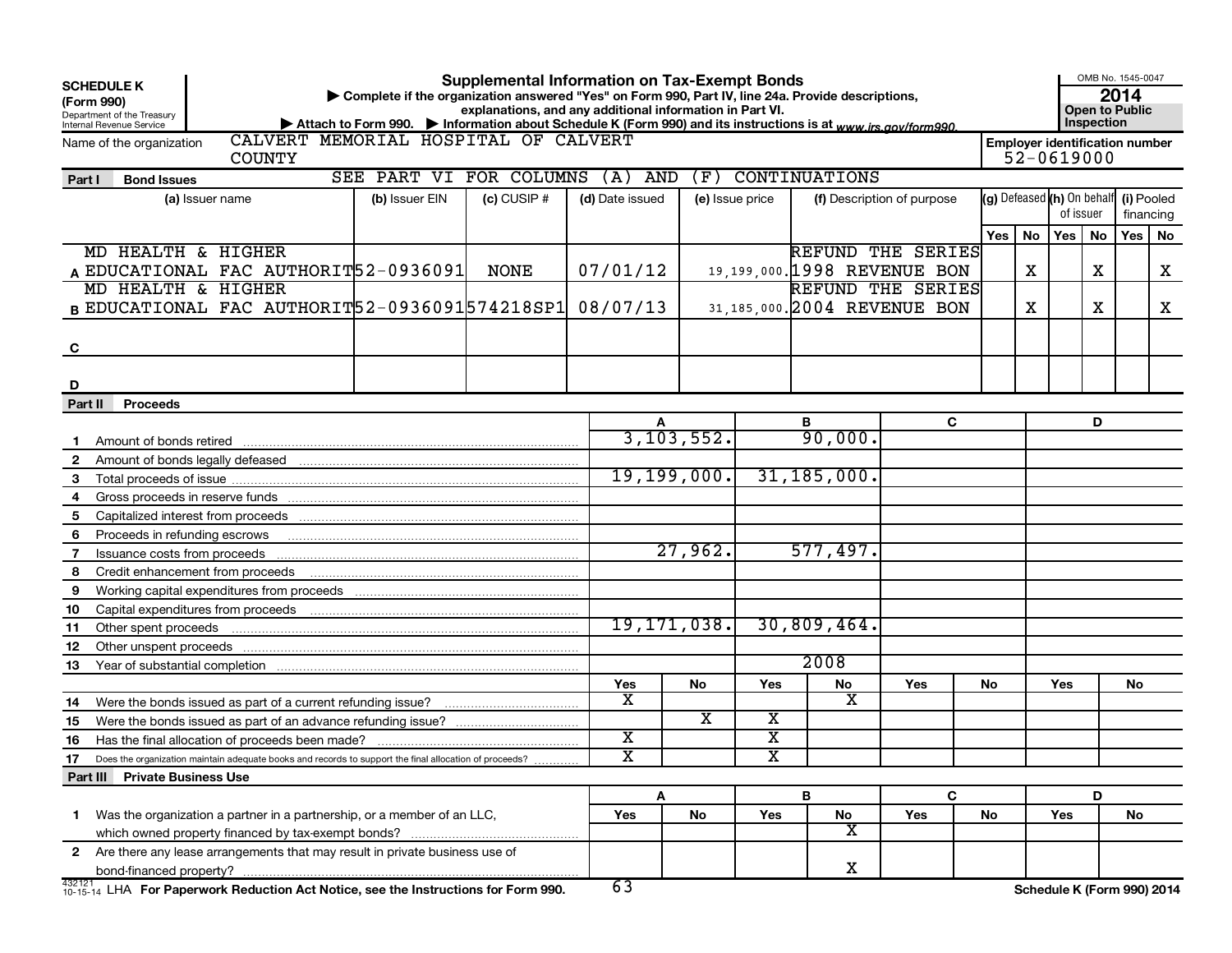**SCHEDULE K**
**(Form 990)**
Department of the Treasury
Internal Revenue Service

# Supplemental Information on Tax-Exempt Bonds

▶ Complete if the organization answered "Yes" on Form 990, Part IV, line 24a. Provide descriptions, explanations, and any additional information in Part VI.
▶ Attach to Form 990. ▶ Information about Schedule K (Form 990) and its instructions is at www.irs.gov/form990.

OMB No. 1545-0047
**2014**
**Open to Public Inspection**

Name of the organization: CALVERT MEMORIAL HOSPITAL OF CALVERT COUNTY

Employer identification number: 52-0619000

**Part I Bond Issues** SEE PART VI FOR COLUMNS (A) AND (F) CONTINUATIONS

| | (a) Issuer name | (b) Issuer EIN | (c) CUSIP # | (d) Date issued | (e) Issue price | (f) Description of purpose | (g) Defeased Yes | (g) Defeased No | (h) On behalf of issuer Yes | (h) On behalf of issuer No | (i) Pooled financing Yes | (i) Pooled financing No |
|---|---|---|---|---|---|---|---|---|---|---|---|---|
| A | MD HEALTH & HIGHER EDUCATIONAL FAC AUTHORIT | 52-0936091 | NONE | 07/01/12 | 19,199,000. | REFUND THE SERIES 1998 REVENUE BON | | X | | X | | X |
| B | MD HEALTH & HIGHER EDUCATIONAL FAC AUTHORIT | 52-0936091 | 574218SP1 | 08/07/13 | 31,185,000. | REFUND THE SERIES 2004 REVENUE BON | | X | | X | | X |
| C | | | | | | | | | | | | |
| D | | | | | | | | | | | | |

**Part II Proceeds**

| | | A | B | C | D |
|---|---|---|---|---|---|
| 1 | Amount of bonds retired | 3,103,552. | 90,000. | | |
| 2 | Amount of bonds legally defeased | | | | |
| 3 | Total proceeds of issue | 19,199,000. | 31,185,000. | | |
| 4 | Gross proceeds in reserve funds | | | | |
| 5 | Capitalized interest from proceeds | | | | |
| 6 | Proceeds in refunding escrows | | | | |
| 7 | Issuance costs from proceeds | 27,962. | 577,497. | | |
| 8 | Credit enhancement from proceeds | | | | |
| 9 | Working capital expenditures from proceeds | | | | |
| 10 | Capital expenditures from proceeds | | | | |
| 11 | Other spent proceeds | 19,171,038. | 30,809,464. | | |
| 12 | Other unspent proceeds | | | | |
| 13 | Year of substantial completion | | 2008 | | |

| | | A Yes | A No | B Yes | B No | C Yes | C No | D Yes | D No |
|---|---|---|---|---|---|---|---|---|---|
| 14 | Were the bonds issued as part of a current refunding issue? | X | | | X | | | | |
| 15 | Were the bonds issued as part of an advance refunding issue? | | X | X | | | | | |
| 16 | Has the final allocation of proceeds been made? | X | | X | | | | | |
| 17 | Does the organization maintain adequate books and records to support the final allocation of proceeds? | X | | X | | | | | |

**Part III Private Business Use**

| | | A Yes | A No | B Yes | B No | C Yes | C No | D Yes | D No |
|---|---|---|---|---|---|---|---|---|---|
| 1 | Was the organization a partner in a partnership, or a member of an LLC, which owned property financed by tax-exempt bonds? | | | | X | | | | |
| 2 | Are there any lease arrangements that may result in private business use of bond-financed property? | | | | X | | | | |

432121 10-15-14 LHA For Paperwork Reduction Act Notice, see the Instructions for Form 990. Schedule K (Form 990) 2014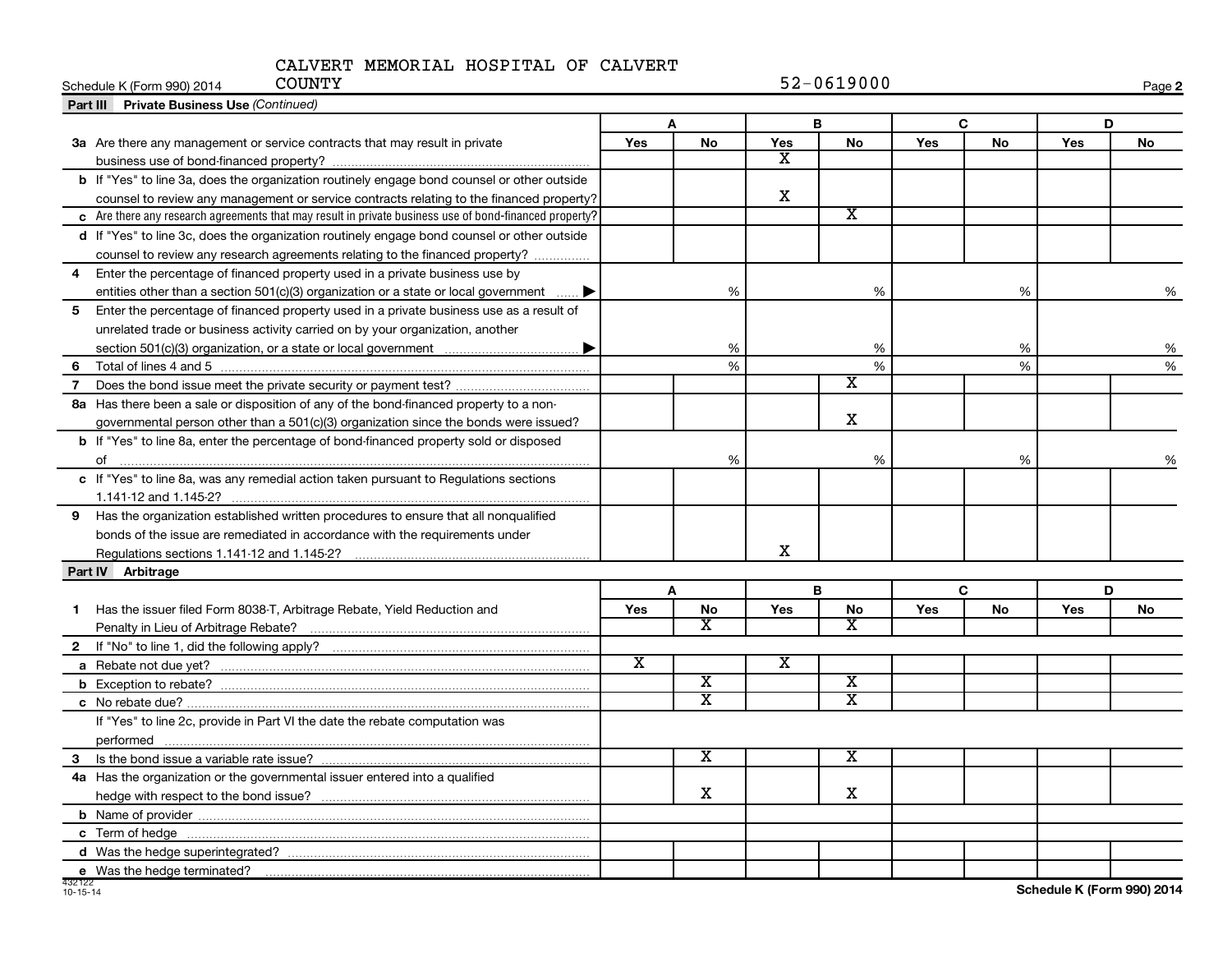CALVERT MEMORIAL HOSPITAL OF CALVERT COUNTY

52-0619000

Schedule K (Form 990) 2014

## Part III Private Business Use *(Continued)*

| | A | | B | | C | | D | |
|---|---|---|---|---|---|---|---|---|
| | Yes | No | Yes | No | Yes | No | Yes | No |
| **3a** Are there any management or service contracts that may result in private business use of bond-financed property? | | | X | | | | | |
| **b** If "Yes" to line 3a, does the organization routinely engage bond counsel or other outside counsel to review any management or service contracts relating to the financed property? | | | X | | | | | |
| **c** Are there any research agreements that may result in private business use of bond-financed property? | | | | X | | | | |
| **d** If "Yes" to line 3c, does the organization routinely engage bond counsel or other outside counsel to review any research agreements relating to the financed property? | | | | | | | | |
| **4** Enter the percentage of financed property used in a private business use by entities other than a section 501(c)(3) organization or a state or local government ▶ | | % | | % | | % | | % |
| **5** Enter the percentage of financed property used in a private business use as a result of unrelated trade or business activity carried on by your organization, another section 501(c)(3) organization, or a state or local government ▶ | | % | | % | | % | | % |
| **6** Total of lines 4 and 5 | | % | | % | | % | | % |
| **7** Does the bond issue meet the private security or payment test? | | | | X | | | | |
| **8a** Has there been a sale or disposition of any of the bond-financed property to a non-governmental person other than a 501(c)(3) organization since the bonds were issued? | | | | X | | | | |
| **b** If "Yes" to line 8a, enter the percentage of bond-financed property sold or disposed of | | % | | % | | % | | % |
| **c** If "Yes" to line 8a, was any remedial action taken pursuant to Regulations sections 1.141-12 and 1.145-2? | | | | | | | | |
| **9** Has the organization established written procedures to ensure that all nonqualified bonds of the issue are remediated in accordance with the requirements under Regulations sections 1.141-12 and 1.145-2? | | | X | | | | | |

## Part IV Arbitrage

| | A | | B | | C | | D | |
|---|---|---|---|---|---|---|---|---|
| | Yes | No | Yes | No | Yes | No | Yes | No |
| **1** Has the issuer filed Form 8038-T, Arbitrage Rebate, Yield Reduction and Penalty in Lieu of Arbitrage Rebate? | | X | | X | | | | |
| **2** If "No" to line 1, did the following apply? | | | | | | | | |
| **a** Rebate not due yet? | X | | X | | | | | |
| **b** Exception to rebate? | | X | | X | | | | |
| **c** No rebate due? | | X | | X | | | | |
| If "Yes" to line 2c, provide in Part VI the date the rebate computation was performed | | | | | | | | |
| **3** Is the bond issue a variable rate issue? | | X | | X | | | | |
| **4a** Has the organization or the governmental issuer entered into a qualified hedge with respect to the bond issue? | | X | | X | | | | |
| **b** Name of provider | | | | | | | | |
| **c** Term of hedge | | | | | | | | |
| **d** Was the hedge superintegrated? | | | | | | | | |
| **e** Was the hedge terminated? | | | | | | | | |

432122
10-15-14

Schedule K (Form 990) 2014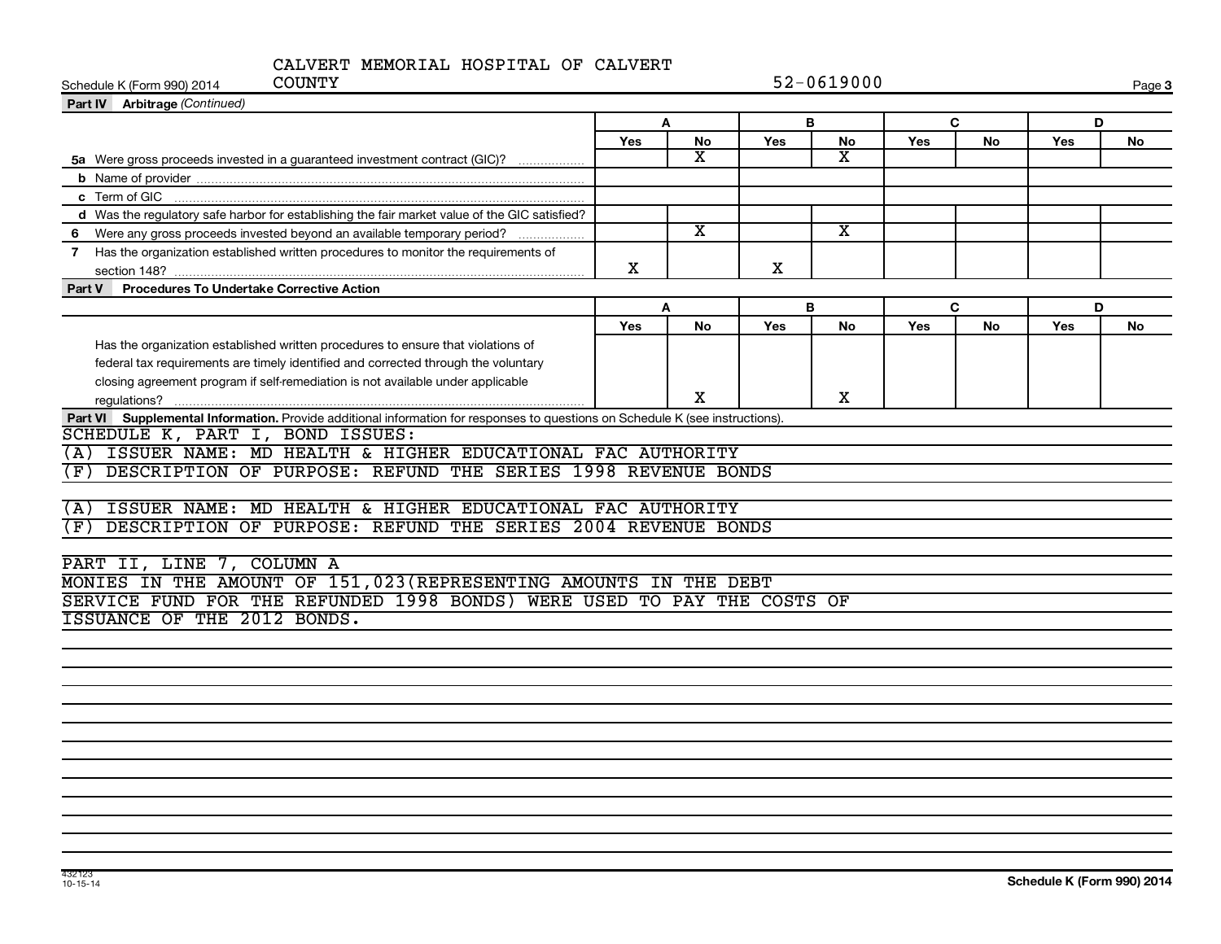CALVERT MEMORIAL HOSPITAL OF CALVERT COUNTY — 52-0619000

Schedule K (Form 990) 2014 — Page 3

**Part IV Arbitrage** *(Continued)*

| | A | | B | | C | | D | |
|---|---|---|---|---|---|---|---|---|
| | Yes | No | Yes | No | Yes | No | Yes | No |
| **5a** Were gross proceeds invested in a guaranteed investment contract (GIC)? | | X | | X | | | | |
| **b** Name of provider | | | | | | | | |
| **c** Term of GIC | | | | | | | | |
| **d** Was the regulatory safe harbor for establishing the fair market value of the GIC satisfied? | | | | | | | | |
| **6** Were any gross proceeds invested beyond an available temporary period? | | X | | X | | | | |
| **7** Has the organization established written procedures to monitor the requirements of section 148? | X | | X | | | | | |

**Part V Procedures To Undertake Corrective Action**

| | A | | B | | C | | D | |
|---|---|---|---|---|---|---|---|---|
| | Yes | No | Yes | No | Yes | No | Yes | No |
| Has the organization established written procedures to ensure that violations of federal tax requirements are timely identified and corrected through the voluntary closing agreement program if self-remediation is not available under applicable regulations? | | X | | X | | | | |

**Part VI Supplemental Information.** Provide additional information for responses to questions on Schedule K (see instructions).

SCHEDULE K, PART I, BOND ISSUES:

(A) ISSUER NAME: MD HEALTH & HIGHER EDUCATIONAL FAC AUTHORITY

(F) DESCRIPTION OF PURPOSE: REFUND THE SERIES 1998 REVENUE BONDS

(A) ISSUER NAME: MD HEALTH & HIGHER EDUCATIONAL FAC AUTHORITY

(F) DESCRIPTION OF PURPOSE: REFUND THE SERIES 2004 REVENUE BONDS

PART II, LINE 7, COLUMN A

MONIES IN THE AMOUNT OF 151,023(REPRESENTING AMOUNTS IN THE DEBT SERVICE FUND FOR THE REFUNDED 1998 BONDS) WERE USED TO PAY THE COSTS OF ISSUANCE OF THE 2012 BONDS.

432123 10-15-14

Schedule K (Form 990) 2014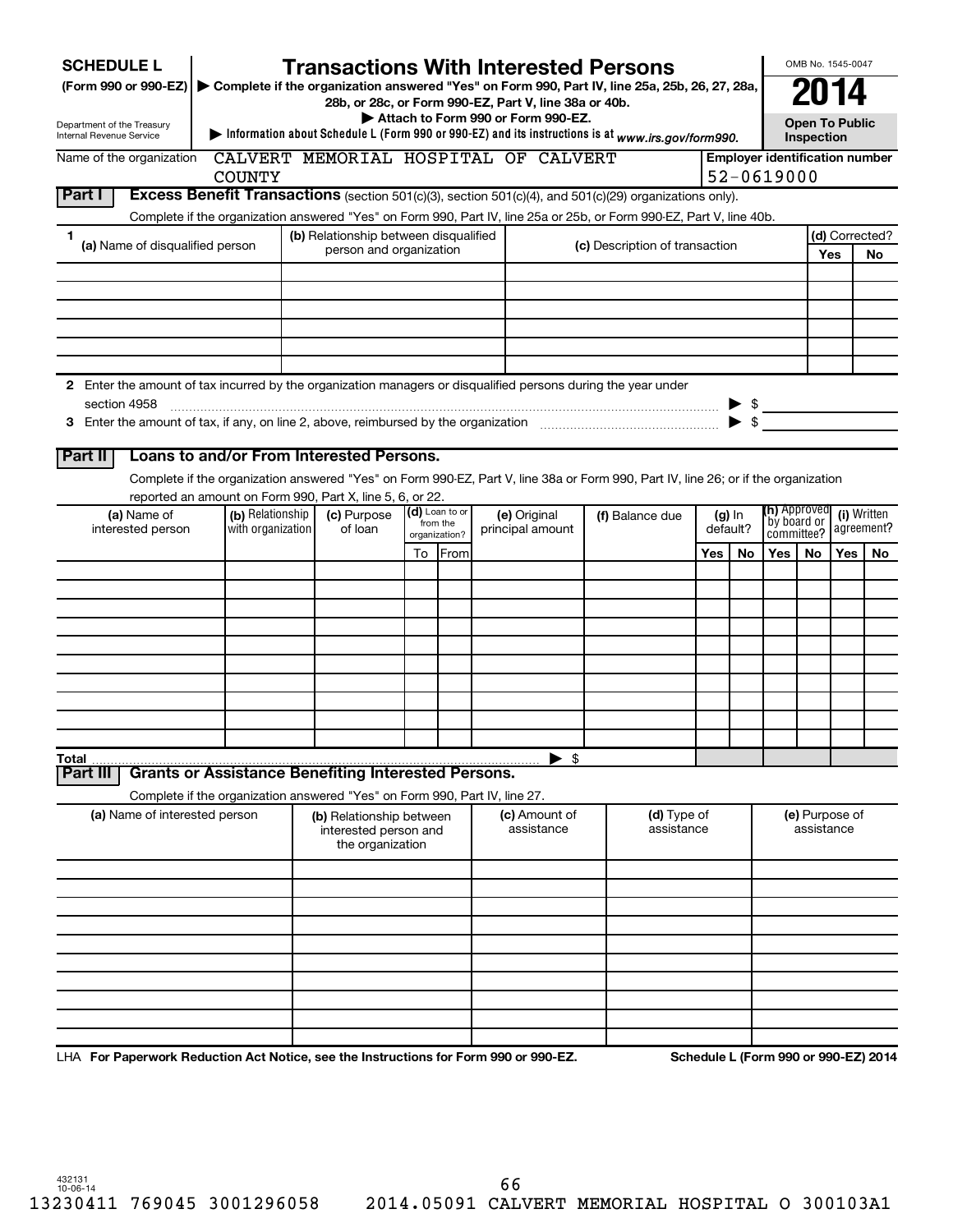# SCHEDULE L (Form 990 or 990-EZ)

Department of the Treasury
Internal Revenue Service

## Transactions With Interested Persons

▶ Complete if the organization answered "Yes" on Form 990, Part IV, line 25a, 25b, 26, 27, 28a, 28b, or 28c, or Form 990-EZ, Part V, line 38a or 40b.
▶ Attach to Form 990 or Form 990-EZ.
▶ Information about Schedule L (Form 990 or 990-EZ) and its instructions is at www.irs.gov/form990.

OMB No. 1545-0047

**2014**

**Open To Public Inspection**

Name of the organization: CALVERT MEMORIAL HOSPITAL OF CALVERT COUNTY

Employer identification number: 52-0619000

### Part I Excess Benefit Transactions (section 501(c)(3), section 501(c)(4), and 501(c)(29) organizations only).

Complete if the organization answered "Yes" on Form 990, Part IV, line 25a or 25b, or Form 990-EZ, Part V, line 40b.

| 1 (a) Name of disqualified person | (b) Relationship between disqualified person and organization | (c) Description of transaction | (d) Corrected? Yes | No |
|---|---|---|---|---|
| | | | | |
| | | | | |
| | | | | |
| | | | | |
| | | | | |
| | | | | |

2 Enter the amount of tax incurred by the organization managers or disqualified persons during the year under section 4958 ▶ $

3 Enter the amount of tax, if any, on line 2, above, reimbursed by the organization ▶ $

### Part II Loans to and/or From Interested Persons.

Complete if the organization answered "Yes" on Form 990-EZ, Part V, line 38a or Form 990, Part IV, line 26; or if the organization reported an amount on Form 990, Part X, line 5, 6, or 22.

| (a) Name of interested person | (b) Relationship with organization | (c) Purpose of loan | (d) Loan to or from the organization? To | From | (e) Original principal amount | (f) Balance due | (g) In default? Yes | No | (h) Approved by board or committee? Yes | No | (i) Written agreement? Yes | No |
|---|---|---|---|---|---|---|---|---|---|---|---|---|
| | | | | | | | | | | | | |
| | | | | | | | | | | | | |
| | | | | | | | | | | | | |
| | | | | | | | | | | | | |
| | | | | | | | | | | | | |
| | | | | | | | | | | | | |
| | | | | | | | | | | | | |
| | | | | | | | | | | | | |
| | | | | | | | | | | | | |
| | | | | | | | | | | | | |
| **Total** | | | | | ▶ $ | | | | | | | |

### Part III Grants or Assistance Benefiting Interested Persons.

Complete if the organization answered "Yes" on Form 990, Part IV, line 27.

| (a) Name of interested person | (b) Relationship between interested person and the organization | (c) Amount of assistance | (d) Type of assistance | (e) Purpose of assistance |
|---|---|---|---|---|
| | | | | |
| | | | | |
| | | | | |
| | | | | |
| | | | | |
| | | | | |
| | | | | |
| | | | | |
| | | | | |
| | | | | |

LHA **For Paperwork Reduction Act Notice, see the Instructions for Form 990 or 990-EZ.** **Schedule L (Form 990 or 990-EZ) 2014**

432131 10-06-14

13230411 769045 3001296058 2014.05091 CALVERT MEMORIAL HOSPITAL O 300103A1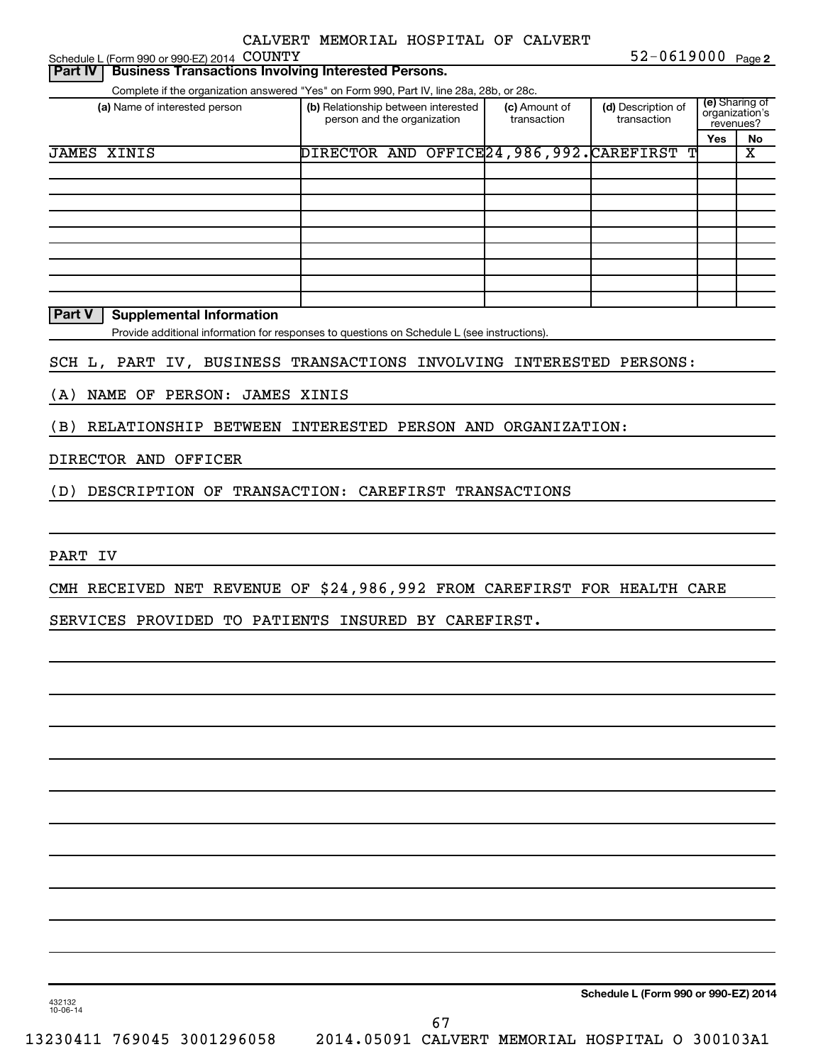CALVERT MEMORIAL HOSPITAL OF CALVERT COUNTY

Schedule L (Form 990 or 990-EZ) 2014 52-0619000 Page 2

## Part IV | Business Transactions Involving Interested Persons.

Complete if the organization answered "Yes" on Form 990, Part IV, line 28a, 28b, or 28c.

| (a) Name of interested person | (b) Relationship between interested person and the organization | (c) Amount of transaction | (d) Description of transaction | (e) Sharing of organization's revenues? Yes | No |
|---|---|---|---|---|---|
| JAMES XINIS | DIRECTOR AND OFFICE | 24,986,992. | CAREFIRST T | | X |
| | | | | | |
| | | | | | |
| | | | | | |
| | | | | | |
| | | | | | |
| | | | | | |
| | | | | | |
| | | | | | |
| | | | | | |

## Part V | Supplemental Information

Provide additional information for responses to questions on Schedule L (see instructions).

SCH L, PART IV, BUSINESS TRANSACTIONS INVOLVING INTERESTED PERSONS:

(A) NAME OF PERSON: JAMES XINIS

(B) RELATIONSHIP BETWEEN INTERESTED PERSON AND ORGANIZATION:

DIRECTOR AND OFFICER

(D) DESCRIPTION OF TRANSACTION: CAREFIRST TRANSACTIONS

PART IV

CMH RECEIVED NET REVENUE OF $24,986,992 FROM CAREFIRST FOR HEALTH CARE

SERVICES PROVIDED TO PATIENTS INSURED BY CAREFIRST.

432132 10-06-14

Schedule L (Form 990 or 990-EZ) 2014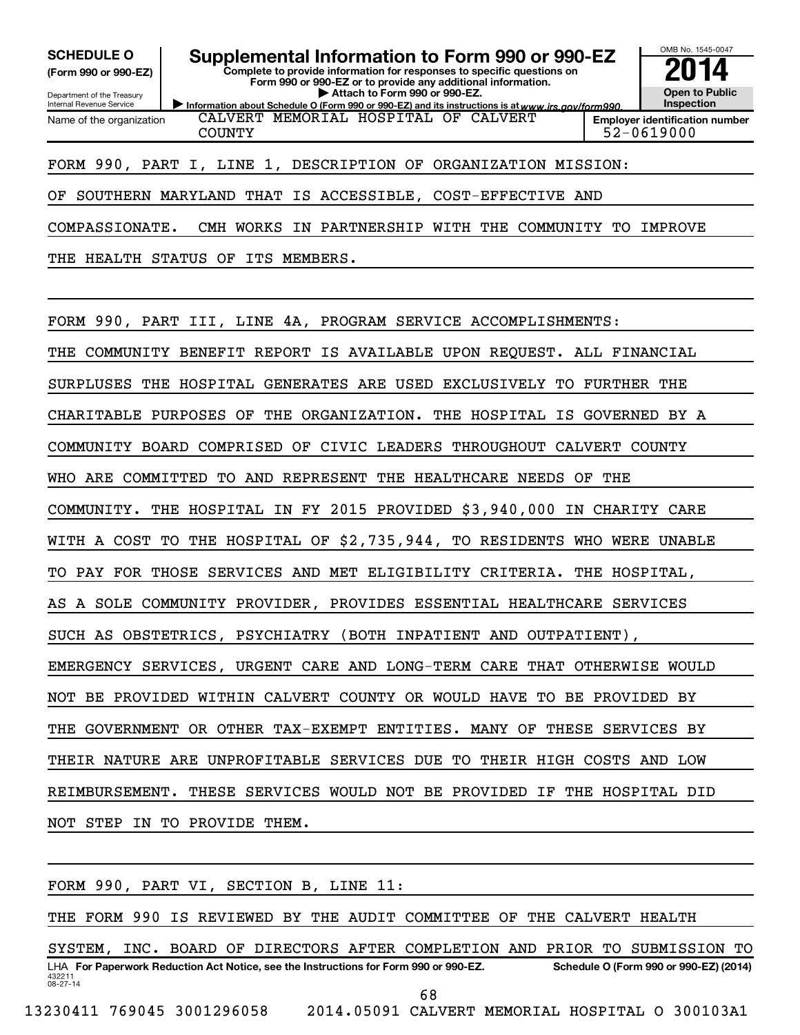**SCHEDULE O**
**(Form 990 or 990-EZ)**

Department of the Treasury
Internal Revenue Service

# Supplemental Information to Form 990 or 990-EZ

**Complete to provide information for responses to specific questions on Form 990 or 990-EZ or to provide any additional information.**
**▶ Attach to Form 990 or 990-EZ.**
**▶ Information about Schedule O (Form 990 or 990-EZ) and its instructions is at www.irs.gov/form990.**

OMB No. 1545-0047
**2014**
**Open to Public Inspection**

| Name of the organization | Employer identification number |
|---|---|
| CALVERT MEMORIAL HOSPITAL OF CALVERT COUNTY | 52-0619000 |

FORM 990, PART I, LINE 1, DESCRIPTION OF ORGANIZATION MISSION:

OF SOUTHERN MARYLAND THAT IS ACCESSIBLE, COST-EFFECTIVE AND COMPASSIONATE. CMH WORKS IN PARTNERSHIP WITH THE COMMUNITY TO IMPROVE THE HEALTH STATUS OF ITS MEMBERS.

FORM 990, PART III, LINE 4A, PROGRAM SERVICE ACCOMPLISHMENTS:

THE COMMUNITY BENEFIT REPORT IS AVAILABLE UPON REQUEST. ALL FINANCIAL SURPLUSES THE HOSPITAL GENERATES ARE USED EXCLUSIVELY TO FURTHER THE CHARITABLE PURPOSES OF THE ORGANIZATION. THE HOSPITAL IS GOVERNED BY A COMMUNITY BOARD COMPRISED OF CIVIC LEADERS THROUGHOUT CALVERT COUNTY WHO ARE COMMITTED TO AND REPRESENT THE HEALTHCARE NEEDS OF THE COMMUNITY. THE HOSPITAL IN FY 2015 PROVIDED $3,940,000 IN CHARITY CARE WITH A COST TO THE HOSPITAL OF $2,735,944, TO RESIDENTS WHO WERE UNABLE TO PAY FOR THOSE SERVICES AND MET ELIGIBILITY CRITERIA. THE HOSPITAL, AS A SOLE COMMUNITY PROVIDER, PROVIDES ESSENTIAL HEALTHCARE SERVICES SUCH AS OBSTETRICS, PSYCHIATRY (BOTH INPATIENT AND OUTPATIENT), EMERGENCY SERVICES, URGENT CARE AND LONG-TERM CARE THAT OTHERWISE WOULD NOT BE PROVIDED WITHIN CALVERT COUNTY OR WOULD HAVE TO BE PROVIDED BY THE GOVERNMENT OR OTHER TAX-EXEMPT ENTITIES. MANY OF THESE SERVICES BY THEIR NATURE ARE UNPROFITABLE SERVICES DUE TO THEIR HIGH COSTS AND LOW REIMBURSEMENT. THESE SERVICES WOULD NOT BE PROVIDED IF THE HOSPITAL DID NOT STEP IN TO PROVIDE THEM.

FORM 990, PART VI, SECTION B, LINE 11:

THE FORM 990 IS REVIEWED BY THE AUDIT COMMITTEE OF THE CALVERT HEALTH SYSTEM, INC. BOARD OF DIRECTORS AFTER COMPLETION AND PRIOR TO SUBMISSION TO

LHA **For Paperwork Reduction Act Notice, see the Instructions for Form 990 or 990-EZ.** **Schedule O (Form 990 or 990-EZ) (2014)**
432211
08-27-14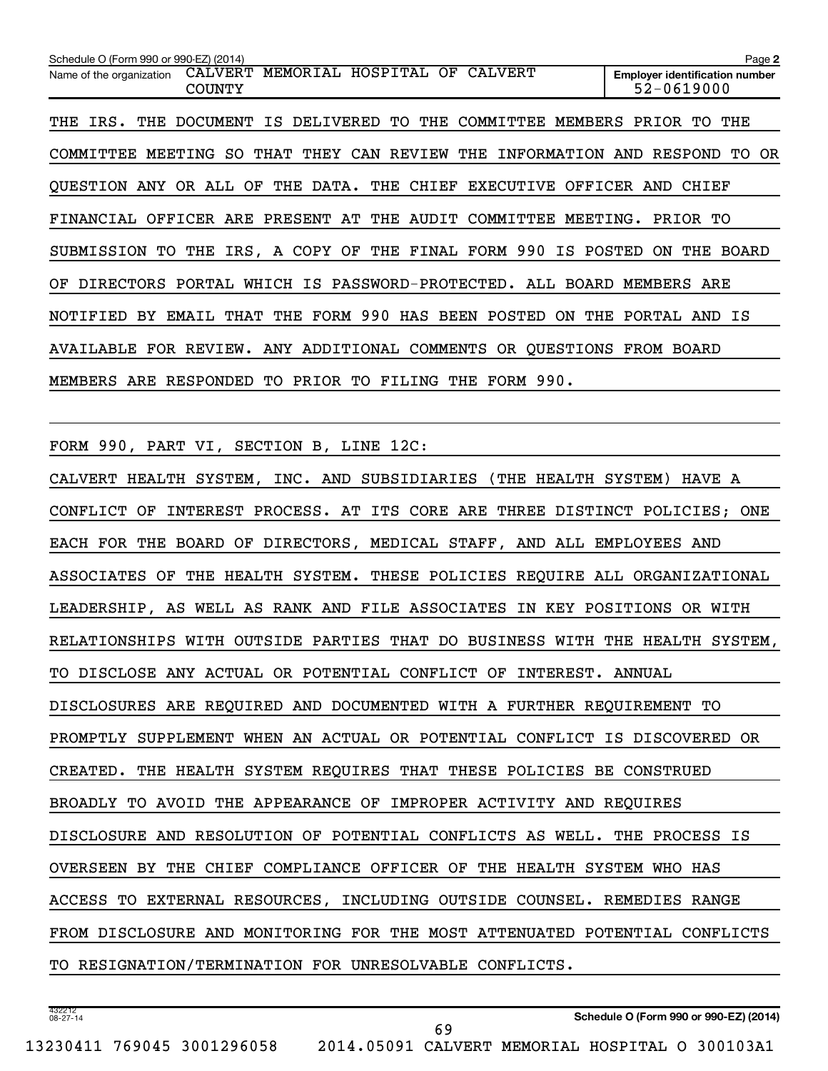Schedule O (Form 990 or 990-EZ) (2014) Page 2

Name of the organization: CALVERT MEMORIAL HOSPITAL OF CALVERT COUNTY

Employer identification number: 52-0619000

THE IRS. THE DOCUMENT IS DELIVERED TO THE COMMITTEE MEMBERS PRIOR TO THE COMMITTEE MEETING SO THAT THEY CAN REVIEW THE INFORMATION AND RESPOND TO OR QUESTION ANY OR ALL OF THE DATA. THE CHIEF EXECUTIVE OFFICER AND CHIEF FINANCIAL OFFICER ARE PRESENT AT THE AUDIT COMMITTEE MEETING. PRIOR TO SUBMISSION TO THE IRS, A COPY OF THE FINAL FORM 990 IS POSTED ON THE BOARD OF DIRECTORS PORTAL WHICH IS PASSWORD-PROTECTED. ALL BOARD MEMBERS ARE NOTIFIED BY EMAIL THAT THE FORM 990 HAS BEEN POSTED ON THE PORTAL AND IS AVAILABLE FOR REVIEW. ANY ADDITIONAL COMMENTS OR QUESTIONS FROM BOARD MEMBERS ARE RESPONDED TO PRIOR TO FILING THE FORM 990.

FORM 990, PART VI, SECTION B, LINE 12C:

CALVERT HEALTH SYSTEM, INC. AND SUBSIDIARIES (THE HEALTH SYSTEM) HAVE A CONFLICT OF INTEREST PROCESS. AT ITS CORE ARE THREE DISTINCT POLICIES; ONE EACH FOR THE BOARD OF DIRECTORS, MEDICAL STAFF, AND ALL EMPLOYEES AND ASSOCIATES OF THE HEALTH SYSTEM. THESE POLICIES REQUIRE ALL ORGANIZATIONAL LEADERSHIP, AS WELL AS RANK AND FILE ASSOCIATES IN KEY POSITIONS OR WITH RELATIONSHIPS WITH OUTSIDE PARTIES THAT DO BUSINESS WITH THE HEALTH SYSTEM, TO DISCLOSE ANY ACTUAL OR POTENTIAL CONFLICT OF INTEREST. ANNUAL DISCLOSURES ARE REQUIRED AND DOCUMENTED WITH A FURTHER REQUIREMENT TO PROMPTLY SUPPLEMENT WHEN AN ACTUAL OR POTENTIAL CONFLICT IS DISCOVERED OR CREATED. THE HEALTH SYSTEM REQUIRES THAT THESE POLICIES BE CONSTRUED BROADLY TO AVOID THE APPEARANCE OF IMPROPER ACTIVITY AND REQUIRES DISCLOSURE AND RESOLUTION OF POTENTIAL CONFLICTS AS WELL. THE PROCESS IS OVERSEEN BY THE CHIEF COMPLIANCE OFFICER OF THE HEALTH SYSTEM WHO HAS ACCESS TO EXTERNAL RESOURCES, INCLUDING OUTSIDE COUNSEL. REMEDIES RANGE FROM DISCLOSURE AND MONITORING FOR THE MOST ATTENUATED POTENTIAL CONFLICTS TO RESIGNATION/TERMINATION FOR UNRESOLVABLE CONFLICTS.

Schedule O (Form 990 or 990-EZ) (2014)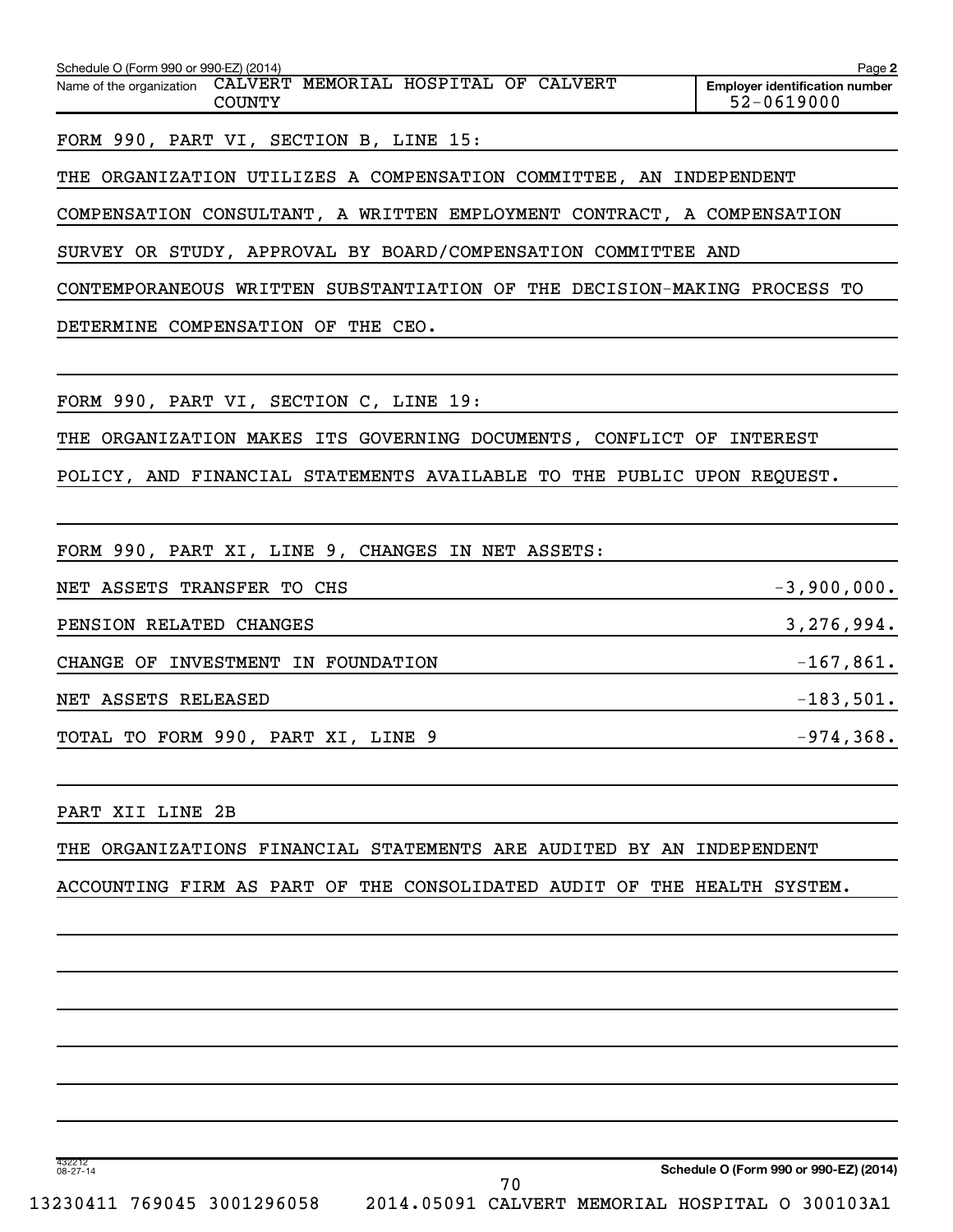Schedule O (Form 990 or 990-EZ) (2014)

Name of the organization: CALVERT MEMORIAL HOSPITAL OF CALVERT COUNTY

Employer identification number: 52-0619000

FORM 990, PART VI, SECTION B, LINE 15:

THE ORGANIZATION UTILIZES A COMPENSATION COMMITTEE, AN INDEPENDENT COMPENSATION CONSULTANT, A WRITTEN EMPLOYMENT CONTRACT, A COMPENSATION SURVEY OR STUDY, APPROVAL BY BOARD/COMPENSATION COMMITTEE AND CONTEMPORANEOUS WRITTEN SUBSTANTIATION OF THE DECISION-MAKING PROCESS TO DETERMINE COMPENSATION OF THE CEO.

FORM 990, PART VI, SECTION C, LINE 19:

THE ORGANIZATION MAKES ITS GOVERNING DOCUMENTS, CONFLICT OF INTEREST POLICY, AND FINANCIAL STATEMENTS AVAILABLE TO THE PUBLIC UPON REQUEST.

FORM 990, PART XI, LINE 9, CHANGES IN NET ASSETS:

| | |
|---|---|
| NET ASSETS TRANSFER TO CHS | -3,900,000. |
| PENSION RELATED CHANGES | 3,276,994. |
| CHANGE OF INVESTMENT IN FOUNDATION | -167,861. |
| NET ASSETS RELEASED | -183,501. |
| TOTAL TO FORM 990, PART XI, LINE 9 | -974,368. |

PART XII LINE 2B

THE ORGANIZATIONS FINANCIAL STATEMENTS ARE AUDITED BY AN INDEPENDENT ACCOUNTING FIRM AS PART OF THE CONSOLIDATED AUDIT OF THE HEALTH SYSTEM.

Schedule O (Form 990 or 990-EZ) (2014)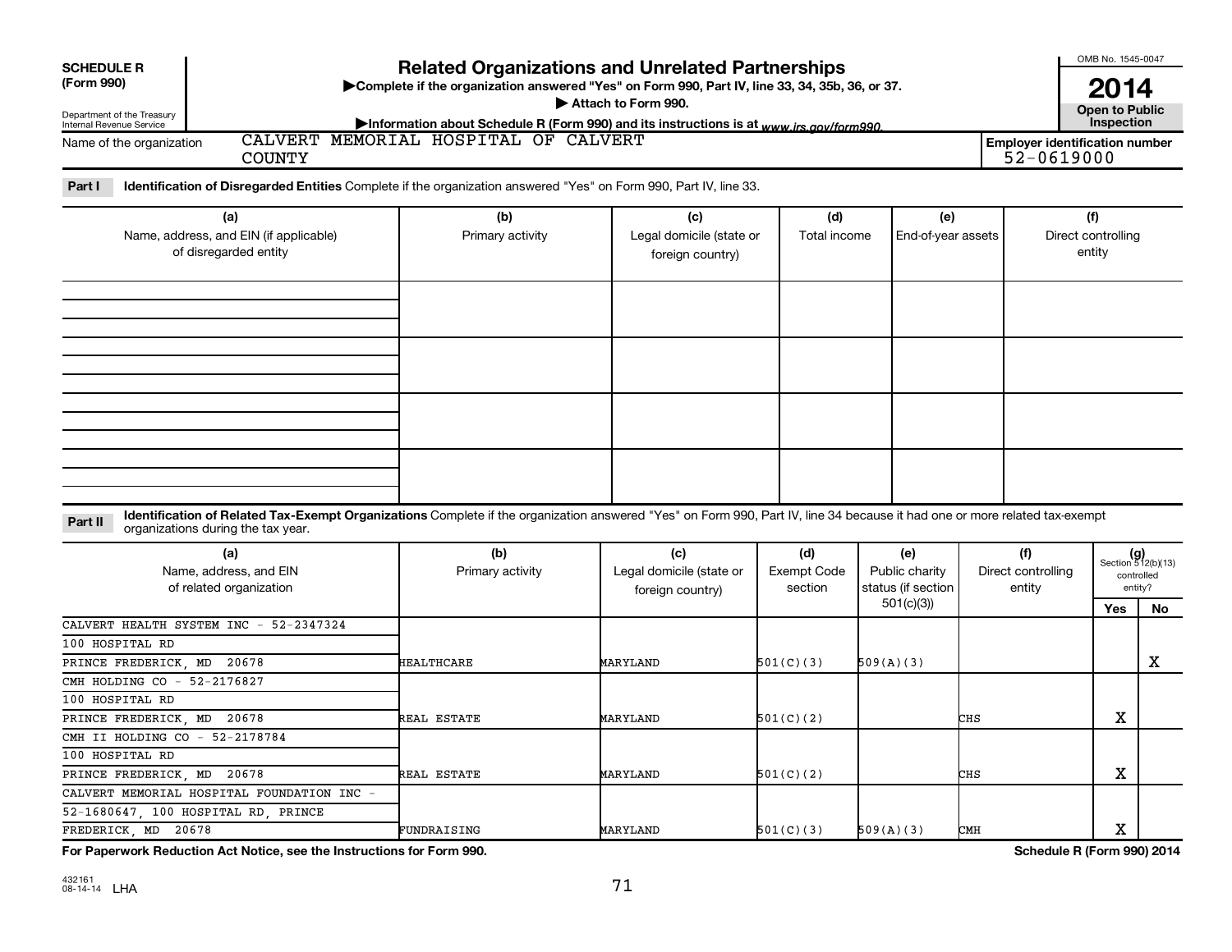**SCHEDULE R (Form 990)**

Department of the Treasury
Internal Revenue Service

# Related Organizations and Unrelated Partnerships

▶Complete if the organization answered "Yes" on Form 990, Part IV, line 33, 34, 35b, 36, or 37.

▶ Attach to Form 990.

▶Information about Schedule R (Form 990) and its instructions is at www.irs.gov/form990.

OMB No. 1545-0047

**2014**

**Open to Public Inspection**

Name of the organization: CALVERT MEMORIAL HOSPITAL OF CALVERT COUNTY

Employer identification number: 52-0619000

**Part I** **Identification of Disregarded Entities** Complete if the organization answered "Yes" on Form 990, Part IV, line 33.

| (a) Name, address, and EIN (if applicable) of disregarded entity | (b) Primary activity | (c) Legal domicile (state or foreign country) | (d) Total income | (e) End-of-year assets | (f) Direct controlling entity |
|---|---|---|---|---|---|
| | | | | | |
| | | | | | |
| | | | | | |
| | | | | | |

**Part II** **Identification of Related Tax-Exempt Organizations** Complete if the organization answered "Yes" on Form 990, Part IV, line 34 because it had one or more related tax-exempt organizations during the tax year.

| (a) Name, address, and EIN of related organization | (b) Primary activity | (c) Legal domicile (state or foreign country) | (d) Exempt Code section | (e) Public charity status (if section 501(c)(3)) | (f) Direct controlling entity | (g) Section 512(b)(13) controlled entity? Yes | No |
|---|---|---|---|---|---|---|---|
| CALVERT HEALTH SYSTEM INC - 52-2347324, 100 HOSPITAL RD, PRINCE FREDERICK, MD 20678 | HEALTHCARE | MARYLAND | 501(C)(3) | 509(A)(3) | | | X |
| CMH HOLDING CO - 52-2176827, 100 HOSPITAL RD, PRINCE FREDERICK, MD 20678 | REAL ESTATE | MARYLAND | 501(C)(2) | | CHS | X | |
| CMH II HOLDING CO - 52-2178784, 100 HOSPITAL RD, PRINCE FREDERICK, MD 20678 | REAL ESTATE | MARYLAND | 501(C)(2) | | CHS | X | |
| CALVERT MEMORIAL HOSPITAL FOUNDATION INC - 52-1680647, 100 HOSPITAL RD, PRINCE FREDERICK, MD 20678 | FUNDRAISING | MARYLAND | 501(C)(3) | 509(A)(3) | CMH | X | |

**For Paperwork Reduction Act Notice, see the Instructions for Form 990.** **Schedule R (Form 990) 2014**

432161 08-14-14 LHA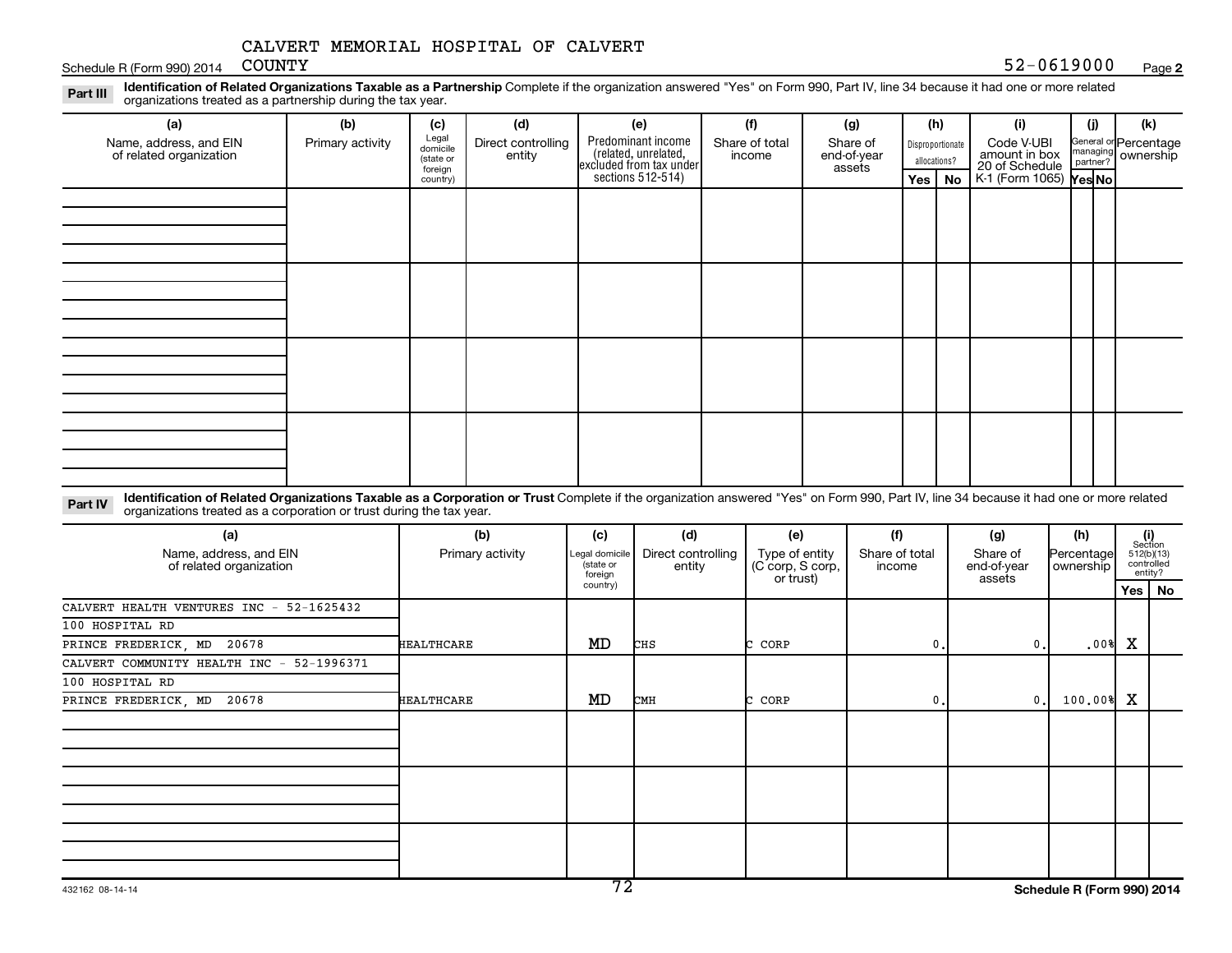CALVERT MEMORIAL HOSPITAL OF CALVERT COUNTY

Schedule R (Form 990) 2014 52-0619000 Page 2

**Part III** **Identification of Related Organizations Taxable as a Partnership** Complete if the organization answered "Yes" on Form 990, Part IV, line 34 because it had one or more related organizations treated as a partnership during the tax year.

| (a) Name, address, and EIN of related organization | (b) Primary activity | (c) Legal domicile (state or foreign country) | (d) Direct controlling entity | (e) Predominant income (related, unrelated, excluded from tax under sections 512-514) | (f) Share of total income | (g) Share of end-of-year assets | (h) Disproportionate allocations? Yes | No | (i) Code V-UBI amount in box 20 of Schedule K-1 (Form 1065) | (j) General or managing partner? Yes | No | (k) Percentage ownership |
|---|---|---|---|---|---|---|---|---|---|---|---|---|
| | | | | | | | | | | | | |
| | | | | | | | | | | | | |
| | | | | | | | | | | | | |
| | | | | | | | | | | | | |

**Part IV** **Identification of Related Organizations Taxable as a Corporation or Trust** Complete if the organization answered "Yes" on Form 990, Part IV, line 34 because it had one or more related organizations treated as a corporation or trust during the tax year.

| (a) Name, address, and EIN of related organization | (b) Primary activity | (c) Legal domicile (state or foreign country) | (d) Direct controlling entity | (e) Type of entity (C corp, S corp, or trust) | (f) Share of total income | (g) Share of end-of-year assets | (h) Percentage ownership | (i) Section 512(b)(13) controlled entity? Yes | No |
|---|---|---|---|---|---|---|---|---|---|
| CALVERT HEALTH VENTURES INC - 52-1625432<br>100 HOSPITAL RD<br>PRINCE FREDERICK, MD 20678 | HEALTHCARE | MD | CHS | C CORP | 0. | 0. | .00% | X | |
| CALVERT COMMUNITY HEALTH INC - 52-1996371<br>100 HOSPITAL RD<br>PRINCE FREDERICK, MD 20678 | HEALTHCARE | MD | CMH | C CORP | 0. | 0. | 100.00% | X | |
| | | | | | | | | | |
| | | | | | | | | | |
| | | | | | | | | | |

432162 08-14-14 Schedule R (Form 990) 2014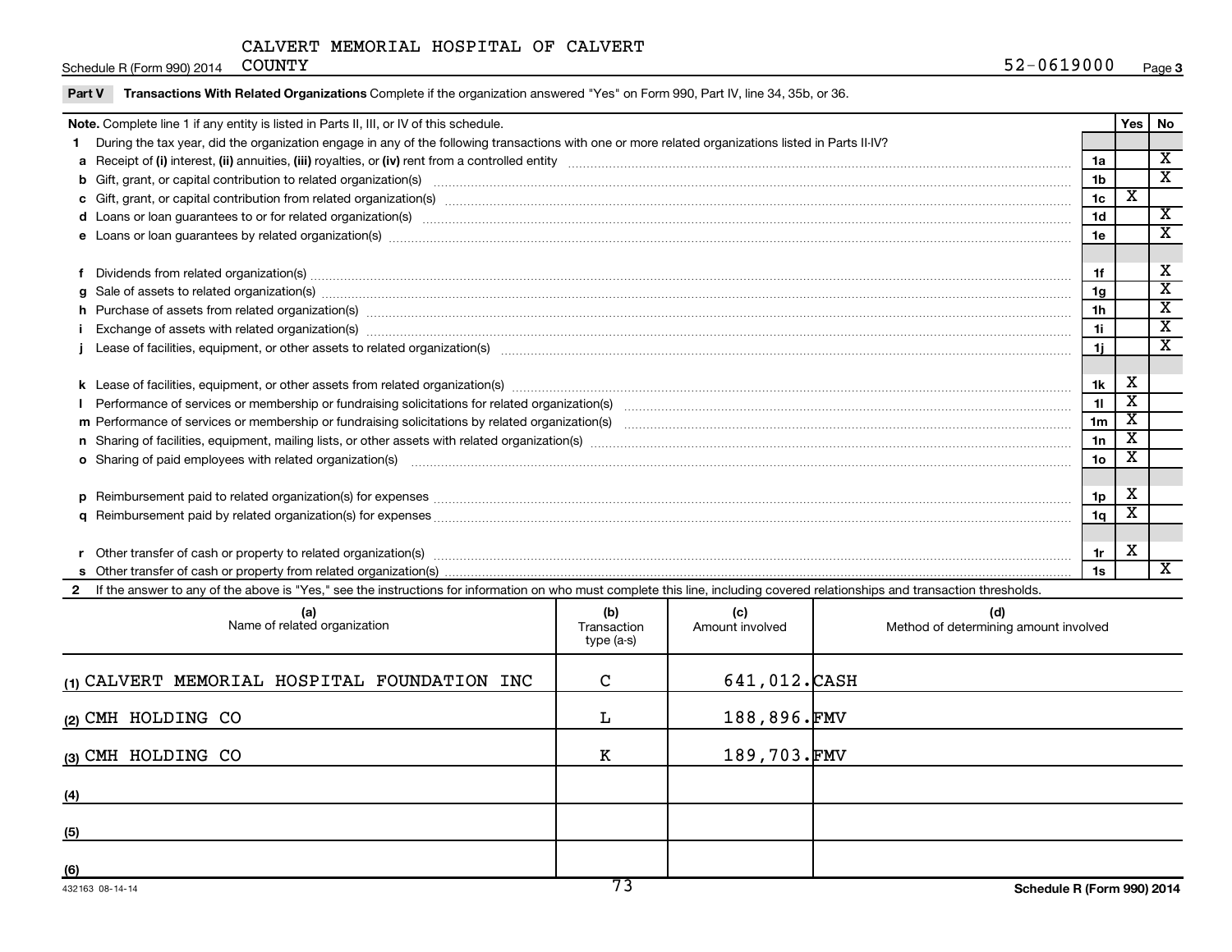CALVERT MEMORIAL HOSPITAL OF CALVERT COUNTY

Schedule R (Form 990) 2014 52-0619000 Page 3

**Part V Transactions With Related Organizations** Complete if the organization answered "Yes" on Form 990, Part IV, line 34, 35b, or 36.

| **Note.** Complete line 1 if any entity is listed in Parts II, III, or IV of this schedule. | | Yes | No |
|---|---|---|---|
| **1** During the tax year, did the organization engage in any of the following transactions with one or more related organizations listed in Parts II-IV? | | | |
| **a** Receipt of **(i)** interest, **(ii)** annuities, **(iii)** royalties, or **(iv)** rent from a controlled entity | 1a | | X |
| **b** Gift, grant, or capital contribution to related organization(s) | 1b | | X |
| **c** Gift, grant, or capital contribution from related organization(s) | 1c | X | |
| **d** Loans or loan guarantees to or for related organization(s) | 1d | | X |
| **e** Loans or loan guarantees by related organization(s) | 1e | | X |
| **f** Dividends from related organization(s) | 1f | | X |
| **g** Sale of assets to related organization(s) | 1g | | X |
| **h** Purchase of assets from related organization(s) | 1h | | X |
| **i** Exchange of assets with related organization(s) | 1i | | X |
| **j** Lease of facilities, equipment, or other assets to related organization(s) | 1j | | X |
| **k** Lease of facilities, equipment, or other assets from related organization(s) | 1k | X | |
| **l** Performance of services or membership or fundraising solicitations for related organization(s) | 1l | X | |
| **m** Performance of services or membership or fundraising solicitations by related organization(s) | 1m | X | |
| **n** Sharing of facilities, equipment, mailing lists, or other assets with related organization(s) | 1n | X | |
| **o** Sharing of paid employees with related organization(s) | 1o | X | |
| **p** Reimbursement paid to related organization(s) for expenses | 1p | X | |
| **q** Reimbursement paid by related organization(s) for expenses | 1q | X | |
| **r** Other transfer of cash or property to related organization(s) | 1r | X | |
| **s** Other transfer of cash or property from related organization(s) | 1s | | X |

**2** If the answer to any of the above is "Yes," see the instructions for information on who must complete this line, including covered relationships and transaction thresholds.

| | (a) Name of related organization | (b) Transaction type (a-s) | (c) Amount involved | (d) Method of determining amount involved |
|---|---|---|---|---|
| (1) | CALVERT MEMORIAL HOSPITAL FOUNDATION INC | C | 641,012. | CASH |
| (2) | CMH HOLDING CO | L | 188,896. | FMV |
| (3) | CMH HOLDING CO | K | 189,703. | FMV |
| (4) | | | | |
| (5) | | | | |
| (6) | | | | |

432163 08-14-14 Schedule R (Form 990) 2014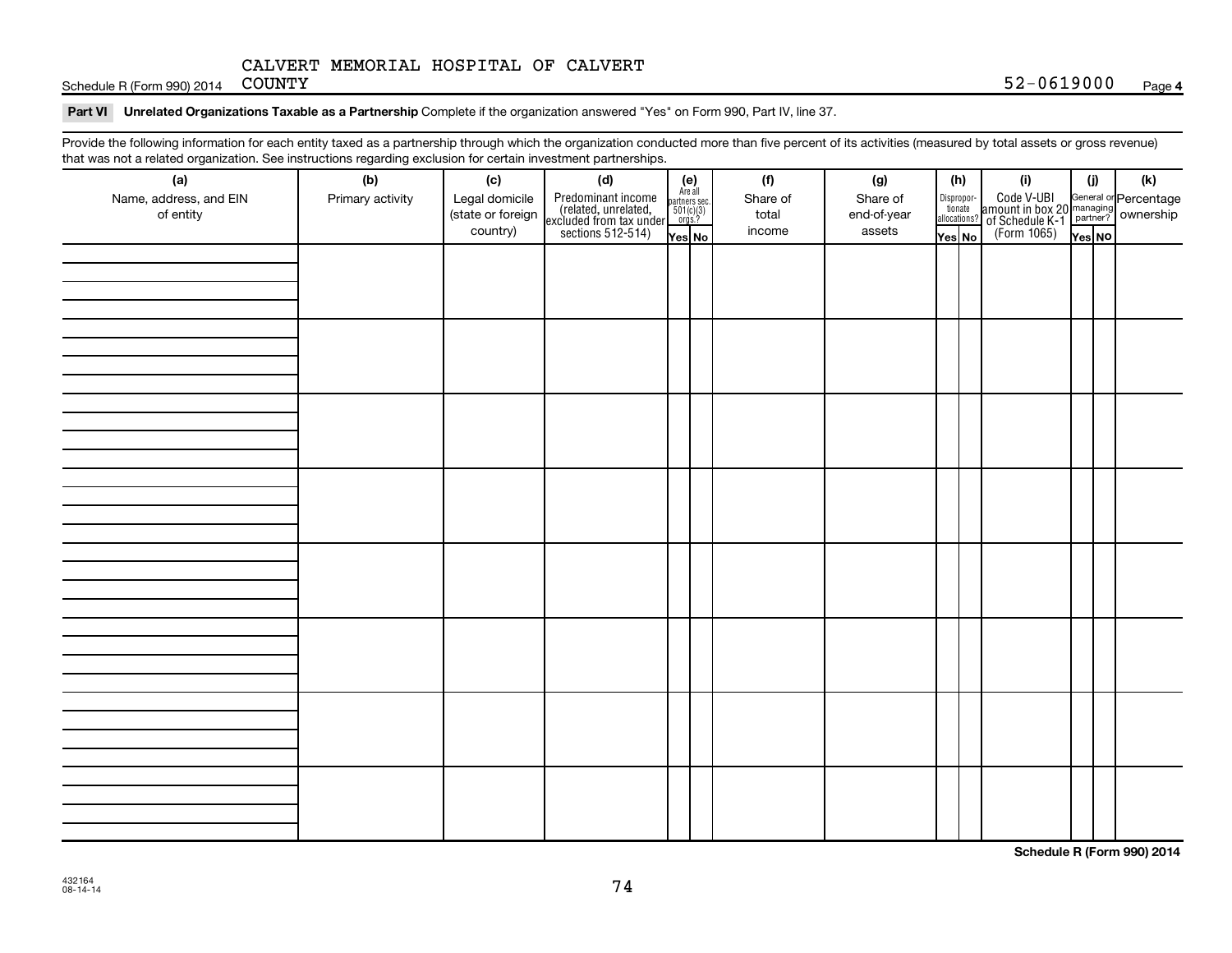CALVERT MEMORIAL HOSPITAL OF CALVERT COUNTY

Schedule R (Form 990) 2014 52-0619000 Page 4

**Part VI Unrelated Organizations Taxable as a Partnership** Complete if the organization answered "Yes" on Form 990, Part IV, line 37.

Provide the following information for each entity taxed as a partnership through which the organization conducted more than five percent of its activities (measured by total assets or gross revenue) that was not a related organization. See instructions regarding exclusion for certain investment partnerships.

| (a) Name, address, and EIN of entity | (b) Primary activity | (c) Legal domicile (state or foreign country) | (d) Predominant income (related, unrelated, excluded from tax under sections 512-514) | (e) Are all partners sec. 501(c)(3) orgs.? | | (f) Share of total income | (g) Share of end-of-year assets | (h) Disproportionate allocations? | | (i) Code V-UBI amount in box 20 of Schedule K-1 (Form 1065) | (j) General or managing partner? | | (k) Percentage ownership |
|---|---|---|---|---|---|---|---|---|---|---|---|---|---|
| | | | | Yes | No | | | Yes | No | | Yes | No | |
| | | | | | | | | | | | | | |
| | | | | | | | | | | | | | |
| | | | | | | | | | | | | | |
| | | | | | | | | | | | | | |
| | | | | | | | | | | | | | |
| | | | | | | | | | | | | | |
| | | | | | | | | | | | | | |
| | | | | | | | | | | | | | |

**Schedule R (Form 990) 2014**

432164
08-14-14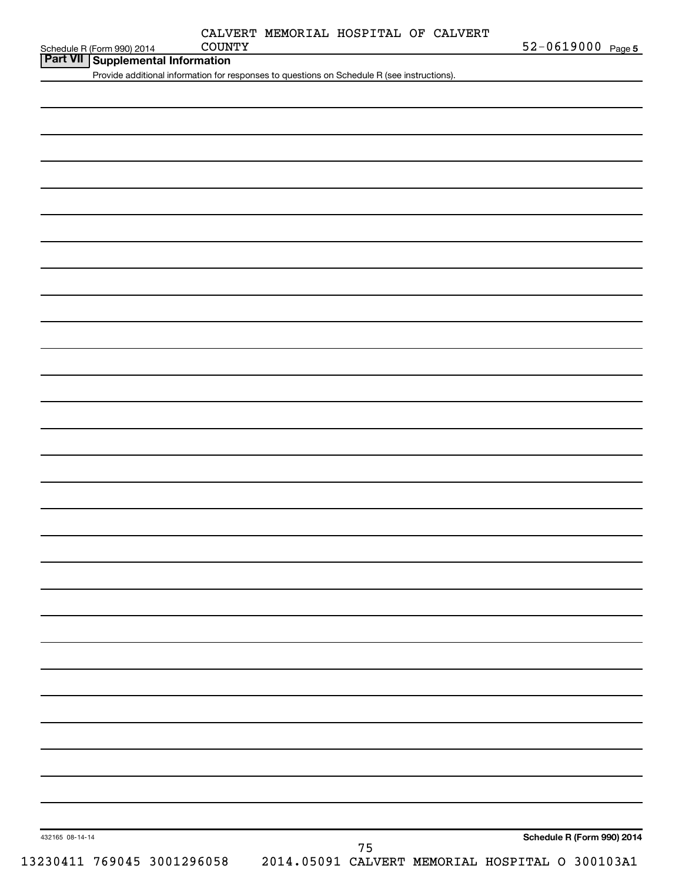Schedule R (Form 990) 2014 CALVERT MEMORIAL HOSPITAL OF CALVERT COUNTY 52-0619000 Page 5

## Part VII Supplemental Information

Provide additional information for responses to questions on Schedule R (see instructions).

432165 08-14-14

**Schedule R (Form 990) 2014**

13230411 769045 3001296058 2014.05091 CALVERT MEMORIAL HOSPITAL O 300103A1